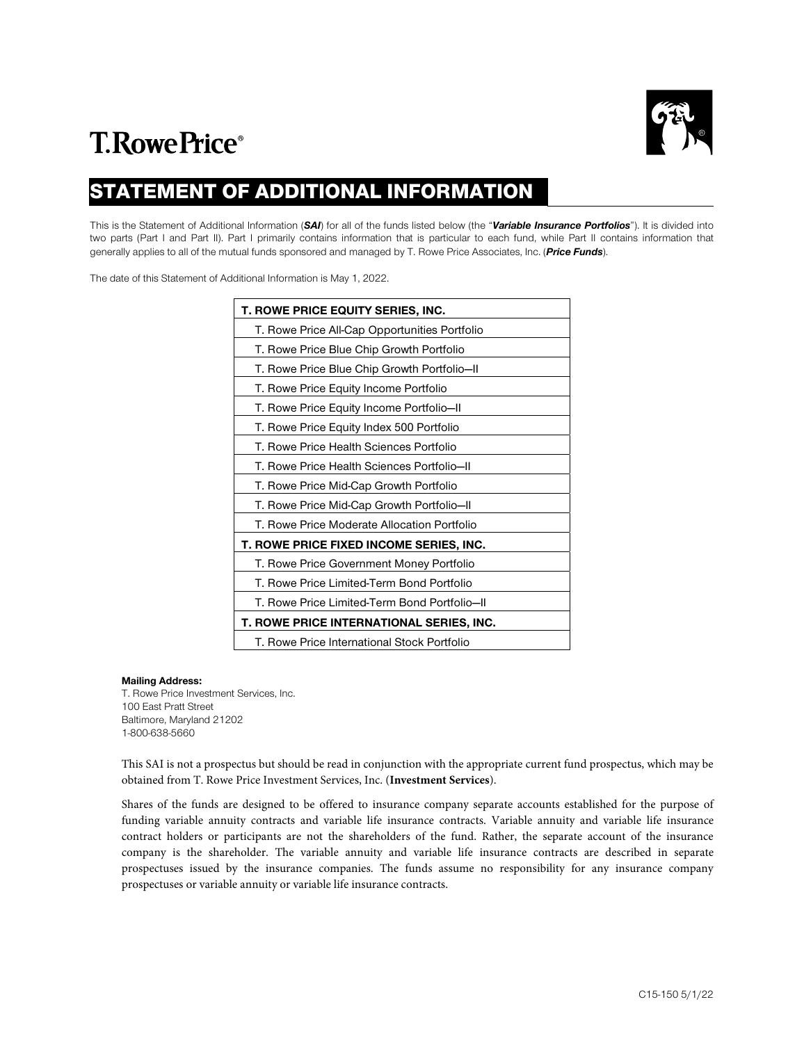T.RowePrice®

# STATEMENT OF ADDITIONAL INFORMATION

This is the Statement of Additional Information (***SAI***) for all of the funds listed below (the "***Variable Insurance Portfolios***"). It is divided into two parts (Part I and Part II). Part I primarily contains information that is particular to each fund, while Part II contains information that generally applies to all of the mutual funds sponsored and managed by T. Rowe Price Associates, Inc. (***Price Funds***).

The date of this Statement of Additional Information is May 1, 2022.

| **T. ROWE PRICE EQUITY SERIES, INC.** |
|---|
| T. Rowe Price All-Cap Opportunities Portfolio |
| T. Rowe Price Blue Chip Growth Portfolio |
| T. Rowe Price Blue Chip Growth Portfolio—II |
| T. Rowe Price Equity Income Portfolio |
| T. Rowe Price Equity Income Portfolio—II |
| T. Rowe Price Equity Index 500 Portfolio |
| T. Rowe Price Health Sciences Portfolio |
| T. Rowe Price Health Sciences Portfolio—II |
| T. Rowe Price Mid-Cap Growth Portfolio |
| T. Rowe Price Mid-Cap Growth Portfolio—II |
| T. Rowe Price Moderate Allocation Portfolio |
| **T. ROWE PRICE FIXED INCOME SERIES, INC.** |
| T. Rowe Price Government Money Portfolio |
| T. Rowe Price Limited-Term Bond Portfolio |
| T. Rowe Price Limited-Term Bond Portfolio—II |
| **T. ROWE PRICE INTERNATIONAL SERIES, INC.** |
| T. Rowe Price International Stock Portfolio |

**Mailing Address:**
T. Rowe Price Investment Services, Inc.
100 East Pratt Street
Baltimore, Maryland 21202
1-800-638-5660

This SAI is not a prospectus but should be read in conjunction with the appropriate current fund prospectus, which may be obtained from T. Rowe Price Investment Services, Inc. (**Investment Services**).

Shares of the funds are designed to be offered to insurance company separate accounts established for the purpose of funding variable annuity contracts and variable life insurance contracts. Variable annuity and variable life insurance contract holders or participants are not the shareholders of the fund. Rather, the separate account of the insurance company is the shareholder. The variable annuity and variable life insurance contracts are described in separate prospectuses issued by the insurance companies. The funds assume no responsibility for any insurance company prospectuses or variable annuity or variable life insurance contracts.

C15-150 5/1/22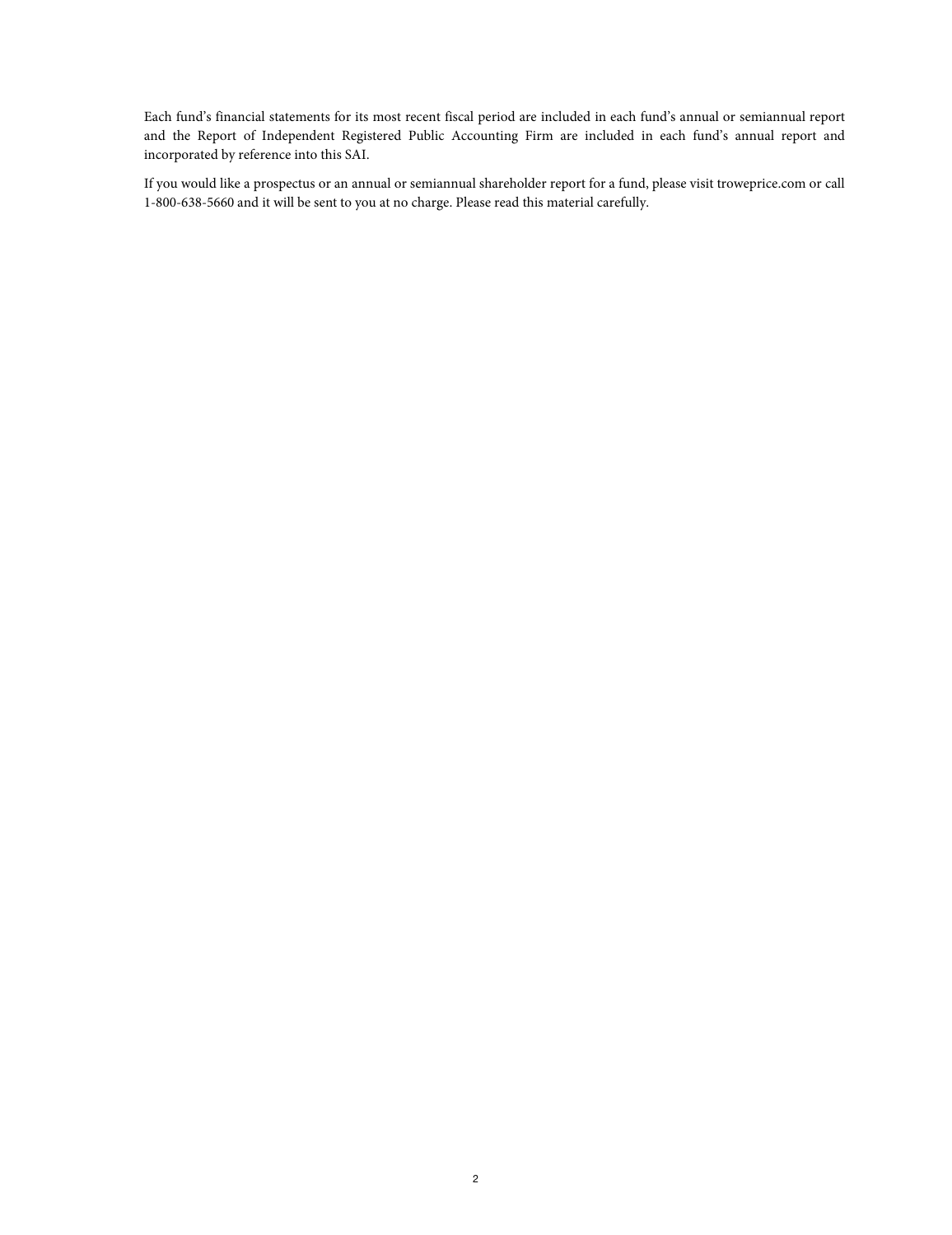Each fund's financial statements for its most recent fiscal period are included in each fund's annual or semiannual report and the Report of Independent Registered Public Accounting Firm are included in each fund's annual report and incorporated by reference into this SAI.

If you would like a prospectus or an annual or semiannual shareholder report for a fund, please visit troweprice.com or call 1-800-638-5660 and it will be sent to you at no charge. Please read this material carefully.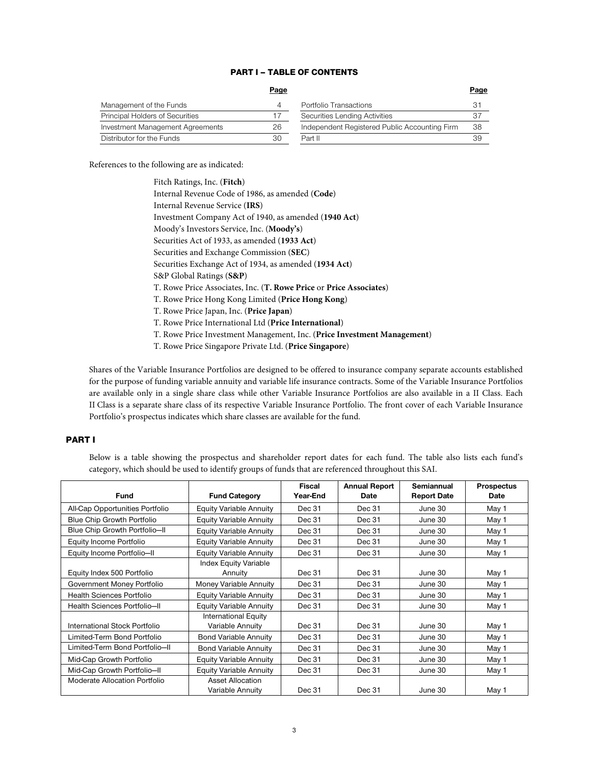## PART I – TABLE OF CONTENTS

| | Page | | Page |
|---|---|---|---|
| Management of the Funds | 4 | Portfolio Transactions | 31 |
| Principal Holders of Securities | 17 | Securities Lending Activities | 37 |
| Investment Management Agreements | 26 | Independent Registered Public Accounting Firm | 38 |
| Distributor for the Funds | 30 | Part II | 39 |

References to the following are as indicated:

Fitch Ratings, Inc. (**Fitch**)
Internal Revenue Code of 1986, as amended (**Code**)
Internal Revenue Service (**IRS**)
Investment Company Act of 1940, as amended (**1940 Act**)
Moody's Investors Service, Inc. (**Moody's**)
Securities Act of 1933, as amended (**1933 Act**)
Securities and Exchange Commission (**SEC**)
Securities Exchange Act of 1934, as amended (**1934 Act**)
S&P Global Ratings (**S&P**)
T. Rowe Price Associates, Inc. (**T. Rowe Price** or **Price Associates**)
T. Rowe Price Hong Kong Limited (**Price Hong Kong**)
T. Rowe Price Japan, Inc. (**Price Japan**)
T. Rowe Price International Ltd (**Price International**)
T. Rowe Price Investment Management, Inc. (**Price Investment Management**)
T. Rowe Price Singapore Private Ltd. (**Price Singapore**)

Shares of the Variable Insurance Portfolios are designed to be offered to insurance company separate accounts established for the purpose of funding variable annuity and variable life insurance contracts. Some of the Variable Insurance Portfolios are available only in a single share class while other Variable Insurance Portfolios are also available in a II Class. Each II Class is a separate share class of its respective Variable Insurance Portfolio. The front cover of each Variable Insurance Portfolio's prospectus indicates which share classes are available for the fund.

## PART I

Below is a table showing the prospectus and shareholder report dates for each fund. The table also lists each fund's category, which should be used to identify groups of funds that are referenced throughout this SAI.

| Fund | Fund Category | Fiscal Year-End | Annual Report Date | Semiannual Report Date | Prospectus Date |
|---|---|---|---|---|---|
| All-Cap Opportunities Portfolio | Equity Variable Annuity | Dec 31 | Dec 31 | June 30 | May 1 |
| Blue Chip Growth Portfolio | Equity Variable Annuity | Dec 31 | Dec 31 | June 30 | May 1 |
| Blue Chip Growth Portfolio—II | Equity Variable Annuity | Dec 31 | Dec 31 | June 30 | May 1 |
| Equity Income Portfolio | Equity Variable Annuity | Dec 31 | Dec 31 | June 30 | May 1 |
| Equity Income Portfolio—II | Equity Variable Annuity | Dec 31 | Dec 31 | June 30 | May 1 |
| Equity Index 500 Portfolio | Index Equity Variable Annuity | Dec 31 | Dec 31 | June 30 | May 1 |
| Government Money Portfolio | Money Variable Annuity | Dec 31 | Dec 31 | June 30 | May 1 |
| Health Sciences Portfolio | Equity Variable Annuity | Dec 31 | Dec 31 | June 30 | May 1 |
| Health Sciences Portfolio—II | Equity Variable Annuity | Dec 31 | Dec 31 | June 30 | May 1 |
| International Stock Portfolio | International Equity Variable Annuity | Dec 31 | Dec 31 | June 30 | May 1 |
| Limited-Term Bond Portfolio | Bond Variable Annuity | Dec 31 | Dec 31 | June 30 | May 1 |
| Limited-Term Bond Portfolio—II | Bond Variable Annuity | Dec 31 | Dec 31 | June 30 | May 1 |
| Mid-Cap Growth Portfolio | Equity Variable Annuity | Dec 31 | Dec 31 | June 30 | May 1 |
| Mid-Cap Growth Portfolio—II | Equity Variable Annuity | Dec 31 | Dec 31 | June 30 | May 1 |
| Moderate Allocation Portfolio | Asset Allocation Variable Annuity | Dec 31 | Dec 31 | June 30 | May 1 |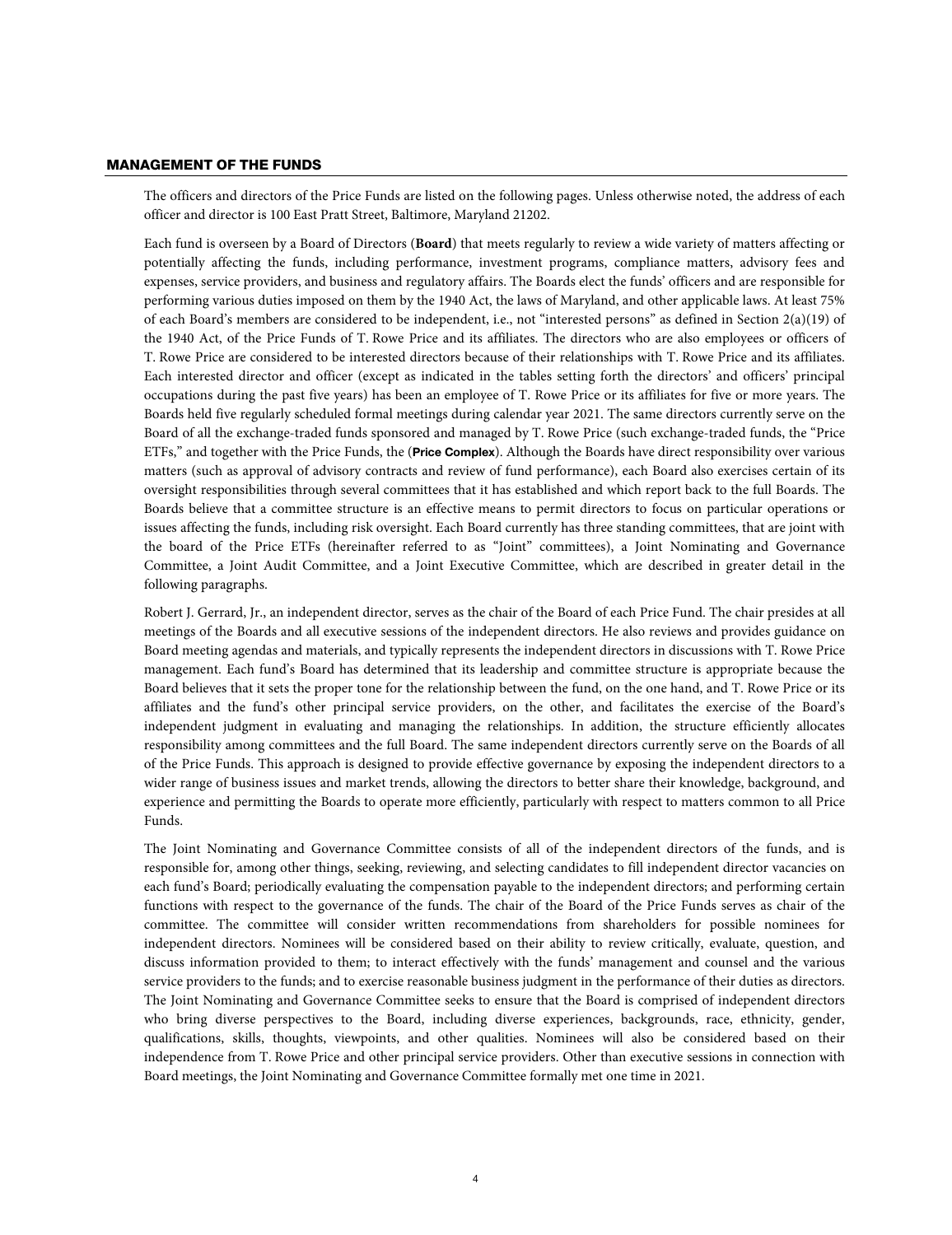## MANAGEMENT OF THE FUNDS

The officers and directors of the Price Funds are listed on the following pages. Unless otherwise noted, the address of each officer and director is 100 East Pratt Street, Baltimore, Maryland 21202.

Each fund is overseen by a Board of Directors (**Board**) that meets regularly to review a wide variety of matters affecting or potentially affecting the funds, including performance, investment programs, compliance matters, advisory fees and expenses, service providers, and business and regulatory affairs. The Boards elect the funds' officers and are responsible for performing various duties imposed on them by the 1940 Act, the laws of Maryland, and other applicable laws. At least 75% of each Board's members are considered to be independent, i.e., not "interested persons" as defined in Section 2(a)(19) of the 1940 Act, of the Price Funds of T. Rowe Price and its affiliates. The directors who are also employees or officers of T. Rowe Price are considered to be interested directors because of their relationships with T. Rowe Price and its affiliates. Each interested director and officer (except as indicated in the tables setting forth the directors' and officers' principal occupations during the past five years) has been an employee of T. Rowe Price or its affiliates for five or more years. The Boards held five regularly scheduled formal meetings during calendar year 2021. The same directors currently serve on the Board of all the exchange-traded funds sponsored and managed by T. Rowe Price (such exchange-traded funds, the "Price ETFs," and together with the Price Funds, the (**Price Complex**). Although the Boards have direct responsibility over various matters (such as approval of advisory contracts and review of fund performance), each Board also exercises certain of its oversight responsibilities through several committees that it has established and which report back to the full Boards. The Boards believe that a committee structure is an effective means to permit directors to focus on particular operations or issues affecting the funds, including risk oversight. Each Board currently has three standing committees, that are joint with the board of the Price ETFs (hereinafter referred to as "Joint" committees), a Joint Nominating and Governance Committee, a Joint Audit Committee, and a Joint Executive Committee, which are described in greater detail in the following paragraphs.

Robert J. Gerrard, Jr., an independent director, serves as the chair of the Board of each Price Fund. The chair presides at all meetings of the Boards and all executive sessions of the independent directors. He also reviews and provides guidance on Board meeting agendas and materials, and typically represents the independent directors in discussions with T. Rowe Price management. Each fund's Board has determined that its leadership and committee structure is appropriate because the Board believes that it sets the proper tone for the relationship between the fund, on the one hand, and T. Rowe Price or its affiliates and the fund's other principal service providers, on the other, and facilitates the exercise of the Board's independent judgment in evaluating and managing the relationships. In addition, the structure efficiently allocates responsibility among committees and the full Board. The same independent directors currently serve on the Boards of all of the Price Funds. This approach is designed to provide effective governance by exposing the independent directors to a wider range of business issues and market trends, allowing the directors to better share their knowledge, background, and experience and permitting the Boards to operate more efficiently, particularly with respect to matters common to all Price Funds.

The Joint Nominating and Governance Committee consists of all of the independent directors of the funds, and is responsible for, among other things, seeking, reviewing, and selecting candidates to fill independent director vacancies on each fund's Board; periodically evaluating the compensation payable to the independent directors; and performing certain functions with respect to the governance of the funds. The chair of the Board of the Price Funds serves as chair of the committee. The committee will consider written recommendations from shareholders for possible nominees for independent directors. Nominees will be considered based on their ability to review critically, evaluate, question, and discuss information provided to them; to interact effectively with the funds' management and counsel and the various service providers to the funds; and to exercise reasonable business judgment in the performance of their duties as directors. The Joint Nominating and Governance Committee seeks to ensure that the Board is comprised of independent directors who bring diverse perspectives to the Board, including diverse experiences, backgrounds, race, ethnicity, gender, qualifications, skills, thoughts, viewpoints, and other qualities. Nominees will also be considered based on their independence from T. Rowe Price and other principal service providers. Other than executive sessions in connection with Board meetings, the Joint Nominating and Governance Committee formally met one time in 2021.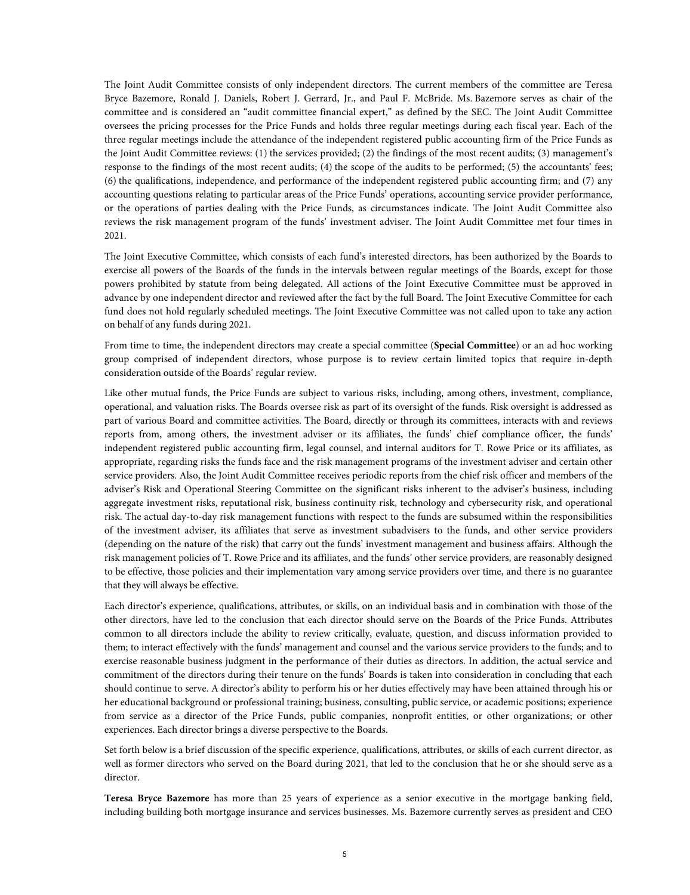The Joint Audit Committee consists of only independent directors. The current members of the committee are Teresa Bryce Bazemore, Ronald J. Daniels, Robert J. Gerrard, Jr., and Paul F. McBride. Ms. Bazemore serves as chair of the committee and is considered an "audit committee financial expert," as defined by the SEC. The Joint Audit Committee oversees the pricing processes for the Price Funds and holds three regular meetings during each fiscal year. Each of the three regular meetings include the attendance of the independent registered public accounting firm of the Price Funds as the Joint Audit Committee reviews: (1) the services provided; (2) the findings of the most recent audits; (3) management's response to the findings of the most recent audits; (4) the scope of the audits to be performed; (5) the accountants' fees; (6) the qualifications, independence, and performance of the independent registered public accounting firm; and (7) any accounting questions relating to particular areas of the Price Funds' operations, accounting service provider performance, or the operations of parties dealing with the Price Funds, as circumstances indicate. The Joint Audit Committee also reviews the risk management program of the funds' investment adviser. The Joint Audit Committee met four times in 2021.

The Joint Executive Committee, which consists of each fund's interested directors, has been authorized by the Boards to exercise all powers of the Boards of the funds in the intervals between regular meetings of the Boards, except for those powers prohibited by statute from being delegated. All actions of the Joint Executive Committee must be approved in advance by one independent director and reviewed after the fact by the full Board. The Joint Executive Committee for each fund does not hold regularly scheduled meetings. The Joint Executive Committee was not called upon to take any action on behalf of any funds during 2021.

From time to time, the independent directors may create a special committee (**Special Committee**) or an ad hoc working group comprised of independent directors, whose purpose is to review certain limited topics that require in-depth consideration outside of the Boards' regular review.

Like other mutual funds, the Price Funds are subject to various risks, including, among others, investment, compliance, operational, and valuation risks. The Boards oversee risk as part of its oversight of the funds. Risk oversight is addressed as part of various Board and committee activities. The Board, directly or through its committees, interacts with and reviews reports from, among others, the investment adviser or its affiliates, the funds' chief compliance officer, the funds' independent registered public accounting firm, legal counsel, and internal auditors for T. Rowe Price or its affiliates, as appropriate, regarding risks the funds face and the risk management programs of the investment adviser and certain other service providers. Also, the Joint Audit Committee receives periodic reports from the chief risk officer and members of the adviser's Risk and Operational Steering Committee on the significant risks inherent to the adviser's business, including aggregate investment risks, reputational risk, business continuity risk, technology and cybersecurity risk, and operational risk. The actual day-to-day risk management functions with respect to the funds are subsumed within the responsibilities of the investment adviser, its affiliates that serve as investment subadvisers to the funds, and other service providers (depending on the nature of the risk) that carry out the funds' investment management and business affairs. Although the risk management policies of T. Rowe Price and its affiliates, and the funds' other service providers, are reasonably designed to be effective, those policies and their implementation vary among service providers over time, and there is no guarantee that they will always be effective.

Each director's experience, qualifications, attributes, or skills, on an individual basis and in combination with those of the other directors, have led to the conclusion that each director should serve on the Boards of the Price Funds. Attributes common to all directors include the ability to review critically, evaluate, question, and discuss information provided to them; to interact effectively with the funds' management and counsel and the various service providers to the funds; and to exercise reasonable business judgment in the performance of their duties as directors. In addition, the actual service and commitment of the directors during their tenure on the funds' Boards is taken into consideration in concluding that each should continue to serve. A director's ability to perform his or her duties effectively may have been attained through his or her educational background or professional training; business, consulting, public service, or academic positions; experience from service as a director of the Price Funds, public companies, nonprofit entities, or other organizations; or other experiences. Each director brings a diverse perspective to the Boards.

Set forth below is a brief discussion of the specific experience, qualifications, attributes, or skills of each current director, as well as former directors who served on the Board during 2021, that led to the conclusion that he or she should serve as a director.

**Teresa Bryce Bazemore** has more than 25 years of experience as a senior executive in the mortgage banking field, including building both mortgage insurance and services businesses. Ms. Bazemore currently serves as president and CEO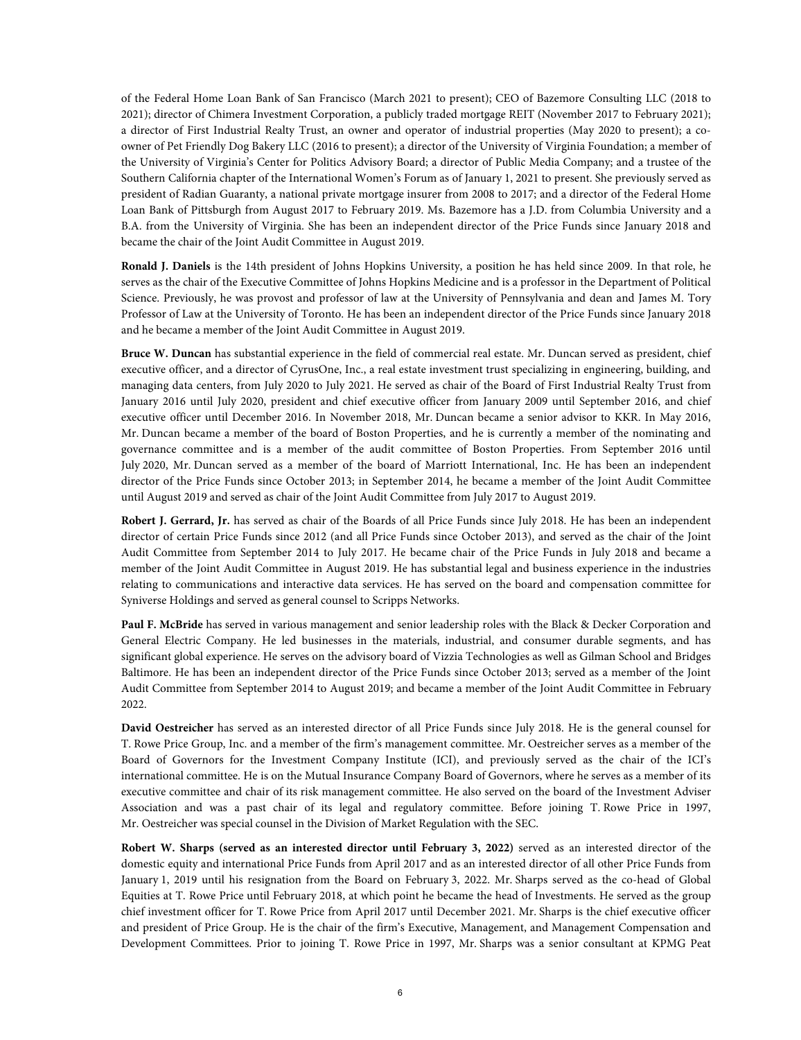of the Federal Home Loan Bank of San Francisco (March 2021 to present); CEO of Bazemore Consulting LLC (2018 to 2021); director of Chimera Investment Corporation, a publicly traded mortgage REIT (November 2017 to February 2021); a director of First Industrial Realty Trust, an owner and operator of industrial properties (May 2020 to present); a co-owner of Pet Friendly Dog Bakery LLC (2016 to present); a director of the University of Virginia Foundation; a member of the University of Virginia's Center for Politics Advisory Board; a director of Public Media Company; and a trustee of the Southern California chapter of the International Women's Forum as of January 1, 2021 to present. She previously served as president of Radian Guaranty, a national private mortgage insurer from 2008 to 2017; and a director of the Federal Home Loan Bank of Pittsburgh from August 2017 to February 2019. Ms. Bazemore has a J.D. from Columbia University and a B.A. from the University of Virginia. She has been an independent director of the Price Funds since January 2018 and became the chair of the Joint Audit Committee in August 2019.

**Ronald J. Daniels** is the 14th president of Johns Hopkins University, a position he has held since 2009. In that role, he serves as the chair of the Executive Committee of Johns Hopkins Medicine and is a professor in the Department of Political Science. Previously, he was provost and professor of law at the University of Pennsylvania and dean and James M. Tory Professor of Law at the University of Toronto. He has been an independent director of the Price Funds since January 2018 and he became a member of the Joint Audit Committee in August 2019.

**Bruce W. Duncan** has substantial experience in the field of commercial real estate. Mr. Duncan served as president, chief executive officer, and a director of CyrusOne, Inc., a real estate investment trust specializing in engineering, building, and managing data centers, from July 2020 to July 2021. He served as chair of the Board of First Industrial Realty Trust from January 2016 until July 2020, president and chief executive officer from January 2009 until September 2016, and chief executive officer until December 2016. In November 2018, Mr. Duncan became a senior advisor to KKR. In May 2016, Mr. Duncan became a member of the board of Boston Properties, and he is currently a member of the nominating and governance committee and is a member of the audit committee of Boston Properties. From September 2016 until July 2020, Mr. Duncan served as a member of the board of Marriott International, Inc. He has been an independent director of the Price Funds since October 2013; in September 2014, he became a member of the Joint Audit Committee until August 2019 and served as chair of the Joint Audit Committee from July 2017 to August 2019.

**Robert J. Gerrard, Jr.** has served as chair of the Boards of all Price Funds since July 2018. He has been an independent director of certain Price Funds since 2012 (and all Price Funds since October 2013), and served as the chair of the Joint Audit Committee from September 2014 to July 2017. He became chair of the Price Funds in July 2018 and became a member of the Joint Audit Committee in August 2019. He has substantial legal and business experience in the industries relating to communications and interactive data services. He has served on the board and compensation committee for Syniverse Holdings and served as general counsel to Scripps Networks.

**Paul F. McBride** has served in various management and senior leadership roles with the Black & Decker Corporation and General Electric Company. He led businesses in the materials, industrial, and consumer durable segments, and has significant global experience. He serves on the advisory board of Vizzia Technologies as well as Gilman School and Bridges Baltimore. He has been an independent director of the Price Funds since October 2013; served as a member of the Joint Audit Committee from September 2014 to August 2019; and became a member of the Joint Audit Committee in February 2022.

**David Oestreicher** has served as an interested director of all Price Funds since July 2018. He is the general counsel for T. Rowe Price Group, Inc. and a member of the firm's management committee. Mr. Oestreicher serves as a member of the Board of Governors for the Investment Company Institute (ICI), and previously served as the chair of the ICI's international committee. He is on the Mutual Insurance Company Board of Governors, where he serves as a member of its executive committee and chair of its risk management committee. He also served on the board of the Investment Adviser Association and was a past chair of its legal and regulatory committee. Before joining T. Rowe Price in 1997, Mr. Oestreicher was special counsel in the Division of Market Regulation with the SEC.

**Robert W. Sharps (served as an interested director until February 3, 2022)** served as an interested director of the domestic equity and international Price Funds from April 2017 and as an interested director of all other Price Funds from January 1, 2019 until his resignation from the Board on February 3, 2022. Mr. Sharps served as the co-head of Global Equities at T. Rowe Price until February 2018, at which point he became the head of Investments. He served as the group chief investment officer for T. Rowe Price from April 2017 until December 2021. Mr. Sharps is the chief executive officer and president of Price Group. He is the chair of the firm's Executive, Management, and Management Compensation and Development Committees. Prior to joining T. Rowe Price in 1997, Mr. Sharps was a senior consultant at KPMG Peat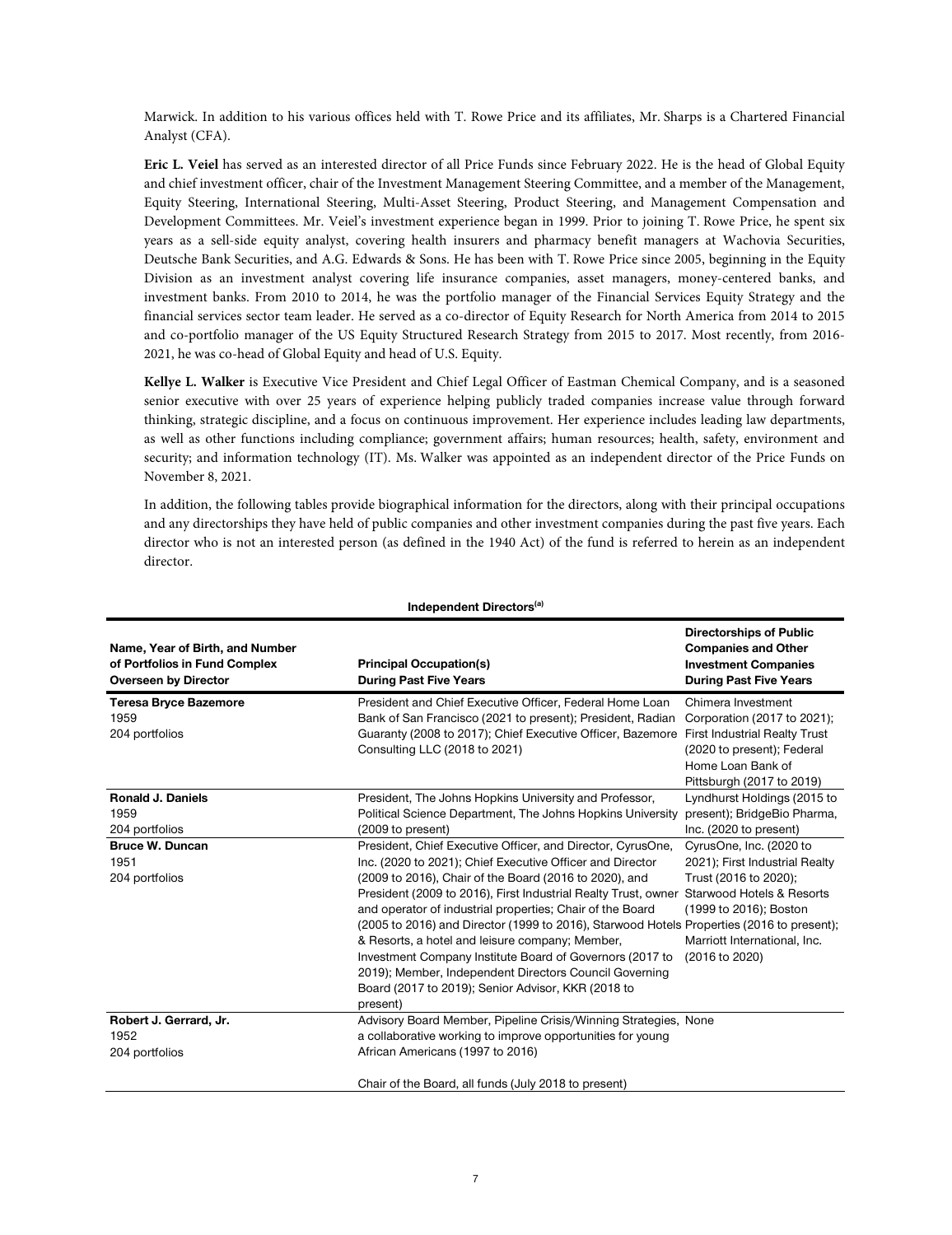Marwick. In addition to his various offices held with T. Rowe Price and its affiliates, Mr. Sharps is a Chartered Financial Analyst (CFA).

**Eric L. Veiel** has served as an interested director of all Price Funds since February 2022. He is the head of Global Equity and chief investment officer, chair of the Investment Management Steering Committee, and a member of the Management, Equity Steering, International Steering, Multi-Asset Steering, Product Steering, and Management Compensation and Development Committees. Mr. Veiel's investment experience began in 1999. Prior to joining T. Rowe Price, he spent six years as a sell-side equity analyst, covering health insurers and pharmacy benefit managers at Wachovia Securities, Deutsche Bank Securities, and A.G. Edwards & Sons. He has been with T. Rowe Price since 2005, beginning in the Equity Division as an investment analyst covering life insurance companies, asset managers, money-centered banks, and investment banks. From 2010 to 2014, he was the portfolio manager of the Financial Services Equity Strategy and the financial services sector team leader. He served as a co-director of Equity Research for North America from 2014 to 2015 and co-portfolio manager of the US Equity Structured Research Strategy from 2015 to 2017. Most recently, from 2016-2021, he was co-head of Global Equity and head of U.S. Equity.

**Kellye L. Walker** is Executive Vice President and Chief Legal Officer of Eastman Chemical Company, and is a seasoned senior executive with over 25 years of experience helping publicly traded companies increase value through forward thinking, strategic discipline, and a focus on continuous improvement. Her experience includes leading law departments, as well as other functions including compliance; government affairs; human resources; health, safety, environment and security; and information technology (IT). Ms. Walker was appointed as an independent director of the Price Funds on November 8, 2021.

In addition, the following tables provide biographical information for the directors, along with their principal occupations and any directorships they have held of public companies and other investment companies during the past five years. Each director who is not an interested person (as defined in the 1940 Act) of the fund is referred to herein as an independent director.

**Independent Directors[(a)]**

| Name, Year of Birth, and Number of Portfolios in Fund Complex Overseen by Director | Principal Occupation(s) During Past Five Years | Directorships of Public Companies and Other Investment Companies During Past Five Years |
|---|---|---|
| **Teresa Bryce Bazemore**<br>1959<br>204 portfolios | President and Chief Executive Officer, Federal Home Loan Bank of San Francisco (2021 to present); President, Radian Guaranty (2008 to 2017); Chief Executive Officer, Bazemore Consulting LLC (2018 to 2021) | Chimera Investment Corporation (2017 to 2021); First Industrial Realty Trust (2020 to present); Federal Home Loan Bank of Pittsburgh (2017 to 2019) |
| **Ronald J. Daniels**<br>1959<br>204 portfolios | President, The Johns Hopkins University and Professor, Political Science Department, The Johns Hopkins University (2009 to present) | Lyndhurst Holdings (2015 to present); BridgeBio Pharma, Inc. (2020 to present) |
| **Bruce W. Duncan**<br>1951<br>204 portfolios | President, Chief Executive Officer, and Director, CyrusOne, Inc. (2020 to 2021); Chief Executive Officer and Director (2009 to 2016), Chair of the Board (2016 to 2020), and President (2009 to 2016), First Industrial Realty Trust, owner and operator of industrial properties; Chair of the Board (2005 to 2016) and Director (1999 to 2016), Starwood Hotels & Resorts, a hotel and leisure company; Member, Investment Company Institute Board of Governors (2017 to 2019); Member, Independent Directors Council Governing Board (2017 to 2019); Senior Advisor, KKR (2018 to present) | CyrusOne, Inc. (2020 to 2021); First Industrial Realty Trust (2016 to 2020); Starwood Hotels & Resorts (1999 to 2016); Boston Properties (2016 to present); Marriott International, Inc. (2016 to 2020) |
| **Robert J. Gerrard, Jr.**<br>1952<br>204 portfolios | Advisory Board Member, Pipeline Crisis/Winning Strategies, a collaborative working to improve opportunities for young African Americans (1997 to 2016)<br><br>Chair of the Board, all funds (July 2018 to present) | None |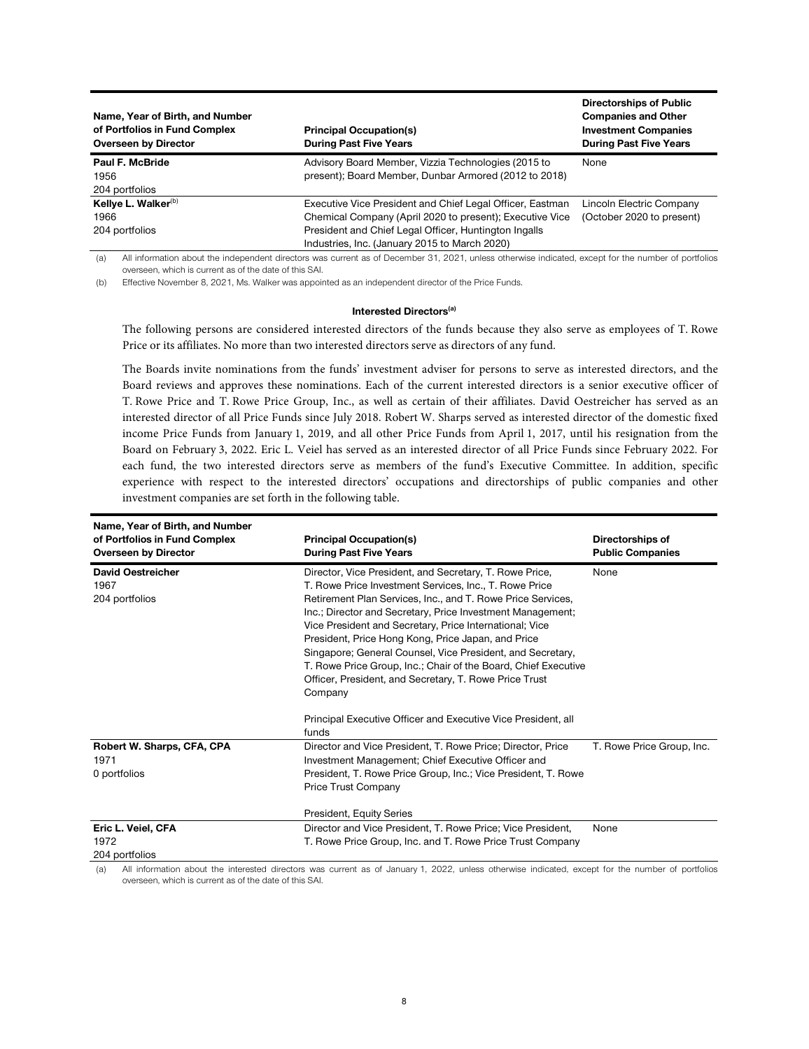| Name, Year of Birth, and Number of Portfolios in Fund Complex Overseen by Director | Principal Occupation(s) During Past Five Years | Directorships of Public Companies and Other Investment Companies During Past Five Years |
|---|---|---|
| **Paul F. McBride**<br>1956<br>204 portfolios | Advisory Board Member, Vizzia Technologies (2015 to present); Board Member, Dunbar Armored (2012 to 2018) | None |
| **Kellye L. Walker**[(b)]<br>1966<br>204 portfolios | Executive Vice President and Chief Legal Officer, Eastman Chemical Company (April 2020 to present); Executive Vice President and Chief Legal Officer, Huntington Ingalls Industries, Inc. (January 2015 to March 2020) | Lincoln Electric Company (October 2020 to present) |

(a) All information about the independent directors was current as of December 31, 2021, unless otherwise indicated, except for the number of portfolios overseen, which is current as of the date of this SAI.

(b) Effective November 8, 2021, Ms. Walker was appointed as an independent director of the Price Funds.

#### Interested Directors[(a)]

The following persons are considered interested directors of the funds because they also serve as employees of T. Rowe Price or its affiliates. No more than two interested directors serve as directors of any fund.

The Boards invite nominations from the funds' investment adviser for persons to serve as interested directors, and the Board reviews and approves these nominations. Each of the current interested directors is a senior executive officer of T. Rowe Price and T. Rowe Price Group, Inc., as well as certain of their affiliates. David Oestreicher has served as an interested director of all Price Funds since July 2018. Robert W. Sharps served as interested director of the domestic fixed income Price Funds from January 1, 2019, and all other Price Funds from April 1, 2017, until his resignation from the Board on February 3, 2022. Eric L. Veiel has served as an interested director of all Price Funds since February 2022. For each fund, the two interested directors serve as members of the fund's Executive Committee. In addition, specific experience with respect to the interested directors' occupations and directorships of public companies and other investment companies are set forth in the following table.

| Name, Year of Birth, and Number of Portfolios in Fund Complex Overseen by Director | Principal Occupation(s) During Past Five Years | Directorships of Public Companies |
|---|---|---|
| **David Oestreicher**<br>1967<br>204 portfolios | Director, Vice President, and Secretary, T. Rowe Price, T. Rowe Price Investment Services, Inc., T. Rowe Price Retirement Plan Services, Inc., and T. Rowe Price Services, Inc.; Director and Secretary, Price Investment Management; Vice President and Secretary, Price International; Vice President, Price Hong Kong, Price Japan, and Price Singapore; General Counsel, Vice President, and Secretary, T. Rowe Price Group, Inc.; Chair of the Board, Chief Executive Officer, President, and Secretary, T. Rowe Price Trust Company<br><br>Principal Executive Officer and Executive Vice President, all funds | None |
| **Robert W. Sharps, CFA, CPA**<br>1971<br>0 portfolios | Director and Vice President, T. Rowe Price; Director, Price Investment Management; Chief Executive Officer and President, T. Rowe Price Group, Inc.; Vice President, T. Rowe Price Trust Company<br><br>President, Equity Series | T. Rowe Price Group, Inc. |
| **Eric L. Veiel, CFA**<br>1972<br>204 portfolios | Director and Vice President, T. Rowe Price; Vice President, T. Rowe Price Group, Inc. and T. Rowe Price Trust Company | None |

(a) All information about the interested directors was current as of January 1, 2022, unless otherwise indicated, except for the number of portfolios overseen, which is current as of the date of this SAI.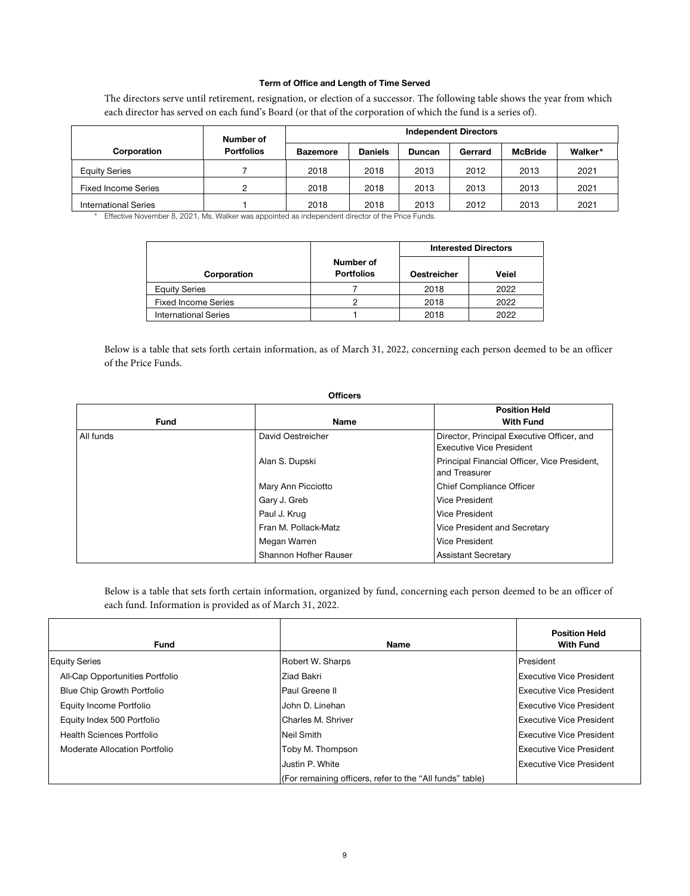**Term of Office and Length of Time Served**

The directors serve until retirement, resignation, or election of a successor. The following table shows the year from which each director has served on each fund's Board (or that of the corporation of which the fund is a series of).

| Corporation | Number of Portfolios | Independent Directors | | | | | |
|---|---|---|---|---|---|---|---|
| | | Bazemore | Daniels | Duncan | Gerrard | McBride | Walker* |
| Equity Series | 7 | 2018 | 2018 | 2013 | 2012 | 2013 | 2021 |
| Fixed Income Series | 2 | 2018 | 2018 | 2013 | 2013 | 2013 | 2021 |
| International Series | 1 | 2018 | 2018 | 2013 | 2012 | 2013 | 2021 |

\* Effective November 8, 2021, Ms. Walker was appointed as independent director of the Price Funds.

| Corporation | Number of Portfolios | Interested Directors | |
|---|---|---|---|
| | | Oestreicher | Veiel |
| Equity Series | 7 | 2018 | 2022 |
| Fixed Income Series | 2 | 2018 | 2022 |
| International Series | 1 | 2018 | 2022 |

Below is a table that sets forth certain information, as of March 31, 2022, concerning each person deemed to be an officer of the Price Funds.

**Officers**

| Fund | Name | Position Held With Fund |
|---|---|---|
| All funds | David Oestreicher | Director, Principal Executive Officer, and Executive Vice President |
| | Alan S. Dupski | Principal Financial Officer, Vice President, and Treasurer |
| | Mary Ann Picciotto | Chief Compliance Officer |
| | Gary J. Greb | Vice President |
| | Paul J. Krug | Vice President |
| | Fran M. Pollack-Matz | Vice President and Secretary |
| | Megan Warren | Vice President |
| | Shannon Hofher Rauser | Assistant Secretary |

Below is a table that sets forth certain information, organized by fund, concerning each person deemed to be an officer of each fund. Information is provided as of March 31, 2022.

| Fund | Name | Position Held With Fund |
|---|---|---|
| Equity Series | Robert W. Sharps | President |
| All-Cap Opportunities Portfolio | Ziad Bakri | Executive Vice President |
| Blue Chip Growth Portfolio | Paul Greene II | Executive Vice President |
| Equity Income Portfolio | John D. Linehan | Executive Vice President |
| Equity Index 500 Portfolio | Charles M. Shriver | Executive Vice President |
| Health Sciences Portfolio | Neil Smith | Executive Vice President |
| Moderate Allocation Portfolio | Toby M. Thompson | Executive Vice President |
| | Justin P. White | Executive Vice President |
| | (For remaining officers, refer to the "All funds" table) | |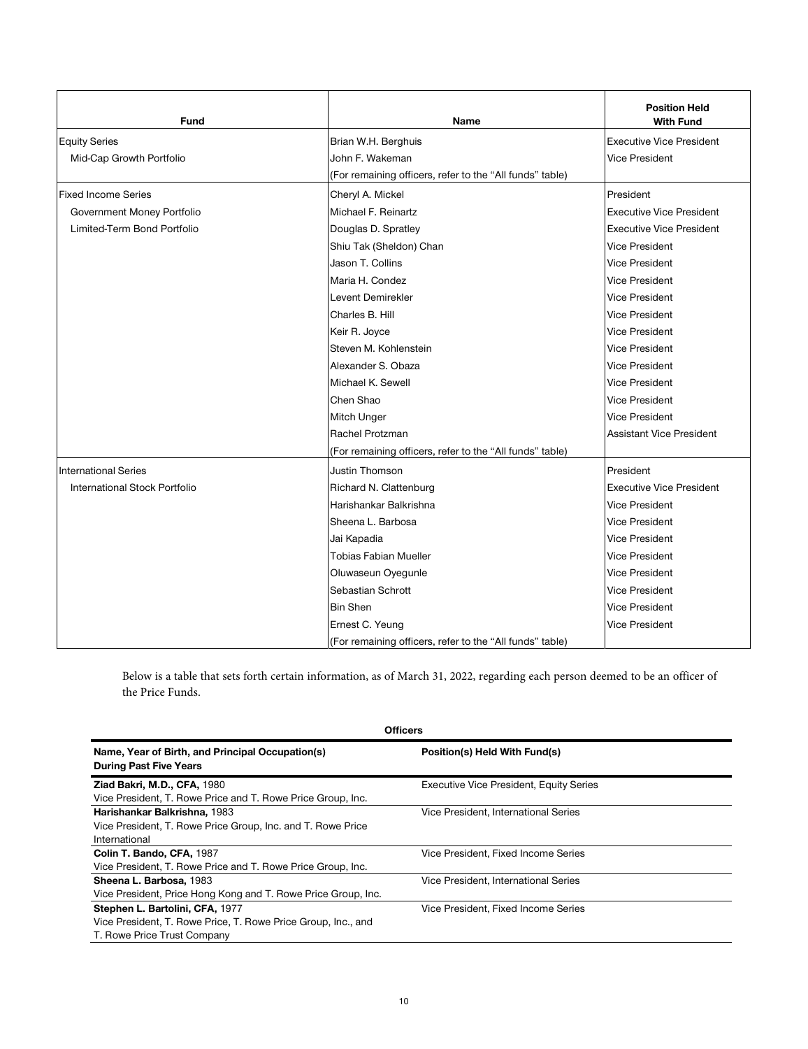| Fund | Name | Position Held With Fund |
|---|---|---|
| Equity Series | Brian W.H. Berghuis | Executive Vice President |
| Mid-Cap Growth Portfolio | John F. Wakeman | Vice President |
| | (For remaining officers, refer to the "All funds" table) | |
| Fixed Income Series | Cheryl A. Mickel | President |
| Government Money Portfolio | Michael F. Reinartz | Executive Vice President |
| Limited-Term Bond Portfolio | Douglas D. Spratley | Executive Vice President |
| | Shiu Tak (Sheldon) Chan | Vice President |
| | Jason T. Collins | Vice President |
| | Maria H. Condez | Vice President |
| | Levent Demirekler | Vice President |
| | Charles B. Hill | Vice President |
| | Keir R. Joyce | Vice President |
| | Steven M. Kohlenstein | Vice President |
| | Alexander S. Obaza | Vice President |
| | Michael K. Sewell | Vice President |
| | Chen Shao | Vice President |
| | Mitch Unger | Vice President |
| | Rachel Protzman | Assistant Vice President |
| | (For remaining officers, refer to the "All funds" table) | |
| International Series | Justin Thomson | President |
| International Stock Portfolio | Richard N. Clattenburg | Executive Vice President |
| | Harishankar Balkrishna | Vice President |
| | Sheena L. Barbosa | Vice President |
| | Jai Kapadia | Vice President |
| | Tobias Fabian Mueller | Vice President |
| | Oluwaseun Oyegunle | Vice President |
| | Sebastian Schrott | Vice President |
| | Bin Shen | Vice President |
| | Ernest C. Yeung | Vice President |
| | (For remaining officers, refer to the "All funds" table) | |

Below is a table that sets forth certain information, as of March 31, 2022, regarding each person deemed to be an officer of the Price Funds.

**Officers**

| Name, Year of Birth, and Principal Occupation(s) During Past Five Years | Position(s) Held With Fund(s) |
|---|---|
| **Ziad Bakri, M.D., CFA,** 1980<br>Vice President, T. Rowe Price and T. Rowe Price Group, Inc. | Executive Vice President, Equity Series |
| **Harishankar Balkrishna,** 1983<br>Vice President, T. Rowe Price Group, Inc. and T. Rowe Price International | Vice President, International Series |
| **Colin T. Bando, CFA,** 1987<br>Vice President, T. Rowe Price and T. Rowe Price Group, Inc. | Vice President, Fixed Income Series |
| **Sheena L. Barbosa,** 1983<br>Vice President, Price Hong Kong and T. Rowe Price Group, Inc. | Vice President, International Series |
| **Stephen L. Bartolini, CFA,** 1977<br>Vice President, T. Rowe Price, T. Rowe Price Group, Inc., and T. Rowe Price Trust Company | Vice President, Fixed Income Series |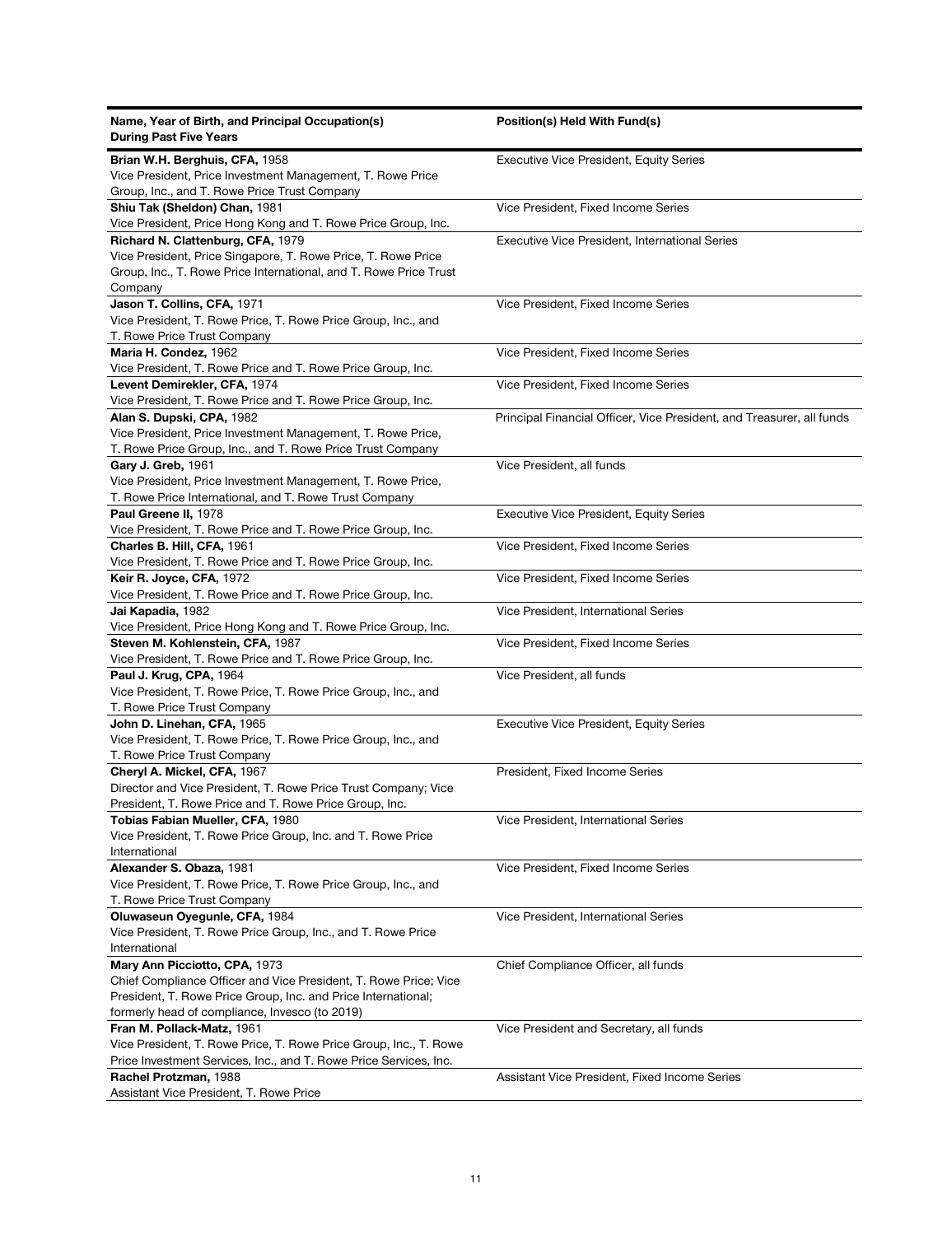| Name, Year of Birth, and Principal Occupation(s) During Past Five Years | Position(s) Held With Fund(s) |
|---|---|
| **Brian W.H. Berghuis, CFA,** 1958<br>Vice President, Price Investment Management, T. Rowe Price Group, Inc., and T. Rowe Price Trust Company | Executive Vice President, Equity Series |
| **Shiu Tak (Sheldon) Chan,** 1981<br>Vice President, Price Hong Kong and T. Rowe Price Group, Inc. | Vice President, Fixed Income Series |
| **Richard N. Clattenburg, CFA,** 1979<br>Vice President, Price Singapore, T. Rowe Price, T. Rowe Price Group, Inc., T. Rowe Price International, and T. Rowe Price Trust Company | Executive Vice President, International Series |
| **Jason T. Collins, CFA,** 1971<br>Vice President, T. Rowe Price, T. Rowe Price Group, Inc., and T. Rowe Price Trust Company | Vice President, Fixed Income Series |
| **Maria H. Condez,** 1962<br>Vice President, T. Rowe Price and T. Rowe Price Group, Inc. | Vice President, Fixed Income Series |
| **Levent Demirekler, CFA,** 1974<br>Vice President, T. Rowe Price and T. Rowe Price Group, Inc. | Vice President, Fixed Income Series |
| **Alan S. Dupski, CPA,** 1982<br>Vice President, Price Investment Management, T. Rowe Price, T. Rowe Price Group, Inc., and T. Rowe Price Trust Company | Principal Financial Officer, Vice President, and Treasurer, all funds |
| **Gary J. Greb,** 1961<br>Vice President, Price Investment Management, T. Rowe Price, T. Rowe Price International, and T. Rowe Trust Company | Vice President, all funds |
| **Paul Greene II,** 1978<br>Vice President, T. Rowe Price and T. Rowe Price Group, Inc. | Executive Vice President, Equity Series |
| **Charles B. Hill, CFA,** 1961<br>Vice President, T. Rowe Price and T. Rowe Price Group, Inc. | Vice President, Fixed Income Series |
| **Keir R. Joyce, CFA,** 1972<br>Vice President, T. Rowe Price and T. Rowe Price Group, Inc. | Vice President, Fixed Income Series |
| **Jai Kapadia,** 1982<br>Vice President, Price Hong Kong and T. Rowe Price Group, Inc. | Vice President, International Series |
| **Steven M. Kohlenstein, CFA,** 1987<br>Vice President, T. Rowe Price and T. Rowe Price Group, Inc. | Vice President, Fixed Income Series |
| **Paul J. Krug, CPA,** 1964<br>Vice President, T. Rowe Price, T. Rowe Price Group, Inc., and T. Rowe Price Trust Company | Vice President, all funds |
| **John D. Linehan, CFA,** 1965<br>Vice President, T. Rowe Price, T. Rowe Price Group, Inc., and T. Rowe Price Trust Company | Executive Vice President, Equity Series |
| **Cheryl A. Mickel, CFA,** 1967<br>Director and Vice President, T. Rowe Price Trust Company; Vice President, T. Rowe Price and T. Rowe Price Group, Inc. | President, Fixed Income Series |
| **Tobias Fabian Mueller, CFA,** 1980<br>Vice President, T. Rowe Price Group, Inc. and T. Rowe Price International | Vice President, International Series |
| **Alexander S. Obaza,** 1981<br>Vice President, T. Rowe Price, T. Rowe Price Group, Inc., and T. Rowe Price Trust Company | Vice President, Fixed Income Series |
| **Oluwaseun Oyegunle, CFA,** 1984<br>Vice President, T. Rowe Price Group, Inc., and T. Rowe Price International | Vice President, International Series |
| **Mary Ann Picciotto, CPA,** 1973<br>Chief Compliance Officer and Vice President, T. Rowe Price; Vice President, T. Rowe Price Group, Inc. and Price International; formerly head of compliance, Invesco (to 2019) | Chief Compliance Officer, all funds |
| **Fran M. Pollack-Matz,** 1961<br>Vice President, T. Rowe Price, T. Rowe Price Group, Inc., T. Rowe Price Investment Services, Inc., and T. Rowe Price Services, Inc. | Vice President and Secretary, all funds |
| **Rachel Protzman,** 1988<br>Assistant Vice President, T. Rowe Price | Assistant Vice President, Fixed Income Series |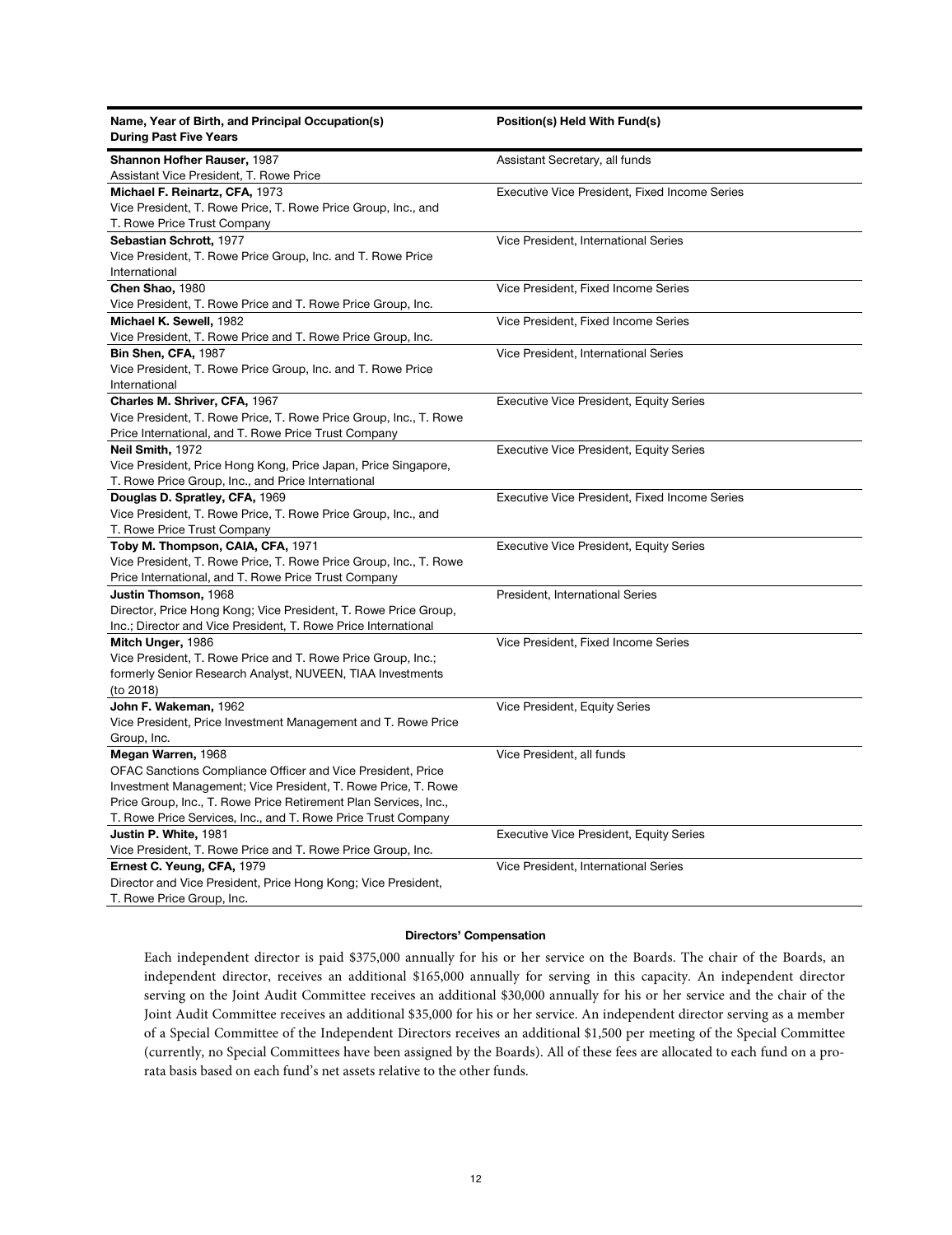| Name, Year of Birth, and Principal Occupation(s) During Past Five Years | Position(s) Held With Fund(s) |
|---|---|
| **Shannon Hofher Rauser,** 1987<br>Assistant Vice President, T. Rowe Price | Assistant Secretary, all funds |
| **Michael F. Reinartz, CFA,** 1973<br>Vice President, T. Rowe Price, T. Rowe Price Group, Inc., and T. Rowe Price Trust Company | Executive Vice President, Fixed Income Series |
| **Sebastian Schrott,** 1977<br>Vice President, T. Rowe Price Group, Inc. and T. Rowe Price International | Vice President, International Series |
| **Chen Shao,** 1980<br>Vice President, T. Rowe Price and T. Rowe Price Group, Inc. | Vice President, Fixed Income Series |
| **Michael K. Sewell,** 1982<br>Vice President, T. Rowe Price and T. Rowe Price Group, Inc. | Vice President, Fixed Income Series |
| **Bin Shen, CFA,** 1987<br>Vice President, T. Rowe Price Group, Inc. and T. Rowe Price International | Vice President, International Series |
| **Charles M. Shriver, CFA,** 1967<br>Vice President, T. Rowe Price, T. Rowe Price Group, Inc., T. Rowe Price International, and T. Rowe Price Trust Company | Executive Vice President, Equity Series |
| **Neil Smith,** 1972<br>Vice President, Price Hong Kong, Price Japan, Price Singapore, T. Rowe Price Group, Inc., and Price International | Executive Vice President, Equity Series |
| **Douglas D. Spratley, CFA,** 1969<br>Vice President, T. Rowe Price, T. Rowe Price Group, Inc., and T. Rowe Price Trust Company | Executive Vice President, Fixed Income Series |
| **Toby M. Thompson, CAIA, CFA,** 1971<br>Vice President, T. Rowe Price, T. Rowe Price Group, Inc., T. Rowe Price International, and T. Rowe Price Trust Company | Executive Vice President, Equity Series |
| **Justin Thomson,** 1968<br>Director, Price Hong Kong; Vice President, T. Rowe Price Group, Inc.; Director and Vice President, T. Rowe Price International | President, International Series |
| **Mitch Unger,** 1986<br>Vice President, T. Rowe Price and T. Rowe Price Group, Inc.; formerly Senior Research Analyst, NUVEEN, TIAA Investments (to 2018) | Vice President, Fixed Income Series |
| **John F. Wakeman,** 1962<br>Vice President, Price Investment Management and T. Rowe Price Group, Inc. | Vice President, Equity Series |
| **Megan Warren,** 1968<br>OFAC Sanctions Compliance Officer and Vice President, Price Investment Management; Vice President, T. Rowe Price, T. Rowe Price Group, Inc., T. Rowe Price Retirement Plan Services, Inc., T. Rowe Price Services, Inc., and T. Rowe Price Trust Company | Vice President, all funds |
| **Justin P. White,** 1981<br>Vice President, T. Rowe Price and T. Rowe Price Group, Inc. | Executive Vice President, Equity Series |
| **Ernest C. Yeung, CFA,** 1979<br>Director and Vice President, Price Hong Kong; Vice President, T. Rowe Price Group, Inc. | Vice President, International Series |

**Directors' Compensation**

Each independent director is paid $375,000 annually for his or her service on the Boards. The chair of the Boards, an independent director, receives an additional $165,000 annually for serving in this capacity. An independent director serving on the Joint Audit Committee receives an additional $30,000 annually for his or her service and the chair of the Joint Audit Committee receives an additional $35,000 for his or her service. An independent director serving as a member of a Special Committee of the Independent Directors receives an additional $1,500 per meeting of the Special Committee (currently, no Special Committees have been assigned by the Boards). All of these fees are allocated to each fund on a pro-rata basis based on each fund's net assets relative to the other funds.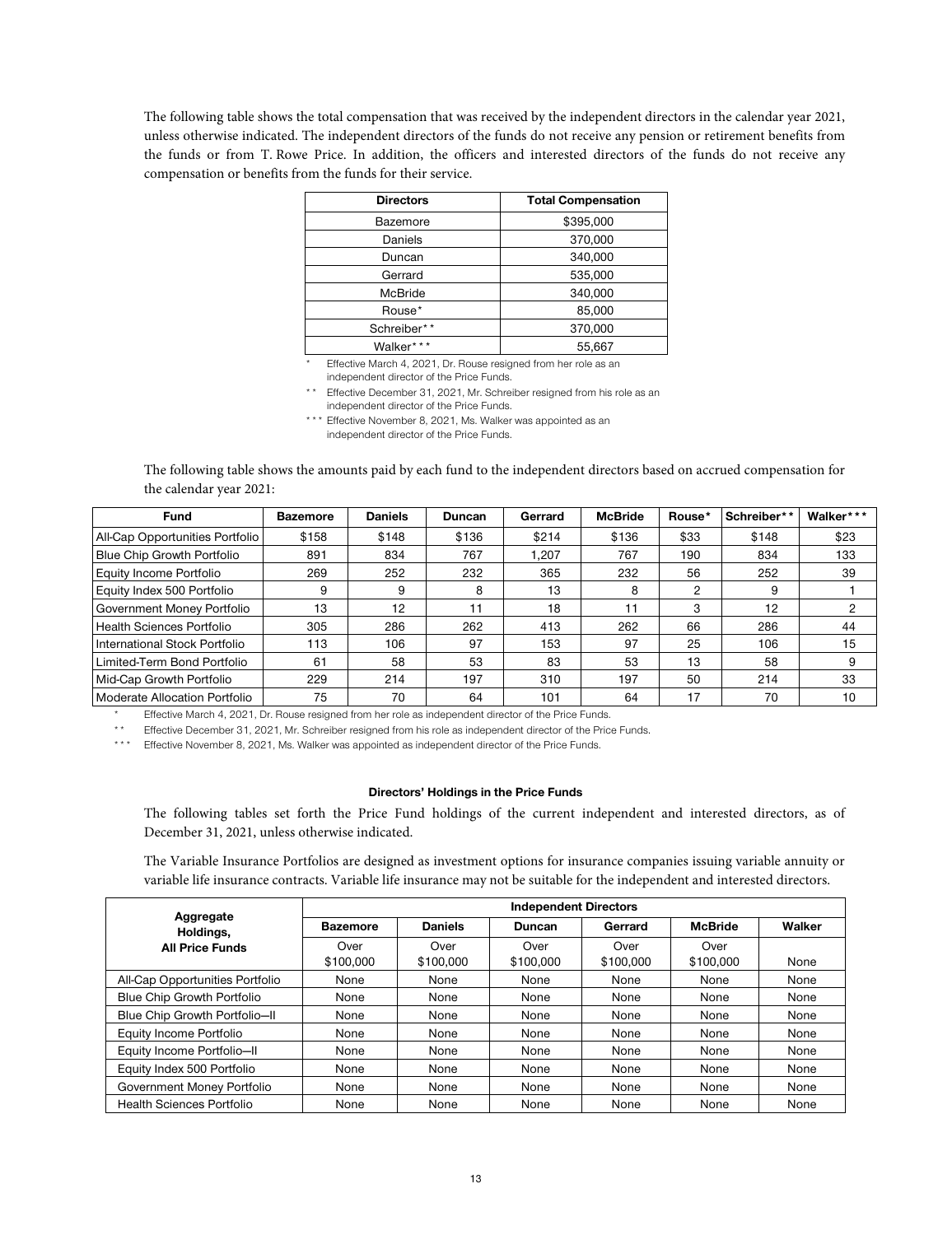The following table shows the total compensation that was received by the independent directors in the calendar year 2021, unless otherwise indicated. The independent directors of the funds do not receive any pension or retirement benefits from the funds or from T. Rowe Price. In addition, the officers and interested directors of the funds do not receive any compensation or benefits from the funds for their service.

| Directors | Total Compensation |
|---|---|
| Bazemore | $395,000 |
| Daniels | 370,000 |
| Duncan | 340,000 |
| Gerrard | 535,000 |
| McBride | 340,000 |
| Rouse* | 85,000 |
| Schreiber** | 370,000 |
| Walker*** | 55,667 |

\* Effective March 4, 2021, Dr. Rouse resigned from her role as an independent director of the Price Funds.

\*\* Effective December 31, 2021, Mr. Schreiber resigned from his role as an independent director of the Price Funds.

\*\*\* Effective November 8, 2021, Ms. Walker was appointed as an independent director of the Price Funds.

The following table shows the amounts paid by each fund to the independent directors based on accrued compensation for the calendar year 2021:

| Fund | Bazemore | Daniels | Duncan | Gerrard | McBride | Rouse* | Schreiber** | Walker*** |
|---|---|---|---|---|---|---|---|---|
| All-Cap Opportunities Portfolio | $158 | $148 | $136 | $214 | $136 | $33 | $148 | $23 |
| Blue Chip Growth Portfolio | 891 | 834 | 767 | 1,207 | 767 | 190 | 834 | 133 |
| Equity Income Portfolio | 269 | 252 | 232 | 365 | 232 | 56 | 252 | 39 |
| Equity Index 500 Portfolio | 9 | 9 | 8 | 13 | 8 | 2 | 9 | 1 |
| Government Money Portfolio | 13 | 12 | 11 | 18 | 11 | 3 | 12 | 2 |
| Health Sciences Portfolio | 305 | 286 | 262 | 413 | 262 | 66 | 286 | 44 |
| International Stock Portfolio | 113 | 106 | 97 | 153 | 97 | 25 | 106 | 15 |
| Limited-Term Bond Portfolio | 61 | 58 | 53 | 83 | 53 | 13 | 58 | 9 |
| Mid-Cap Growth Portfolio | 229 | 214 | 197 | 310 | 197 | 50 | 214 | 33 |
| Moderate Allocation Portfolio | 75 | 70 | 64 | 101 | 64 | 17 | 70 | 10 |

\* Effective March 4, 2021, Dr. Rouse resigned from her role as independent director of the Price Funds.

\*\* Effective December 31, 2021, Mr. Schreiber resigned from his role as independent director of the Price Funds.

\*\*\* Effective November 8, 2021, Ms. Walker was appointed as independent director of the Price Funds.

#### Directors' Holdings in the Price Funds

The following tables set forth the Price Fund holdings of the current independent and interested directors, as of December 31, 2021, unless otherwise indicated.

The Variable Insurance Portfolios are designed as investment options for insurance companies issuing variable annuity or variable life insurance contracts. Variable life insurance may not be suitable for the independent and interested directors.

| Aggregate Holdings, All Price Funds | Independent Directors | | | | | |
|---|---|---|---|---|---|---|
| | Bazemore | Daniels | Duncan | Gerrard | McBride | Walker |
| | Over $100,000 | Over $100,000 | Over $100,000 | Over $100,000 | Over $100,000 | None |
| All-Cap Opportunities Portfolio | None | None | None | None | None | None |
| Blue Chip Growth Portfolio | None | None | None | None | None | None |
| Blue Chip Growth Portfolio—II | None | None | None | None | None | None |
| Equity Income Portfolio | None | None | None | None | None | None |
| Equity Income Portfolio—II | None | None | None | None | None | None |
| Equity Index 500 Portfolio | None | None | None | None | None | None |
| Government Money Portfolio | None | None | None | None | None | None |
| Health Sciences Portfolio | None | None | None | None | None | None |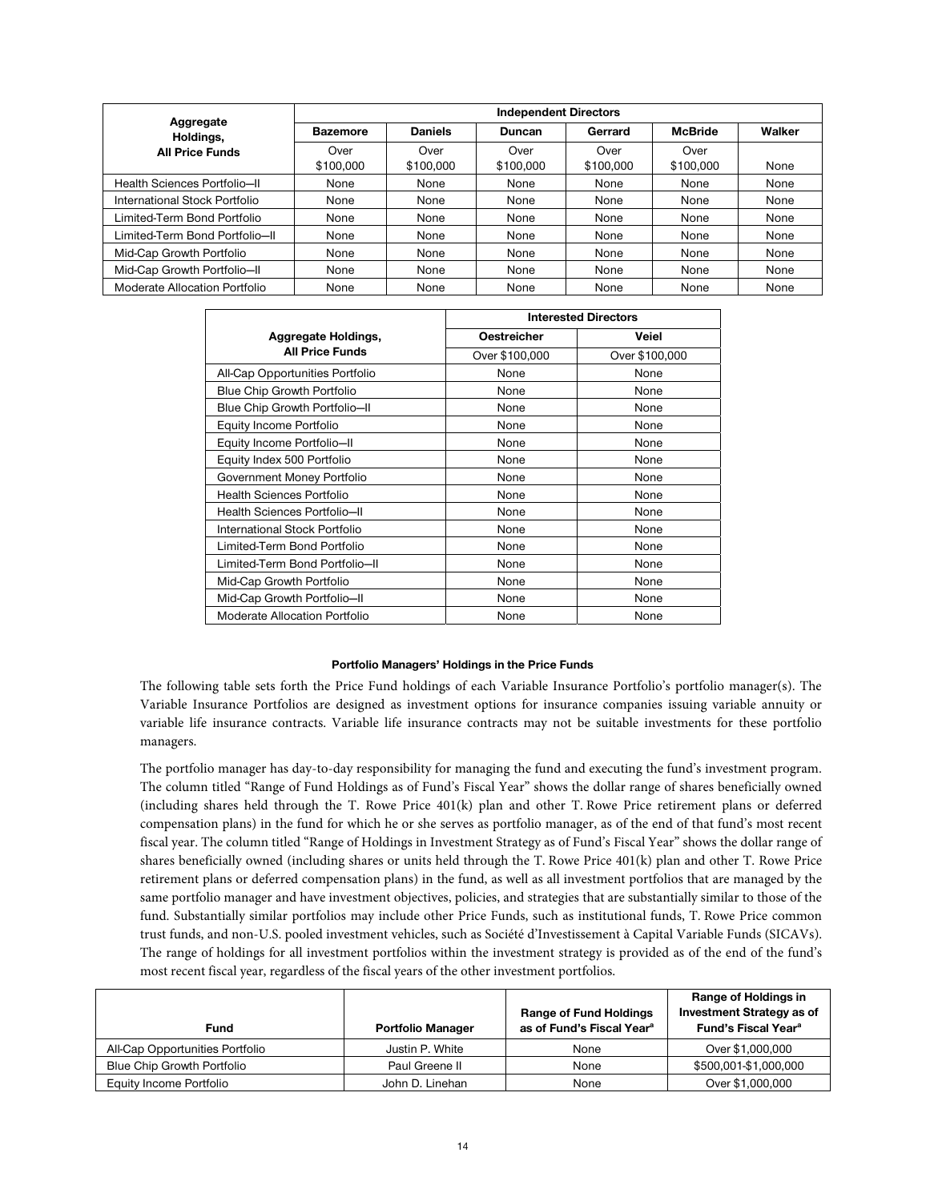| Aggregate Holdings, All Price Funds | Independent Directors | | | | | |
|---|---|---|---|---|---|---|
| | Bazemore | Daniels | Duncan | Gerrard | McBride | Walker |
| | Over $100,000 | Over $100,000 | Over $100,000 | Over $100,000 | Over $100,000 | None |
| Health Sciences Portfolio—II | None | None | None | None | None | None |
| International Stock Portfolio | None | None | None | None | None | None |
| Limited-Term Bond Portfolio | None | None | None | None | None | None |
| Limited-Term Bond Portfolio—II | None | None | None | None | None | None |
| Mid-Cap Growth Portfolio | None | None | None | None | None | None |
| Mid-Cap Growth Portfolio—II | None | None | None | None | None | None |
| Moderate Allocation Portfolio | None | None | None | None | None | None |

| Aggregate Holdings, All Price Funds | Interested Directors | |
|---|---|---|
| | Oestreicher | Veiel |
| | Over $100,000 | Over $100,000 |
| All-Cap Opportunities Portfolio | None | None |
| Blue Chip Growth Portfolio | None | None |
| Blue Chip Growth Portfolio—II | None | None |
| Equity Income Portfolio | None | None |
| Equity Income Portfolio—II | None | None |
| Equity Index 500 Portfolio | None | None |
| Government Money Portfolio | None | None |
| Health Sciences Portfolio | None | None |
| Health Sciences Portfolio—II | None | None |
| International Stock Portfolio | None | None |
| Limited-Term Bond Portfolio | None | None |
| Limited-Term Bond Portfolio—II | None | None |
| Mid-Cap Growth Portfolio | None | None |
| Mid-Cap Growth Portfolio—II | None | None |
| Moderate Allocation Portfolio | None | None |

**Portfolio Managers' Holdings in the Price Funds**

The following table sets forth the Price Fund holdings of each Variable Insurance Portfolio's portfolio manager(s). The Variable Insurance Portfolios are designed as investment options for insurance companies issuing variable annuity or variable life insurance contracts. Variable life insurance contracts may not be suitable investments for these portfolio managers.

The portfolio manager has day-to-day responsibility for managing the fund and executing the fund's investment program. The column titled "Range of Fund Holdings as of Fund's Fiscal Year" shows the dollar range of shares beneficially owned (including shares held through the T. Rowe Price 401(k) plan and other T. Rowe Price retirement plans or deferred compensation plans) in the fund for which he or she serves as portfolio manager, as of the end of that fund's most recent fiscal year. The column titled "Range of Holdings in Investment Strategy as of Fund's Fiscal Year" shows the dollar range of shares beneficially owned (including shares or units held through the T. Rowe Price 401(k) plan and other T. Rowe Price retirement plans or deferred compensation plans) in the fund, as well as all investment portfolios that are managed by the same portfolio manager and have investment objectives, policies, and strategies that are substantially similar to those of the fund. Substantially similar portfolios may include other Price Funds, such as institutional funds, T. Rowe Price common trust funds, and non-U.S. pooled investment vehicles, such as Société d'Investissement à Capital Variable Funds (SICAVs). The range of holdings for all investment portfolios within the investment strategy is provided as of the end of the fund's most recent fiscal year, regardless of the fiscal years of the other investment portfolios.

| Fund | Portfolio Manager | Range of Fund Holdings as of Fund's Fiscal Year[a] | Range of Holdings in Investment Strategy as of Fund's Fiscal Year[a] |
|---|---|---|---|
| All-Cap Opportunities Portfolio | Justin P. White | None | Over $1,000,000 |
| Blue Chip Growth Portfolio | Paul Greene II | None | $500,001-$1,000,000 |
| Equity Income Portfolio | John D. Linehan | None | Over $1,000,000 |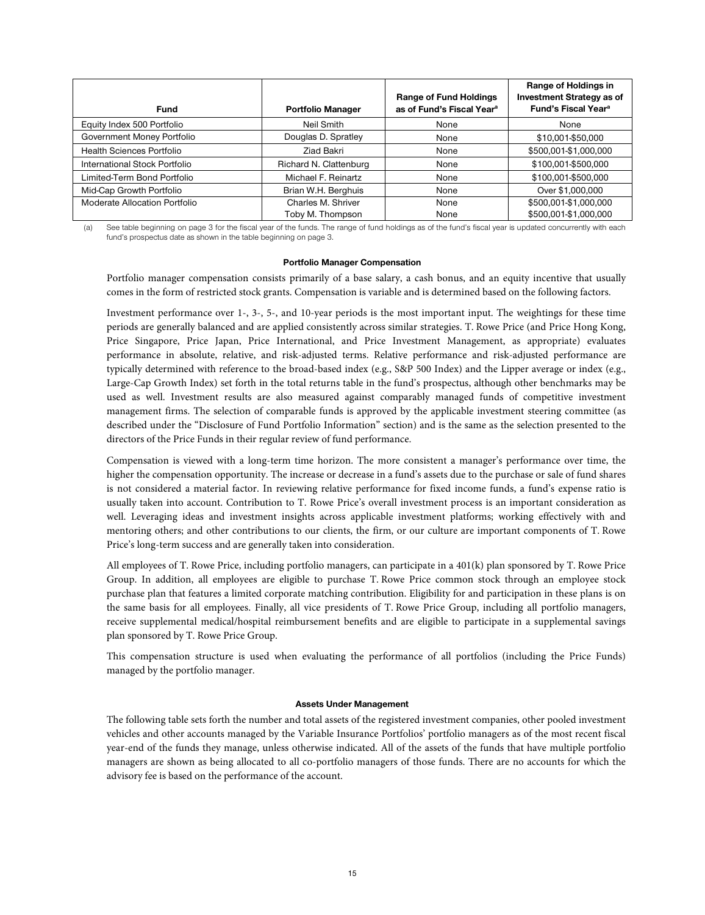| Fund | Portfolio Manager | Range of Fund Holdings as of Fund's Fiscal Year[a] | Range of Holdings in Investment Strategy as of Fund's Fiscal Year[a] |
|---|---|---|---|
| Equity Index 500 Portfolio | Neil Smith | None | None |
| Government Money Portfolio | Douglas D. Spratley | None | $10,001-$50,000 |
| Health Sciences Portfolio | Ziad Bakri | None | $500,001-$1,000,000 |
| International Stock Portfolio | Richard N. Clattenburg | None | $100,001-$500,000 |
| Limited-Term Bond Portfolio | Michael F. Reinartz | None | $100,001-$500,000 |
| Mid-Cap Growth Portfolio | Brian W.H. Berghuis | None | Over $1,000,000 |
| Moderate Allocation Portfolio | Charles M. Shriver | None | $500,001-$1,000,000 |
| | Toby M. Thompson | None | $500,001-$1,000,000 |

(a) See table beginning on page 3 for the fiscal year of the funds. The range of fund holdings as of the fund's fiscal year is updated concurrently with each fund's prospectus date as shown in the table beginning on page 3.

### Portfolio Manager Compensation

Portfolio manager compensation consists primarily of a base salary, a cash bonus, and an equity incentive that usually comes in the form of restricted stock grants. Compensation is variable and is determined based on the following factors.

Investment performance over 1-, 3-, 5-, and 10-year periods is the most important input. The weightings for these time periods are generally balanced and are applied consistently across similar strategies. T. Rowe Price (and Price Hong Kong, Price Singapore, Price Japan, Price International, and Price Investment Management, as appropriate) evaluates performance in absolute, relative, and risk-adjusted terms. Relative performance and risk-adjusted performance are typically determined with reference to the broad-based index (e.g., S&P 500 Index) and the Lipper average or index (e.g., Large-Cap Growth Index) set forth in the total returns table in the fund's prospectus, although other benchmarks may be used as well. Investment results are also measured against comparably managed funds of competitive investment management firms. The selection of comparable funds is approved by the applicable investment steering committee (as described under the "Disclosure of Fund Portfolio Information" section) and is the same as the selection presented to the directors of the Price Funds in their regular review of fund performance.

Compensation is viewed with a long-term time horizon. The more consistent a manager's performance over time, the higher the compensation opportunity. The increase or decrease in a fund's assets due to the purchase or sale of fund shares is not considered a material factor. In reviewing relative performance for fixed income funds, a fund's expense ratio is usually taken into account. Contribution to T. Rowe Price's overall investment process is an important consideration as well. Leveraging ideas and investment insights across applicable investment platforms; working effectively with and mentoring others; and other contributions to our clients, the firm, or our culture are important components of T. Rowe Price's long-term success and are generally taken into consideration.

All employees of T. Rowe Price, including portfolio managers, can participate in a 401(k) plan sponsored by T. Rowe Price Group. In addition, all employees are eligible to purchase T. Rowe Price common stock through an employee stock purchase plan that features a limited corporate matching contribution. Eligibility for and participation in these plans is on the same basis for all employees. Finally, all vice presidents of T. Rowe Price Group, including all portfolio managers, receive supplemental medical/hospital reimbursement benefits and are eligible to participate in a supplemental savings plan sponsored by T. Rowe Price Group.

This compensation structure is used when evaluating the performance of all portfolios (including the Price Funds) managed by the portfolio manager.

### Assets Under Management

The following table sets forth the number and total assets of the registered investment companies, other pooled investment vehicles and other accounts managed by the Variable Insurance Portfolios' portfolio managers as of the most recent fiscal year-end of the funds they manage, unless otherwise indicated. All of the assets of the funds that have multiple portfolio managers are shown as being allocated to all co-portfolio managers of those funds. There are no accounts for which the advisory fee is based on the performance of the account.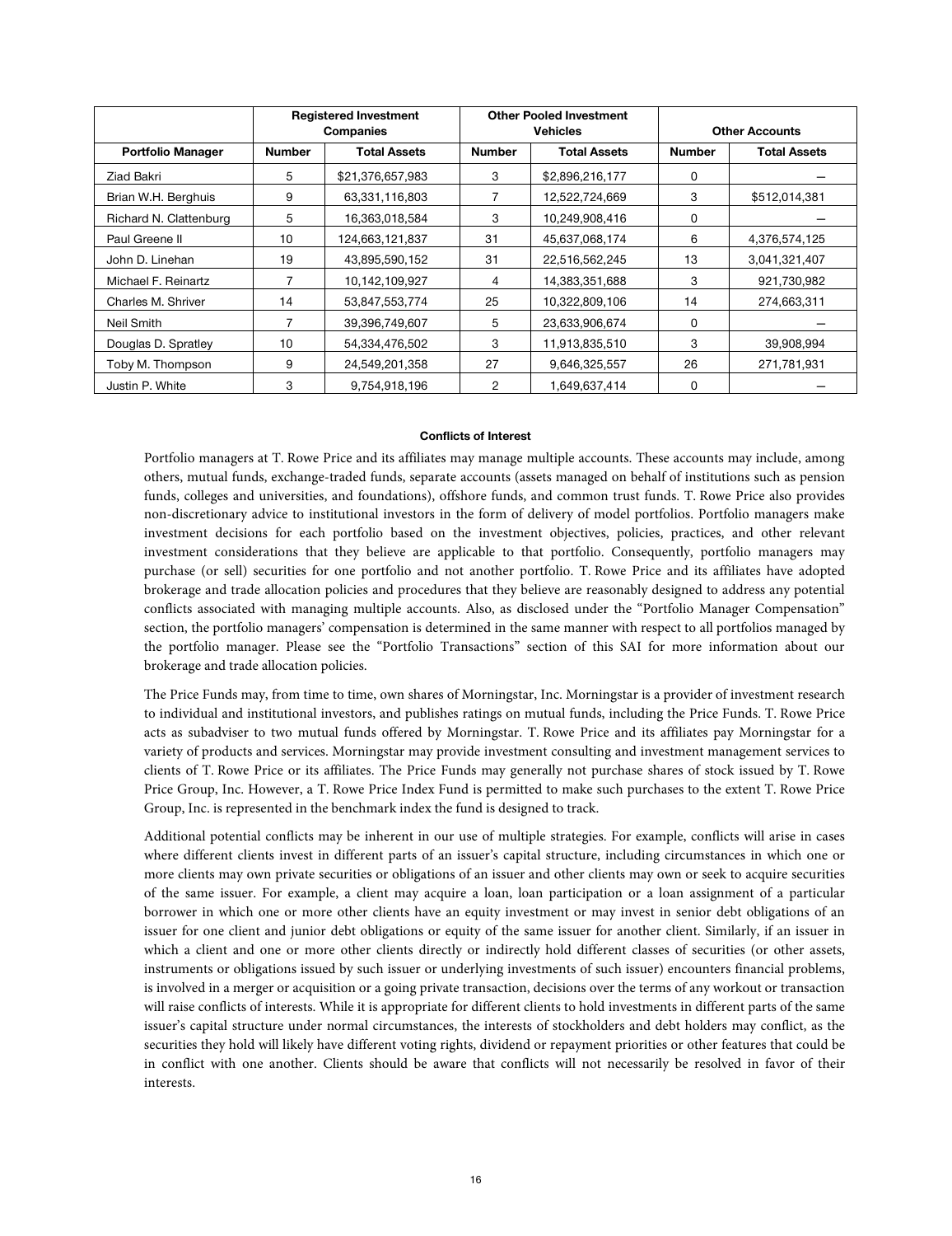| | Registered Investment Companies | | Other Pooled Investment Vehicles | | Other Accounts | |
|---|---|---|---|---|---|---|
| **Portfolio Manager** | **Number** | **Total Assets** | **Number** | **Total Assets** | **Number** | **Total Assets** |
| Ziad Bakri | 5 | $21,376,657,983 | 3 | $2,896,216,177 | 0 | — |
| Brian W.H. Berghuis | 9 | 63,331,116,803 | 7 | 12,522,724,669 | 3 | $512,014,381 |
| Richard N. Clattenburg | 5 | 16,363,018,584 | 3 | 10,249,908,416 | 0 | — |
| Paul Greene II | 10 | 124,663,121,837 | 31 | 45,637,068,174 | 6 | 4,376,574,125 |
| John D. Linehan | 19 | 43,895,590,152 | 31 | 22,516,562,245 | 13 | 3,041,321,407 |
| Michael F. Reinartz | 7 | 10,142,109,927 | 4 | 14,383,351,688 | 3 | 921,730,982 |
| Charles M. Shriver | 14 | 53,847,553,774 | 25 | 10,322,809,106 | 14 | 274,663,311 |
| Neil Smith | 7 | 39,396,749,607 | 5 | 23,633,906,674 | 0 | — |
| Douglas D. Spratley | 10 | 54,334,476,502 | 3 | 11,913,835,510 | 3 | 39,908,994 |
| Toby M. Thompson | 9 | 24,549,201,358 | 27 | 9,646,325,557 | 26 | 271,781,931 |
| Justin P. White | 3 | 9,754,918,196 | 2 | 1,649,637,414 | 0 | — |

**Conflicts of Interest**

Portfolio managers at T. Rowe Price and its affiliates may manage multiple accounts. These accounts may include, among others, mutual funds, exchange-traded funds, separate accounts (assets managed on behalf of institutions such as pension funds, colleges and universities, and foundations), offshore funds, and common trust funds. T. Rowe Price also provides non-discretionary advice to institutional investors in the form of delivery of model portfolios. Portfolio managers make investment decisions for each portfolio based on the investment objectives, policies, practices, and other relevant investment considerations that they believe are applicable to that portfolio. Consequently, portfolio managers may purchase (or sell) securities for one portfolio and not another portfolio. T. Rowe Price and its affiliates have adopted brokerage and trade allocation policies and procedures that they believe are reasonably designed to address any potential conflicts associated with managing multiple accounts. Also, as disclosed under the "Portfolio Manager Compensation" section, the portfolio managers' compensation is determined in the same manner with respect to all portfolios managed by the portfolio manager. Please see the "Portfolio Transactions" section of this SAI for more information about our brokerage and trade allocation policies.

The Price Funds may, from time to time, own shares of Morningstar, Inc. Morningstar is a provider of investment research to individual and institutional investors, and publishes ratings on mutual funds, including the Price Funds. T. Rowe Price acts as subadviser to two mutual funds offered by Morningstar. T. Rowe Price and its affiliates pay Morningstar for a variety of products and services. Morningstar may provide investment consulting and investment management services to clients of T. Rowe Price or its affiliates. The Price Funds may generally not purchase shares of stock issued by T. Rowe Price Group, Inc. However, a T. Rowe Price Index Fund is permitted to make such purchases to the extent T. Rowe Price Group, Inc. is represented in the benchmark index the fund is designed to track.

Additional potential conflicts may be inherent in our use of multiple strategies. For example, conflicts will arise in cases where different clients invest in different parts of an issuer's capital structure, including circumstances in which one or more clients may own private securities or obligations of an issuer and other clients may own or seek to acquire securities of the same issuer. For example, a client may acquire a loan, loan participation or a loan assignment of a particular borrower in which one or more other clients have an equity investment or may invest in senior debt obligations of an issuer for one client and junior debt obligations or equity of the same issuer for another client. Similarly, if an issuer in which a client and one or more other clients directly or indirectly hold different classes of securities (or other assets, instruments or obligations issued by such issuer or underlying investments of such issuer) encounters financial problems, is involved in a merger or acquisition or a going private transaction, decisions over the terms of any workout or transaction will raise conflicts of interests. While it is appropriate for different clients to hold investments in different parts of the same issuer's capital structure under normal circumstances, the interests of stockholders and debt holders may conflict, as the securities they hold will likely have different voting rights, dividend or repayment priorities or other features that could be in conflict with one another. Clients should be aware that conflicts will not necessarily be resolved in favor of their interests.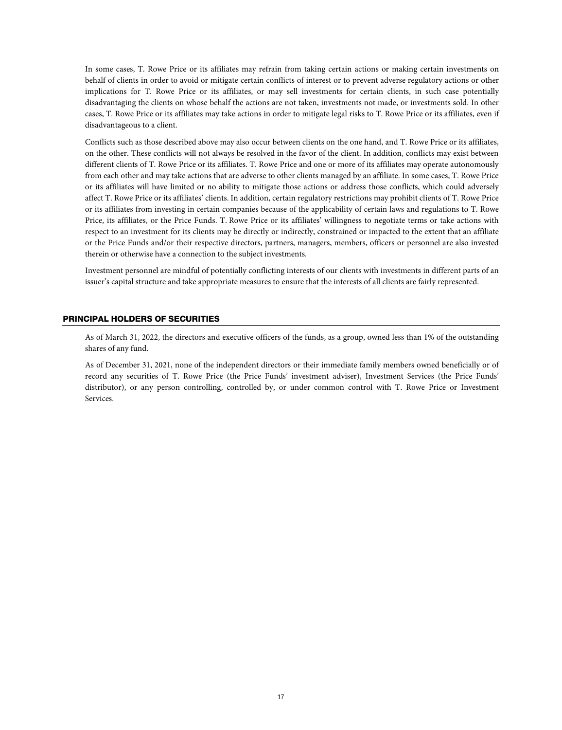In some cases, T. Rowe Price or its affiliates may refrain from taking certain actions or making certain investments on behalf of clients in order to avoid or mitigate certain conflicts of interest or to prevent adverse regulatory actions or other implications for T. Rowe Price or its affiliates, or may sell investments for certain clients, in such case potentially disadvantaging the clients on whose behalf the actions are not taken, investments not made, or investments sold. In other cases, T. Rowe Price or its affiliates may take actions in order to mitigate legal risks to T. Rowe Price or its affiliates, even if disadvantageous to a client.

Conflicts such as those described above may also occur between clients on the one hand, and T. Rowe Price or its affiliates, on the other. These conflicts will not always be resolved in the favor of the client. In addition, conflicts may exist between different clients of T. Rowe Price or its affiliates. T. Rowe Price and one or more of its affiliates may operate autonomously from each other and may take actions that are adverse to other clients managed by an affiliate. In some cases, T. Rowe Price or its affiliates will have limited or no ability to mitigate those actions or address those conflicts, which could adversely affect T. Rowe Price or its affiliates' clients. In addition, certain regulatory restrictions may prohibit clients of T. Rowe Price or its affiliates from investing in certain companies because of the applicability of certain laws and regulations to T. Rowe Price, its affiliates, or the Price Funds. T. Rowe Price or its affiliates' willingness to negotiate terms or take actions with respect to an investment for its clients may be directly or indirectly, constrained or impacted to the extent that an affiliate or the Price Funds and/or their respective directors, partners, managers, members, officers or personnel are also invested therein or otherwise have a connection to the subject investments.

Investment personnel are mindful of potentially conflicting interests of our clients with investments in different parts of an issuer's capital structure and take appropriate measures to ensure that the interests of all clients are fairly represented.

## PRINCIPAL HOLDERS OF SECURITIES

As of March 31, 2022, the directors and executive officers of the funds, as a group, owned less than 1% of the outstanding shares of any fund.

As of December 31, 2021, none of the independent directors or their immediate family members owned beneficially or of record any securities of T. Rowe Price (the Price Funds' investment adviser), Investment Services (the Price Funds' distributor), or any person controlling, controlled by, or under common control with T. Rowe Price or Investment Services.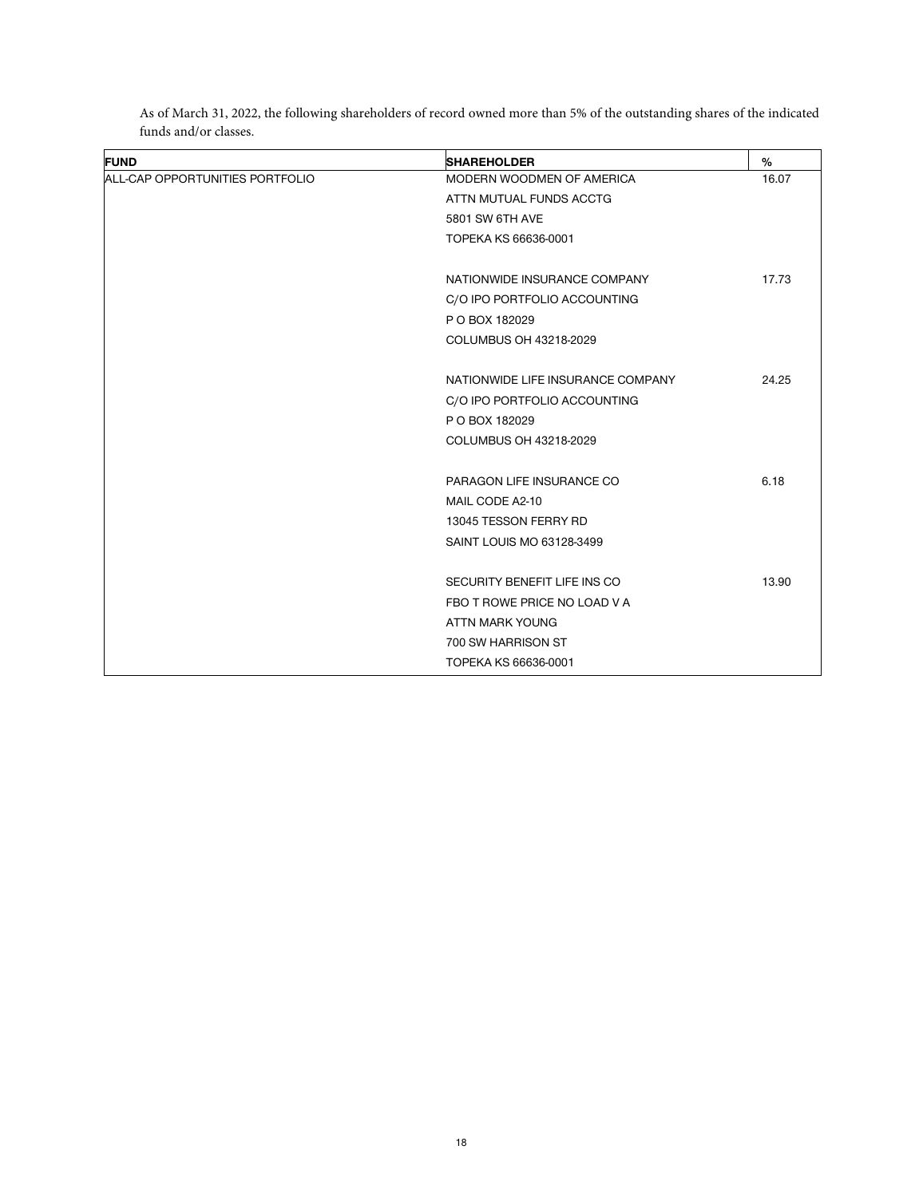As of March 31, 2022, the following shareholders of record owned more than 5% of the outstanding shares of the indicated funds and/or classes.

| FUND | SHAREHOLDER | % |
|---|---|---|
| ALL-CAP OPPORTUNITIES PORTFOLIO | MODERN WOODMEN OF AMERICA<br>ATTN MUTUAL FUNDS ACCTG<br>5801 SW 6TH AVE<br>TOPEKA KS 66636-0001 | 16.07 |
| | NATIONWIDE INSURANCE COMPANY<br>C/O IPO PORTFOLIO ACCOUNTING<br>P O BOX 182029<br>COLUMBUS OH 43218-2029 | 17.73 |
| | NATIONWIDE LIFE INSURANCE COMPANY<br>C/O IPO PORTFOLIO ACCOUNTING<br>P O BOX 182029<br>COLUMBUS OH 43218-2029 | 24.25 |
| | PARAGON LIFE INSURANCE CO<br>MAIL CODE A2-10<br>13045 TESSON FERRY RD<br>SAINT LOUIS MO 63128-3499 | 6.18 |
| | SECURITY BENEFIT LIFE INS CO<br>FBO T ROWE PRICE NO LOAD V A<br>ATTN MARK YOUNG<br>700 SW HARRISON ST<br>TOPEKA KS 66636-0001 | 13.90 |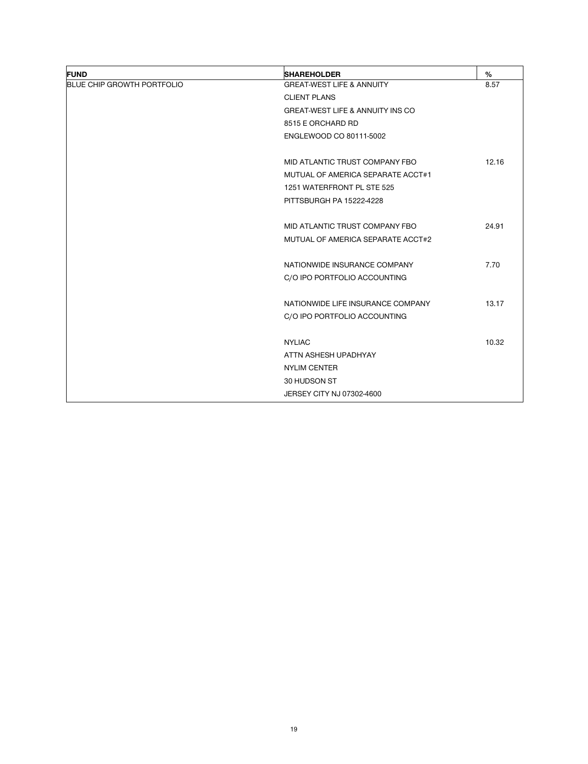| FUND | SHAREHOLDER | % |
|---|---|---|
| BLUE CHIP GROWTH PORTFOLIO | GREAT-WEST LIFE & ANNUITY<br>CLIENT PLANS<br>GREAT-WEST LIFE & ANNUITY INS CO<br>8515 E ORCHARD RD<br>ENGLEWOOD CO 80111-5002 | 8.57 |
| | MID ATLANTIC TRUST COMPANY FBO<br>MUTUAL OF AMERICA SEPARATE ACCT#1<br>1251 WATERFRONT PL STE 525<br>PITTSBURGH PA 15222-4228 | 12.16 |
| | MID ATLANTIC TRUST COMPANY FBO<br>MUTUAL OF AMERICA SEPARATE ACCT#2 | 24.91 |
| | NATIONWIDE INSURANCE COMPANY<br>C/O IPO PORTFOLIO ACCOUNTING | 7.70 |
| | NATIONWIDE LIFE INSURANCE COMPANY<br>C/O IPO PORTFOLIO ACCOUNTING | 13.17 |
| | NYLIAC<br>ATTN ASHESH UPADHYAY<br>NYLIM CENTER<br>30 HUDSON ST<br>JERSEY CITY NJ 07302-4600 | 10.32 |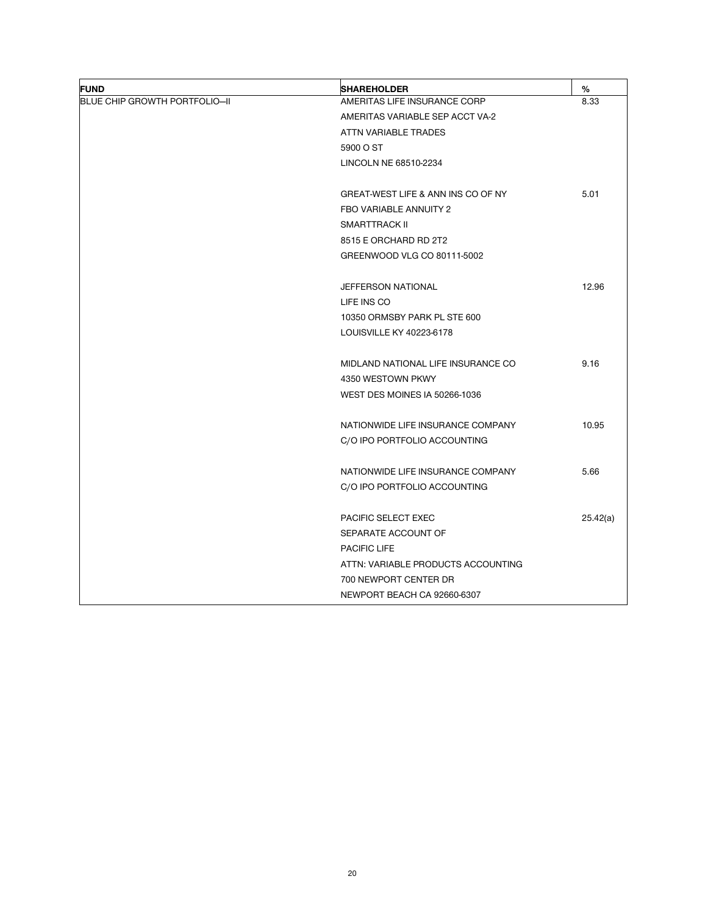| FUND | SHAREHOLDER | % |
| --- | --- | --- |
| BLUE CHIP GROWTH PORTFOLIO—II | AMERITAS LIFE INSURANCE CORP<br>AMERITAS VARIABLE SEP ACCT VA-2<br>ATTN VARIABLE TRADES<br>5900 O ST<br>LINCOLN NE 68510-2234 | 8.33 |
| | GREAT-WEST LIFE & ANN INS CO OF NY<br>FBO VARIABLE ANNUITY 2<br>SMARTTRACK II<br>8515 E ORCHARD RD 2T2<br>GREENWOOD VLG CO 80111-5002 | 5.01 |
| | JEFFERSON NATIONAL<br>LIFE INS CO<br>10350 ORMSBY PARK PL STE 600<br>LOUISVILLE KY 40223-6178 | 12.96 |
| | MIDLAND NATIONAL LIFE INSURANCE CO<br>4350 WESTOWN PKWY<br>WEST DES MOINES IA 50266-1036 | 9.16 |
| | NATIONWIDE LIFE INSURANCE COMPANY<br>C/O IPO PORTFOLIO ACCOUNTING | 10.95 |
| | NATIONWIDE LIFE INSURANCE COMPANY<br>C/O IPO PORTFOLIO ACCOUNTING | 5.66 |
| | PACIFIC SELECT EXEC<br>SEPARATE ACCOUNT OF<br>PACIFIC LIFE<br>ATTN: VARIABLE PRODUCTS ACCOUNTING<br>700 NEWPORT CENTER DR<br>NEWPORT BEACH CA 92660-6307 | 25.42(a) |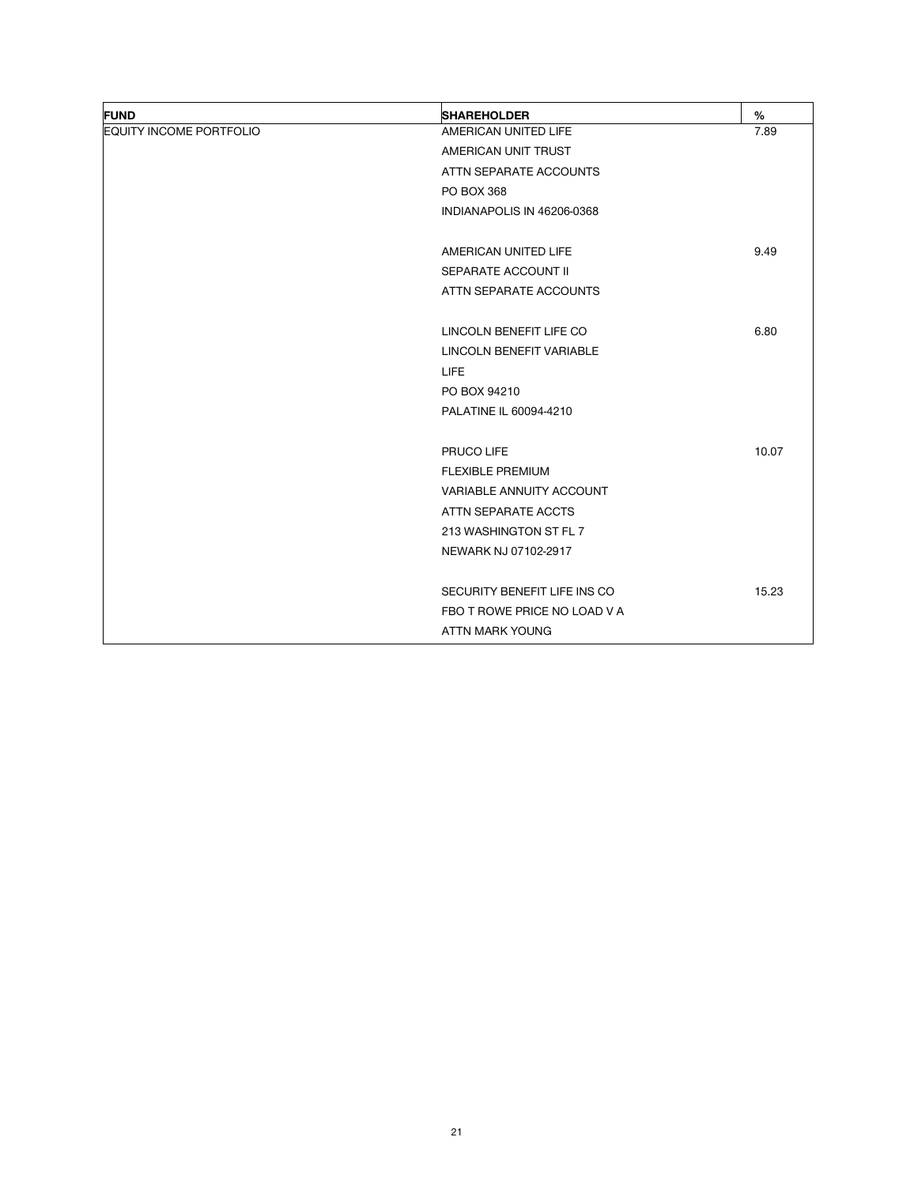| FUND | SHAREHOLDER | % |
|---|---|---|
| EQUITY INCOME PORTFOLIO | AMERICAN UNITED LIFE<br>AMERICAN UNIT TRUST<br>ATTN SEPARATE ACCOUNTS<br>PO BOX 368<br>INDIANAPOLIS IN 46206-0368 | 7.89 |
| | AMERICAN UNITED LIFE<br>SEPARATE ACCOUNT II<br>ATTN SEPARATE ACCOUNTS | 9.49 |
| | LINCOLN BENEFIT LIFE CO<br>LINCOLN BENEFIT VARIABLE<br>LIFE<br>PO BOX 94210<br>PALATINE IL 60094-4210 | 6.80 |
| | PRUCO LIFE<br>FLEXIBLE PREMIUM<br>VARIABLE ANNUITY ACCOUNT<br>ATTN SEPARATE ACCTS<br>213 WASHINGTON ST FL 7<br>NEWARK NJ 07102-2917 | 10.07 |
| | SECURITY BENEFIT LIFE INS CO<br>FBO T ROWE PRICE NO LOAD V A<br>ATTN MARK YOUNG | 15.23 |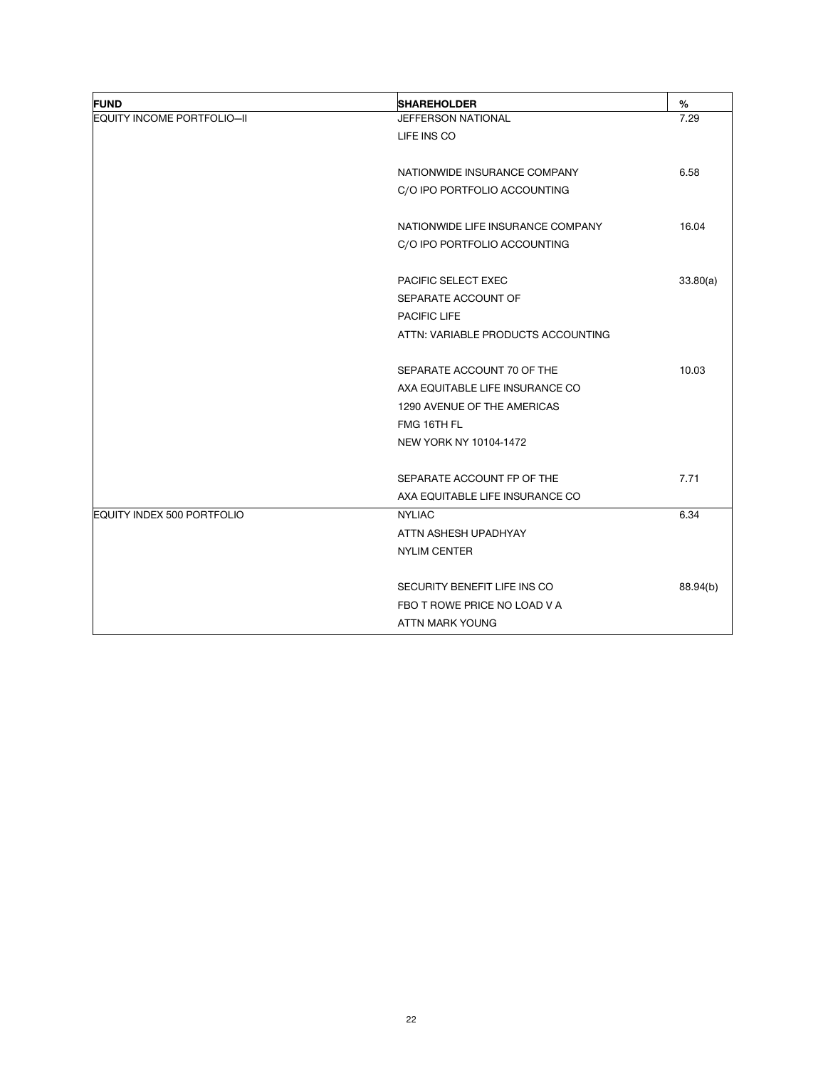| FUND | SHAREHOLDER | % |
|---|---|---|
| EQUITY INCOME PORTFOLIO—II | JEFFERSON NATIONAL<br>LIFE INS CO | 7.29 |
| | NATIONWIDE INSURANCE COMPANY<br>C/O IPO PORTFOLIO ACCOUNTING | 6.58 |
| | NATIONWIDE LIFE INSURANCE COMPANY<br>C/O IPO PORTFOLIO ACCOUNTING | 16.04 |
| | PACIFIC SELECT EXEC<br>SEPARATE ACCOUNT OF<br>PACIFIC LIFE<br>ATTN: VARIABLE PRODUCTS ACCOUNTING | 33.80(a) |
| | SEPARATE ACCOUNT 70 OF THE<br>AXA EQUITABLE LIFE INSURANCE CO<br>1290 AVENUE OF THE AMERICAS<br>FMG 16TH FL<br>NEW YORK NY 10104-1472 | 10.03 |
| | SEPARATE ACCOUNT FP OF THE<br>AXA EQUITABLE LIFE INSURANCE CO | 7.71 |
| EQUITY INDEX 500 PORTFOLIO | NYLIAC<br>ATTN ASHESH UPADHYAY<br>NYLIM CENTER | 6.34 |
| | SECURITY BENEFIT LIFE INS CO<br>FBO T ROWE PRICE NO LOAD V A<br>ATTN MARK YOUNG | 88.94(b) |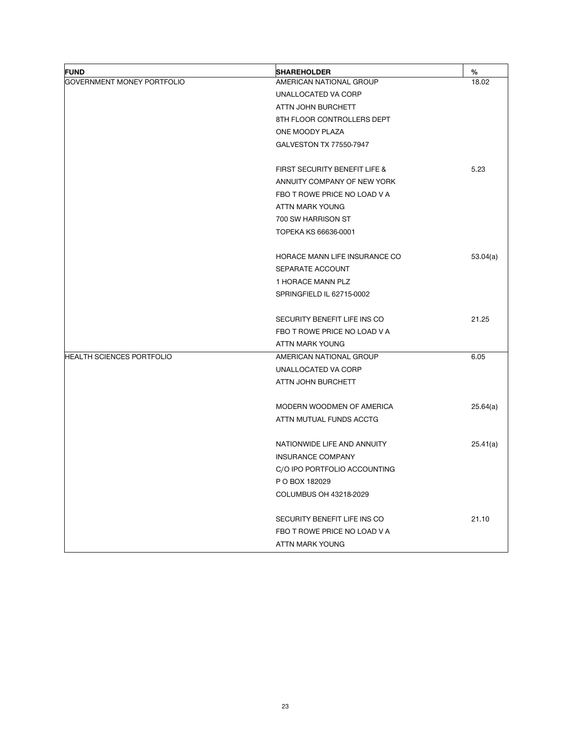| FUND | SHAREHOLDER | % |
|---|---|---|
| GOVERNMENT MONEY PORTFOLIO | AMERICAN NATIONAL GROUP<br>UNALLOCATED VA CORP<br>ATTN JOHN BURCHETT<br>8TH FLOOR CONTROLLERS DEPT<br>ONE MOODY PLAZA<br>GALVESTON TX 77550-7947 | 18.02 |
| | FIRST SECURITY BENEFIT LIFE &<br>ANNUITY COMPANY OF NEW YORK<br>FBO T ROWE PRICE NO LOAD V A<br>ATTN MARK YOUNG<br>700 SW HARRISON ST<br>TOPEKA KS 66636-0001 | 5.23 |
| | HORACE MANN LIFE INSURANCE CO<br>SEPARATE ACCOUNT<br>1 HORACE MANN PLZ<br>SPRINGFIELD IL 62715-0002 | 53.04(a) |
| | SECURITY BENEFIT LIFE INS CO<br>FBO T ROWE PRICE NO LOAD V A<br>ATTN MARK YOUNG | 21.25 |
| HEALTH SCIENCES PORTFOLIO | AMERICAN NATIONAL GROUP<br>UNALLOCATED VA CORP<br>ATTN JOHN BURCHETT | 6.05 |
| | MODERN WOODMEN OF AMERICA<br>ATTN MUTUAL FUNDS ACCTG | 25.64(a) |
| | NATIONWIDE LIFE AND ANNUITY<br>INSURANCE COMPANY<br>C/O IPO PORTFOLIO ACCOUNTING<br>P O BOX 182029<br>COLUMBUS OH 43218-2029 | 25.41(a) |
| | SECURITY BENEFIT LIFE INS CO<br>FBO T ROWE PRICE NO LOAD V A<br>ATTN MARK YOUNG | 21.10 |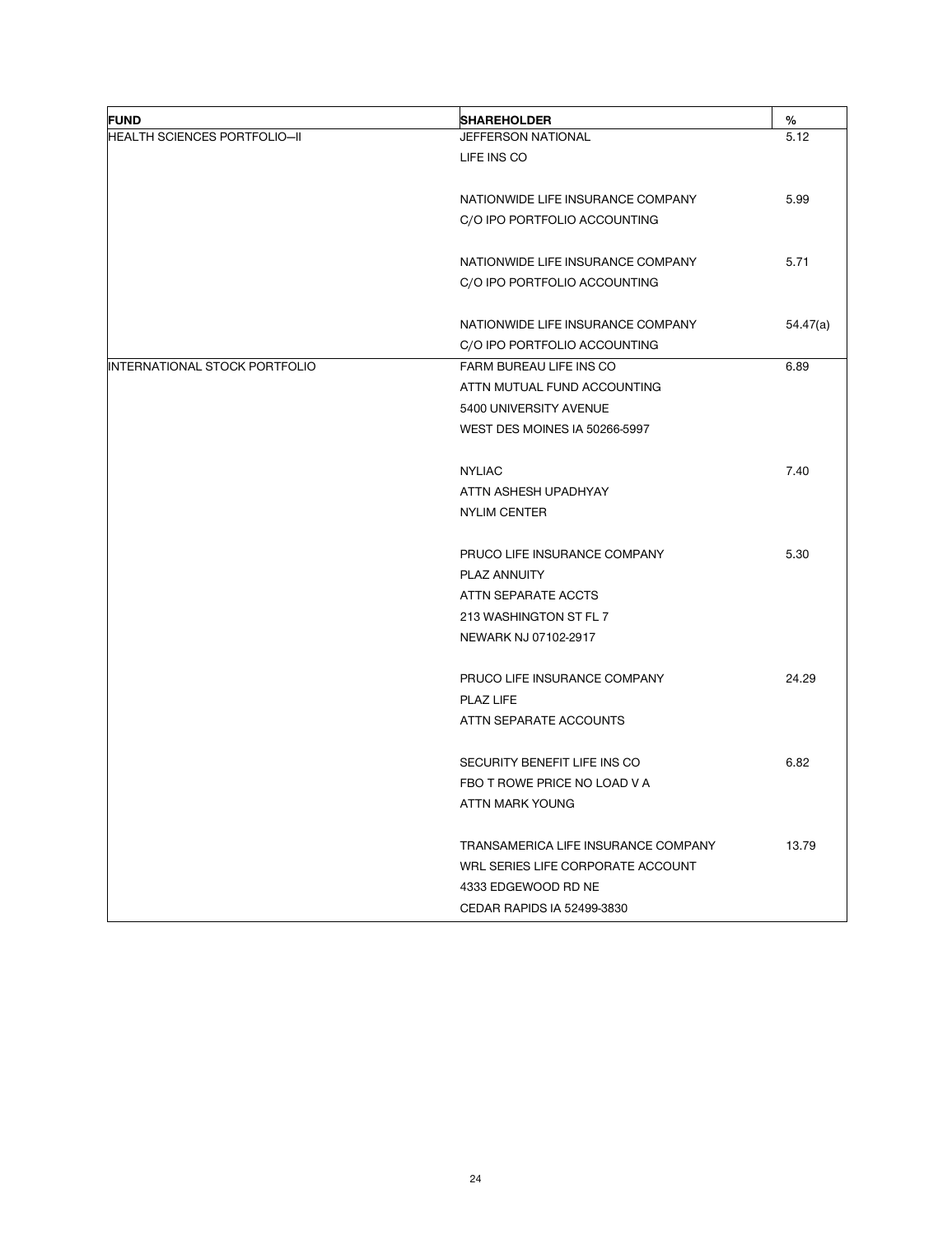| FUND | SHAREHOLDER | % |
| --- | --- | --- |
| HEALTH SCIENCES PORTFOLIO—II | JEFFERSON NATIONAL<br>LIFE INS CO | 5.12 |
| | NATIONWIDE LIFE INSURANCE COMPANY<br>C/O IPO PORTFOLIO ACCOUNTING | 5.99 |
| | NATIONWIDE LIFE INSURANCE COMPANY<br>C/O IPO PORTFOLIO ACCOUNTING | 5.71 |
| | NATIONWIDE LIFE INSURANCE COMPANY<br>C/O IPO PORTFOLIO ACCOUNTING | 54.47(a) |
| INTERNATIONAL STOCK PORTFOLIO | FARM BUREAU LIFE INS CO<br>ATTN MUTUAL FUND ACCOUNTING<br>5400 UNIVERSITY AVENUE<br>WEST DES MOINES IA 50266-5997 | 6.89 |
| | NYLIAC<br>ATTN ASHESH UPADHYAY<br>NYLIM CENTER | 7.40 |
| | PRUCO LIFE INSURANCE COMPANY<br>PLAZ ANNUITY<br>ATTN SEPARATE ACCTS<br>213 WASHINGTON ST FL 7<br>NEWARK NJ 07102-2917 | 5.30 |
| | PRUCO LIFE INSURANCE COMPANY<br>PLAZ LIFE<br>ATTN SEPARATE ACCOUNTS | 24.29 |
| | SECURITY BENEFIT LIFE INS CO<br>FBO T ROWE PRICE NO LOAD V A<br>ATTN MARK YOUNG | 6.82 |
| | TRANSAMERICA LIFE INSURANCE COMPANY<br>WRL SERIES LIFE CORPORATE ACCOUNT<br>4333 EDGEWOOD RD NE<br>CEDAR RAPIDS IA 52499-3830 | 13.79 |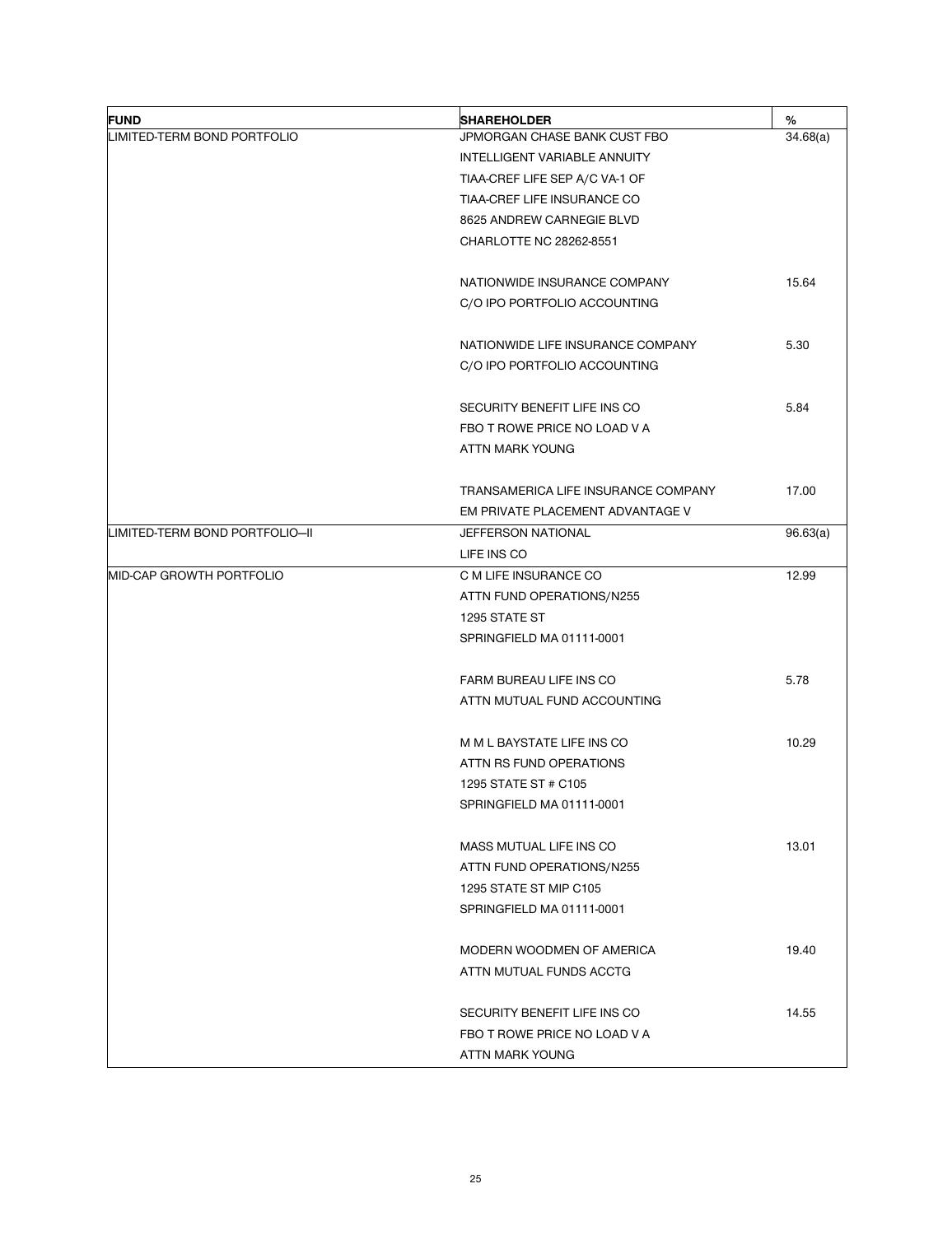| FUND | SHAREHOLDER | % |
|---|---|---|
| LIMITED-TERM BOND PORTFOLIO | JPMORGAN CHASE BANK CUST FBO<br>INTELLIGENT VARIABLE ANNUITY<br>TIAA-CREF LIFE SEP A/C VA-1 OF<br>TIAA-CREF LIFE INSURANCE CO<br>8625 ANDREW CARNEGIE BLVD<br>CHARLOTTE NC 28262-8551 | 34.68(a) |
| | NATIONWIDE INSURANCE COMPANY<br>C/O IPO PORTFOLIO ACCOUNTING | 15.64 |
| | NATIONWIDE LIFE INSURANCE COMPANY<br>C/O IPO PORTFOLIO ACCOUNTING | 5.30 |
| | SECURITY BENEFIT LIFE INS CO<br>FBO T ROWE PRICE NO LOAD V A<br>ATTN MARK YOUNG | 5.84 |
| | TRANSAMERICA LIFE INSURANCE COMPANY<br>EM PRIVATE PLACEMENT ADVANTAGE V | 17.00 |
| LIMITED-TERM BOND PORTFOLIO—II | JEFFERSON NATIONAL<br>LIFE INS CO | 96.63(a) |
| MID-CAP GROWTH PORTFOLIO | C M LIFE INSURANCE CO<br>ATTN FUND OPERATIONS/N255<br>1295 STATE ST<br>SPRINGFIELD MA 01111-0001 | 12.99 |
| | FARM BUREAU LIFE INS CO<br>ATTN MUTUAL FUND ACCOUNTING | 5.78 |
| | M M L BAYSTATE LIFE INS CO<br>ATTN RS FUND OPERATIONS<br>1295 STATE ST # C105<br>SPRINGFIELD MA 01111-0001 | 10.29 |
| | MASS MUTUAL LIFE INS CO<br>ATTN FUND OPERATIONS/N255<br>1295 STATE ST MIP C105<br>SPRINGFIELD MA 01111-0001 | 13.01 |
| | MODERN WOODMEN OF AMERICA<br>ATTN MUTUAL FUNDS ACCTG | 19.40 |
| | SECURITY BENEFIT LIFE INS CO<br>FBO T ROWE PRICE NO LOAD V A<br>ATTN MARK YOUNG | 14.55 |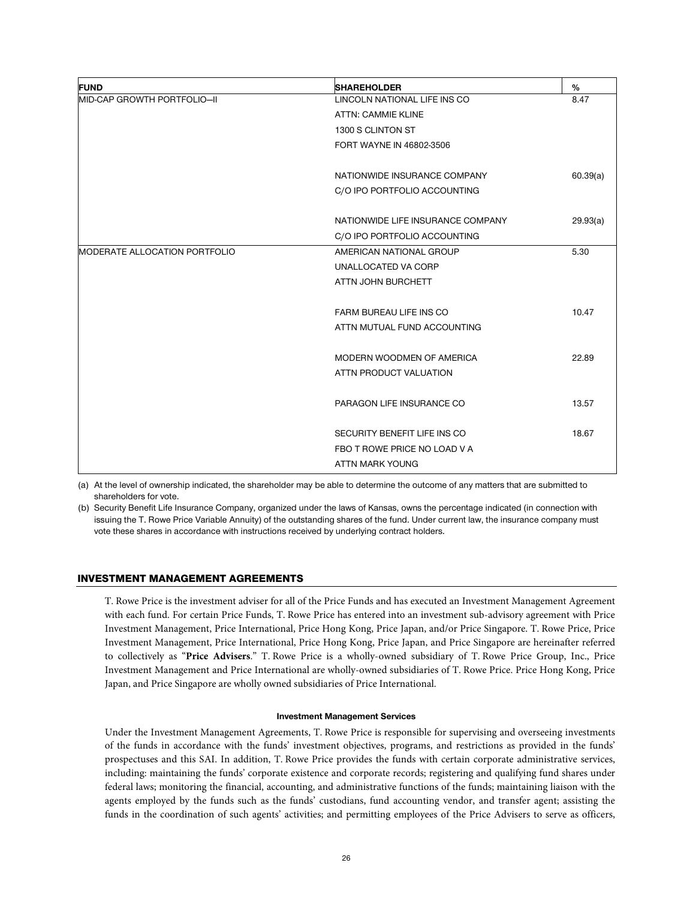| FUND | SHAREHOLDER | % |
|---|---|---|
| MID-CAP GROWTH PORTFOLIO—II | LINCOLN NATIONAL LIFE INS CO<br>ATTN: CAMMIE KLINE<br>1300 S CLINTON ST<br>FORT WAYNE IN 46802-3506 | 8.47 |
| | NATIONWIDE INSURANCE COMPANY<br>C/O IPO PORTFOLIO ACCOUNTING | 60.39(a) |
| | NATIONWIDE LIFE INSURANCE COMPANY<br>C/O IPO PORTFOLIO ACCOUNTING | 29.93(a) |
| MODERATE ALLOCATION PORTFOLIO | AMERICAN NATIONAL GROUP<br>UNALLOCATED VA CORP<br>ATTN JOHN BURCHETT | 5.30 |
| | FARM BUREAU LIFE INS CO<br>ATTN MUTUAL FUND ACCOUNTING | 10.47 |
| | MODERN WOODMEN OF AMERICA<br>ATTN PRODUCT VALUATION | 22.89 |
| | PARAGON LIFE INSURANCE CO | 13.57 |
| | SECURITY BENEFIT LIFE INS CO<br>FBO T ROWE PRICE NO LOAD V A<br>ATTN MARK YOUNG | 18.67 |

(a) At the level of ownership indicated, the shareholder may be able to determine the outcome of any matters that are submitted to shareholders for vote.

(b) Security Benefit Life Insurance Company, organized under the laws of Kansas, owns the percentage indicated (in connection with issuing the T. Rowe Price Variable Annuity) of the outstanding shares of the fund. Under current law, the insurance company must vote these shares in accordance with instructions received by underlying contract holders.

## INVESTMENT MANAGEMENT AGREEMENTS

T. Rowe Price is the investment adviser for all of the Price Funds and has executed an Investment Management Agreement with each fund. For certain Price Funds, T. Rowe Price has entered into an investment sub-advisory agreement with Price Investment Management, Price International, Price Hong Kong, Price Japan, and/or Price Singapore. T. Rowe Price, Price Investment Management, Price International, Price Hong Kong, Price Japan, and Price Singapore are hereinafter referred to collectively as "**Price Advisers**." T. Rowe Price is a wholly-owned subsidiary of T. Rowe Price Group, Inc., Price Investment Management and Price International are wholly-owned subsidiaries of T. Rowe Price. Price Hong Kong, Price Japan, and Price Singapore are wholly owned subsidiaries of Price International.

#### Investment Management Services

Under the Investment Management Agreements, T. Rowe Price is responsible for supervising and overseeing investments of the funds in accordance with the funds' investment objectives, programs, and restrictions as provided in the funds' prospectuses and this SAI. In addition, T. Rowe Price provides the funds with certain corporate administrative services, including: maintaining the funds' corporate existence and corporate records; registering and qualifying fund shares under federal laws; monitoring the financial, accounting, and administrative functions of the funds; maintaining liaison with the agents employed by the funds such as the funds' custodians, fund accounting vendor, and transfer agent; assisting the funds in the coordination of such agents' activities; and permitting employees of the Price Advisers to serve as officers,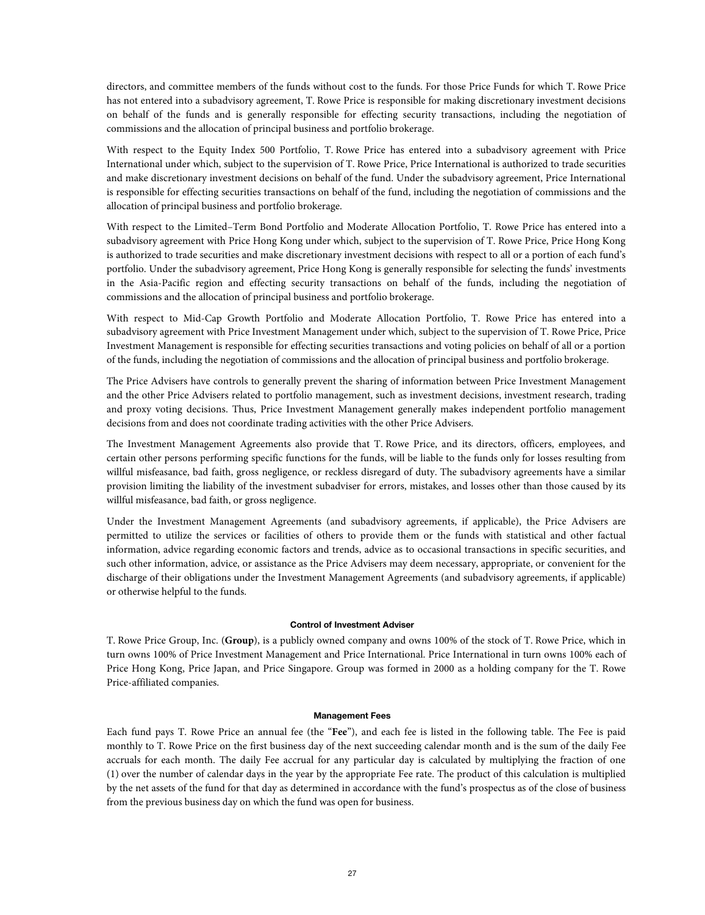directors, and committee members of the funds without cost to the funds. For those Price Funds for which T. Rowe Price has not entered into a subadvisory agreement, T. Rowe Price is responsible for making discretionary investment decisions on behalf of the funds and is generally responsible for effecting security transactions, including the negotiation of commissions and the allocation of principal business and portfolio brokerage.

With respect to the Equity Index 500 Portfolio, T. Rowe Price has entered into a subadvisory agreement with Price International under which, subject to the supervision of T. Rowe Price, Price International is authorized to trade securities and make discretionary investment decisions on behalf of the fund. Under the subadvisory agreement, Price International is responsible for effecting securities transactions on behalf of the fund, including the negotiation of commissions and the allocation of principal business and portfolio brokerage.

With respect to the Limited–Term Bond Portfolio and Moderate Allocation Portfolio, T. Rowe Price has entered into a subadvisory agreement with Price Hong Kong under which, subject to the supervision of T. Rowe Price, Price Hong Kong is authorized to trade securities and make discretionary investment decisions with respect to all or a portion of each fund's portfolio. Under the subadvisory agreement, Price Hong Kong is generally responsible for selecting the funds' investments in the Asia-Pacific region and effecting security transactions on behalf of the funds, including the negotiation of commissions and the allocation of principal business and portfolio brokerage.

With respect to Mid-Cap Growth Portfolio and Moderate Allocation Portfolio, T. Rowe Price has entered into a subadvisory agreement with Price Investment Management under which, subject to the supervision of T. Rowe Price, Price Investment Management is responsible for effecting securities transactions and voting policies on behalf of all or a portion of the funds, including the negotiation of commissions and the allocation of principal business and portfolio brokerage.

The Price Advisers have controls to generally prevent the sharing of information between Price Investment Management and the other Price Advisers related to portfolio management, such as investment decisions, investment research, trading and proxy voting decisions. Thus, Price Investment Management generally makes independent portfolio management decisions from and does not coordinate trading activities with the other Price Advisers.

The Investment Management Agreements also provide that T. Rowe Price, and its directors, officers, employees, and certain other persons performing specific functions for the funds, will be liable to the funds only for losses resulting from willful misfeasance, bad faith, gross negligence, or reckless disregard of duty. The subadvisory agreements have a similar provision limiting the liability of the investment subadviser for errors, mistakes, and losses other than those caused by its willful misfeasance, bad faith, or gross negligence.

Under the Investment Management Agreements (and subadvisory agreements, if applicable), the Price Advisers are permitted to utilize the services or facilities of others to provide them or the funds with statistical and other factual information, advice regarding economic factors and trends, advice as to occasional transactions in specific securities, and such other information, advice, or assistance as the Price Advisers may deem necessary, appropriate, or convenient for the discharge of their obligations under the Investment Management Agreements (and subadvisory agreements, if applicable) or otherwise helpful to the funds.

#### Control of Investment Adviser

T. Rowe Price Group, Inc. (**Group**), is a publicly owned company and owns 100% of the stock of T. Rowe Price, which in turn owns 100% of Price Investment Management and Price International. Price International in turn owns 100% each of Price Hong Kong, Price Japan, and Price Singapore. Group was formed in 2000 as a holding company for the T. Rowe Price-affiliated companies.

#### Management Fees

Each fund pays T. Rowe Price an annual fee (the "**Fee**"), and each fee is listed in the following table. The Fee is paid monthly to T. Rowe Price on the first business day of the next succeeding calendar month and is the sum of the daily Fee accruals for each month. The daily Fee accrual for any particular day is calculated by multiplying the fraction of one (1) over the number of calendar days in the year by the appropriate Fee rate. The product of this calculation is multiplied by the net assets of the fund for that day as determined in accordance with the fund's prospectus as of the close of business from the previous business day on which the fund was open for business.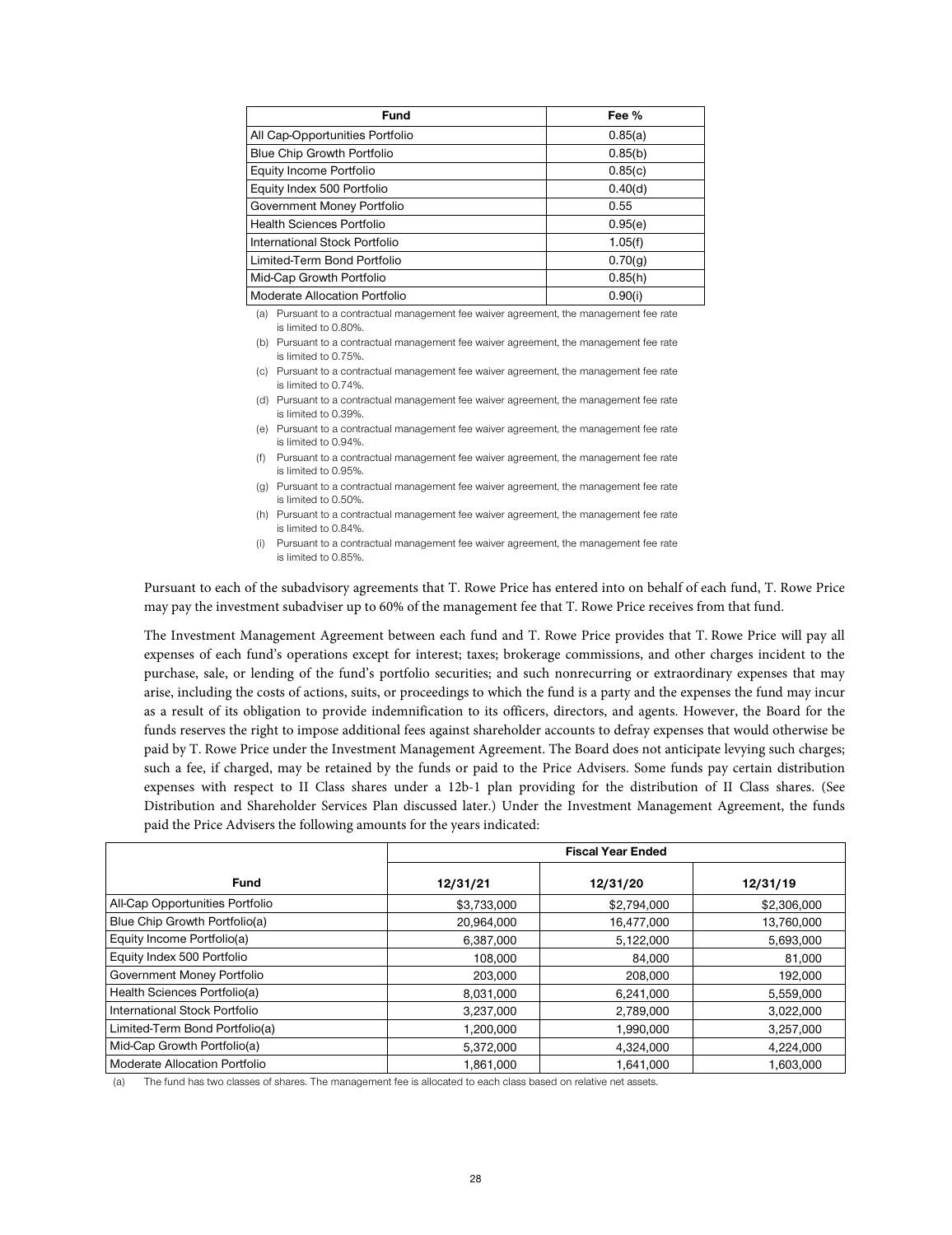| Fund | Fee % |
|---|---|
| All Cap-Opportunities Portfolio | 0.85(a) |
| Blue Chip Growth Portfolio | 0.85(b) |
| Equity Income Portfolio | 0.85(c) |
| Equity Index 500 Portfolio | 0.40(d) |
| Government Money Portfolio | 0.55 |
| Health Sciences Portfolio | 0.95(e) |
| International Stock Portfolio | 1.05(f) |
| Limited-Term Bond Portfolio | 0.70(g) |
| Mid-Cap Growth Portfolio | 0.85(h) |
| Moderate Allocation Portfolio | 0.90(i) |

(a) Pursuant to a contractual management fee waiver agreement, the management fee rate is limited to 0.80%.

(b) Pursuant to a contractual management fee waiver agreement, the management fee rate is limited to 0.75%.

(c) Pursuant to a contractual management fee waiver agreement, the management fee rate is limited to 0.74%.

(d) Pursuant to a contractual management fee waiver agreement, the management fee rate is limited to 0.39%.

(e) Pursuant to a contractual management fee waiver agreement, the management fee rate is limited to 0.94%.

(f) Pursuant to a contractual management fee waiver agreement, the management fee rate is limited to 0.95%.

(g) Pursuant to a contractual management fee waiver agreement, the management fee rate is limited to 0.50%.

(h) Pursuant to a contractual management fee waiver agreement, the management fee rate is limited to 0.84%.

(i) Pursuant to a contractual management fee waiver agreement, the management fee rate is limited to 0.85%.

Pursuant to each of the subadvisory agreements that T. Rowe Price has entered into on behalf of each fund, T. Rowe Price may pay the investment subadviser up to 60% of the management fee that T. Rowe Price receives from that fund.

The Investment Management Agreement between each fund and T. Rowe Price provides that T. Rowe Price will pay all expenses of each fund's operations except for interest; taxes; brokerage commissions, and other charges incident to the purchase, sale, or lending of the fund's portfolio securities; and such nonrecurring or extraordinary expenses that may arise, including the costs of actions, suits, or proceedings to which the fund is a party and the expenses the fund may incur as a result of its obligation to provide indemnification to its officers, directors, and agents. However, the Board for the funds reserves the right to impose additional fees against shareholder accounts to defray expenses that would otherwise be paid by T. Rowe Price under the Investment Management Agreement. The Board does not anticipate levying such charges; such a fee, if charged, may be retained by the funds or paid to the Price Advisers. Some funds pay certain distribution expenses with respect to II Class shares under a 12b-1 plan providing for the distribution of II Class shares. (See Distribution and Shareholder Services Plan discussed later.) Under the Investment Management Agreement, the funds paid the Price Advisers the following amounts for the years indicated:

| | Fiscal Year Ended | | |
|---|---|---|---|
| Fund | 12/31/21 | 12/31/20 | 12/31/19 |
| All-Cap Opportunities Portfolio | $3,733,000 | $2,794,000 | $2,306,000 |
| Blue Chip Growth Portfolio(a) | 20,964,000 | 16,477,000 | 13,760,000 |
| Equity Income Portfolio(a) | 6,387,000 | 5,122,000 | 5,693,000 |
| Equity Index 500 Portfolio | 108,000 | 84,000 | 81,000 |
| Government Money Portfolio | 203,000 | 208,000 | 192,000 |
| Health Sciences Portfolio(a) | 8,031,000 | 6,241,000 | 5,559,000 |
| International Stock Portfolio | 3,237,000 | 2,789,000 | 3,022,000 |
| Limited-Term Bond Portfolio(a) | 1,200,000 | 1,990,000 | 3,257,000 |
| Mid-Cap Growth Portfolio(a) | 5,372,000 | 4,324,000 | 4,224,000 |
| Moderate Allocation Portfolio | 1,861,000 | 1,641,000 | 1,603,000 |

(a) The fund has two classes of shares. The management fee is allocated to each class based on relative net assets.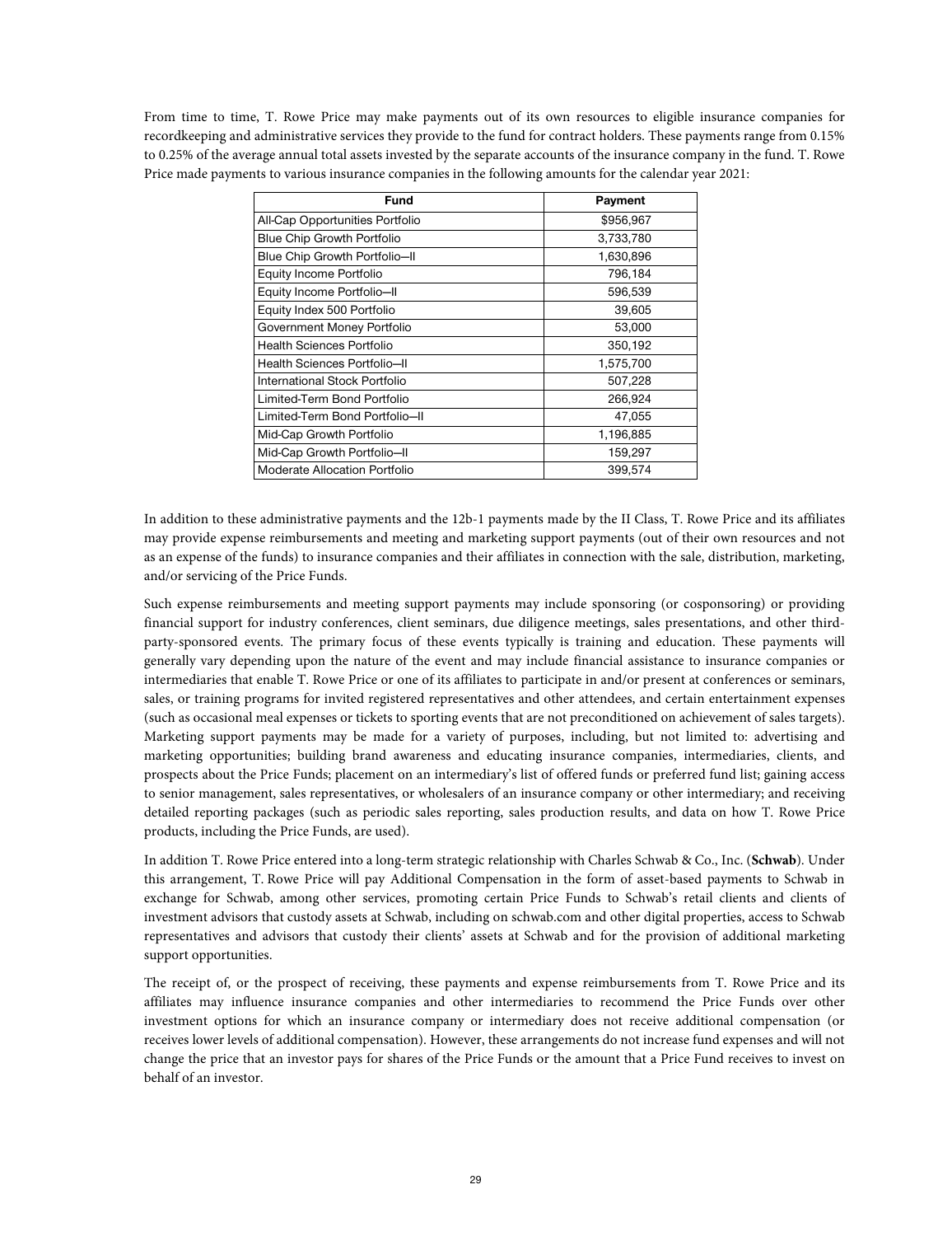From time to time, T. Rowe Price may make payments out of its own resources to eligible insurance companies for recordkeeping and administrative services they provide to the fund for contract holders. These payments range from 0.15% to 0.25% of the average annual total assets invested by the separate accounts of the insurance company in the fund. T. Rowe Price made payments to various insurance companies in the following amounts for the calendar year 2021:

| Fund | Payment |
|---|---|
| All-Cap Opportunities Portfolio | $956,967 |
| Blue Chip Growth Portfolio | 3,733,780 |
| Blue Chip Growth Portfolio—II | 1,630,896 |
| Equity Income Portfolio | 796,184 |
| Equity Income Portfolio—II | 596,539 |
| Equity Index 500 Portfolio | 39,605 |
| Government Money Portfolio | 53,000 |
| Health Sciences Portfolio | 350,192 |
| Health Sciences Portfolio—II | 1,575,700 |
| International Stock Portfolio | 507,228 |
| Limited-Term Bond Portfolio | 266,924 |
| Limited-Term Bond Portfolio—II | 47,055 |
| Mid-Cap Growth Portfolio | 1,196,885 |
| Mid-Cap Growth Portfolio—II | 159,297 |
| Moderate Allocation Portfolio | 399,574 |

In addition to these administrative payments and the 12b-1 payments made by the II Class, T. Rowe Price and its affiliates may provide expense reimbursements and meeting and marketing support payments (out of their own resources and not as an expense of the funds) to insurance companies and their affiliates in connection with the sale, distribution, marketing, and/or servicing of the Price Funds.

Such expense reimbursements and meeting support payments may include sponsoring (or cosponsoring) or providing financial support for industry conferences, client seminars, due diligence meetings, sales presentations, and other third-party-sponsored events. The primary focus of these events typically is training and education. These payments will generally vary depending upon the nature of the event and may include financial assistance to insurance companies or intermediaries that enable T. Rowe Price or one of its affiliates to participate in and/or present at conferences or seminars, sales, or training programs for invited registered representatives and other attendees, and certain entertainment expenses (such as occasional meal expenses or tickets to sporting events that are not preconditioned on achievement of sales targets). Marketing support payments may be made for a variety of purposes, including, but not limited to: advertising and marketing opportunities; building brand awareness and educating insurance companies, intermediaries, clients, and prospects about the Price Funds; placement on an intermediary's list of offered funds or preferred fund list; gaining access to senior management, sales representatives, or wholesalers of an insurance company or other intermediary; and receiving detailed reporting packages (such as periodic sales reporting, sales production results, and data on how T. Rowe Price products, including the Price Funds, are used).

In addition T. Rowe Price entered into a long-term strategic relationship with Charles Schwab & Co., Inc. (**Schwab**). Under this arrangement, T. Rowe Price will pay Additional Compensation in the form of asset-based payments to Schwab in exchange for Schwab, among other services, promoting certain Price Funds to Schwab's retail clients and clients of investment advisors that custody assets at Schwab, including on schwab.com and other digital properties, access to Schwab representatives and advisors that custody their clients' assets at Schwab and for the provision of additional marketing support opportunities.

The receipt of, or the prospect of receiving, these payments and expense reimbursements from T. Rowe Price and its affiliates may influence insurance companies and other intermediaries to recommend the Price Funds over other investment options for which an insurance company or intermediary does not receive additional compensation (or receives lower levels of additional compensation). However, these arrangements do not increase fund expenses and will not change the price that an investor pays for shares of the Price Funds or the amount that a Price Fund receives to invest on behalf of an investor.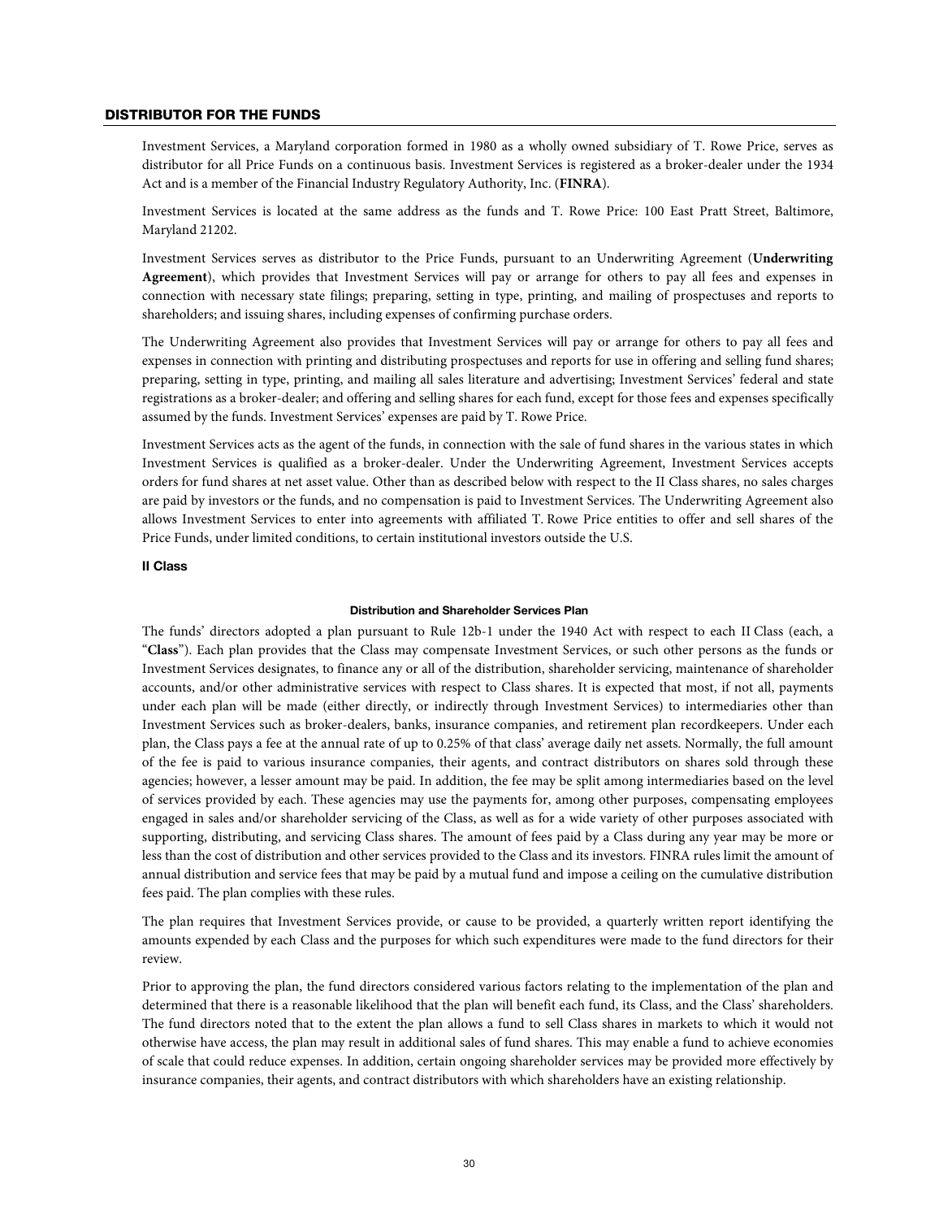## DISTRIBUTOR FOR THE FUNDS

Investment Services, a Maryland corporation formed in 1980 as a wholly owned subsidiary of T. Rowe Price, serves as distributor for all Price Funds on a continuous basis. Investment Services is registered as a broker-dealer under the 1934 Act and is a member of the Financial Industry Regulatory Authority, Inc. (**FINRA**).

Investment Services is located at the same address as the funds and T. Rowe Price: 100 East Pratt Street, Baltimore, Maryland 21202.

Investment Services serves as distributor to the Price Funds, pursuant to an Underwriting Agreement (**Underwriting Agreement**), which provides that Investment Services will pay or arrange for others to pay all fees and expenses in connection with necessary state filings; preparing, setting in type, printing, and mailing of prospectuses and reports to shareholders; and issuing shares, including expenses of confirming purchase orders.

The Underwriting Agreement also provides that Investment Services will pay or arrange for others to pay all fees and expenses in connection with printing and distributing prospectuses and reports for use in offering and selling fund shares; preparing, setting in type, printing, and mailing all sales literature and advertising; Investment Services' federal and state registrations as a broker-dealer; and offering and selling shares for each fund, except for those fees and expenses specifically assumed by the funds. Investment Services' expenses are paid by T. Rowe Price.

Investment Services acts as the agent of the funds, in connection with the sale of fund shares in the various states in which Investment Services is qualified as a broker-dealer. Under the Underwriting Agreement, Investment Services accepts orders for fund shares at net asset value. Other than as described below with respect to the II Class shares, no sales charges are paid by investors or the funds, and no compensation is paid to Investment Services. The Underwriting Agreement also allows Investment Services to enter into agreements with affiliated T. Rowe Price entities to offer and sell shares of the Price Funds, under limited conditions, to certain institutional investors outside the U.S.

### II Class

#### Distribution and Shareholder Services Plan

The funds' directors adopted a plan pursuant to Rule 12b-1 under the 1940 Act with respect to each II Class (each, a "**Class**"). Each plan provides that the Class may compensate Investment Services, or such other persons as the funds or Investment Services designates, to finance any or all of the distribution, shareholder servicing, maintenance of shareholder accounts, and/or other administrative services with respect to Class shares. It is expected that most, if not all, payments under each plan will be made (either directly, or indirectly through Investment Services) to intermediaries other than Investment Services such as broker-dealers, banks, insurance companies, and retirement plan recordkeepers. Under each plan, the Class pays a fee at the annual rate of up to 0.25% of that class' average daily net assets. Normally, the full amount of the fee is paid to various insurance companies, their agents, and contract distributors on shares sold through these agencies; however, a lesser amount may be paid. In addition, the fee may be split among intermediaries based on the level of services provided by each. These agencies may use the payments for, among other purposes, compensating employees engaged in sales and/or shareholder servicing of the Class, as well as for a wide variety of other purposes associated with supporting, distributing, and servicing Class shares. The amount of fees paid by a Class during any year may be more or less than the cost of distribution and other services provided to the Class and its investors. FINRA rules limit the amount of annual distribution and service fees that may be paid by a mutual fund and impose a ceiling on the cumulative distribution fees paid. The plan complies with these rules.

The plan requires that Investment Services provide, or cause to be provided, a quarterly written report identifying the amounts expended by each Class and the purposes for which such expenditures were made to the fund directors for their review.

Prior to approving the plan, the fund directors considered various factors relating to the implementation of the plan and determined that there is a reasonable likelihood that the plan will benefit each fund, its Class, and the Class' shareholders. The fund directors noted that to the extent the plan allows a fund to sell Class shares in markets to which it would not otherwise have access, the plan may result in additional sales of fund shares. This may enable a fund to achieve economies of scale that could reduce expenses. In addition, certain ongoing shareholder services may be provided more effectively by insurance companies, their agents, and contract distributors with which shareholders have an existing relationship.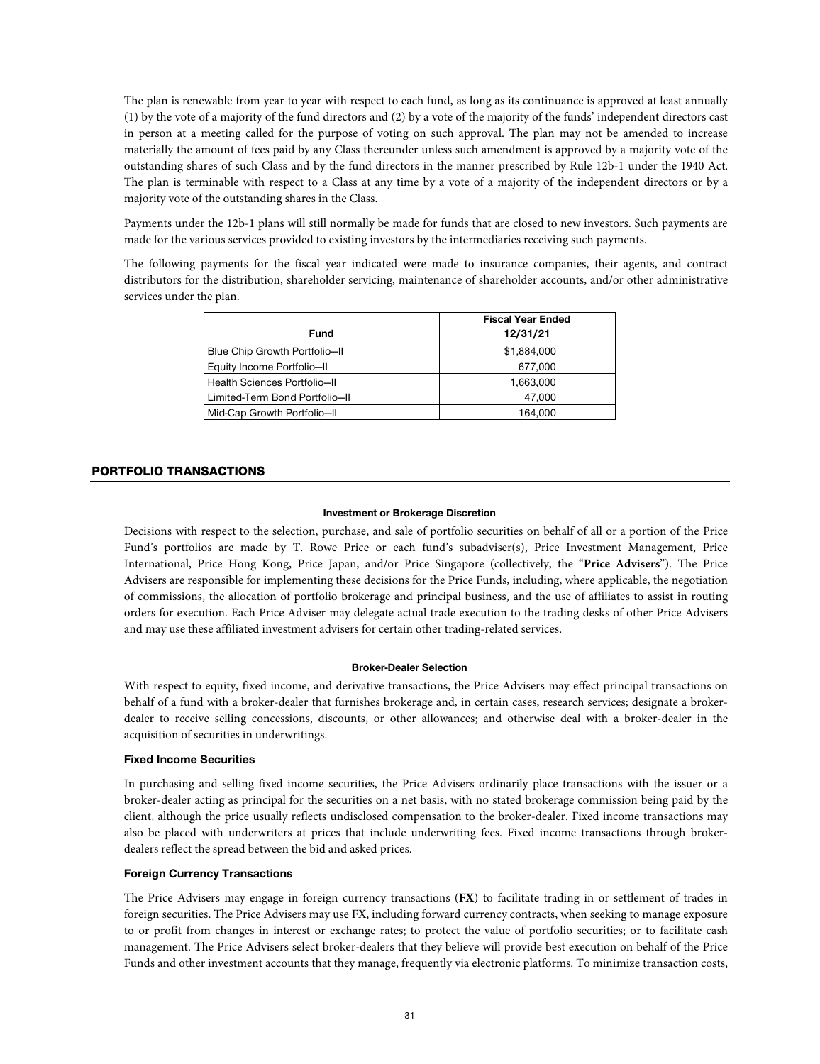The plan is renewable from year to year with respect to each fund, as long as its continuance is approved at least annually (1) by the vote of a majority of the fund directors and (2) by a vote of the majority of the funds' independent directors cast in person at a meeting called for the purpose of voting on such approval. The plan may not be amended to increase materially the amount of fees paid by any Class thereunder unless such amendment is approved by a majority vote of the outstanding shares of such Class and by the fund directors in the manner prescribed by Rule 12b-1 under the 1940 Act. The plan is terminable with respect to a Class at any time by a vote of a majority of the independent directors or by a majority vote of the outstanding shares in the Class.

Payments under the 12b-1 plans will still normally be made for funds that are closed to new investors. Such payments are made for the various services provided to existing investors by the intermediaries receiving such payments.

The following payments for the fiscal year indicated were made to insurance companies, their agents, and contract distributors for the distribution, shareholder servicing, maintenance of shareholder accounts, and/or other administrative services under the plan.

| Fund | Fiscal Year Ended 12/31/21 |
|---|---|
| Blue Chip Growth Portfolio—II | $1,884,000 |
| Equity Income Portfolio—II | 677,000 |
| Health Sciences Portfolio—II | 1,663,000 |
| Limited-Term Bond Portfolio—II | 47,000 |
| Mid-Cap Growth Portfolio—II | 164,000 |

## PORTFOLIO TRANSACTIONS

#### Investment or Brokerage Discretion

Decisions with respect to the selection, purchase, and sale of portfolio securities on behalf of all or a portion of the Price Fund's portfolios are made by T. Rowe Price or each fund's subadviser(s), Price Investment Management, Price International, Price Hong Kong, Price Japan, and/or Price Singapore (collectively, the "**Price Advisers**"). The Price Advisers are responsible for implementing these decisions for the Price Funds, including, where applicable, the negotiation of commissions, the allocation of portfolio brokerage and principal business, and the use of affiliates to assist in routing orders for execution. Each Price Adviser may delegate actual trade execution to the trading desks of other Price Advisers and may use these affiliated investment advisers for certain other trading-related services.

#### Broker-Dealer Selection

With respect to equity, fixed income, and derivative transactions, the Price Advisers may effect principal transactions on behalf of a fund with a broker-dealer that furnishes brokerage and, in certain cases, research services; designate a broker-dealer to receive selling concessions, discounts, or other allowances; and otherwise deal with a broker-dealer in the acquisition of securities in underwritings.

### Fixed Income Securities

In purchasing and selling fixed income securities, the Price Advisers ordinarily place transactions with the issuer or a broker-dealer acting as principal for the securities on a net basis, with no stated brokerage commission being paid by the client, although the price usually reflects undisclosed compensation to the broker-dealer. Fixed income transactions may also be placed with underwriters at prices that include underwriting fees. Fixed income transactions through broker-dealers reflect the spread between the bid and asked prices.

### Foreign Currency Transactions

The Price Advisers may engage in foreign currency transactions (**FX**) to facilitate trading in or settlement of trades in foreign securities. The Price Advisers may use FX, including forward currency contracts, when seeking to manage exposure to or profit from changes in interest or exchange rates; to protect the value of portfolio securities; or to facilitate cash management. The Price Advisers select broker-dealers that they believe will provide best execution on behalf of the Price Funds and other investment accounts that they manage, frequently via electronic platforms. To minimize transaction costs,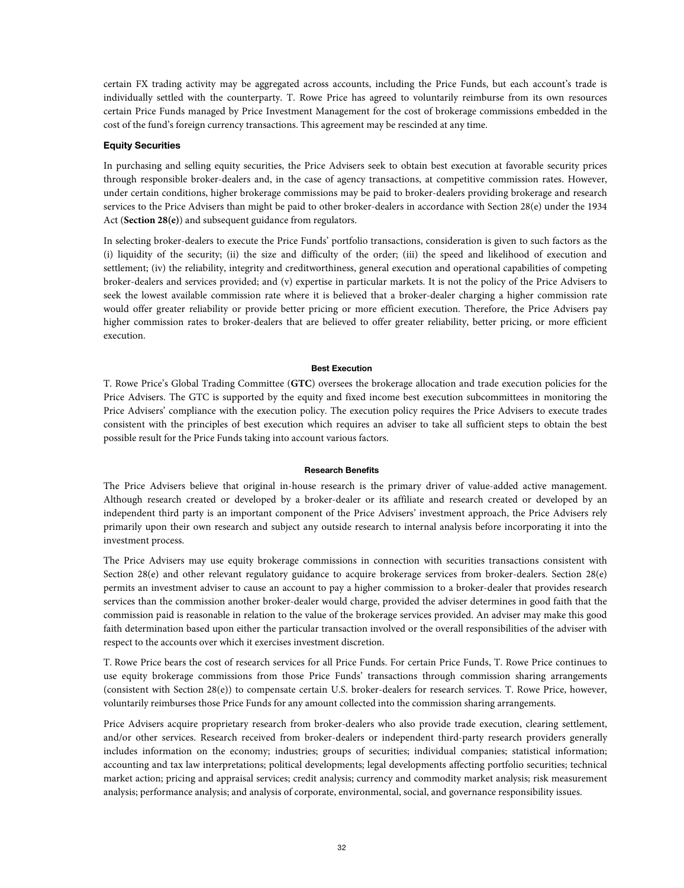certain FX trading activity may be aggregated across accounts, including the Price Funds, but each account's trade is individually settled with the counterparty. T. Rowe Price has agreed to voluntarily reimburse from its own resources certain Price Funds managed by Price Investment Management for the cost of brokerage commissions embedded in the cost of the fund's foreign currency transactions. This agreement may be rescinded at any time.

#### Equity Securities

In purchasing and selling equity securities, the Price Advisers seek to obtain best execution at favorable security prices through responsible broker-dealers and, in the case of agency transactions, at competitive commission rates. However, under certain conditions, higher brokerage commissions may be paid to broker-dealers providing brokerage and research services to the Price Advisers than might be paid to other broker-dealers in accordance with Section 28(e) under the 1934 Act (**Section 28(e)**) and subsequent guidance from regulators.

In selecting broker-dealers to execute the Price Funds' portfolio transactions, consideration is given to such factors as the (i) liquidity of the security; (ii) the size and difficulty of the order; (iii) the speed and likelihood of execution and settlement; (iv) the reliability, integrity and creditworthiness, general execution and operational capabilities of competing broker-dealers and services provided; and (v) expertise in particular markets. It is not the policy of the Price Advisers to seek the lowest available commission rate where it is believed that a broker-dealer charging a higher commission rate would offer greater reliability or provide better pricing or more efficient execution. Therefore, the Price Advisers pay higher commission rates to broker-dealers that are believed to offer greater reliability, better pricing, or more efficient execution.

#### Best Execution

T. Rowe Price's Global Trading Committee (**GTC**) oversees the brokerage allocation and trade execution policies for the Price Advisers. The GTC is supported by the equity and fixed income best execution subcommittees in monitoring the Price Advisers' compliance with the execution policy. The execution policy requires the Price Advisers to execute trades consistent with the principles of best execution which requires an adviser to take all sufficient steps to obtain the best possible result for the Price Funds taking into account various factors.

#### Research Benefits

The Price Advisers believe that original in-house research is the primary driver of value-added active management. Although research created or developed by a broker-dealer or its affiliate and research created or developed by an independent third party is an important component of the Price Advisers' investment approach, the Price Advisers rely primarily upon their own research and subject any outside research to internal analysis before incorporating it into the investment process.

The Price Advisers may use equity brokerage commissions in connection with securities transactions consistent with Section 28(e) and other relevant regulatory guidance to acquire brokerage services from broker-dealers. Section 28(e) permits an investment adviser to cause an account to pay a higher commission to a broker-dealer that provides research services than the commission another broker-dealer would charge, provided the adviser determines in good faith that the commission paid is reasonable in relation to the value of the brokerage services provided. An adviser may make this good faith determination based upon either the particular transaction involved or the overall responsibilities of the adviser with respect to the accounts over which it exercises investment discretion.

T. Rowe Price bears the cost of research services for all Price Funds. For certain Price Funds, T. Rowe Price continues to use equity brokerage commissions from those Price Funds' transactions through commission sharing arrangements (consistent with Section 28(e)) to compensate certain U.S. broker-dealers for research services. T. Rowe Price, however, voluntarily reimburses those Price Funds for any amount collected into the commission sharing arrangements.

Price Advisers acquire proprietary research from broker-dealers who also provide trade execution, clearing settlement, and/or other services. Research received from broker-dealers or independent third-party research providers generally includes information on the economy; industries; groups of securities; individual companies; statistical information; accounting and tax law interpretations; political developments; legal developments affecting portfolio securities; technical market action; pricing and appraisal services; credit analysis; currency and commodity market analysis; risk measurement analysis; performance analysis; and analysis of corporate, environmental, social, and governance responsibility issues.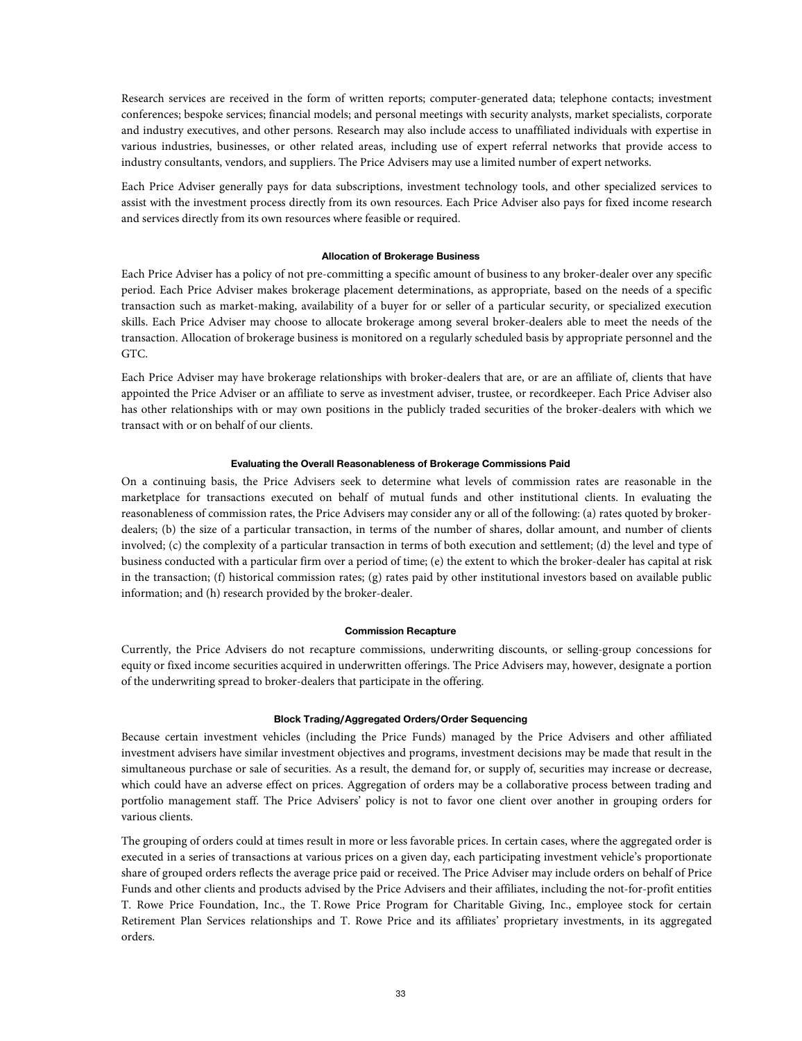Research services are received in the form of written reports; computer-generated data; telephone contacts; investment conferences; bespoke services; financial models; and personal meetings with security analysts, market specialists, corporate and industry executives, and other persons. Research may also include access to unaffiliated individuals with expertise in various industries, businesses, or other related areas, including use of expert referral networks that provide access to industry consultants, vendors, and suppliers. The Price Advisers may use a limited number of expert networks.

Each Price Adviser generally pays for data subscriptions, investment technology tools, and other specialized services to assist with the investment process directly from its own resources. Each Price Adviser also pays for fixed income research and services directly from its own resources where feasible or required.

#### Allocation of Brokerage Business

Each Price Adviser has a policy of not pre-committing a specific amount of business to any broker-dealer over any specific period. Each Price Adviser makes brokerage placement determinations, as appropriate, based on the needs of a specific transaction such as market-making, availability of a buyer for or seller of a particular security, or specialized execution skills. Each Price Adviser may choose to allocate brokerage among several broker-dealers able to meet the needs of the transaction. Allocation of brokerage business is monitored on a regularly scheduled basis by appropriate personnel and the GTC.

Each Price Adviser may have brokerage relationships with broker-dealers that are, or are an affiliate of, clients that have appointed the Price Adviser or an affiliate to serve as investment adviser, trustee, or recordkeeper. Each Price Adviser also has other relationships with or may own positions in the publicly traded securities of the broker-dealers with which we transact with or on behalf of our clients.

#### Evaluating the Overall Reasonableness of Brokerage Commissions Paid

On a continuing basis, the Price Advisers seek to determine what levels of commission rates are reasonable in the marketplace for transactions executed on behalf of mutual funds and other institutional clients. In evaluating the reasonableness of commission rates, the Price Advisers may consider any or all of the following: (a) rates quoted by broker-dealers; (b) the size of a particular transaction, in terms of the number of shares, dollar amount, and number of clients involved; (c) the complexity of a particular transaction in terms of both execution and settlement; (d) the level and type of business conducted with a particular firm over a period of time; (e) the extent to which the broker-dealer has capital at risk in the transaction; (f) historical commission rates; (g) rates paid by other institutional investors based on available public information; and (h) research provided by the broker-dealer.

#### Commission Recapture

Currently, the Price Advisers do not recapture commissions, underwriting discounts, or selling-group concessions for equity or fixed income securities acquired in underwritten offerings. The Price Advisers may, however, designate a portion of the underwriting spread to broker-dealers that participate in the offering.

#### Block Trading/Aggregated Orders/Order Sequencing

Because certain investment vehicles (including the Price Funds) managed by the Price Advisers and other affiliated investment advisers have similar investment objectives and programs, investment decisions may be made that result in the simultaneous purchase or sale of securities. As a result, the demand for, or supply of, securities may increase or decrease, which could have an adverse effect on prices. Aggregation of orders may be a collaborative process between trading and portfolio management staff. The Price Advisers' policy is not to favor one client over another in grouping orders for various clients.

The grouping of orders could at times result in more or less favorable prices. In certain cases, where the aggregated order is executed in a series of transactions at various prices on a given day, each participating investment vehicle's proportionate share of grouped orders reflects the average price paid or received. The Price Adviser may include orders on behalf of Price Funds and other clients and products advised by the Price Advisers and their affiliates, including the not-for-profit entities T. Rowe Price Foundation, Inc., the T. Rowe Price Program for Charitable Giving, Inc., employee stock for certain Retirement Plan Services relationships and T. Rowe Price and its affiliates' proprietary investments, in its aggregated orders.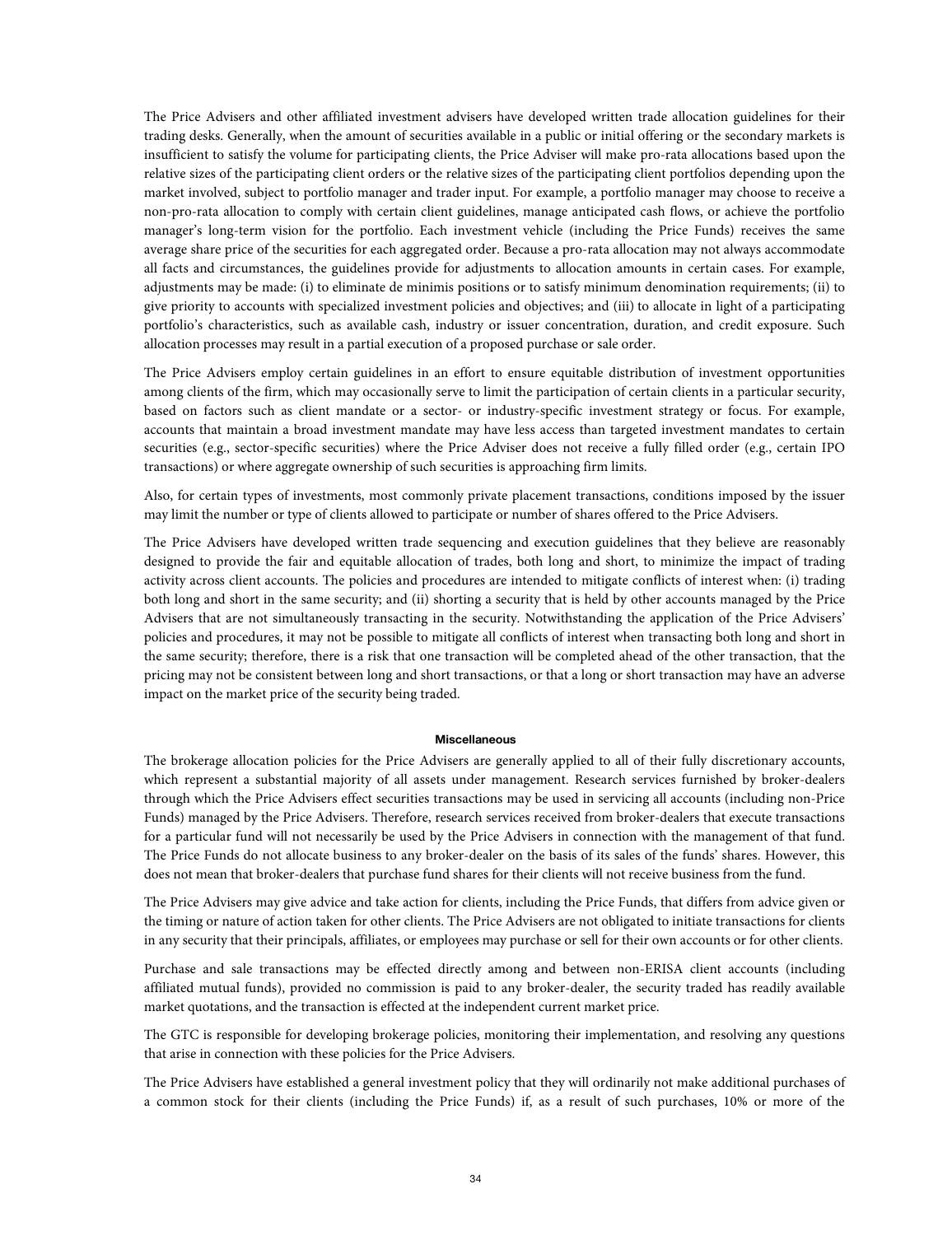The Price Advisers and other affiliated investment advisers have developed written trade allocation guidelines for their trading desks. Generally, when the amount of securities available in a public or initial offering or the secondary markets is insufficient to satisfy the volume for participating clients, the Price Adviser will make pro-rata allocations based upon the relative sizes of the participating client orders or the relative sizes of the participating client portfolios depending upon the market involved, subject to portfolio manager and trader input. For example, a portfolio manager may choose to receive a non-pro-rata allocation to comply with certain client guidelines, manage anticipated cash flows, or achieve the portfolio manager's long-term vision for the portfolio. Each investment vehicle (including the Price Funds) receives the same average share price of the securities for each aggregated order. Because a pro-rata allocation may not always accommodate all facts and circumstances, the guidelines provide for adjustments to allocation amounts in certain cases. For example, adjustments may be made: (i) to eliminate de minimis positions or to satisfy minimum denomination requirements; (ii) to give priority to accounts with specialized investment policies and objectives; and (iii) to allocate in light of a participating portfolio's characteristics, such as available cash, industry or issuer concentration, duration, and credit exposure. Such allocation processes may result in a partial execution of a proposed purchase or sale order.

The Price Advisers employ certain guidelines in an effort to ensure equitable distribution of investment opportunities among clients of the firm, which may occasionally serve to limit the participation of certain clients in a particular security, based on factors such as client mandate or a sector- or industry-specific investment strategy or focus. For example, accounts that maintain a broad investment mandate may have less access than targeted investment mandates to certain securities (e.g., sector-specific securities) where the Price Adviser does not receive a fully filled order (e.g., certain IPO transactions) or where aggregate ownership of such securities is approaching firm limits.

Also, for certain types of investments, most commonly private placement transactions, conditions imposed by the issuer may limit the number or type of clients allowed to participate or number of shares offered to the Price Advisers.

The Price Advisers have developed written trade sequencing and execution guidelines that they believe are reasonably designed to provide the fair and equitable allocation of trades, both long and short, to minimize the impact of trading activity across client accounts. The policies and procedures are intended to mitigate conflicts of interest when: (i) trading both long and short in the same security; and (ii) shorting a security that is held by other accounts managed by the Price Advisers that are not simultaneously transacting in the security. Notwithstanding the application of the Price Advisers' policies and procedures, it may not be possible to mitigate all conflicts of interest when transacting both long and short in the same security; therefore, there is a risk that one transaction will be completed ahead of the other transaction, that the pricing may not be consistent between long and short transactions, or that a long or short transaction may have an adverse impact on the market price of the security being traded.

#### Miscellaneous

The brokerage allocation policies for the Price Advisers are generally applied to all of their fully discretionary accounts, which represent a substantial majority of all assets under management. Research services furnished by broker-dealers through which the Price Advisers effect securities transactions may be used in servicing all accounts (including non-Price Funds) managed by the Price Advisers. Therefore, research services received from broker-dealers that execute transactions for a particular fund will not necessarily be used by the Price Advisers in connection with the management of that fund. The Price Funds do not allocate business to any broker-dealer on the basis of its sales of the funds' shares. However, this does not mean that broker-dealers that purchase fund shares for their clients will not receive business from the fund.

The Price Advisers may give advice and take action for clients, including the Price Funds, that differs from advice given or the timing or nature of action taken for other clients. The Price Advisers are not obligated to initiate transactions for clients in any security that their principals, affiliates, or employees may purchase or sell for their own accounts or for other clients.

Purchase and sale transactions may be effected directly among and between non-ERISA client accounts (including affiliated mutual funds), provided no commission is paid to any broker-dealer, the security traded has readily available market quotations, and the transaction is effected at the independent current market price.

The GTC is responsible for developing brokerage policies, monitoring their implementation, and resolving any questions that arise in connection with these policies for the Price Advisers.

The Price Advisers have established a general investment policy that they will ordinarily not make additional purchases of a common stock for their clients (including the Price Funds) if, as a result of such purchases, 10% or more of the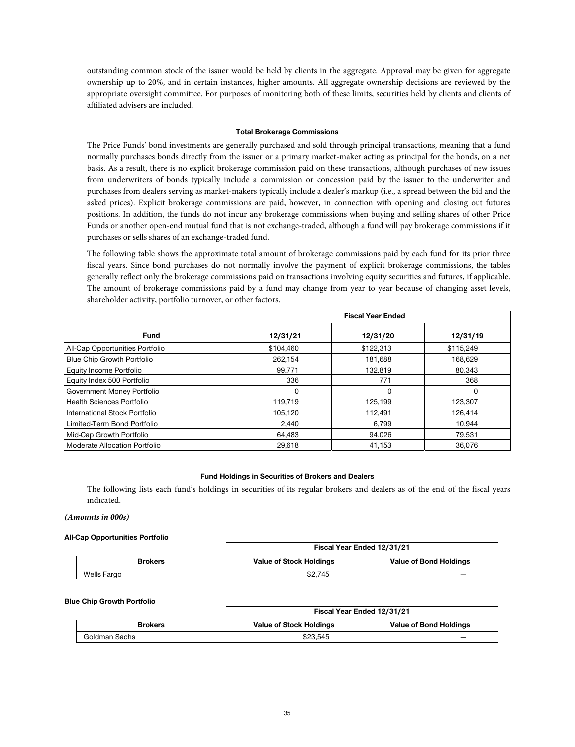outstanding common stock of the issuer would be held by clients in the aggregate. Approval may be given for aggregate ownership up to 20%, and in certain instances, higher amounts. All aggregate ownership decisions are reviewed by the appropriate oversight committee. For purposes of monitoring both of these limits, securities held by clients and clients of affiliated advisers are included.

### Total Brokerage Commissions

The Price Funds' bond investments are generally purchased and sold through principal transactions, meaning that a fund normally purchases bonds directly from the issuer or a primary market-maker acting as principal for the bonds, on a net basis. As a result, there is no explicit brokerage commission paid on these transactions, although purchases of new issues from underwriters of bonds typically include a commission or concession paid by the issuer to the underwriter and purchases from dealers serving as market-makers typically include a dealer's markup (i.e., a spread between the bid and the asked prices). Explicit brokerage commissions are paid, however, in connection with opening and closing out futures positions. In addition, the funds do not incur any brokerage commissions when buying and selling shares of other Price Funds or another open-end mutual fund that is not exchange-traded, although a fund will pay brokerage commissions if it purchases or sells shares of an exchange-traded fund.

The following table shows the approximate total amount of brokerage commissions paid by each fund for its prior three fiscal years. Since bond purchases do not normally involve the payment of explicit brokerage commissions, the tables generally reflect only the brokerage commissions paid on transactions involving equity securities and futures, if applicable. The amount of brokerage commissions paid by a fund may change from year to year because of changing asset levels, shareholder activity, portfolio turnover, or other factors.

| | Fiscal Year Ended | | |
|---|---|---|---|
| **Fund** | **12/31/21** | **12/31/20** | **12/31/19** |
| All-Cap Opportunities Portfolio | $104,460 | $122,313 | $115,249 |
| Blue Chip Growth Portfolio | 262,154 | 181,688 | 168,629 |
| Equity Income Portfolio | 99,771 | 132,819 | 80,343 |
| Equity Index 500 Portfolio | 336 | 771 | 368 |
| Government Money Portfolio | 0 | 0 | 0 |
| Health Sciences Portfolio | 119,719 | 125,199 | 123,307 |
| International Stock Portfolio | 105,120 | 112,491 | 126,414 |
| Limited-Term Bond Portfolio | 2,440 | 6,799 | 10,944 |
| Mid-Cap Growth Portfolio | 64,483 | 94,026 | 79,531 |
| Moderate Allocation Portfolio | 29,618 | 41,153 | 36,076 |

### Fund Holdings in Securities of Brokers and Dealers

The following lists each fund's holdings in securities of its regular brokers and dealers as of the end of the fiscal years indicated.

***(Amounts in 000s)***

**All-Cap Opportunities Portfolio**

| | Fiscal Year Ended 12/31/21 | |
|---|---|---|
| **Brokers** | **Value of Stock Holdings** | **Value of Bond Holdings** |
| Wells Fargo | $2,745 | — |

**Blue Chip Growth Portfolio**

| | Fiscal Year Ended 12/31/21 | |
|---|---|---|
| **Brokers** | **Value of Stock Holdings** | **Value of Bond Holdings** |
| Goldman Sachs | $23,545 | — |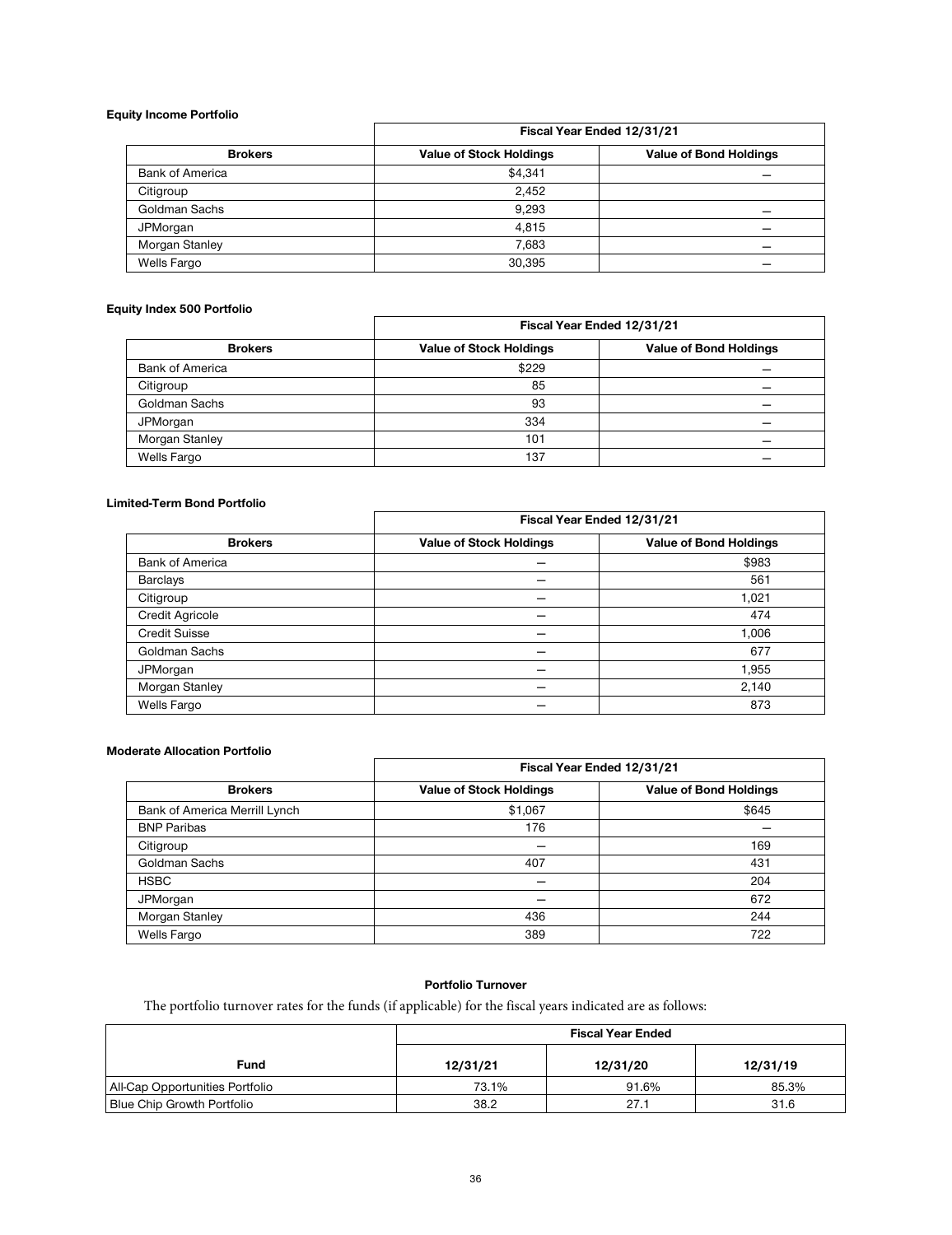**Equity Income Portfolio**

| | Fiscal Year Ended 12/31/21 | |
|---|---|---|
| **Brokers** | **Value of Stock Holdings** | **Value of Bond Holdings** |
| Bank of America | $4,341 | — |
| Citigroup | 2,452 | |
| Goldman Sachs | 9,293 | — |
| JPMorgan | 4,815 | — |
| Morgan Stanley | 7,683 | — |
| Wells Fargo | 30,395 | — |

**Equity Index 500 Portfolio**

| | Fiscal Year Ended 12/31/21 | |
|---|---|---|
| **Brokers** | **Value of Stock Holdings** | **Value of Bond Holdings** |
| Bank of America | $229 | — |
| Citigroup | 85 | — |
| Goldman Sachs | 93 | — |
| JPMorgan | 334 | — |
| Morgan Stanley | 101 | — |
| Wells Fargo | 137 | — |

**Limited-Term Bond Portfolio**

| | Fiscal Year Ended 12/31/21 | |
|---|---|---|
| **Brokers** | **Value of Stock Holdings** | **Value of Bond Holdings** |
| Bank of America | — | $983 |
| Barclays | — | 561 |
| Citigroup | — | 1,021 |
| Credit Agricole | — | 474 |
| Credit Suisse | — | 1,006 |
| Goldman Sachs | — | 677 |
| JPMorgan | — | 1,955 |
| Morgan Stanley | — | 2,140 |
| Wells Fargo | — | 873 |

**Moderate Allocation Portfolio**

| | Fiscal Year Ended 12/31/21 | |
|---|---|---|
| **Brokers** | **Value of Stock Holdings** | **Value of Bond Holdings** |
| Bank of America Merrill Lynch | $1,067 | $645 |
| BNP Paribas | 176 | — |
| Citigroup | — | 169 |
| Goldman Sachs | 407 | 431 |
| HSBC | — | 204 |
| JPMorgan | — | 672 |
| Morgan Stanley | 436 | 244 |
| Wells Fargo | 389 | 722 |

**Portfolio Turnover**

The portfolio turnover rates for the funds (if applicable) for the fiscal years indicated are as follows:

| | Fiscal Year Ended | | |
|---|---|---|---|
| **Fund** | **12/31/21** | **12/31/20** | **12/31/19** |
| All-Cap Opportunities Portfolio | 73.1% | 91.6% | 85.3% |
| Blue Chip Growth Portfolio | 38.2 | 27.1 | 31.6 |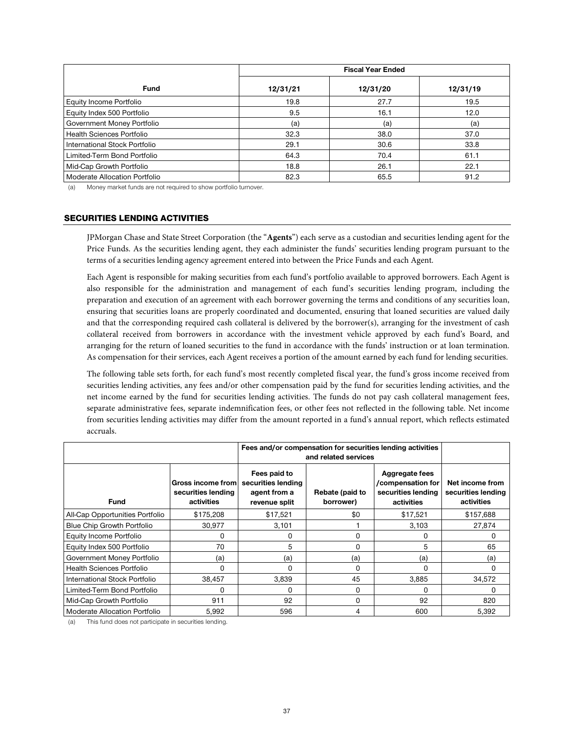| | Fiscal Year Ended | | |
|---|---|---|---|
| **Fund** | **12/31/21** | **12/31/20** | **12/31/19** |
| Equity Income Portfolio | 19.8 | 27.7 | 19.5 |
| Equity Index 500 Portfolio | 9.5 | 16.1 | 12.0 |
| Government Money Portfolio | (a) | (a) | (a) |
| Health Sciences Portfolio | 32.3 | 38.0 | 37.0 |
| International Stock Portfolio | 29.1 | 30.6 | 33.8 |
| Limited-Term Bond Portfolio | 64.3 | 70.4 | 61.1 |
| Mid-Cap Growth Portfolio | 18.8 | 26.1 | 22.1 |
| Moderate Allocation Portfolio | 82.3 | 65.5 | 91.2 |

(a) Money market funds are not required to show portfolio turnover.

## SECURITIES LENDING ACTIVITIES

JPMorgan Chase and State Street Corporation (the "**Agents**") each serve as a custodian and securities lending agent for the Price Funds. As the securities lending agent, they each administer the funds' securities lending program pursuant to the terms of a securities lending agency agreement entered into between the Price Funds and each Agent.

Each Agent is responsible for making securities from each fund's portfolio available to approved borrowers. Each Agent is also responsible for the administration and management of each fund's securities lending program, including the preparation and execution of an agreement with each borrower governing the terms and conditions of any securities loan, ensuring that securities loans are properly coordinated and documented, ensuring that loaned securities are valued daily and that the corresponding required cash collateral is delivered by the borrower(s), arranging for the investment of cash collateral received from borrowers in accordance with the investment vehicle approved by each fund's Board, and arranging for the return of loaned securities to the fund in accordance with the funds' instruction or at loan termination. As compensation for their services, each Agent receives a portion of the amount earned by each fund for lending securities.

The following table sets forth, for each fund's most recently completed fiscal year, the fund's gross income received from securities lending activities, any fees and/or other compensation paid by the fund for securities lending activities, and the net income earned by the fund for securities lending activities. The funds do not pay cash collateral management fees, separate administrative fees, separate indemnification fees, or other fees not reflected in the following table. Net income from securities lending activities may differ from the amount reported in a fund's annual report, which reflects estimated accruals.

| | | Fees and/or compensation for securities lending activities and related services | | | |
|---|---|---|---|---|---|
| **Fund** | **Gross income from securities lending activities** | **Fees paid to securities lending agent from a revenue split** | **Rebate (paid to borrower)** | **Aggregate fees /compensation for securities lending activities** | **Net income from securities lending activities** |
| All-Cap Opportunities Portfolio | $175,208 | $17,521 | $0 | $17,521 | $157,688 |
| Blue Chip Growth Portfolio | 30,977 | 3,101 | 1 | 3,103 | 27,874 |
| Equity Income Portfolio | 0 | 0 | 0 | 0 | 0 |
| Equity Index 500 Portfolio | 70 | 5 | 0 | 5 | 65 |
| Government Money Portfolio | (a) | (a) | (a) | (a) | (a) |
| Health Sciences Portfolio | 0 | 0 | 0 | 0 | 0 |
| International Stock Portfolio | 38,457 | 3,839 | 45 | 3,885 | 34,572 |
| Limited-Term Bond Portfolio | 0 | 0 | 0 | 0 | 0 |
| Mid-Cap Growth Portfolio | 911 | 92 | 0 | 92 | 820 |
| Moderate Allocation Portfolio | 5,992 | 596 | 4 | 600 | 5,392 |

(a) This fund does not participate in securities lending.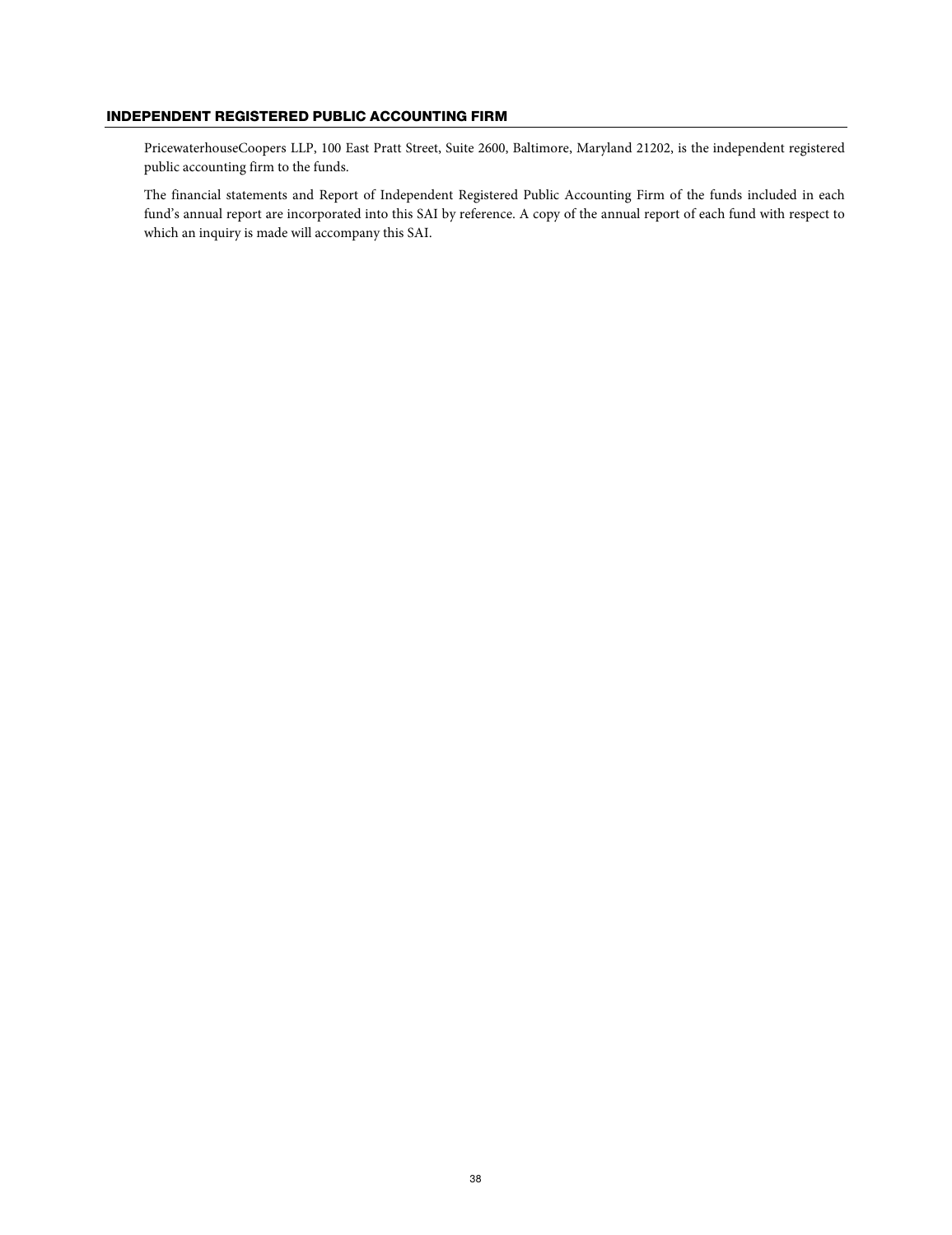## INDEPENDENT REGISTERED PUBLIC ACCOUNTING FIRM

PricewaterhouseCoopers LLP, 100 East Pratt Street, Suite 2600, Baltimore, Maryland 21202, is the independent registered public accounting firm to the funds.

The financial statements and Report of Independent Registered Public Accounting Firm of the funds included in each fund's annual report are incorporated into this SAI by reference. A copy of the annual report of each fund with respect to which an inquiry is made will accompany this SAI.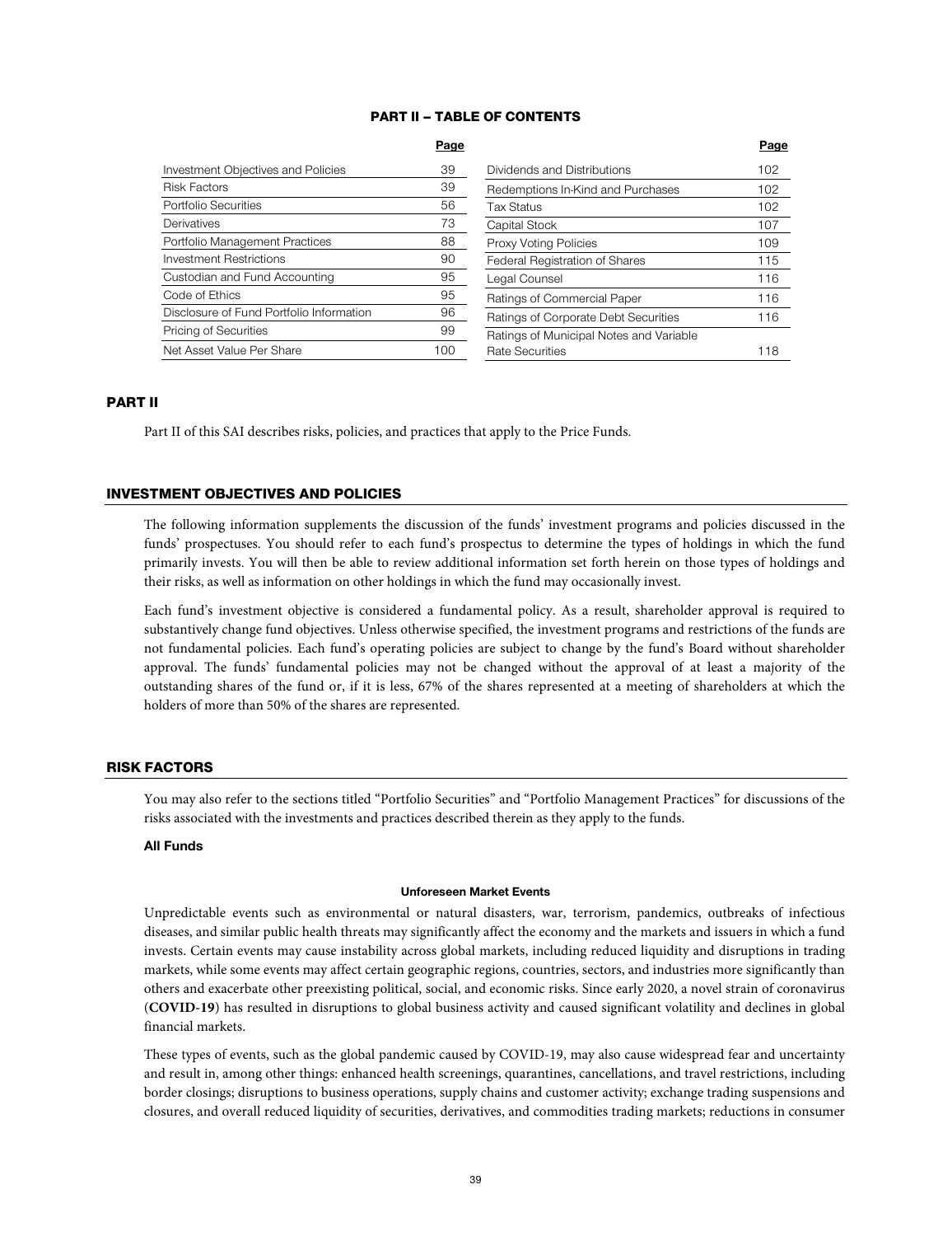## PART II – TABLE OF CONTENTS

| | Page | | Page |
|---|---|---|---|
| Investment Objectives and Policies | 39 | Dividends and Distributions | 102 |
| Risk Factors | 39 | Redemptions In-Kind and Purchases | 102 |
| Portfolio Securities | 56 | Tax Status | 102 |
| Derivatives | 73 | Capital Stock | 107 |
| Portfolio Management Practices | 88 | Proxy Voting Policies | 109 |
| Investment Restrictions | 90 | Federal Registration of Shares | 115 |
| Custodian and Fund Accounting | 95 | Legal Counsel | 116 |
| Code of Ethics | 95 | Ratings of Commercial Paper | 116 |
| Disclosure of Fund Portfolio Information | 96 | Ratings of Corporate Debt Securities | 116 |
| Pricing of Securities | 99 | Ratings of Municipal Notes and Variable Rate Securities | 118 |
| Net Asset Value Per Share | 100 | | |

# PART II

Part II of this SAI describes risks, policies, and practices that apply to the Price Funds.

## INVESTMENT OBJECTIVES AND POLICIES

The following information supplements the discussion of the funds' investment programs and policies discussed in the funds' prospectuses. You should refer to each fund's prospectus to determine the types of holdings in which the fund primarily invests. You will then be able to review additional information set forth herein on those types of holdings and their risks, as well as information on other holdings in which the fund may occasionally invest.

Each fund's investment objective is considered a fundamental policy. As a result, shareholder approval is required to substantively change fund objectives. Unless otherwise specified, the investment programs and restrictions of the funds are not fundamental policies. Each fund's operating policies are subject to change by the fund's Board without shareholder approval. The funds' fundamental policies may not be changed without the approval of at least a majority of the outstanding shares of the fund or, if it is less, 67% of the shares represented at a meeting of shareholders at which the holders of more than 50% of the shares are represented.

## RISK FACTORS

You may also refer to the sections titled "Portfolio Securities" and "Portfolio Management Practices" for discussions of the risks associated with the investments and practices described therein as they apply to the funds.

### All Funds

#### Unforeseen Market Events

Unpredictable events such as environmental or natural disasters, war, terrorism, pandemics, outbreaks of infectious diseases, and similar public health threats may significantly affect the economy and the markets and issuers in which a fund invests. Certain events may cause instability across global markets, including reduced liquidity and disruptions in trading markets, while some events may affect certain geographic regions, countries, sectors, and industries more significantly than others and exacerbate other preexisting political, social, and economic risks. Since early 2020, a novel strain of coronavirus (**COVID-19**) has resulted in disruptions to global business activity and caused significant volatility and declines in global financial markets.

These types of events, such as the global pandemic caused by COVID-19, may also cause widespread fear and uncertainty and result in, among other things: enhanced health screenings, quarantines, cancellations, and travel restrictions, including border closings; disruptions to business operations, supply chains and customer activity; exchange trading suspensions and closures, and overall reduced liquidity of securities, derivatives, and commodities trading markets; reductions in consumer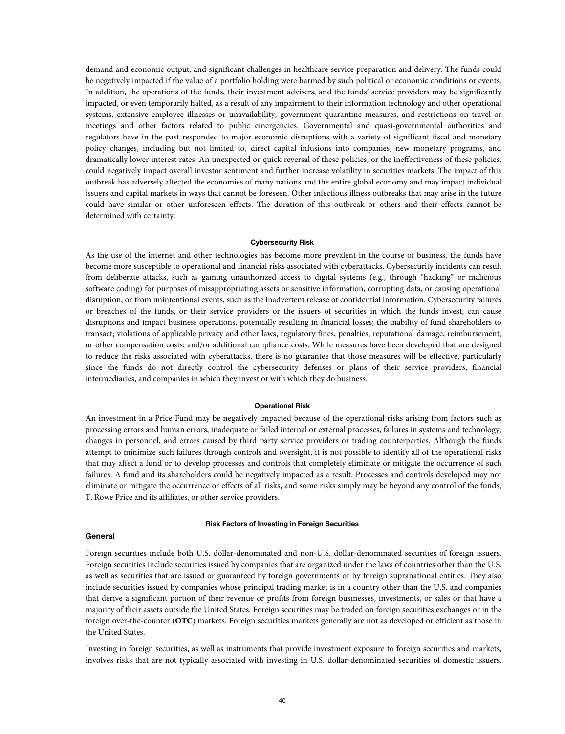demand and economic output; and significant challenges in healthcare service preparation and delivery. The funds could be negatively impacted if the value of a portfolio holding were harmed by such political or economic conditions or events. In addition, the operations of the funds, their investment advisers, and the funds' service providers may be significantly impacted, or even temporarily halted, as a result of any impairment to their information technology and other operational systems, extensive employee illnesses or unavailability, government quarantine measures, and restrictions on travel or meetings and other factors related to public emergencies. Governmental and quasi-governmental authorities and regulators have in the past responded to major economic disruptions with a variety of significant fiscal and monetary policy changes, including but not limited to, direct capital infusions into companies, new monetary programs, and dramatically lower interest rates. An unexpected or quick reversal of these policies, or the ineffectiveness of these policies, could negatively impact overall investor sentiment and further increase volatility in securities markets. The impact of this outbreak has adversely affected the economies of many nations and the entire global economy and may impact individual issuers and capital markets in ways that cannot be foreseen. Other infectious illness outbreaks that may arise in the future could have similar or other unforeseen effects. The duration of this outbreak or others and their effects cannot be determined with certainty.

#### Cybersecurity Risk

As the use of the internet and other technologies has become more prevalent in the course of business, the funds have become more susceptible to operational and financial risks associated with cyberattacks. Cybersecurity incidents can result from deliberate attacks, such as gaining unauthorized access to digital systems (e.g., through "hacking" or malicious software coding) for purposes of misappropriating assets or sensitive information, corrupting data, or causing operational disruption, or from unintentional events, such as the inadvertent release of confidential information. Cybersecurity failures or breaches of the funds, or their service providers or the issuers of securities in which the funds invest, can cause disruptions and impact business operations, potentially resulting in financial losses; the inability of fund shareholders to transact; violations of applicable privacy and other laws, regulatory fines, penalties, reputational damage, reimbursement, or other compensation costs; and/or additional compliance costs. While measures have been developed that are designed to reduce the risks associated with cyberattacks, there is no guarantee that those measures will be effective, particularly since the funds do not directly control the cybersecurity defenses or plans of their service providers, financial intermediaries, and companies in which they invest or with which they do business.

#### Operational Risk

An investment in a Price Fund may be negatively impacted because of the operational risks arising from factors such as processing errors and human errors, inadequate or failed internal or external processes, failures in systems and technology, changes in personnel, and errors caused by third party service providers or trading counterparties. Although the funds attempt to minimize such failures through controls and oversight, it is not possible to identify all of the operational risks that may affect a fund or to develop processes and controls that completely eliminate or mitigate the occurrence of such failures. A fund and its shareholders could be negatively impacted as a result. Processes and controls developed may not eliminate or mitigate the occurrence or effects of all risks, and some risks simply may be beyond any control of the funds, T. Rowe Price and its affiliates, or other service providers.

#### Risk Factors of Investing in Foreign Securities

### General

Foreign securities include both U.S. dollar-denominated and non-U.S. dollar-denominated securities of foreign issuers. Foreign securities include securities issued by companies that are organized under the laws of countries other than the U.S. as well as securities that are issued or guaranteed by foreign governments or by foreign supranational entities. They also include securities issued by companies whose principal trading market is in a country other than the U.S. and companies that derive a significant portion of their revenue or profits from foreign businesses, investments, or sales or that have a majority of their assets outside the United States. Foreign securities may be traded on foreign securities exchanges or in the foreign over-the-counter (**OTC**) markets. Foreign securities markets generally are not as developed or efficient as those in the United States.

Investing in foreign securities, as well as instruments that provide investment exposure to foreign securities and markets, involves risks that are not typically associated with investing in U.S. dollar-denominated securities of domestic issuers.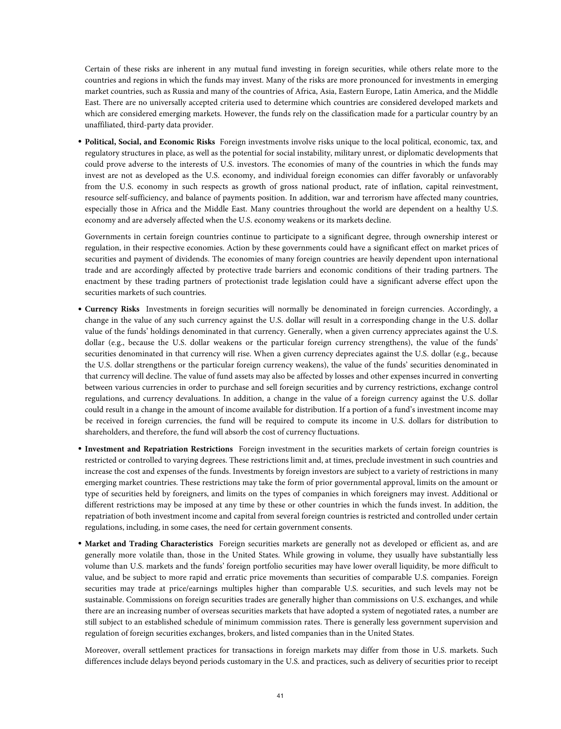Certain of these risks are inherent in any mutual fund investing in foreign securities, while others relate more to the countries and regions in which the funds may invest. Many of the risks are more pronounced for investments in emerging market countries, such as Russia and many of the countries of Africa, Asia, Eastern Europe, Latin America, and the Middle East. There are no universally accepted criteria used to determine which countries are considered developed markets and which are considered emerging markets. However, the funds rely on the classification made for a particular country by an unaffiliated, third-party data provider.

- **Political, Social, and Economic Risks** Foreign investments involve risks unique to the local political, economic, tax, and regulatory structures in place, as well as the potential for social instability, military unrest, or diplomatic developments that could prove adverse to the interests of U.S. investors. The economies of many of the countries in which the funds may invest are not as developed as the U.S. economy, and individual foreign economies can differ favorably or unfavorably from the U.S. economy in such respects as growth of gross national product, rate of inflation, capital reinvestment, resource self-sufficiency, and balance of payments position. In addition, war and terrorism have affected many countries, especially those in Africa and the Middle East. Many countries throughout the world are dependent on a healthy U.S. economy and are adversely affected when the U.S. economy weakens or its markets decline.

  Governments in certain foreign countries continue to participate to a significant degree, through ownership interest or regulation, in their respective economies. Action by these governments could have a significant effect on market prices of securities and payment of dividends. The economies of many foreign countries are heavily dependent upon international trade and are accordingly affected by protective trade barriers and economic conditions of their trading partners. The enactment by these trading partners of protectionist trade legislation could have a significant adverse effect upon the securities markets of such countries.

- **Currency Risks** Investments in foreign securities will normally be denominated in foreign currencies. Accordingly, a change in the value of any such currency against the U.S. dollar will result in a corresponding change in the U.S. dollar value of the funds' holdings denominated in that currency. Generally, when a given currency appreciates against the U.S. dollar (e.g., because the U.S. dollar weakens or the particular foreign currency strengthens), the value of the funds' securities denominated in that currency will rise. When a given currency depreciates against the U.S. dollar (e.g., because the U.S. dollar strengthens or the particular foreign currency weakens), the value of the funds' securities denominated in that currency will decline. The value of fund assets may also be affected by losses and other expenses incurred in converting between various currencies in order to purchase and sell foreign securities and by currency restrictions, exchange control regulations, and currency devaluations. In addition, a change in the value of a foreign currency against the U.S. dollar could result in a change in the amount of income available for distribution. If a portion of a fund's investment income may be received in foreign currencies, the fund will be required to compute its income in U.S. dollars for distribution to shareholders, and therefore, the fund will absorb the cost of currency fluctuations.

- **Investment and Repatriation Restrictions** Foreign investment in the securities markets of certain foreign countries is restricted or controlled to varying degrees. These restrictions limit and, at times, preclude investment in such countries and increase the cost and expenses of the funds. Investments by foreign investors are subject to a variety of restrictions in many emerging market countries. These restrictions may take the form of prior governmental approval, limits on the amount or type of securities held by foreigners, and limits on the types of companies in which foreigners may invest. Additional or different restrictions may be imposed at any time by these or other countries in which the funds invest. In addition, the repatriation of both investment income and capital from several foreign countries is restricted and controlled under certain regulations, including, in some cases, the need for certain government consents.

- **Market and Trading Characteristics** Foreign securities markets are generally not as developed or efficient as, and are generally more volatile than, those in the United States. While growing in volume, they usually have substantially less volume than U.S. markets and the funds' foreign portfolio securities may have lower overall liquidity, be more difficult to value, and be subject to more rapid and erratic price movements than securities of comparable U.S. companies. Foreign securities may trade at price/earnings multiples higher than comparable U.S. securities, and such levels may not be sustainable. Commissions on foreign securities trades are generally higher than commissions on U.S. exchanges, and while there are an increasing number of overseas securities markets that have adopted a system of negotiated rates, a number are still subject to an established schedule of minimum commission rates. There is generally less government supervision and regulation of foreign securities exchanges, brokers, and listed companies than in the United States.

  Moreover, overall settlement practices for transactions in foreign markets may differ from those in U.S. markets. Such differences include delays beyond periods customary in the U.S. and practices, such as delivery of securities prior to receipt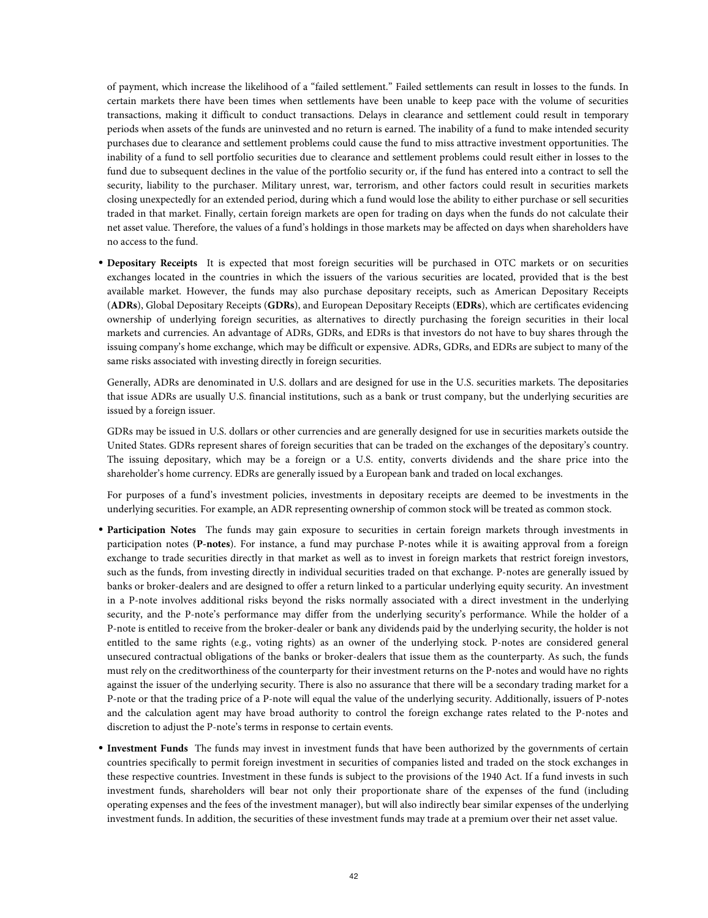of payment, which increase the likelihood of a "failed settlement." Failed settlements can result in losses to the funds. In certain markets there have been times when settlements have been unable to keep pace with the volume of securities transactions, making it difficult to conduct transactions. Delays in clearance and settlement could result in temporary periods when assets of the funds are uninvested and no return is earned. The inability of a fund to make intended security purchases due to clearance and settlement problems could cause the fund to miss attractive investment opportunities. The inability of a fund to sell portfolio securities due to clearance and settlement problems could result either in losses to the fund due to subsequent declines in the value of the portfolio security or, if the fund has entered into a contract to sell the security, liability to the purchaser. Military unrest, war, terrorism, and other factors could result in securities markets closing unexpectedly for an extended period, during which a fund would lose the ability to either purchase or sell securities traded in that market. Finally, certain foreign markets are open for trading on days when the funds do not calculate their net asset value. Therefore, the values of a fund's holdings in those markets may be affected on days when shareholders have no access to the fund.

- **Depositary Receipts** It is expected that most foreign securities will be purchased in OTC markets or on securities exchanges located in the countries in which the issuers of the various securities are located, provided that is the best available market. However, the funds may also purchase depositary receipts, such as American Depositary Receipts (**ADRs**), Global Depositary Receipts (**GDRs**), and European Depositary Receipts (**EDRs**), which are certificates evidencing ownership of underlying foreign securities, as alternatives to directly purchasing the foreign securities in their local markets and currencies. An advantage of ADRs, GDRs, and EDRs is that investors do not have to buy shares through the issuing company's home exchange, which may be difficult or expensive. ADRs, GDRs, and EDRs are subject to many of the same risks associated with investing directly in foreign securities.

  Generally, ADRs are denominated in U.S. dollars and are designed for use in the U.S. securities markets. The depositaries that issue ADRs are usually U.S. financial institutions, such as a bank or trust company, but the underlying securities are issued by a foreign issuer.

  GDRs may be issued in U.S. dollars or other currencies and are generally designed for use in securities markets outside the United States. GDRs represent shares of foreign securities that can be traded on the exchanges of the depositary's country. The issuing depositary, which may be a foreign or a U.S. entity, converts dividends and the share price into the shareholder's home currency. EDRs are generally issued by a European bank and traded on local exchanges.

  For purposes of a fund's investment policies, investments in depositary receipts are deemed to be investments in the underlying securities. For example, an ADR representing ownership of common stock will be treated as common stock.

- **Participation Notes** The funds may gain exposure to securities in certain foreign markets through investments in participation notes (**P-notes**). For instance, a fund may purchase P-notes while it is awaiting approval from a foreign exchange to trade securities directly in that market as well as to invest in foreign markets that restrict foreign investors, such as the funds, from investing directly in individual securities traded on that exchange. P-notes are generally issued by banks or broker-dealers and are designed to offer a return linked to a particular underlying equity security. An investment in a P-note involves additional risks beyond the risks normally associated with a direct investment in the underlying security, and the P-note's performance may differ from the underlying security's performance. While the holder of a P-note is entitled to receive from the broker-dealer or bank any dividends paid by the underlying security, the holder is not entitled to the same rights (e.g., voting rights) as an owner of the underlying stock. P-notes are considered general unsecured contractual obligations of the banks or broker-dealers that issue them as the counterparty. As such, the funds must rely on the creditworthiness of the counterparty for their investment returns on the P-notes and would have no rights against the issuer of the underlying security. There is also no assurance that there will be a secondary trading market for a P-note or that the trading price of a P-note will equal the value of the underlying security. Additionally, issuers of P-notes and the calculation agent may have broad authority to control the foreign exchange rates related to the P-notes and discretion to adjust the P-note's terms in response to certain events.

- **Investment Funds** The funds may invest in investment funds that have been authorized by the governments of certain countries specifically to permit foreign investment in securities of companies listed and traded on the stock exchanges in these respective countries. Investment in these funds is subject to the provisions of the 1940 Act. If a fund invests in such investment funds, shareholders will bear not only their proportionate share of the expenses of the fund (including operating expenses and the fees of the investment manager), but will also indirectly bear similar expenses of the underlying investment funds. In addition, the securities of these investment funds may trade at a premium over their net asset value.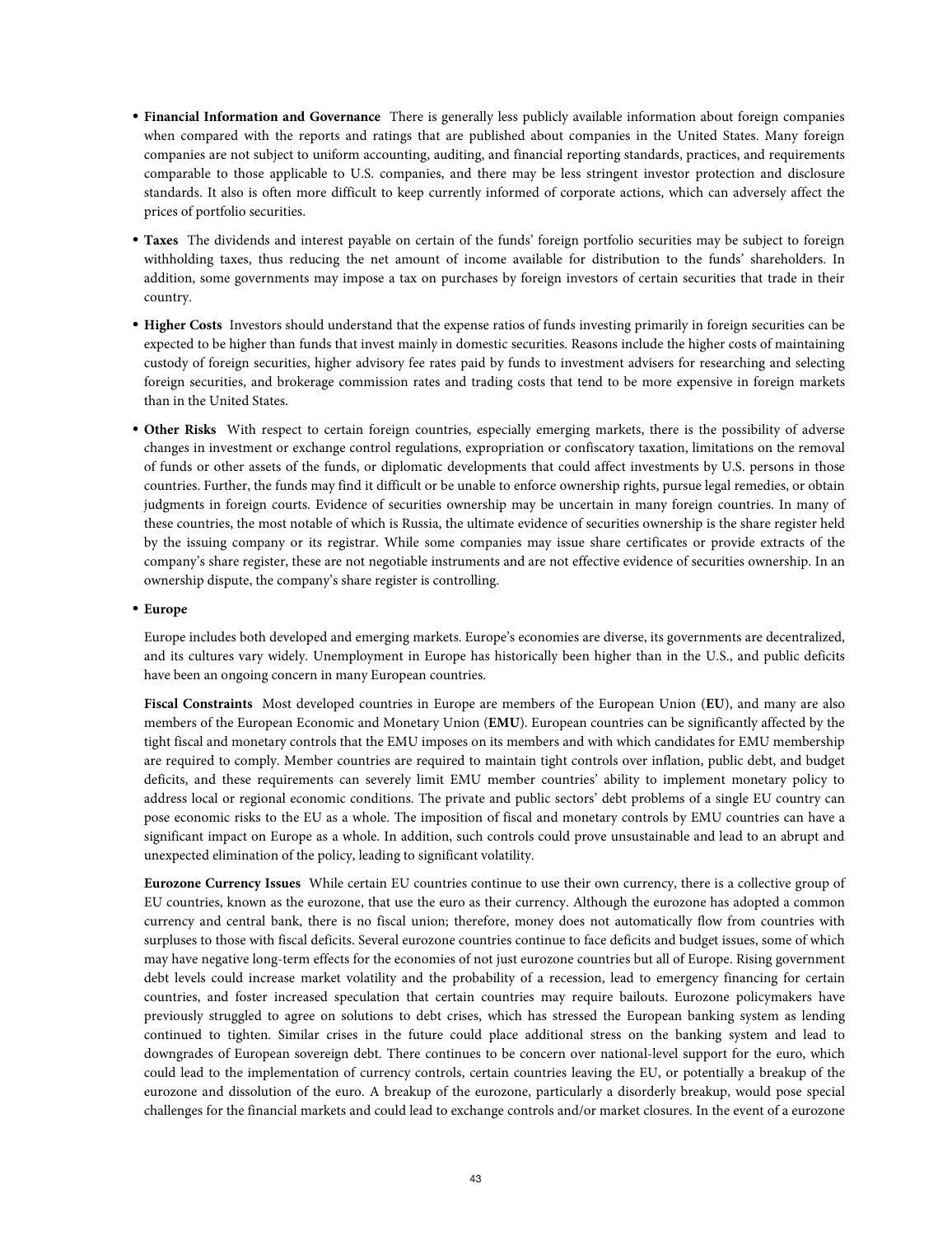- **Financial Information and Governance** There is generally less publicly available information about foreign companies when compared with the reports and ratings that are published about companies in the United States. Many foreign companies are not subject to uniform accounting, auditing, and financial reporting standards, practices, and requirements comparable to those applicable to U.S. companies, and there may be less stringent investor protection and disclosure standards. It also is often more difficult to keep currently informed of corporate actions, which can adversely affect the prices of portfolio securities.

- **Taxes** The dividends and interest payable on certain of the funds' foreign portfolio securities may be subject to foreign withholding taxes, thus reducing the net amount of income available for distribution to the funds' shareholders. In addition, some governments may impose a tax on purchases by foreign investors of certain securities that trade in their country.

- **Higher Costs** Investors should understand that the expense ratios of funds investing primarily in foreign securities can be expected to be higher than funds that invest mainly in domestic securities. Reasons include the higher costs of maintaining custody of foreign securities, higher advisory fee rates paid by funds to investment advisers for researching and selecting foreign securities, and brokerage commission rates and trading costs that tend to be more expensive in foreign markets than in the United States.

- **Other Risks** With respect to certain foreign countries, especially emerging markets, there is the possibility of adverse changes in investment or exchange control regulations, expropriation or confiscatory taxation, limitations on the removal of funds or other assets of the funds, or diplomatic developments that could affect investments by U.S. persons in those countries. Further, the funds may find it difficult or be unable to enforce ownership rights, pursue legal remedies, or obtain judgments in foreign courts. Evidence of securities ownership may be uncertain in many foreign countries. In many of these countries, the most notable of which is Russia, the ultimate evidence of securities ownership is the share register held by the issuing company or its registrar. While some companies may issue share certificates or provide extracts of the company's share register, these are not negotiable instruments and are not effective evidence of securities ownership. In an ownership dispute, the company's share register is controlling.

- **Europe**

  Europe includes both developed and emerging markets. Europe's economies are diverse, its governments are decentralized, and its cultures vary widely. Unemployment in Europe has historically been higher than in the U.S., and public deficits have been an ongoing concern in many European countries.

  **Fiscal Constraints** Most developed countries in Europe are members of the European Union (**EU**), and many are also members of the European Economic and Monetary Union (**EMU**). European countries can be significantly affected by the tight fiscal and monetary controls that the EMU imposes on its members and with which candidates for EMU membership are required to comply. Member countries are required to maintain tight controls over inflation, public debt, and budget deficits, and these requirements can severely limit EMU member countries' ability to implement monetary policy to address local or regional economic conditions. The private and public sectors' debt problems of a single EU country can pose economic risks to the EU as a whole. The imposition of fiscal and monetary controls by EMU countries can have a significant impact on Europe as a whole. In addition, such controls could prove unsustainable and lead to an abrupt and unexpected elimination of the policy, leading to significant volatility.

  **Eurozone Currency Issues** While certain EU countries continue to use their own currency, there is a collective group of EU countries, known as the eurozone, that use the euro as their currency. Although the eurozone has adopted a common currency and central bank, there is no fiscal union; therefore, money does not automatically flow from countries with surpluses to those with fiscal deficits. Several eurozone countries continue to face deficits and budget issues, some of which may have negative long-term effects for the economies of not just eurozone countries but all of Europe. Rising government debt levels could increase market volatility and the probability of a recession, lead to emergency financing for certain countries, and foster increased speculation that certain countries may require bailouts. Eurozone policymakers have previously struggled to agree on solutions to debt crises, which has stressed the European banking system as lending continued to tighten. Similar crises in the future could place additional stress on the banking system and lead to downgrades of European sovereign debt. There continues to be concern over national-level support for the euro, which could lead to the implementation of currency controls, certain countries leaving the EU, or potentially a breakup of the eurozone and dissolution of the euro. A breakup of the eurozone, particularly a disorderly breakup, would pose special challenges for the financial markets and could lead to exchange controls and/or market closures. In the event of a eurozone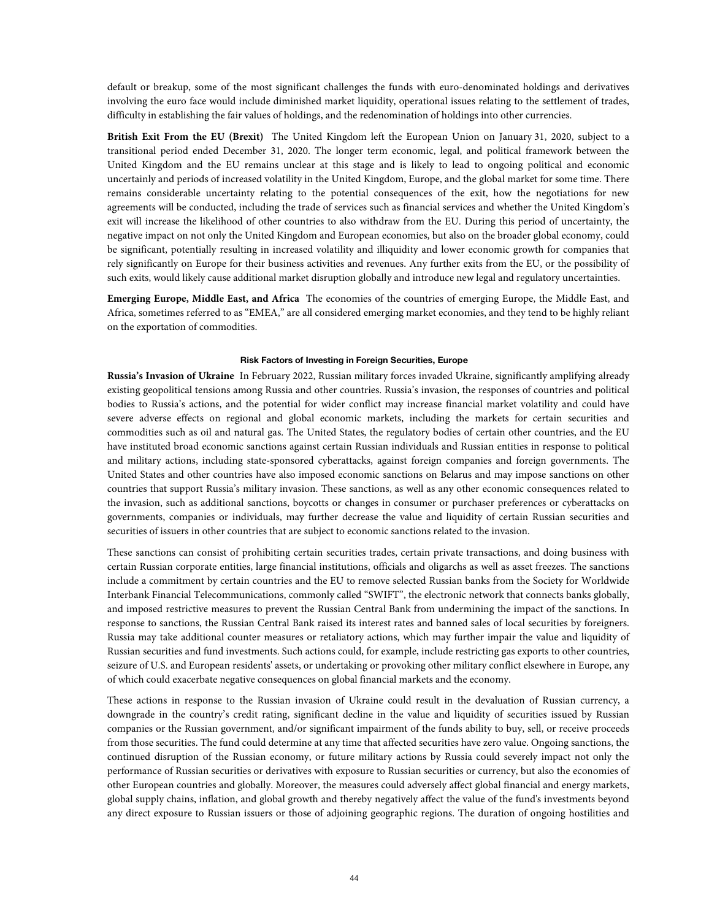default or breakup, some of the most significant challenges the funds with euro-denominated holdings and derivatives involving the euro face would include diminished market liquidity, operational issues relating to the settlement of trades, difficulty in establishing the fair values of holdings, and the redenomination of holdings into other currencies.

**British Exit From the EU (Brexit)** The United Kingdom left the European Union on January 31, 2020, subject to a transitional period ended December 31, 2020. The longer term economic, legal, and political framework between the United Kingdom and the EU remains unclear at this stage and is likely to lead to ongoing political and economic uncertainly and periods of increased volatility in the United Kingdom, Europe, and the global market for some time. There remains considerable uncertainty relating to the potential consequences of the exit, how the negotiations for new agreements will be conducted, including the trade of services such as financial services and whether the United Kingdom's exit will increase the likelihood of other countries to also withdraw from the EU. During this period of uncertainty, the negative impact on not only the United Kingdom and European economies, but also on the broader global economy, could be significant, potentially resulting in increased volatility and illiquidity and lower economic growth for companies that rely significantly on Europe for their business activities and revenues. Any further exits from the EU, or the possibility of such exits, would likely cause additional market disruption globally and introduce new legal and regulatory uncertainties.

**Emerging Europe, Middle East, and Africa** The economies of the countries of emerging Europe, the Middle East, and Africa, sometimes referred to as "EMEA," are all considered emerging market economies, and they tend to be highly reliant on the exportation of commodities.

#### Risk Factors of Investing in Foreign Securities, Europe

**Russia's Invasion of Ukraine** In February 2022, Russian military forces invaded Ukraine, significantly amplifying already existing geopolitical tensions among Russia and other countries. Russia's invasion, the responses of countries and political bodies to Russia's actions, and the potential for wider conflict may increase financial market volatility and could have severe adverse effects on regional and global economic markets, including the markets for certain securities and commodities such as oil and natural gas. The United States, the regulatory bodies of certain other countries, and the EU have instituted broad economic sanctions against certain Russian individuals and Russian entities in response to political and military actions, including state-sponsored cyberattacks, against foreign companies and foreign governments. The United States and other countries have also imposed economic sanctions on Belarus and may impose sanctions on other countries that support Russia's military invasion. These sanctions, as well as any other economic consequences related to the invasion, such as additional sanctions, boycotts or changes in consumer or purchaser preferences or cyberattacks on governments, companies or individuals, may further decrease the value and liquidity of certain Russian securities and securities of issuers in other countries that are subject to economic sanctions related to the invasion.

These sanctions can consist of prohibiting certain securities trades, certain private transactions, and doing business with certain Russian corporate entities, large financial institutions, officials and oligarchs as well as asset freezes. The sanctions include a commitment by certain countries and the EU to remove selected Russian banks from the Society for Worldwide Interbank Financial Telecommunications, commonly called "SWIFT", the electronic network that connects banks globally, and imposed restrictive measures to prevent the Russian Central Bank from undermining the impact of the sanctions. In response to sanctions, the Russian Central Bank raised its interest rates and banned sales of local securities by foreigners. Russia may take additional counter measures or retaliatory actions, which may further impair the value and liquidity of Russian securities and fund investments. Such actions could, for example, include restricting gas exports to other countries, seizure of U.S. and European residents' assets, or undertaking or provoking other military conflict elsewhere in Europe, any of which could exacerbate negative consequences on global financial markets and the economy.

These actions in response to the Russian invasion of Ukraine could result in the devaluation of Russian currency, a downgrade in the country's credit rating, significant decline in the value and liquidity of securities issued by Russian companies or the Russian government, and/or significant impairment of the funds ability to buy, sell, or receive proceeds from those securities. The fund could determine at any time that affected securities have zero value. Ongoing sanctions, the continued disruption of the Russian economy, or future military actions by Russia could severely impact not only the performance of Russian securities or derivatives with exposure to Russian securities or currency, but also the economies of other European countries and globally. Moreover, the measures could adversely affect global financial and energy markets, global supply chains, inflation, and global growth and thereby negatively affect the value of the fund's investments beyond any direct exposure to Russian issuers or those of adjoining geographic regions. The duration of ongoing hostilities and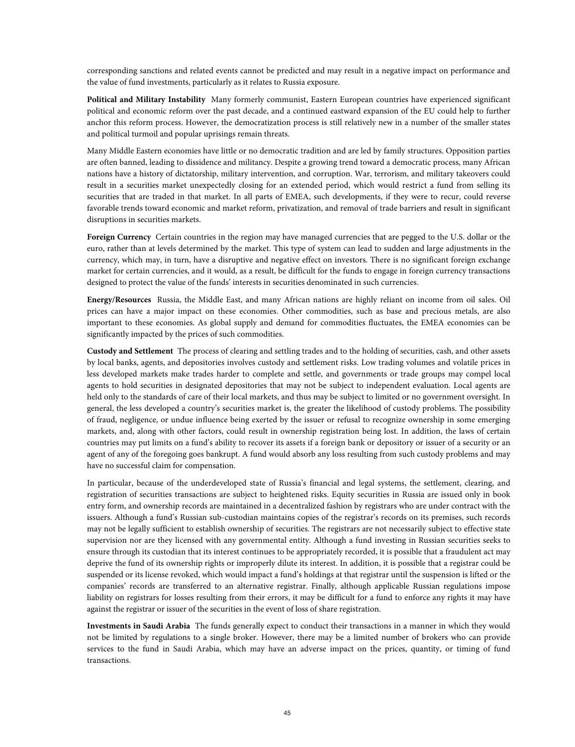corresponding sanctions and related events cannot be predicted and may result in a negative impact on performance and the value of fund investments, particularly as it relates to Russia exposure.

**Political and Military Instability** Many formerly communist, Eastern European countries have experienced significant political and economic reform over the past decade, and a continued eastward expansion of the EU could help to further anchor this reform process. However, the democratization process is still relatively new in a number of the smaller states and political turmoil and popular uprisings remain threats.

Many Middle Eastern economies have little or no democratic tradition and are led by family structures. Opposition parties are often banned, leading to dissidence and militancy. Despite a growing trend toward a democratic process, many African nations have a history of dictatorship, military intervention, and corruption. War, terrorism, and military takeovers could result in a securities market unexpectedly closing for an extended period, which would restrict a fund from selling its securities that are traded in that market. In all parts of EMEA, such developments, if they were to recur, could reverse favorable trends toward economic and market reform, privatization, and removal of trade barriers and result in significant disruptions in securities markets.

**Foreign Currency** Certain countries in the region may have managed currencies that are pegged to the U.S. dollar or the euro, rather than at levels determined by the market. This type of system can lead to sudden and large adjustments in the currency, which may, in turn, have a disruptive and negative effect on investors. There is no significant foreign exchange market for certain currencies, and it would, as a result, be difficult for the funds to engage in foreign currency transactions designed to protect the value of the funds' interests in securities denominated in such currencies.

**Energy/Resources** Russia, the Middle East, and many African nations are highly reliant on income from oil sales. Oil prices can have a major impact on these economies. Other commodities, such as base and precious metals, are also important to these economies. As global supply and demand for commodities fluctuates, the EMEA economies can be significantly impacted by the prices of such commodities.

**Custody and Settlement** The process of clearing and settling trades and to the holding of securities, cash, and other assets by local banks, agents, and depositories involves custody and settlement risks. Low trading volumes and volatile prices in less developed markets make trades harder to complete and settle, and governments or trade groups may compel local agents to hold securities in designated depositories that may not be subject to independent evaluation. Local agents are held only to the standards of care of their local markets, and thus may be subject to limited or no government oversight. In general, the less developed a country's securities market is, the greater the likelihood of custody problems. The possibility of fraud, negligence, or undue influence being exerted by the issuer or refusal to recognize ownership in some emerging markets, and, along with other factors, could result in ownership registration being lost. In addition, the laws of certain countries may put limits on a fund's ability to recover its assets if a foreign bank or depository or issuer of a security or an agent of any of the foregoing goes bankrupt. A fund would absorb any loss resulting from such custody problems and may have no successful claim for compensation.

In particular, because of the underdeveloped state of Russia's financial and legal systems, the settlement, clearing, and registration of securities transactions are subject to heightened risks. Equity securities in Russia are issued only in book entry form, and ownership records are maintained in a decentralized fashion by registrars who are under contract with the issuers. Although a fund's Russian sub-custodian maintains copies of the registrar's records on its premises, such records may not be legally sufficient to establish ownership of securities. The registrars are not necessarily subject to effective state supervision nor are they licensed with any governmental entity. Although a fund investing in Russian securities seeks to ensure through its custodian that its interest continues to be appropriately recorded, it is possible that a fraudulent act may deprive the fund of its ownership rights or improperly dilute its interest. In addition, it is possible that a registrar could be suspended or its license revoked, which would impact a fund's holdings at that registrar until the suspension is lifted or the companies' records are transferred to an alternative registrar. Finally, although applicable Russian regulations impose liability on registrars for losses resulting from their errors, it may be difficult for a fund to enforce any rights it may have against the registrar or issuer of the securities in the event of loss of share registration.

**Investments in Saudi Arabia** The funds generally expect to conduct their transactions in a manner in which they would not be limited by regulations to a single broker. However, there may be a limited number of brokers who can provide services to the fund in Saudi Arabia, which may have an adverse impact on the prices, quantity, or timing of fund transactions.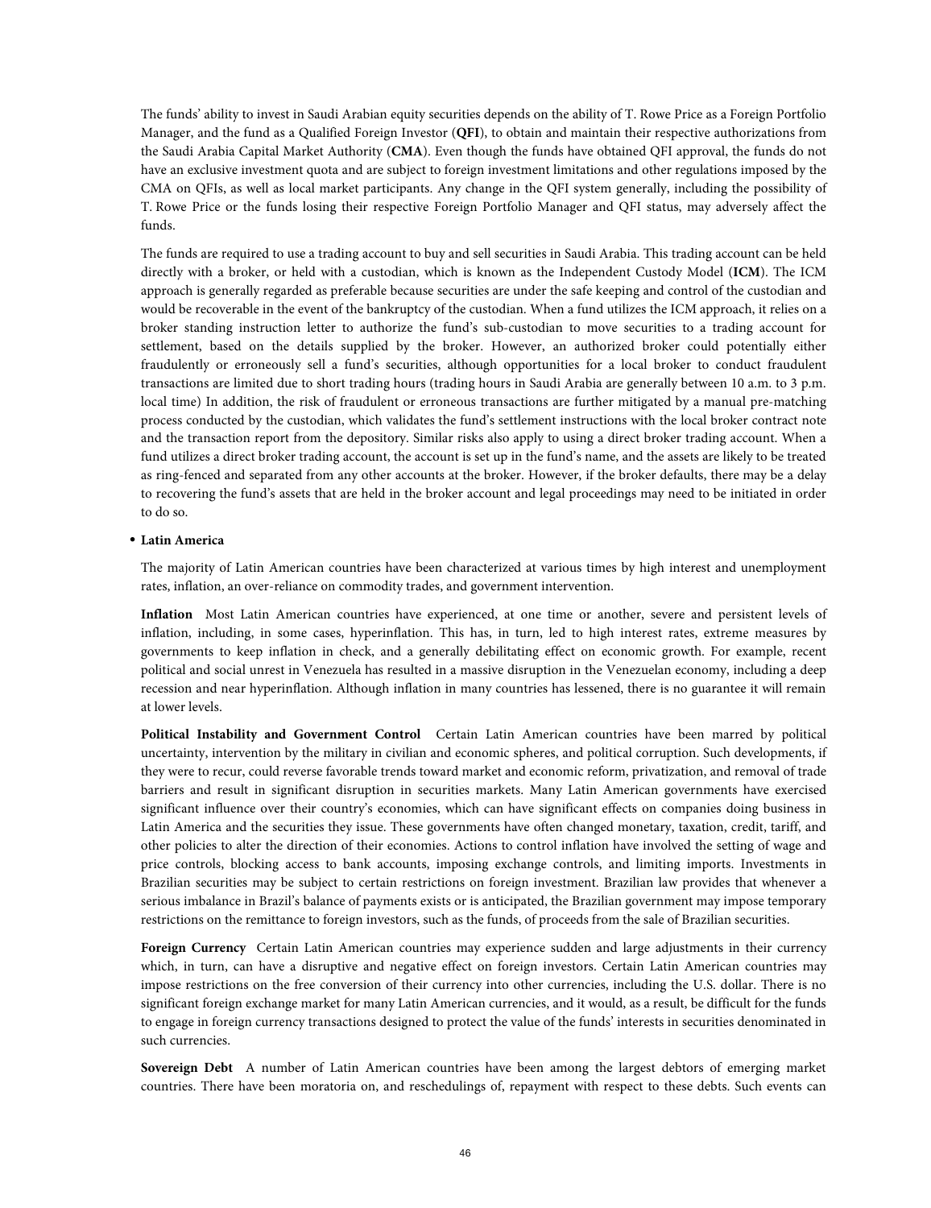The funds' ability to invest in Saudi Arabian equity securities depends on the ability of T. Rowe Price as a Foreign Portfolio Manager, and the fund as a Qualified Foreign Investor (**QFI**), to obtain and maintain their respective authorizations from the Saudi Arabia Capital Market Authority (**CMA**). Even though the funds have obtained QFI approval, the funds do not have an exclusive investment quota and are subject to foreign investment limitations and other regulations imposed by the CMA on QFIs, as well as local market participants. Any change in the QFI system generally, including the possibility of T. Rowe Price or the funds losing their respective Foreign Portfolio Manager and QFI status, may adversely affect the funds.

The funds are required to use a trading account to buy and sell securities in Saudi Arabia. This trading account can be held directly with a broker, or held with a custodian, which is known as the Independent Custody Model (**ICM**). The ICM approach is generally regarded as preferable because securities are under the safe keeping and control of the custodian and would be recoverable in the event of the bankruptcy of the custodian. When a fund utilizes the ICM approach, it relies on a broker standing instruction letter to authorize the fund's sub-custodian to move securities to a trading account for settlement, based on the details supplied by the broker. However, an authorized broker could potentially either fraudulently or erroneously sell a fund's securities, although opportunities for a local broker to conduct fraudulent transactions are limited due to short trading hours (trading hours in Saudi Arabia are generally between 10 a.m. to 3 p.m. local time) In addition, the risk of fraudulent or erroneous transactions are further mitigated by a manual pre-matching process conducted by the custodian, which validates the fund's settlement instructions with the local broker contract note and the transaction report from the depository. Similar risks also apply to using a direct broker trading account. When a fund utilizes a direct broker trading account, the account is set up in the fund's name, and the assets are likely to be treated as ring-fenced and separated from any other accounts at the broker. However, if the broker defaults, there may be a delay to recovering the fund's assets that are held in the broker account and legal proceedings may need to be initiated in order to do so.

- **Latin America**

The majority of Latin American countries have been characterized at various times by high interest and unemployment rates, inflation, an over-reliance on commodity trades, and government intervention.

**Inflation** Most Latin American countries have experienced, at one time or another, severe and persistent levels of inflation, including, in some cases, hyperinflation. This has, in turn, led to high interest rates, extreme measures by governments to keep inflation in check, and a generally debilitating effect on economic growth. For example, recent political and social unrest in Venezuela has resulted in a massive disruption in the Venezuelan economy, including a deep recession and near hyperinflation. Although inflation in many countries has lessened, there is no guarantee it will remain at lower levels.

**Political Instability and Government Control** Certain Latin American countries have been marred by political uncertainty, intervention by the military in civilian and economic spheres, and political corruption. Such developments, if they were to recur, could reverse favorable trends toward market and economic reform, privatization, and removal of trade barriers and result in significant disruption in securities markets. Many Latin American governments have exercised significant influence over their country's economies, which can have significant effects on companies doing business in Latin America and the securities they issue. These governments have often changed monetary, taxation, credit, tariff, and other policies to alter the direction of their economies. Actions to control inflation have involved the setting of wage and price controls, blocking access to bank accounts, imposing exchange controls, and limiting imports. Investments in Brazilian securities may be subject to certain restrictions on foreign investment. Brazilian law provides that whenever a serious imbalance in Brazil's balance of payments exists or is anticipated, the Brazilian government may impose temporary restrictions on the remittance to foreign investors, such as the funds, of proceeds from the sale of Brazilian securities.

**Foreign Currency** Certain Latin American countries may experience sudden and large adjustments in their currency which, in turn, can have a disruptive and negative effect on foreign investors. Certain Latin American countries may impose restrictions on the free conversion of their currency into other currencies, including the U.S. dollar. There is no significant foreign exchange market for many Latin American currencies, and it would, as a result, be difficult for the funds to engage in foreign currency transactions designed to protect the value of the funds' interests in securities denominated in such currencies.

**Sovereign Debt** A number of Latin American countries have been among the largest debtors of emerging market countries. There have been moratoria on, and reschedulings of, repayment with respect to these debts. Such events can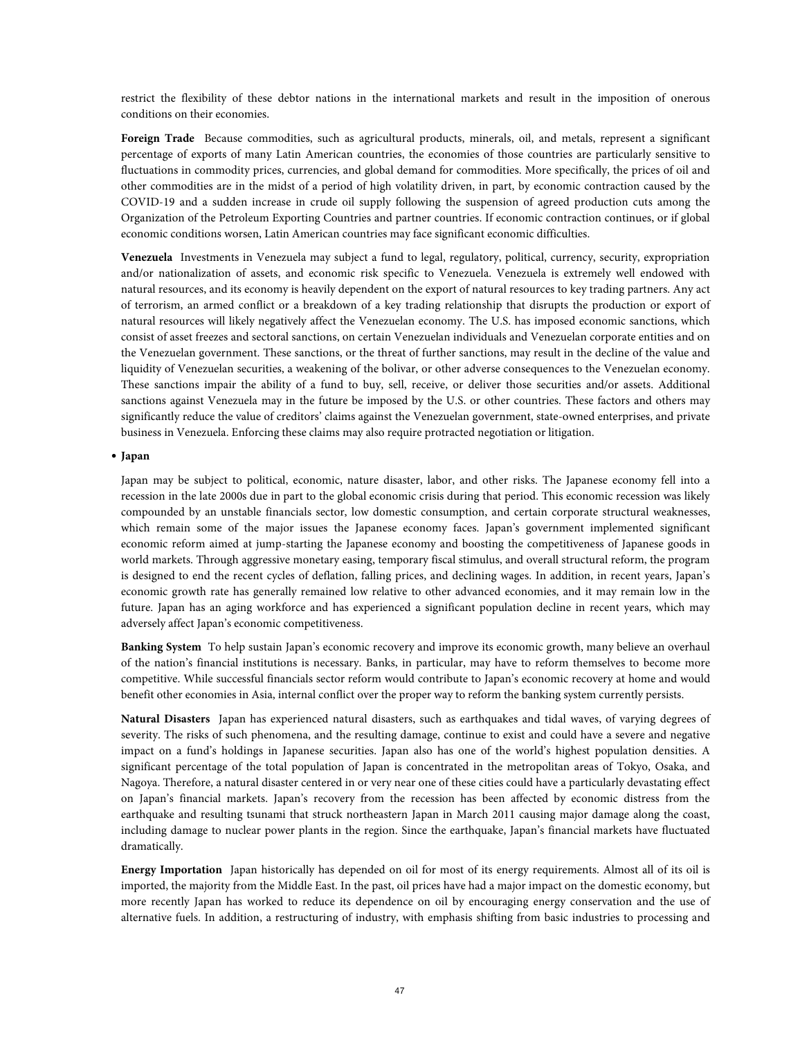restrict the flexibility of these debtor nations in the international markets and result in the imposition of onerous conditions on their economies.

**Foreign Trade** Because commodities, such as agricultural products, minerals, oil, and metals, represent a significant percentage of exports of many Latin American countries, the economies of those countries are particularly sensitive to fluctuations in commodity prices, currencies, and global demand for commodities. More specifically, the prices of oil and other commodities are in the midst of a period of high volatility driven, in part, by economic contraction caused by the COVID-19 and a sudden increase in crude oil supply following the suspension of agreed production cuts among the Organization of the Petroleum Exporting Countries and partner countries. If economic contraction continues, or if global economic conditions worsen, Latin American countries may face significant economic difficulties.

**Venezuela** Investments in Venezuela may subject a fund to legal, regulatory, political, currency, security, expropriation and/or nationalization of assets, and economic risk specific to Venezuela. Venezuela is extremely well endowed with natural resources, and its economy is heavily dependent on the export of natural resources to key trading partners. Any act of terrorism, an armed conflict or a breakdown of a key trading relationship that disrupts the production or export of natural resources will likely negatively affect the Venezuelan economy. The U.S. has imposed economic sanctions, which consist of asset freezes and sectoral sanctions, on certain Venezuelan individuals and Venezuelan corporate entities and on the Venezuelan government. These sanctions, or the threat of further sanctions, may result in the decline of the value and liquidity of Venezuelan securities, a weakening of the bolivar, or other adverse consequences to the Venezuelan economy. These sanctions impair the ability of a fund to buy, sell, receive, or deliver those securities and/or assets. Additional sanctions against Venezuela may in the future be imposed by the U.S. or other countries. These factors and others may significantly reduce the value of creditors' claims against the Venezuelan government, state-owned enterprises, and private business in Venezuela. Enforcing these claims may also require protracted negotiation or litigation.

- **Japan**

Japan may be subject to political, economic, nature disaster, labor, and other risks. The Japanese economy fell into a recession in the late 2000s due in part to the global economic crisis during that period. This economic recession was likely compounded by an unstable financials sector, low domestic consumption, and certain corporate structural weaknesses, which remain some of the major issues the Japanese economy faces. Japan's government implemented significant economic reform aimed at jump-starting the Japanese economy and boosting the competitiveness of Japanese goods in world markets. Through aggressive monetary easing, temporary fiscal stimulus, and overall structural reform, the program is designed to end the recent cycles of deflation, falling prices, and declining wages. In addition, in recent years, Japan's economic growth rate has generally remained low relative to other advanced economies, and it may remain low in the future. Japan has an aging workforce and has experienced a significant population decline in recent years, which may adversely affect Japan's economic competitiveness.

**Banking System** To help sustain Japan's economic recovery and improve its economic growth, many believe an overhaul of the nation's financial institutions is necessary. Banks, in particular, may have to reform themselves to become more competitive. While successful financials sector reform would contribute to Japan's economic recovery at home and would benefit other economies in Asia, internal conflict over the proper way to reform the banking system currently persists.

**Natural Disasters** Japan has experienced natural disasters, such as earthquakes and tidal waves, of varying degrees of severity. The risks of such phenomena, and the resulting damage, continue to exist and could have a severe and negative impact on a fund's holdings in Japanese securities. Japan also has one of the world's highest population densities. A significant percentage of the total population of Japan is concentrated in the metropolitan areas of Tokyo, Osaka, and Nagoya. Therefore, a natural disaster centered in or very near one of these cities could have a particularly devastating effect on Japan's financial markets. Japan's recovery from the recession has been affected by economic distress from the earthquake and resulting tsunami that struck northeastern Japan in March 2011 causing major damage along the coast, including damage to nuclear power plants in the region. Since the earthquake, Japan's financial markets have fluctuated dramatically.

**Energy Importation** Japan historically has depended on oil for most of its energy requirements. Almost all of its oil is imported, the majority from the Middle East. In the past, oil prices have had a major impact on the domestic economy, but more recently Japan has worked to reduce its dependence on oil by encouraging energy conservation and the use of alternative fuels. In addition, a restructuring of industry, with emphasis shifting from basic industries to processing and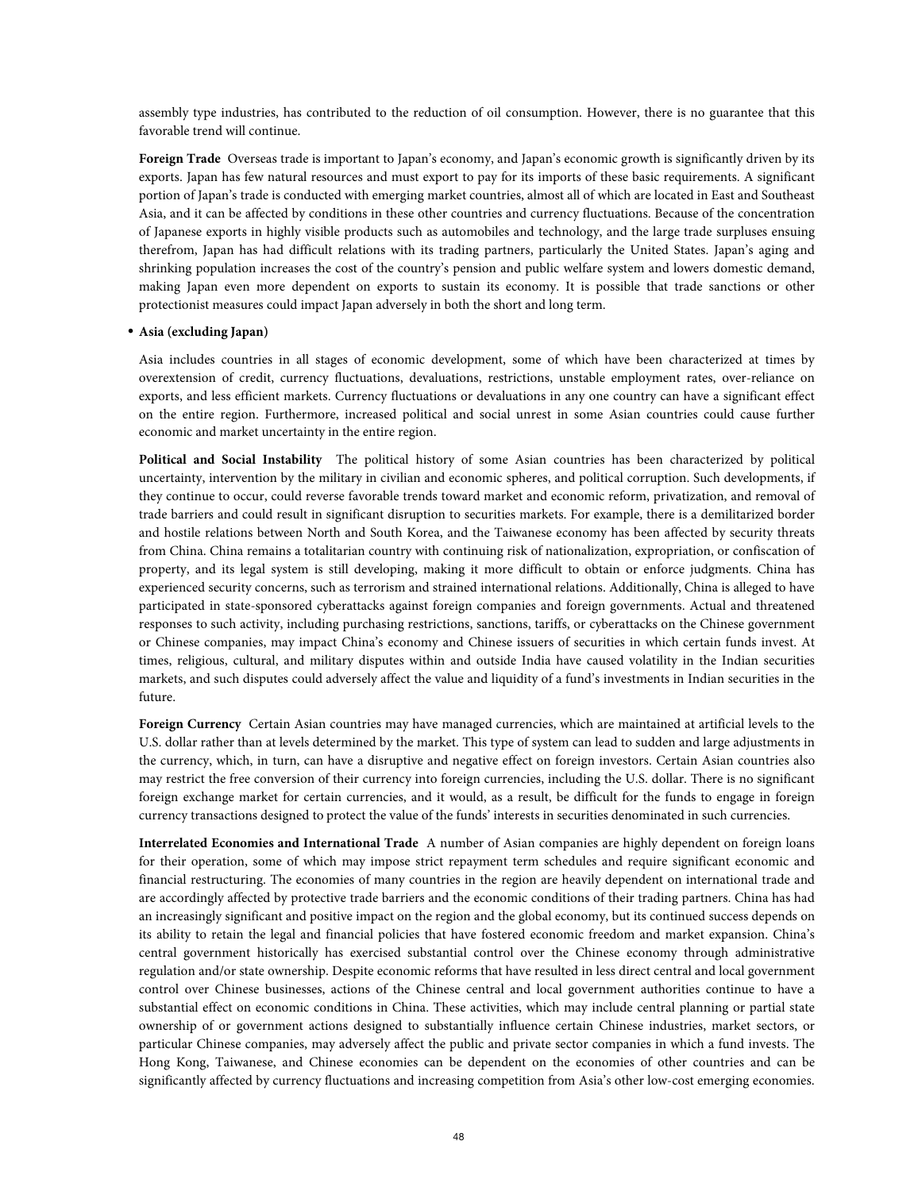assembly type industries, has contributed to the reduction of oil consumption. However, there is no guarantee that this favorable trend will continue.

**Foreign Trade** Overseas trade is important to Japan's economy, and Japan's economic growth is significantly driven by its exports. Japan has few natural resources and must export to pay for its imports of these basic requirements. A significant portion of Japan's trade is conducted with emerging market countries, almost all of which are located in East and Southeast Asia, and it can be affected by conditions in these other countries and currency fluctuations. Because of the concentration of Japanese exports in highly visible products such as automobiles and technology, and the large trade surpluses ensuing therefrom, Japan has had difficult relations with its trading partners, particularly the United States. Japan's aging and shrinking population increases the cost of the country's pension and public welfare system and lowers domestic demand, making Japan even more dependent on exports to sustain its economy. It is possible that trade sanctions or other protectionist measures could impact Japan adversely in both the short and long term.

- **Asia (excluding Japan)**

  Asia includes countries in all stages of economic development, some of which have been characterized at times by overextension of credit, currency fluctuations, devaluations, restrictions, unstable employment rates, over-reliance on exports, and less efficient markets. Currency fluctuations or devaluations in any one country can have a significant effect on the entire region. Furthermore, increased political and social unrest in some Asian countries could cause further economic and market uncertainty in the entire region.

  **Political and Social Instability** The political history of some Asian countries has been characterized by political uncertainty, intervention by the military in civilian and economic spheres, and political corruption. Such developments, if they continue to occur, could reverse favorable trends toward market and economic reform, privatization, and removal of trade barriers and could result in significant disruption to securities markets. For example, there is a demilitarized border and hostile relations between North and South Korea, and the Taiwanese economy has been affected by security threats from China. China remains a totalitarian country with continuing risk of nationalization, expropriation, or confiscation of property, and its legal system is still developing, making it more difficult to obtain or enforce judgments. China has experienced security concerns, such as terrorism and strained international relations. Additionally, China is alleged to have participated in state-sponsored cyberattacks against foreign companies and foreign governments. Actual and threatened responses to such activity, including purchasing restrictions, sanctions, tariffs, or cyberattacks on the Chinese government or Chinese companies, may impact China's economy and Chinese issuers of securities in which certain funds invest. At times, religious, cultural, and military disputes within and outside India have caused volatility in the Indian securities markets, and such disputes could adversely affect the value and liquidity of a fund's investments in Indian securities in the future.

  **Foreign Currency** Certain Asian countries may have managed currencies, which are maintained at artificial levels to the U.S. dollar rather than at levels determined by the market. This type of system can lead to sudden and large adjustments in the currency, which, in turn, can have a disruptive and negative effect on foreign investors. Certain Asian countries also may restrict the free conversion of their currency into foreign currencies, including the U.S. dollar. There is no significant foreign exchange market for certain currencies, and it would, as a result, be difficult for the funds to engage in foreign currency transactions designed to protect the value of the funds' interests in securities denominated in such currencies.

  **Interrelated Economies and International Trade** A number of Asian companies are highly dependent on foreign loans for their operation, some of which may impose strict repayment term schedules and require significant economic and financial restructuring. The economies of many countries in the region are heavily dependent on international trade and are accordingly affected by protective trade barriers and the economic conditions of their trading partners. China has had an increasingly significant and positive impact on the region and the global economy, but its continued success depends on its ability to retain the legal and financial policies that have fostered economic freedom and market expansion. China's central government historically has exercised substantial control over the Chinese economy through administrative regulation and/or state ownership. Despite economic reforms that have resulted in less direct central and local government control over Chinese businesses, actions of the Chinese central and local government authorities continue to have a substantial effect on economic conditions in China. These activities, which may include central planning or partial state ownership of or government actions designed to substantially influence certain Chinese industries, market sectors, or particular Chinese companies, may adversely affect the public and private sector companies in which a fund invests. The Hong Kong, Taiwanese, and Chinese economies can be dependent on the economies of other countries and can be significantly affected by currency fluctuations and increasing competition from Asia's other low-cost emerging economies.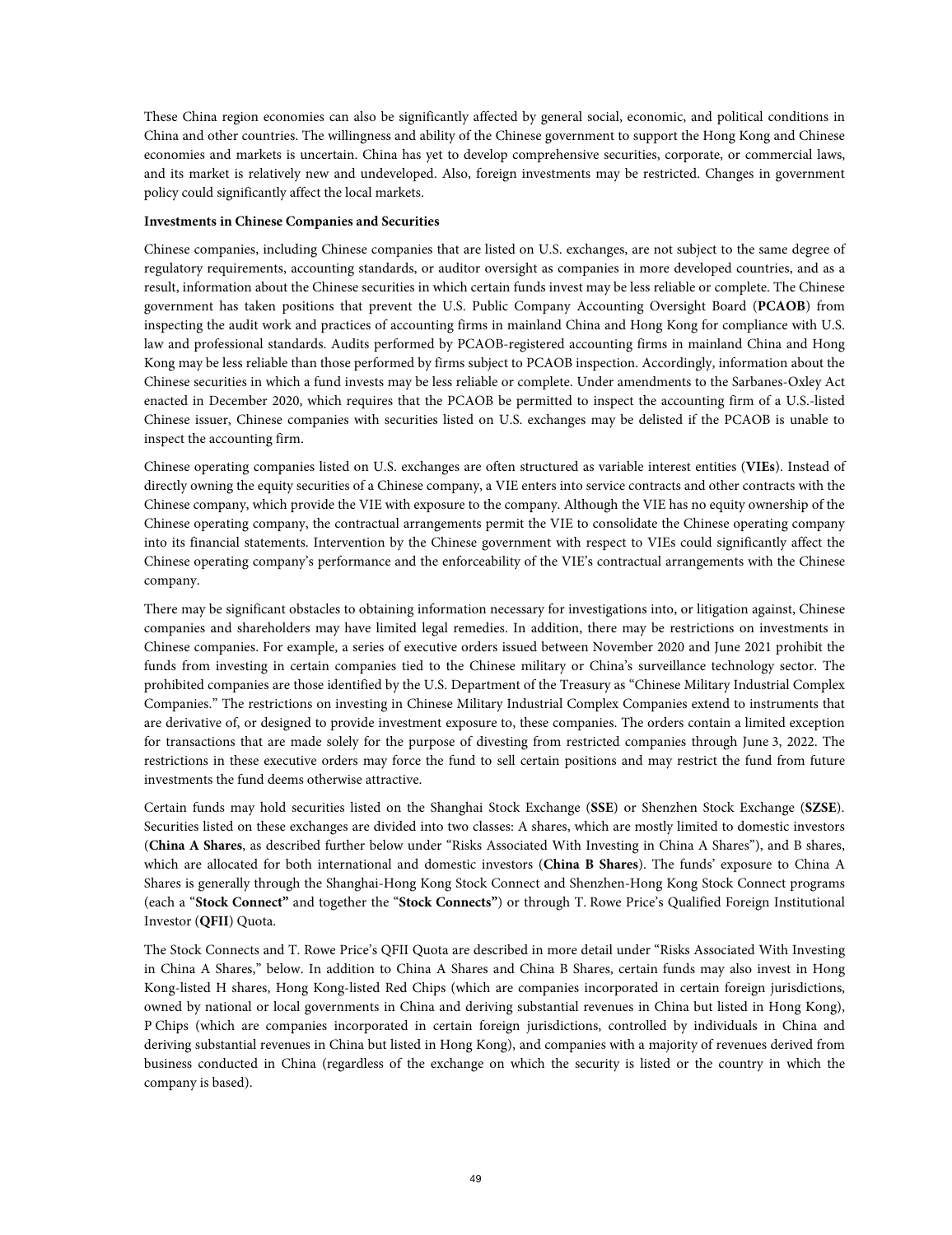These China region economies can also be significantly affected by general social, economic, and political conditions in China and other countries. The willingness and ability of the Chinese government to support the Hong Kong and Chinese economies and markets is uncertain. China has yet to develop comprehensive securities, corporate, or commercial laws, and its market is relatively new and undeveloped. Also, foreign investments may be restricted. Changes in government policy could significantly affect the local markets.

**Investments in Chinese Companies and Securities**

Chinese companies, including Chinese companies that are listed on U.S. exchanges, are not subject to the same degree of regulatory requirements, accounting standards, or auditor oversight as companies in more developed countries, and as a result, information about the Chinese securities in which certain funds invest may be less reliable or complete. The Chinese government has taken positions that prevent the U.S. Public Company Accounting Oversight Board (**PCAOB**) from inspecting the audit work and practices of accounting firms in mainland China and Hong Kong for compliance with U.S. law and professional standards. Audits performed by PCAOB-registered accounting firms in mainland China and Hong Kong may be less reliable than those performed by firms subject to PCAOB inspection. Accordingly, information about the Chinese securities in which a fund invests may be less reliable or complete. Under amendments to the Sarbanes-Oxley Act enacted in December 2020, which requires that the PCAOB be permitted to inspect the accounting firm of a U.S.-listed Chinese issuer, Chinese companies with securities listed on U.S. exchanges may be delisted if the PCAOB is unable to inspect the accounting firm.

Chinese operating companies listed on U.S. exchanges are often structured as variable interest entities (**VIEs**). Instead of directly owning the equity securities of a Chinese company, a VIE enters into service contracts and other contracts with the Chinese company, which provide the VIE with exposure to the company. Although the VIE has no equity ownership of the Chinese operating company, the contractual arrangements permit the VIE to consolidate the Chinese operating company into its financial statements. Intervention by the Chinese government with respect to VIEs could significantly affect the Chinese operating company's performance and the enforceability of the VIE's contractual arrangements with the Chinese company.

There may be significant obstacles to obtaining information necessary for investigations into, or litigation against, Chinese companies and shareholders may have limited legal remedies. In addition, there may be restrictions on investments in Chinese companies. For example, a series of executive orders issued between November 2020 and June 2021 prohibit the funds from investing in certain companies tied to the Chinese military or China's surveillance technology sector. The prohibited companies are those identified by the U.S. Department of the Treasury as "Chinese Military Industrial Complex Companies." The restrictions on investing in Chinese Military Industrial Complex Companies extend to instruments that are derivative of, or designed to provide investment exposure to, these companies. The orders contain a limited exception for transactions that are made solely for the purpose of divesting from restricted companies through June 3, 2022. The restrictions in these executive orders may force the fund to sell certain positions and may restrict the fund from future investments the fund deems otherwise attractive.

Certain funds may hold securities listed on the Shanghai Stock Exchange (**SSE**) or Shenzhen Stock Exchange (**SZSE**). Securities listed on these exchanges are divided into two classes: A shares, which are mostly limited to domestic investors (**China A Shares**, as described further below under "Risks Associated With Investing in China A Shares"), and B shares, which are allocated for both international and domestic investors (**China B Shares**). The funds' exposure to China A Shares is generally through the Shanghai-Hong Kong Stock Connect and Shenzhen-Hong Kong Stock Connect programs (each a "**Stock Connect"** and together the "**Stock Connects"**) or through T. Rowe Price's Qualified Foreign Institutional Investor (**QFII**) Quota.

The Stock Connects and T. Rowe Price's QFII Quota are described in more detail under "Risks Associated With Investing in China A Shares," below. In addition to China A Shares and China B Shares, certain funds may also invest in Hong Kong-listed H shares, Hong Kong-listed Red Chips (which are companies incorporated in certain foreign jurisdictions, owned by national or local governments in China and deriving substantial revenues in China but listed in Hong Kong), P Chips (which are companies incorporated in certain foreign jurisdictions, controlled by individuals in China and deriving substantial revenues in China but listed in Hong Kong), and companies with a majority of revenues derived from business conducted in China (regardless of the exchange on which the security is listed or the country in which the company is based).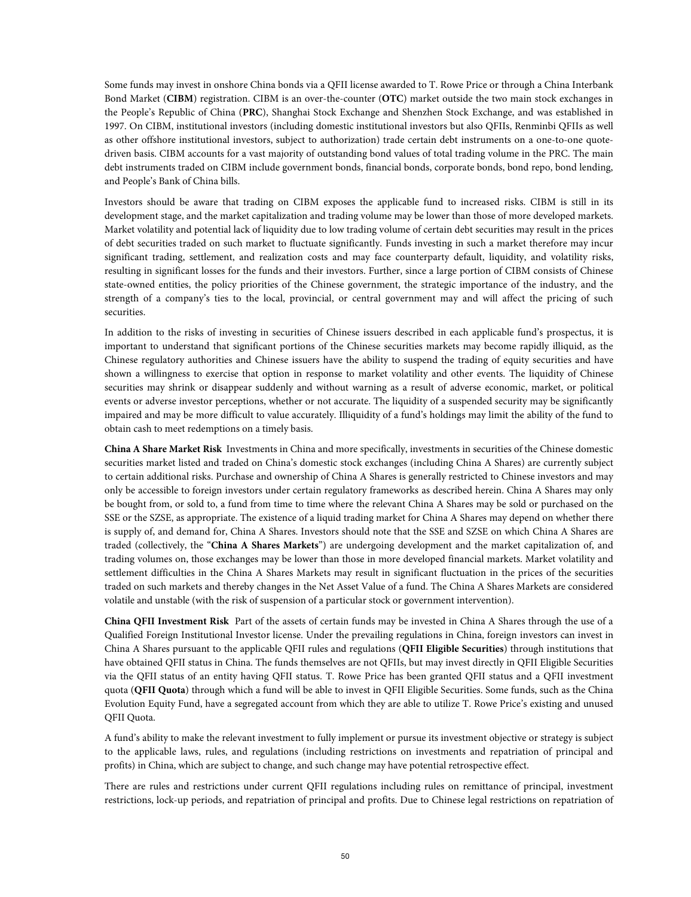Some funds may invest in onshore China bonds via a QFII license awarded to T. Rowe Price or through a China Interbank Bond Market (**CIBM**) registration. CIBM is an over-the-counter (**OTC**) market outside the two main stock exchanges in the People's Republic of China (**PRC**), Shanghai Stock Exchange and Shenzhen Stock Exchange, and was established in 1997. On CIBM, institutional investors (including domestic institutional investors but also QFIIs, Renminbi QFIIs as well as other offshore institutional investors, subject to authorization) trade certain debt instruments on a one-to-one quote-driven basis. CIBM accounts for a vast majority of outstanding bond values of total trading volume in the PRC. The main debt instruments traded on CIBM include government bonds, financial bonds, corporate bonds, bond repo, bond lending, and People's Bank of China bills.

Investors should be aware that trading on CIBM exposes the applicable fund to increased risks. CIBM is still in its development stage, and the market capitalization and trading volume may be lower than those of more developed markets. Market volatility and potential lack of liquidity due to low trading volume of certain debt securities may result in the prices of debt securities traded on such market to fluctuate significantly. Funds investing in such a market therefore may incur significant trading, settlement, and realization costs and may face counterparty default, liquidity, and volatility risks, resulting in significant losses for the funds and their investors. Further, since a large portion of CIBM consists of Chinese state-owned entities, the policy priorities of the Chinese government, the strategic importance of the industry, and the strength of a company's ties to the local, provincial, or central government may and will affect the pricing of such securities.

In addition to the risks of investing in securities of Chinese issuers described in each applicable fund's prospectus, it is important to understand that significant portions of the Chinese securities markets may become rapidly illiquid, as the Chinese regulatory authorities and Chinese issuers have the ability to suspend the trading of equity securities and have shown a willingness to exercise that option in response to market volatility and other events. The liquidity of Chinese securities may shrink or disappear suddenly and without warning as a result of adverse economic, market, or political events or adverse investor perceptions, whether or not accurate. The liquidity of a suspended security may be significantly impaired and may be more difficult to value accurately. Illiquidity of a fund's holdings may limit the ability of the fund to obtain cash to meet redemptions on a timely basis.

**China A Share Market Risk** Investments in China and more specifically, investments in securities of the Chinese domestic securities market listed and traded on China's domestic stock exchanges (including China A Shares) are currently subject to certain additional risks. Purchase and ownership of China A Shares is generally restricted to Chinese investors and may only be accessible to foreign investors under certain regulatory frameworks as described herein. China A Shares may only be bought from, or sold to, a fund from time to time where the relevant China A Shares may be sold or purchased on the SSE or the SZSE, as appropriate. The existence of a liquid trading market for China A Shares may depend on whether there is supply of, and demand for, China A Shares. Investors should note that the SSE and SZSE on which China A Shares are traded (collectively, the "**China A Shares Markets**") are undergoing development and the market capitalization of, and trading volumes on, those exchanges may be lower than those in more developed financial markets. Market volatility and settlement difficulties in the China A Shares Markets may result in significant fluctuation in the prices of the securities traded on such markets and thereby changes in the Net Asset Value of a fund. The China A Shares Markets are considered volatile and unstable (with the risk of suspension of a particular stock or government intervention).

**China QFII Investment Risk** Part of the assets of certain funds may be invested in China A Shares through the use of a Qualified Foreign Institutional Investor license. Under the prevailing regulations in China, foreign investors can invest in China A Shares pursuant to the applicable QFII rules and regulations (**QFII Eligible Securities**) through institutions that have obtained QFII status in China. The funds themselves are not QFIIs, but may invest directly in QFII Eligible Securities via the QFII status of an entity having QFII status. T. Rowe Price has been granted QFII status and a QFII investment quota (**QFII Quota**) through which a fund will be able to invest in QFII Eligible Securities. Some funds, such as the China Evolution Equity Fund, have a segregated account from which they are able to utilize T. Rowe Price's existing and unused QFII Quota.

A fund's ability to make the relevant investment to fully implement or pursue its investment objective or strategy is subject to the applicable laws, rules, and regulations (including restrictions on investments and repatriation of principal and profits) in China, which are subject to change, and such change may have potential retrospective effect.

There are rules and restrictions under current QFII regulations including rules on remittance of principal, investment restrictions, lock-up periods, and repatriation of principal and profits. Due to Chinese legal restrictions on repatriation of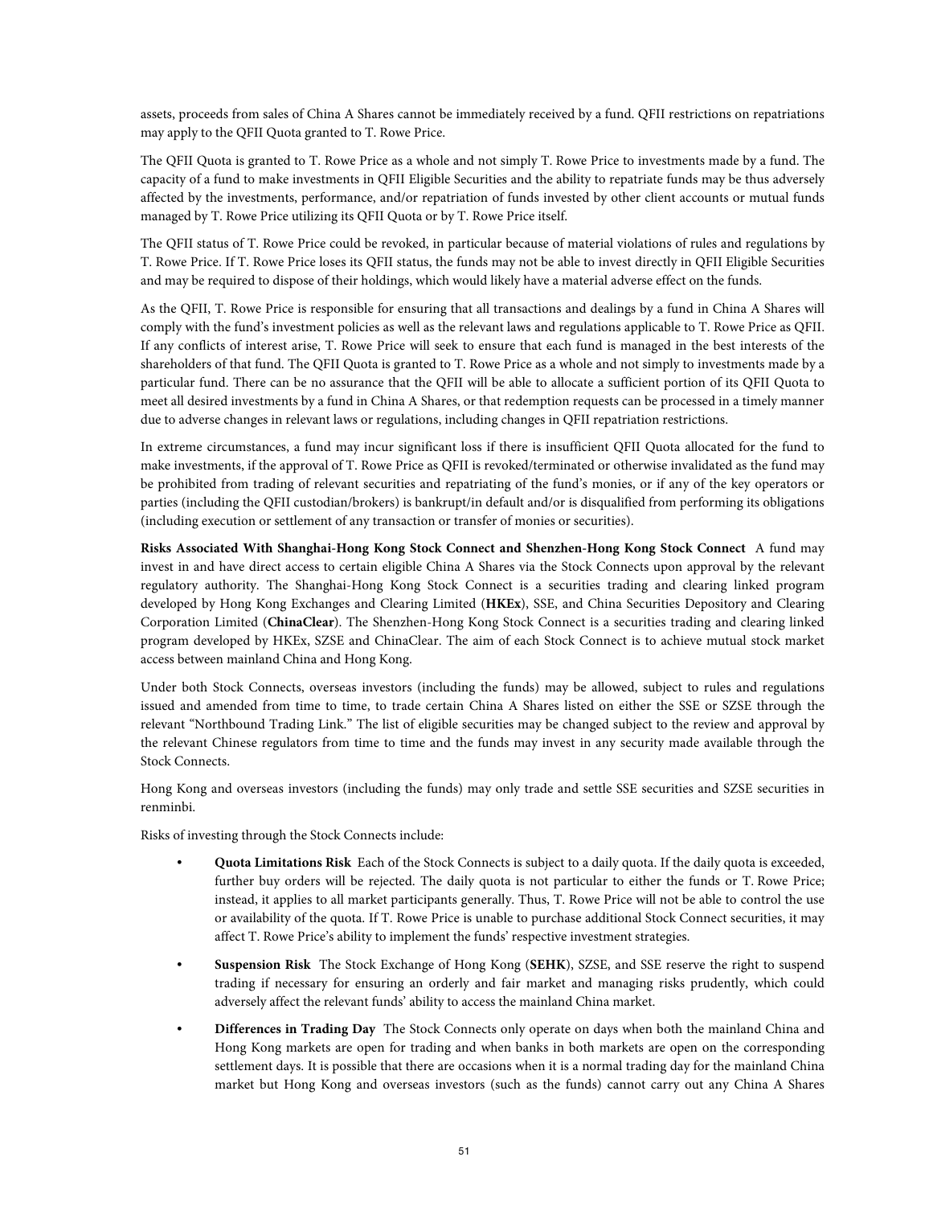assets, proceeds from sales of China A Shares cannot be immediately received by a fund. QFII restrictions on repatriations may apply to the QFII Quota granted to T. Rowe Price.

The QFII Quota is granted to T. Rowe Price as a whole and not simply T. Rowe Price to investments made by a fund. The capacity of a fund to make investments in QFII Eligible Securities and the ability to repatriate funds may be thus adversely affected by the investments, performance, and/or repatriation of funds invested by other client accounts or mutual funds managed by T. Rowe Price utilizing its QFII Quota or by T. Rowe Price itself.

The QFII status of T. Rowe Price could be revoked, in particular because of material violations of rules and regulations by T. Rowe Price. If T. Rowe Price loses its QFII status, the funds may not be able to invest directly in QFII Eligible Securities and may be required to dispose of their holdings, which would likely have a material adverse effect on the funds.

As the QFII, T. Rowe Price is responsible for ensuring that all transactions and dealings by a fund in China A Shares will comply with the fund's investment policies as well as the relevant laws and regulations applicable to T. Rowe Price as QFII. If any conflicts of interest arise, T. Rowe Price will seek to ensure that each fund is managed in the best interests of the shareholders of that fund. The QFII Quota is granted to T. Rowe Price as a whole and not simply to investments made by a particular fund. There can be no assurance that the QFII will be able to allocate a sufficient portion of its QFII Quota to meet all desired investments by a fund in China A Shares, or that redemption requests can be processed in a timely manner due to adverse changes in relevant laws or regulations, including changes in QFII repatriation restrictions.

In extreme circumstances, a fund may incur significant loss if there is insufficient QFII Quota allocated for the fund to make investments, if the approval of T. Rowe Price as QFII is revoked/terminated or otherwise invalidated as the fund may be prohibited from trading of relevant securities and repatriating of the fund's monies, or if any of the key operators or parties (including the QFII custodian/brokers) is bankrupt/in default and/or is disqualified from performing its obligations (including execution or settlement of any transaction or transfer of monies or securities).

**Risks Associated With Shanghai-Hong Kong Stock Connect and Shenzhen-Hong Kong Stock Connect** A fund may invest in and have direct access to certain eligible China A Shares via the Stock Connects upon approval by the relevant regulatory authority. The Shanghai-Hong Kong Stock Connect is a securities trading and clearing linked program developed by Hong Kong Exchanges and Clearing Limited (**HKEx**), SSE, and China Securities Depository and Clearing Corporation Limited (**ChinaClear**). The Shenzhen-Hong Kong Stock Connect is a securities trading and clearing linked program developed by HKEx, SZSE and ChinaClear. The aim of each Stock Connect is to achieve mutual stock market access between mainland China and Hong Kong.

Under both Stock Connects, overseas investors (including the funds) may be allowed, subject to rules and regulations issued and amended from time to time, to trade certain China A Shares listed on either the SSE or SZSE through the relevant "Northbound Trading Link." The list of eligible securities may be changed subject to the review and approval by the relevant Chinese regulators from time to time and the funds may invest in any security made available through the Stock Connects.

Hong Kong and overseas investors (including the funds) may only trade and settle SSE securities and SZSE securities in renminbi.

Risks of investing through the Stock Connects include:

- **Quota Limitations Risk** Each of the Stock Connects is subject to a daily quota. If the daily quota is exceeded, further buy orders will be rejected. The daily quota is not particular to either the funds or T. Rowe Price; instead, it applies to all market participants generally. Thus, T. Rowe Price will not be able to control the use or availability of the quota. If T. Rowe Price is unable to purchase additional Stock Connect securities, it may affect T. Rowe Price's ability to implement the funds' respective investment strategies.
- **Suspension Risk** The Stock Exchange of Hong Kong (**SEHK**), SZSE, and SSE reserve the right to suspend trading if necessary for ensuring an orderly and fair market and managing risks prudently, which could adversely affect the relevant funds' ability to access the mainland China market.
- **Differences in Trading Day** The Stock Connects only operate on days when both the mainland China and Hong Kong markets are open for trading and when banks in both markets are open on the corresponding settlement days. It is possible that there are occasions when it is a normal trading day for the mainland China market but Hong Kong and overseas investors (such as the funds) cannot carry out any China A Shares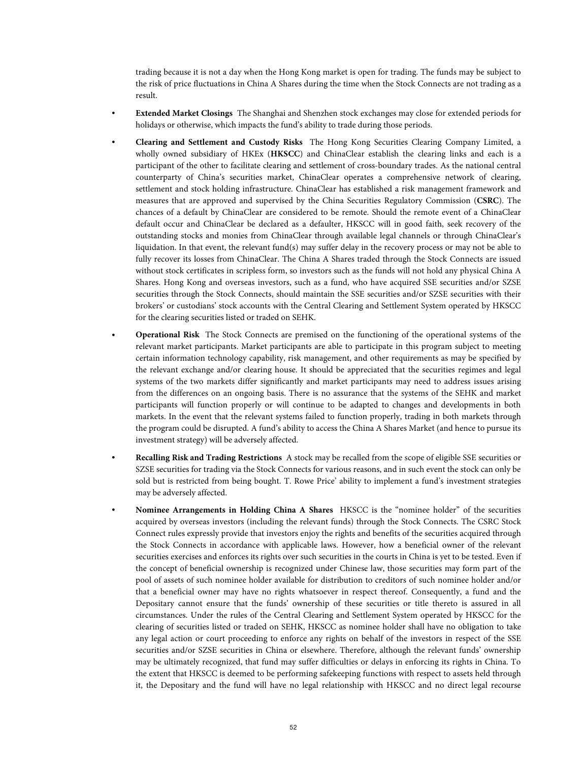trading because it is not a day when the Hong Kong market is open for trading. The funds may be subject to the risk of price fluctuations in China A Shares during the time when the Stock Connects are not trading as a result.

- **Extended Market Closings** The Shanghai and Shenzhen stock exchanges may close for extended periods for holidays or otherwise, which impacts the fund's ability to trade during those periods.

- **Clearing and Settlement and Custody Risks** The Hong Kong Securities Clearing Company Limited, a wholly owned subsidiary of HKEx (**HKSCC**) and ChinaClear establish the clearing links and each is a participant of the other to facilitate clearing and settlement of cross-boundary trades. As the national central counterparty of China's securities market, ChinaClear operates a comprehensive network of clearing, settlement and stock holding infrastructure. ChinaClear has established a risk management framework and measures that are approved and supervised by the China Securities Regulatory Commission (**CSRC**). The chances of a default by ChinaClear are considered to be remote. Should the remote event of a ChinaClear default occur and ChinaClear be declared as a defaulter, HKSCC will in good faith, seek recovery of the outstanding stocks and monies from ChinaClear through available legal channels or through ChinaClear's liquidation. In that event, the relevant fund(s) may suffer delay in the recovery process or may not be able to fully recover its losses from ChinaClear. The China A Shares traded through the Stock Connects are issued without stock certificates in scripless form, so investors such as the funds will not hold any physical China A Shares. Hong Kong and overseas investors, such as a fund, who have acquired SSE securities and/or SZSE securities through the Stock Connects, should maintain the SSE securities and/or SZSE securities with their brokers' or custodians' stock accounts with the Central Clearing and Settlement System operated by HKSCC for the clearing securities listed or traded on SEHK.

- **Operational Risk** The Stock Connects are premised on the functioning of the operational systems of the relevant market participants. Market participants are able to participate in this program subject to meeting certain information technology capability, risk management, and other requirements as may be specified by the relevant exchange and/or clearing house. It should be appreciated that the securities regimes and legal systems of the two markets differ significantly and market participants may need to address issues arising from the differences on an ongoing basis. There is no assurance that the systems of the SEHK and market participants will function properly or will continue to be adapted to changes and developments in both markets. In the event that the relevant systems failed to function properly, trading in both markets through the program could be disrupted. A fund's ability to access the China A Shares Market (and hence to pursue its investment strategy) will be adversely affected.

- **Recalling Risk and Trading Restrictions** A stock may be recalled from the scope of eligible SSE securities or SZSE securities for trading via the Stock Connects for various reasons, and in such event the stock can only be sold but is restricted from being bought. T. Rowe Price' ability to implement a fund's investment strategies may be adversely affected.

- **Nominee Arrangements in Holding China A Shares** HKSCC is the "nominee holder" of the securities acquired by overseas investors (including the relevant funds) through the Stock Connects. The CSRC Stock Connect rules expressly provide that investors enjoy the rights and benefits of the securities acquired through the Stock Connects in accordance with applicable laws. However, how a beneficial owner of the relevant securities exercises and enforces its rights over such securities in the courts in China is yet to be tested. Even if the concept of beneficial ownership is recognized under Chinese law, those securities may form part of the pool of assets of such nominee holder available for distribution to creditors of such nominee holder and/or that a beneficial owner may have no rights whatsoever in respect thereof. Consequently, a fund and the Depositary cannot ensure that the funds' ownership of these securities or title thereto is assured in all circumstances. Under the rules of the Central Clearing and Settlement System operated by HKSCC for the clearing of securities listed or traded on SEHK, HKSCC as nominee holder shall have no obligation to take any legal action or court proceeding to enforce any rights on behalf of the investors in respect of the SSE securities and/or SZSE securities in China or elsewhere. Therefore, although the relevant funds' ownership may be ultimately recognized, that fund may suffer difficulties or delays in enforcing its rights in China. To the extent that HKSCC is deemed to be performing safekeeping functions with respect to assets held through it, the Depositary and the fund will have no legal relationship with HKSCC and no direct legal recourse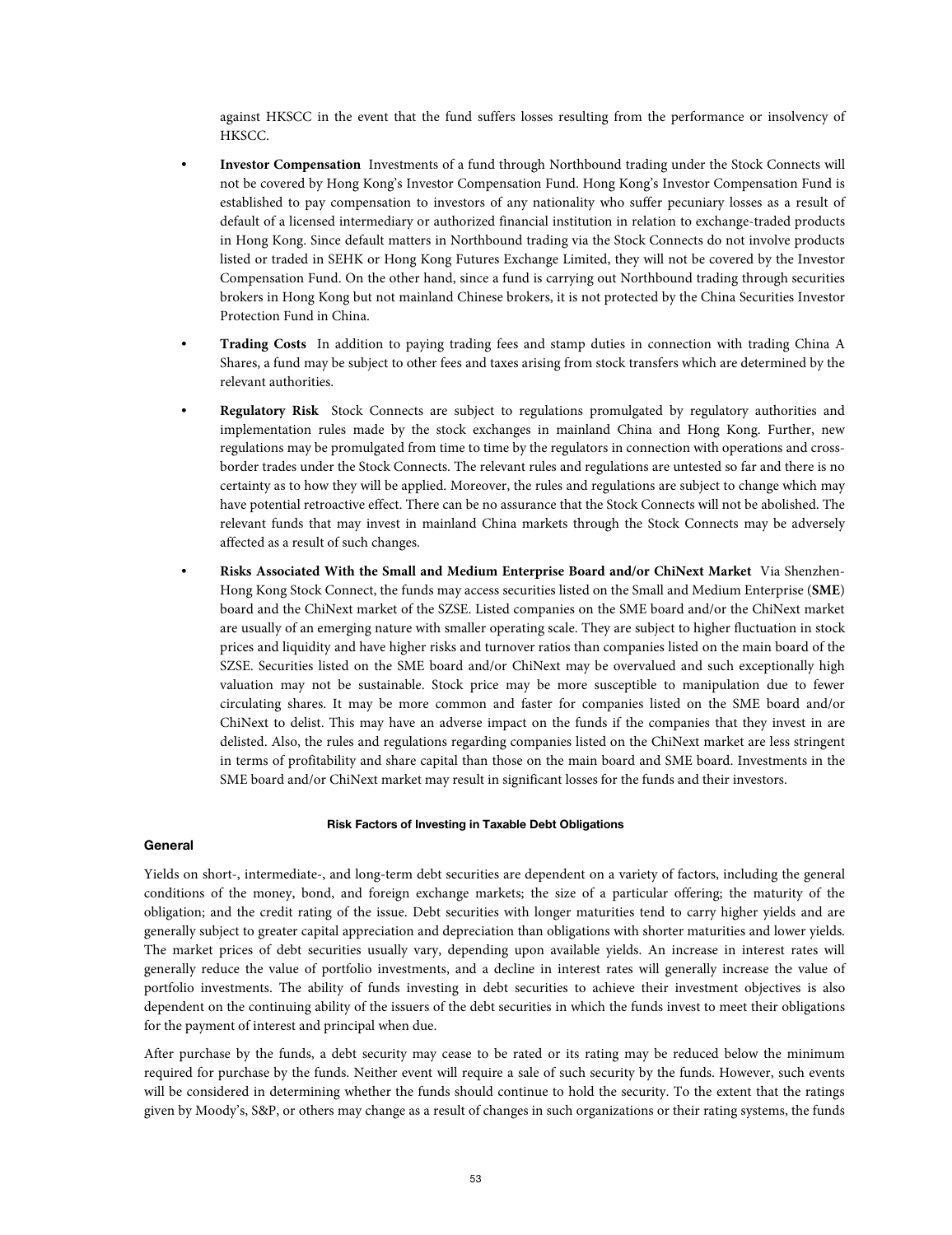against HKSCC in the event that the fund suffers losses resulting from the performance or insolvency of HKSCC.

- **Investor Compensation** Investments of a fund through Northbound trading under the Stock Connects will not be covered by Hong Kong's Investor Compensation Fund. Hong Kong's Investor Compensation Fund is established to pay compensation to investors of any nationality who suffer pecuniary losses as a result of default of a licensed intermediary or authorized financial institution in relation to exchange-traded products in Hong Kong. Since default matters in Northbound trading via the Stock Connects do not involve products listed or traded in SEHK or Hong Kong Futures Exchange Limited, they will not be covered by the Investor Compensation Fund. On the other hand, since a fund is carrying out Northbound trading through securities brokers in Hong Kong but not mainland Chinese brokers, it is not protected by the China Securities Investor Protection Fund in China.
- **Trading Costs** In addition to paying trading fees and stamp duties in connection with trading China A Shares, a fund may be subject to other fees and taxes arising from stock transfers which are determined by the relevant authorities.
- **Regulatory Risk** Stock Connects are subject to regulations promulgated by regulatory authorities and implementation rules made by the stock exchanges in mainland China and Hong Kong. Further, new regulations may be promulgated from time to time by the regulators in connection with operations and cross-border trades under the Stock Connects. The relevant rules and regulations are untested so far and there is no certainty as to how they will be applied. Moreover, the rules and regulations are subject to change which may have potential retroactive effect. There can be no assurance that the Stock Connects will not be abolished. The relevant funds that may invest in mainland China markets through the Stock Connects may be adversely affected as a result of such changes.
- **Risks Associated With the Small and Medium Enterprise Board and/or ChiNext Market** Via Shenzhen-Hong Kong Stock Connect, the funds may access securities listed on the Small and Medium Enterprise (**SME**) board and the ChiNext market of the SZSE. Listed companies on the SME board and/or the ChiNext market are usually of an emerging nature with smaller operating scale. They are subject to higher fluctuation in stock prices and liquidity and have higher risks and turnover ratios than companies listed on the main board of the SZSE. Securities listed on the SME board and/or ChiNext may be overvalued and such exceptionally high valuation may not be sustainable. Stock price may be more susceptible to manipulation due to fewer circulating shares. It may be more common and faster for companies listed on the SME board and/or ChiNext to delist. This may have an adverse impact on the funds if the companies that they invest in are delisted. Also, the rules and regulations regarding companies listed on the ChiNext market are less stringent in terms of profitability and share capital than those on the main board and SME board. Investments in the SME board and/or ChiNext market may result in significant losses for the funds and their investors.

## Risk Factors of Investing in Taxable Debt Obligations

### General

Yields on short-, intermediate-, and long-term debt securities are dependent on a variety of factors, including the general conditions of the money, bond, and foreign exchange markets; the size of a particular offering; the maturity of the obligation; and the credit rating of the issue. Debt securities with longer maturities tend to carry higher yields and are generally subject to greater capital appreciation and depreciation than obligations with shorter maturities and lower yields. The market prices of debt securities usually vary, depending upon available yields. An increase in interest rates will generally reduce the value of portfolio investments, and a decline in interest rates will generally increase the value of portfolio investments. The ability of funds investing in debt securities to achieve their investment objectives is also dependent on the continuing ability of the issuers of the debt securities in which the funds invest to meet their obligations for the payment of interest and principal when due.

After purchase by the funds, a debt security may cease to be rated or its rating may be reduced below the minimum required for purchase by the funds. Neither event will require a sale of such security by the funds. However, such events will be considered in determining whether the funds should continue to hold the security. To the extent that the ratings given by Moody's, S&P, or others may change as a result of changes in such organizations or their rating systems, the funds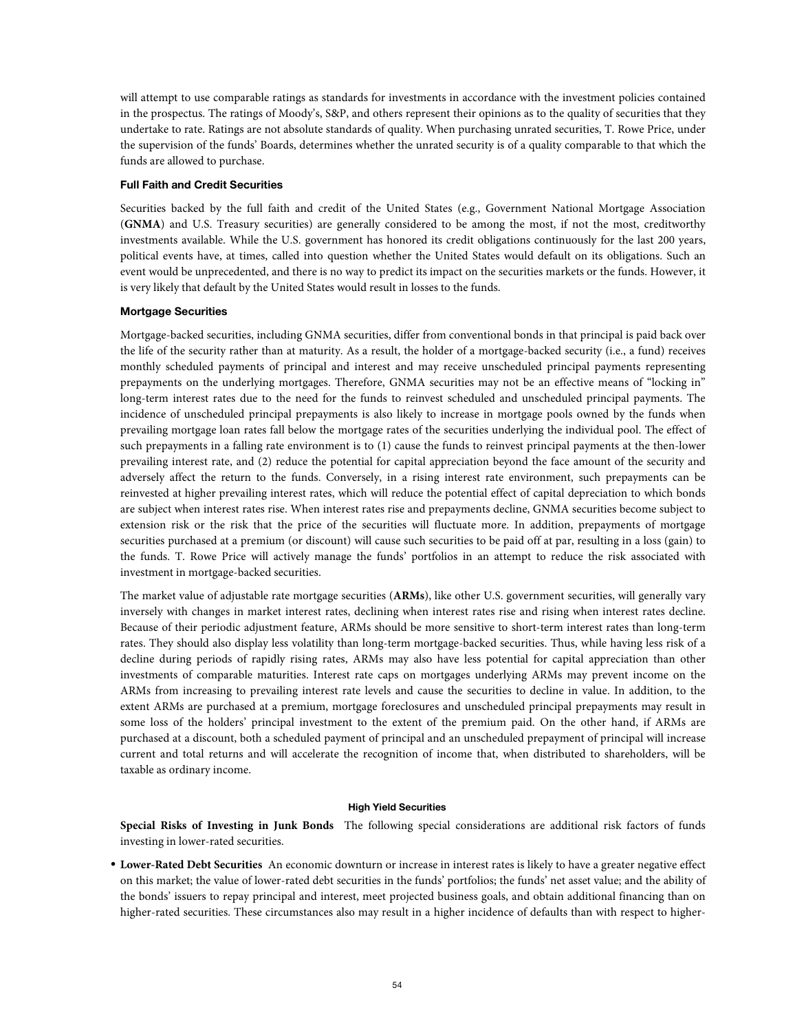will attempt to use comparable ratings as standards for investments in accordance with the investment policies contained in the prospectus. The ratings of Moody's, S&P, and others represent their opinions as to the quality of securities that they undertake to rate. Ratings are not absolute standards of quality. When purchasing unrated securities, T. Rowe Price, under the supervision of the funds' Boards, determines whether the unrated security is of a quality comparable to that which the funds are allowed to purchase.

#### Full Faith and Credit Securities

Securities backed by the full faith and credit of the United States (e.g., Government National Mortgage Association (**GNMA**) and U.S. Treasury securities) are generally considered to be among the most, if not the most, creditworthy investments available. While the U.S. government has honored its credit obligations continuously for the last 200 years, political events have, at times, called into question whether the United States would default on its obligations. Such an event would be unprecedented, and there is no way to predict its impact on the securities markets or the funds. However, it is very likely that default by the United States would result in losses to the funds.

#### Mortgage Securities

Mortgage-backed securities, including GNMA securities, differ from conventional bonds in that principal is paid back over the life of the security rather than at maturity. As a result, the holder of a mortgage-backed security (i.e., a fund) receives monthly scheduled payments of principal and interest and may receive unscheduled principal payments representing prepayments on the underlying mortgages. Therefore, GNMA securities may not be an effective means of "locking in" long-term interest rates due to the need for the funds to reinvest scheduled and unscheduled principal payments. The incidence of unscheduled principal prepayments is also likely to increase in mortgage pools owned by the funds when prevailing mortgage loan rates fall below the mortgage rates of the securities underlying the individual pool. The effect of such prepayments in a falling rate environment is to (1) cause the funds to reinvest principal payments at the then-lower prevailing interest rate, and (2) reduce the potential for capital appreciation beyond the face amount of the security and adversely affect the return to the funds. Conversely, in a rising interest rate environment, such prepayments can be reinvested at higher prevailing interest rates, which will reduce the potential effect of capital depreciation to which bonds are subject when interest rates rise. When interest rates rise and prepayments decline, GNMA securities become subject to extension risk or the risk that the price of the securities will fluctuate more. In addition, prepayments of mortgage securities purchased at a premium (or discount) will cause such securities to be paid off at par, resulting in a loss (gain) to the funds. T. Rowe Price will actively manage the funds' portfolios in an attempt to reduce the risk associated with investment in mortgage-backed securities.

The market value of adjustable rate mortgage securities (**ARMs**), like other U.S. government securities, will generally vary inversely with changes in market interest rates, declining when interest rates rise and rising when interest rates decline. Because of their periodic adjustment feature, ARMs should be more sensitive to short-term interest rates than long-term rates. They should also display less volatility than long-term mortgage-backed securities. Thus, while having less risk of a decline during periods of rapidly rising rates, ARMs may also have less potential for capital appreciation than other investments of comparable maturities. Interest rate caps on mortgages underlying ARMs may prevent income on the ARMs from increasing to prevailing interest rate levels and cause the securities to decline in value. In addition, to the extent ARMs are purchased at a premium, mortgage foreclosures and unscheduled principal prepayments may result in some loss of the holders' principal investment to the extent of the premium paid. On the other hand, if ARMs are purchased at a discount, both a scheduled payment of principal and an unscheduled prepayment of principal will increase current and total returns and will accelerate the recognition of income that, when distributed to shareholders, will be taxable as ordinary income.

### High Yield Securities

**Special Risks of Investing in Junk Bonds** The following special considerations are additional risk factors of funds investing in lower-rated securities.

- **Lower-Rated Debt Securities** An economic downturn or increase in interest rates is likely to have a greater negative effect on this market; the value of lower-rated debt securities in the funds' portfolios; the funds' net asset value; and the ability of the bonds' issuers to repay principal and interest, meet projected business goals, and obtain additional financing than on higher-rated securities. These circumstances also may result in a higher incidence of defaults than with respect to higher-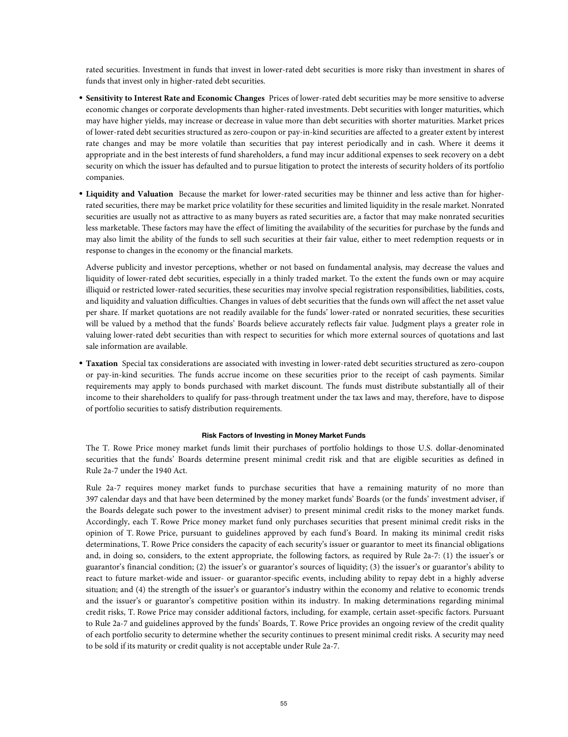rated securities. Investment in funds that invest in lower-rated debt securities is more risky than investment in shares of funds that invest only in higher-rated debt securities.

- **Sensitivity to Interest Rate and Economic Changes** Prices of lower-rated debt securities may be more sensitive to adverse economic changes or corporate developments than higher-rated investments. Debt securities with longer maturities, which may have higher yields, may increase or decrease in value more than debt securities with shorter maturities. Market prices of lower-rated debt securities structured as zero-coupon or pay-in-kind securities are affected to a greater extent by interest rate changes and may be more volatile than securities that pay interest periodically and in cash. Where it deems it appropriate and in the best interests of fund shareholders, a fund may incur additional expenses to seek recovery on a debt security on which the issuer has defaulted and to pursue litigation to protect the interests of security holders of its portfolio companies.

- **Liquidity and Valuation** Because the market for lower-rated securities may be thinner and less active than for higher-rated securities, there may be market price volatility for these securities and limited liquidity in the resale market. Nonrated securities are usually not as attractive to as many buyers as rated securities are, a factor that may make nonrated securities less marketable. These factors may have the effect of limiting the availability of the securities for purchase by the funds and may also limit the ability of the funds to sell such securities at their fair value, either to meet redemption requests or in response to changes in the economy or the financial markets.

  Adverse publicity and investor perceptions, whether or not based on fundamental analysis, may decrease the values and liquidity of lower-rated debt securities, especially in a thinly traded market. To the extent the funds own or may acquire illiquid or restricted lower-rated securities, these securities may involve special registration responsibilities, liabilities, costs, and liquidity and valuation difficulties. Changes in values of debt securities that the funds own will affect the net asset value per share. If market quotations are not readily available for the funds' lower-rated or nonrated securities, these securities will be valued by a method that the funds' Boards believe accurately reflects fair value. Judgment plays a greater role in valuing lower-rated debt securities than with respect to securities for which more external sources of quotations and last sale information are available.

- **Taxation** Special tax considerations are associated with investing in lower-rated debt securities structured as zero-coupon or pay-in-kind securities. The funds accrue income on these securities prior to the receipt of cash payments. Similar requirements may apply to bonds purchased with market discount. The funds must distribute substantially all of their income to their shareholders to qualify for pass-through treatment under the tax laws and may, therefore, have to dispose of portfolio securities to satisfy distribution requirements.

#### Risk Factors of Investing in Money Market Funds

The T. Rowe Price money market funds limit their purchases of portfolio holdings to those U.S. dollar-denominated securities that the funds' Boards determine present minimal credit risk and that are eligible securities as defined in Rule 2a-7 under the 1940 Act.

Rule 2a-7 requires money market funds to purchase securities that have a remaining maturity of no more than 397 calendar days and that have been determined by the money market funds' Boards (or the funds' investment adviser, if the Boards delegate such power to the investment adviser) to present minimal credit risks to the money market funds. Accordingly, each T. Rowe Price money market fund only purchases securities that present minimal credit risks in the opinion of T. Rowe Price, pursuant to guidelines approved by each fund's Board. In making its minimal credit risks determinations, T. Rowe Price considers the capacity of each security's issuer or guarantor to meet its financial obligations and, in doing so, considers, to the extent appropriate, the following factors, as required by Rule 2a-7: (1) the issuer's or guarantor's financial condition; (2) the issuer's or guarantor's sources of liquidity; (3) the issuer's or guarantor's ability to react to future market-wide and issuer- or guarantor-specific events, including ability to repay debt in a highly adverse situation; and (4) the strength of the issuer's or guarantor's industry within the economy and relative to economic trends and the issuer's or guarantor's competitive position within its industry. In making determinations regarding minimal credit risks, T. Rowe Price may consider additional factors, including, for example, certain asset-specific factors. Pursuant to Rule 2a-7 and guidelines approved by the funds' Boards, T. Rowe Price provides an ongoing review of the credit quality of each portfolio security to determine whether the security continues to present minimal credit risks. A security may need to be sold if its maturity or credit quality is not acceptable under Rule 2a-7.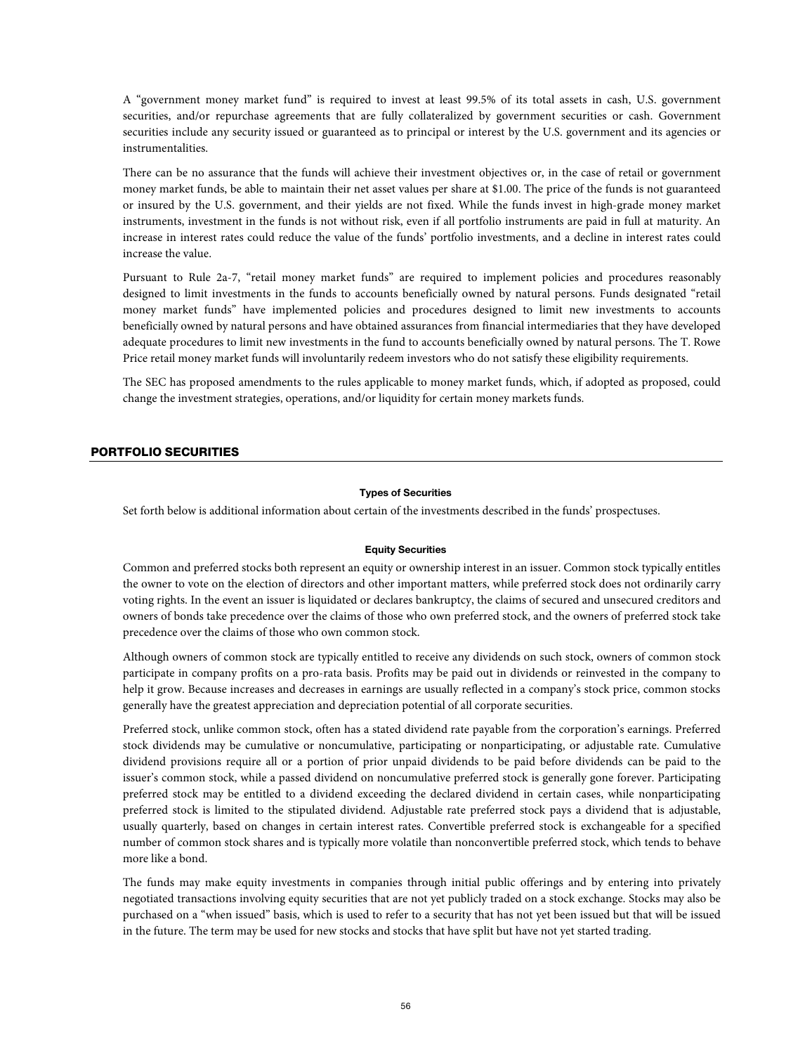A “government money market fund” is required to invest at least 99.5% of its total assets in cash, U.S. government securities, and/or repurchase agreements that are fully collateralized by government securities or cash. Government securities include any security issued or guaranteed as to principal or interest by the U.S. government and its agencies or instrumentalities.

There can be no assurance that the funds will achieve their investment objectives or, in the case of retail or government money market funds, be able to maintain their net asset values per share at $1.00. The price of the funds is not guaranteed or insured by the U.S. government, and their yields are not fixed. While the funds invest in high-grade money market instruments, investment in the funds is not without risk, even if all portfolio instruments are paid in full at maturity. An increase in interest rates could reduce the value of the funds’ portfolio investments, and a decline in interest rates could increase the value.

Pursuant to Rule 2a-7, “retail money market funds” are required to implement policies and procedures reasonably designed to limit investments in the funds to accounts beneficially owned by natural persons. Funds designated “retail money market funds” have implemented policies and procedures designed to limit new investments to accounts beneficially owned by natural persons and have obtained assurances from financial intermediaries that they have developed adequate procedures to limit new investments in the fund to accounts beneficially owned by natural persons. The T. Rowe Price retail money market funds will involuntarily redeem investors who do not satisfy these eligibility requirements.

The SEC has proposed amendments to the rules applicable to money market funds, which, if adopted as proposed, could change the investment strategies, operations, and/or liquidity for certain money markets funds.

## PORTFOLIO SECURITIES

### Types of Securities

Set forth below is additional information about certain of the investments described in the funds’ prospectuses.

#### Equity Securities

Common and preferred stocks both represent an equity or ownership interest in an issuer. Common stock typically entitles the owner to vote on the election of directors and other important matters, while preferred stock does not ordinarily carry voting rights. In the event an issuer is liquidated or declares bankruptcy, the claims of secured and unsecured creditors and owners of bonds take precedence over the claims of those who own preferred stock, and the owners of preferred stock take precedence over the claims of those who own common stock.

Although owners of common stock are typically entitled to receive any dividends on such stock, owners of common stock participate in company profits on a pro-rata basis. Profits may be paid out in dividends or reinvested in the company to help it grow. Because increases and decreases in earnings are usually reflected in a company’s stock price, common stocks generally have the greatest appreciation and depreciation potential of all corporate securities.

Preferred stock, unlike common stock, often has a stated dividend rate payable from the corporation’s earnings. Preferred stock dividends may be cumulative or noncumulative, participating or nonparticipating, or adjustable rate. Cumulative dividend provisions require all or a portion of prior unpaid dividends to be paid before dividends can be paid to the issuer’s common stock, while a passed dividend on noncumulative preferred stock is generally gone forever. Participating preferred stock may be entitled to a dividend exceeding the declared dividend in certain cases, while nonparticipating preferred stock is limited to the stipulated dividend. Adjustable rate preferred stock pays a dividend that is adjustable, usually quarterly, based on changes in certain interest rates. Convertible preferred stock is exchangeable for a specified number of common stock shares and is typically more volatile than nonconvertible preferred stock, which tends to behave more like a bond.

The funds may make equity investments in companies through initial public offerings and by entering into privately negotiated transactions involving equity securities that are not yet publicly traded on a stock exchange. Stocks may also be purchased on a “when issued” basis, which is used to refer to a security that has not yet been issued but that will be issued in the future. The term may be used for new stocks and stocks that have split but have not yet started trading.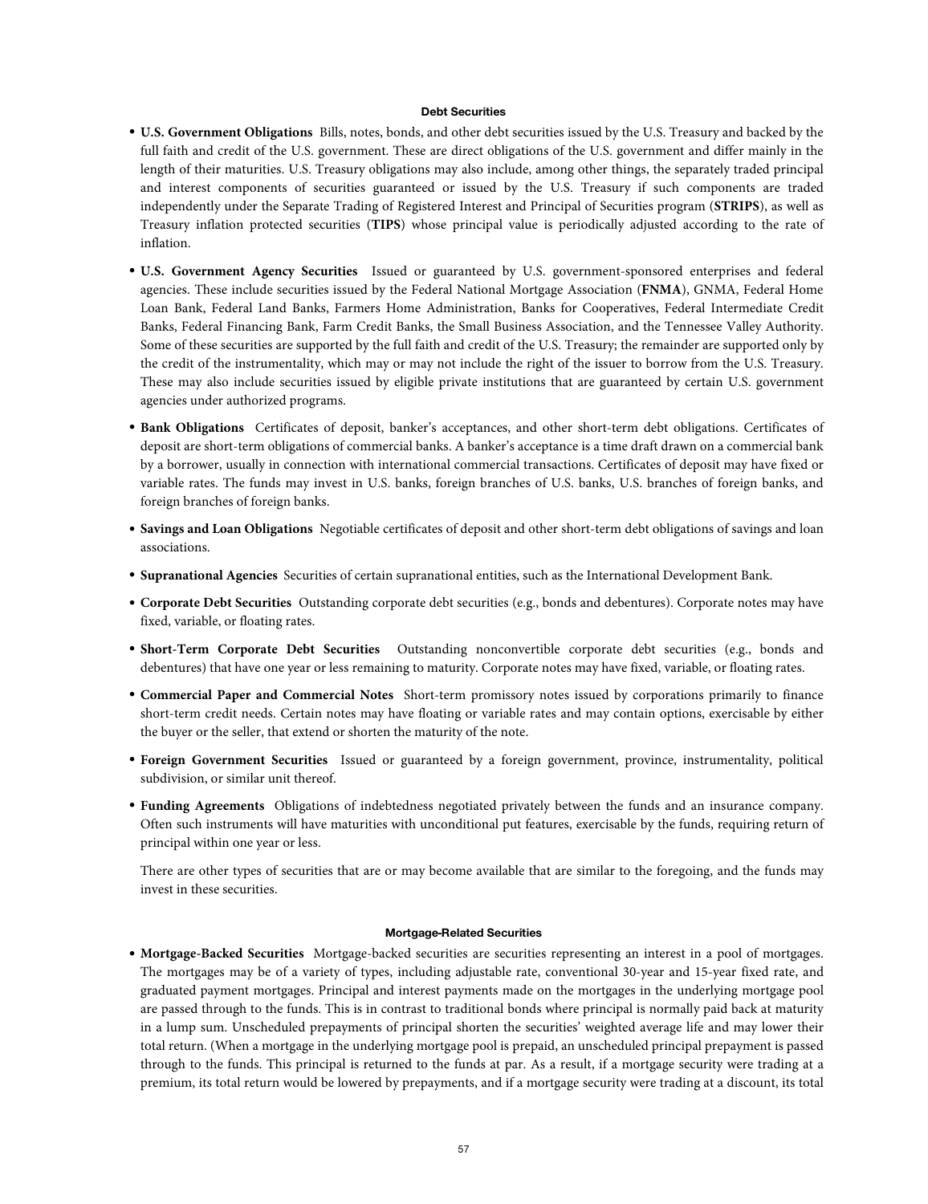## Debt Securities

- **U.S. Government Obligations** Bills, notes, bonds, and other debt securities issued by the U.S. Treasury and backed by the full faith and credit of the U.S. government. These are direct obligations of the U.S. government and differ mainly in the length of their maturities. U.S. Treasury obligations may also include, among other things, the separately traded principal and interest components of securities guaranteed or issued by the U.S. Treasury if such components are traded independently under the Separate Trading of Registered Interest and Principal of Securities program (**STRIPS**), as well as Treasury inflation protected securities (**TIPS**) whose principal value is periodically adjusted according to the rate of inflation.

- **U.S. Government Agency Securities** Issued or guaranteed by U.S. government-sponsored enterprises and federal agencies. These include securities issued by the Federal National Mortgage Association (**FNMA**), GNMA, Federal Home Loan Bank, Federal Land Banks, Farmers Home Administration, Banks for Cooperatives, Federal Intermediate Credit Banks, Federal Financing Bank, Farm Credit Banks, the Small Business Association, and the Tennessee Valley Authority. Some of these securities are supported by the full faith and credit of the U.S. Treasury; the remainder are supported only by the credit of the instrumentality, which may or may not include the right of the issuer to borrow from the U.S. Treasury. These may also include securities issued by eligible private institutions that are guaranteed by certain U.S. government agencies under authorized programs.

- **Bank Obligations** Certificates of deposit, banker's acceptances, and other short-term debt obligations. Certificates of deposit are short-term obligations of commercial banks. A banker's acceptance is a time draft drawn on a commercial bank by a borrower, usually in connection with international commercial transactions. Certificates of deposit may have fixed or variable rates. The funds may invest in U.S. banks, foreign branches of U.S. banks, U.S. branches of foreign banks, and foreign branches of foreign banks.

- **Savings and Loan Obligations** Negotiable certificates of deposit and other short-term debt obligations of savings and loan associations.

- **Supranational Agencies** Securities of certain supranational entities, such as the International Development Bank.

- **Corporate Debt Securities** Outstanding corporate debt securities (e.g., bonds and debentures). Corporate notes may have fixed, variable, or floating rates.

- **Short-Term Corporate Debt Securities** Outstanding nonconvertible corporate debt securities (e.g., bonds and debentures) that have one year or less remaining to maturity. Corporate notes may have fixed, variable, or floating rates.

- **Commercial Paper and Commercial Notes** Short-term promissory notes issued by corporations primarily to finance short-term credit needs. Certain notes may have floating or variable rates and may contain options, exercisable by either the buyer or the seller, that extend or shorten the maturity of the note.

- **Foreign Government Securities** Issued or guaranteed by a foreign government, province, instrumentality, political subdivision, or similar unit thereof.

- **Funding Agreements** Obligations of indebtedness negotiated privately between the funds and an insurance company. Often such instruments will have maturities with unconditional put features, exercisable by the funds, requiring return of principal within one year or less.

  There are other types of securities that are or may become available that are similar to the foregoing, and the funds may invest in these securities.

## Mortgage-Related Securities

- **Mortgage-Backed Securities** Mortgage-backed securities are securities representing an interest in a pool of mortgages. The mortgages may be of a variety of types, including adjustable rate, conventional 30-year and 15-year fixed rate, and graduated payment mortgages. Principal and interest payments made on the mortgages in the underlying mortgage pool are passed through to the funds. This is in contrast to traditional bonds where principal is normally paid back at maturity in a lump sum. Unscheduled prepayments of principal shorten the securities' weighted average life and may lower their total return. (When a mortgage in the underlying mortgage pool is prepaid, an unscheduled principal prepayment is passed through to the funds. This principal is returned to the funds at par. As a result, if a mortgage security were trading at a premium, its total return would be lowered by prepayments, and if a mortgage security were trading at a discount, its total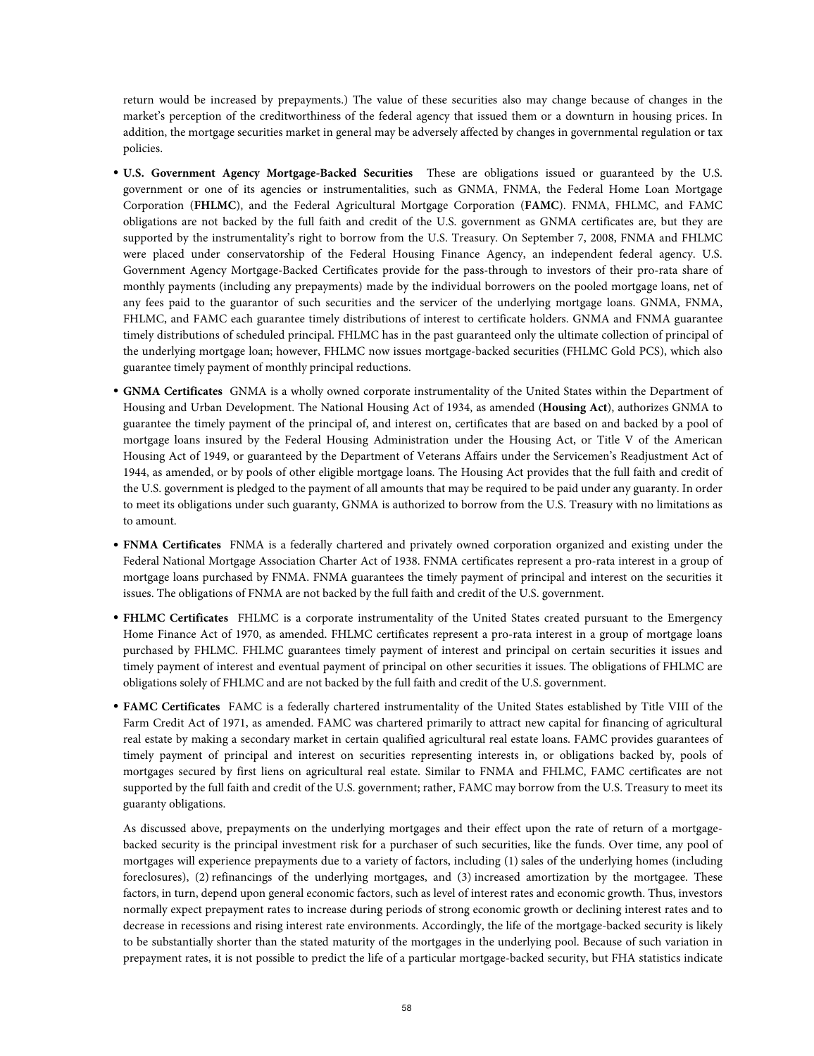return would be increased by prepayments.) The value of these securities also may change because of changes in the market's perception of the creditworthiness of the federal agency that issued them or a downturn in housing prices. In addition, the mortgage securities market in general may be adversely affected by changes in governmental regulation or tax policies.

- **U.S. Government Agency Mortgage-Backed Securities** These are obligations issued or guaranteed by the U.S. government or one of its agencies or instrumentalities, such as GNMA, FNMA, the Federal Home Loan Mortgage Corporation (**FHLMC**), and the Federal Agricultural Mortgage Corporation (**FAMC**). FNMA, FHLMC, and FAMC obligations are not backed by the full faith and credit of the U.S. government as GNMA certificates are, but they are supported by the instrumentality's right to borrow from the U.S. Treasury. On September 7, 2008, FNMA and FHLMC were placed under conservatorship of the Federal Housing Finance Agency, an independent federal agency. U.S. Government Agency Mortgage-Backed Certificates provide for the pass-through to investors of their pro-rata share of monthly payments (including any prepayments) made by the individual borrowers on the pooled mortgage loans, net of any fees paid to the guarantor of such securities and the servicer of the underlying mortgage loans. GNMA, FNMA, FHLMC, and FAMC each guarantee timely distributions of interest to certificate holders. GNMA and FNMA guarantee timely distributions of scheduled principal. FHLMC has in the past guaranteed only the ultimate collection of principal of the underlying mortgage loan; however, FHLMC now issues mortgage-backed securities (FHLMC Gold PCS), which also guarantee timely payment of monthly principal reductions.

- **GNMA Certificates** GNMA is a wholly owned corporate instrumentality of the United States within the Department of Housing and Urban Development. The National Housing Act of 1934, as amended (**Housing Act**), authorizes GNMA to guarantee the timely payment of the principal of, and interest on, certificates that are based on and backed by a pool of mortgage loans insured by the Federal Housing Administration under the Housing Act, or Title V of the American Housing Act of 1949, or guaranteed by the Department of Veterans Affairs under the Servicemen's Readjustment Act of 1944, as amended, or by pools of other eligible mortgage loans. The Housing Act provides that the full faith and credit of the U.S. government is pledged to the payment of all amounts that may be required to be paid under any guaranty. In order to meet its obligations under such guaranty, GNMA is authorized to borrow from the U.S. Treasury with no limitations as to amount.

- **FNMA Certificates** FNMA is a federally chartered and privately owned corporation organized and existing under the Federal National Mortgage Association Charter Act of 1938. FNMA certificates represent a pro-rata interest in a group of mortgage loans purchased by FNMA. FNMA guarantees the timely payment of principal and interest on the securities it issues. The obligations of FNMA are not backed by the full faith and credit of the U.S. government.

- **FHLMC Certificates** FHLMC is a corporate instrumentality of the United States created pursuant to the Emergency Home Finance Act of 1970, as amended. FHLMC certificates represent a pro-rata interest in a group of mortgage loans purchased by FHLMC. FHLMC guarantees timely payment of interest and principal on certain securities it issues and timely payment of interest and eventual payment of principal on other securities it issues. The obligations of FHLMC are obligations solely of FHLMC and are not backed by the full faith and credit of the U.S. government.

- **FAMC Certificates** FAMC is a federally chartered instrumentality of the United States established by Title VIII of the Farm Credit Act of 1971, as amended. FAMC was chartered primarily to attract new capital for financing of agricultural real estate by making a secondary market in certain qualified agricultural real estate loans. FAMC provides guarantees of timely payment of principal and interest on securities representing interests in, or obligations backed by, pools of mortgages secured by first liens on agricultural real estate. Similar to FNMA and FHLMC, FAMC certificates are not supported by the full faith and credit of the U.S. government; rather, FAMC may borrow from the U.S. Treasury to meet its guaranty obligations.

  As discussed above, prepayments on the underlying mortgages and their effect upon the rate of return of a mortgage-backed security is the principal investment risk for a purchaser of such securities, like the funds. Over time, any pool of mortgages will experience prepayments due to a variety of factors, including (1) sales of the underlying homes (including foreclosures), (2) refinancings of the underlying mortgages, and (3) increased amortization by the mortgagee. These factors, in turn, depend upon general economic factors, such as level of interest rates and economic growth. Thus, investors normally expect prepayment rates to increase during periods of strong economic growth or declining interest rates and to decrease in recessions and rising interest rate environments. Accordingly, the life of the mortgage-backed security is likely to be substantially shorter than the stated maturity of the mortgages in the underlying pool. Because of such variation in prepayment rates, it is not possible to predict the life of a particular mortgage-backed security, but FHA statistics indicate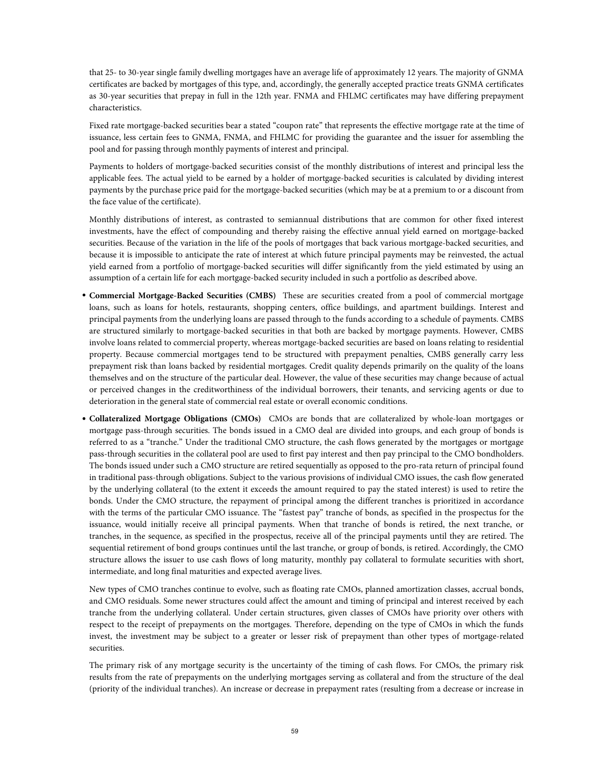that 25- to 30-year single family dwelling mortgages have an average life of approximately 12 years. The majority of GNMA certificates are backed by mortgages of this type, and, accordingly, the generally accepted practice treats GNMA certificates as 30-year securities that prepay in full in the 12th year. FNMA and FHLMC certificates may have differing prepayment characteristics.

Fixed rate mortgage-backed securities bear a stated "coupon rate" that represents the effective mortgage rate at the time of issuance, less certain fees to GNMA, FNMA, and FHLMC for providing the guarantee and the issuer for assembling the pool and for passing through monthly payments of interest and principal.

Payments to holders of mortgage-backed securities consist of the monthly distributions of interest and principal less the applicable fees. The actual yield to be earned by a holder of mortgage-backed securities is calculated by dividing interest payments by the purchase price paid for the mortgage-backed securities (which may be at a premium to or a discount from the face value of the certificate).

Monthly distributions of interest, as contrasted to semiannual distributions that are common for other fixed interest investments, have the effect of compounding and thereby raising the effective annual yield earned on mortgage-backed securities. Because of the variation in the life of the pools of mortgages that back various mortgage-backed securities, and because it is impossible to anticipate the rate of interest at which future principal payments may be reinvested, the actual yield earned from a portfolio of mortgage-backed securities will differ significantly from the yield estimated by using an assumption of a certain life for each mortgage-backed security included in such a portfolio as described above.

- **Commercial Mortgage-Backed Securities (CMBS)** These are securities created from a pool of commercial mortgage loans, such as loans for hotels, restaurants, shopping centers, office buildings, and apartment buildings. Interest and principal payments from the underlying loans are passed through to the funds according to a schedule of payments. CMBS are structured similarly to mortgage-backed securities in that both are backed by mortgage payments. However, CMBS involve loans related to commercial property, whereas mortgage-backed securities are based on loans relating to residential property. Because commercial mortgages tend to be structured with prepayment penalties, CMBS generally carry less prepayment risk than loans backed by residential mortgages. Credit quality depends primarily on the quality of the loans themselves and on the structure of the particular deal. However, the value of these securities may change because of actual or perceived changes in the creditworthiness of the individual borrowers, their tenants, and servicing agents or due to deterioration in the general state of commercial real estate or overall economic conditions.

- **Collateralized Mortgage Obligations (CMOs)** CMOs are bonds that are collateralized by whole-loan mortgages or mortgage pass-through securities. The bonds issued in a CMO deal are divided into groups, and each group of bonds is referred to as a "tranche." Under the traditional CMO structure, the cash flows generated by the mortgages or mortgage pass-through securities in the collateral pool are used to first pay interest and then pay principal to the CMO bondholders. The bonds issued under such a CMO structure are retired sequentially as opposed to the pro-rata return of principal found in traditional pass-through obligations. Subject to the various provisions of individual CMO issues, the cash flow generated by the underlying collateral (to the extent it exceeds the amount required to pay the stated interest) is used to retire the bonds. Under the CMO structure, the repayment of principal among the different tranches is prioritized in accordance with the terms of the particular CMO issuance. The "fastest pay" tranche of bonds, as specified in the prospectus for the issuance, would initially receive all principal payments. When that tranche of bonds is retired, the next tranche, or tranches, in the sequence, as specified in the prospectus, receive all of the principal payments until they are retired. The sequential retirement of bond groups continues until the last tranche, or group of bonds, is retired. Accordingly, the CMO structure allows the issuer to use cash flows of long maturity, monthly pay collateral to formulate securities with short, intermediate, and long final maturities and expected average lives.

  New types of CMO tranches continue to evolve, such as floating rate CMOs, planned amortization classes, accrual bonds, and CMO residuals. Some newer structures could affect the amount and timing of principal and interest received by each tranche from the underlying collateral. Under certain structures, given classes of CMOs have priority over others with respect to the receipt of prepayments on the mortgages. Therefore, depending on the type of CMOs in which the funds invest, the investment may be subject to a greater or lesser risk of prepayment than other types of mortgage-related securities.

  The primary risk of any mortgage security is the uncertainty of the timing of cash flows. For CMOs, the primary risk results from the rate of prepayments on the underlying mortgages serving as collateral and from the structure of the deal (priority of the individual tranches). An increase or decrease in prepayment rates (resulting from a decrease or increase in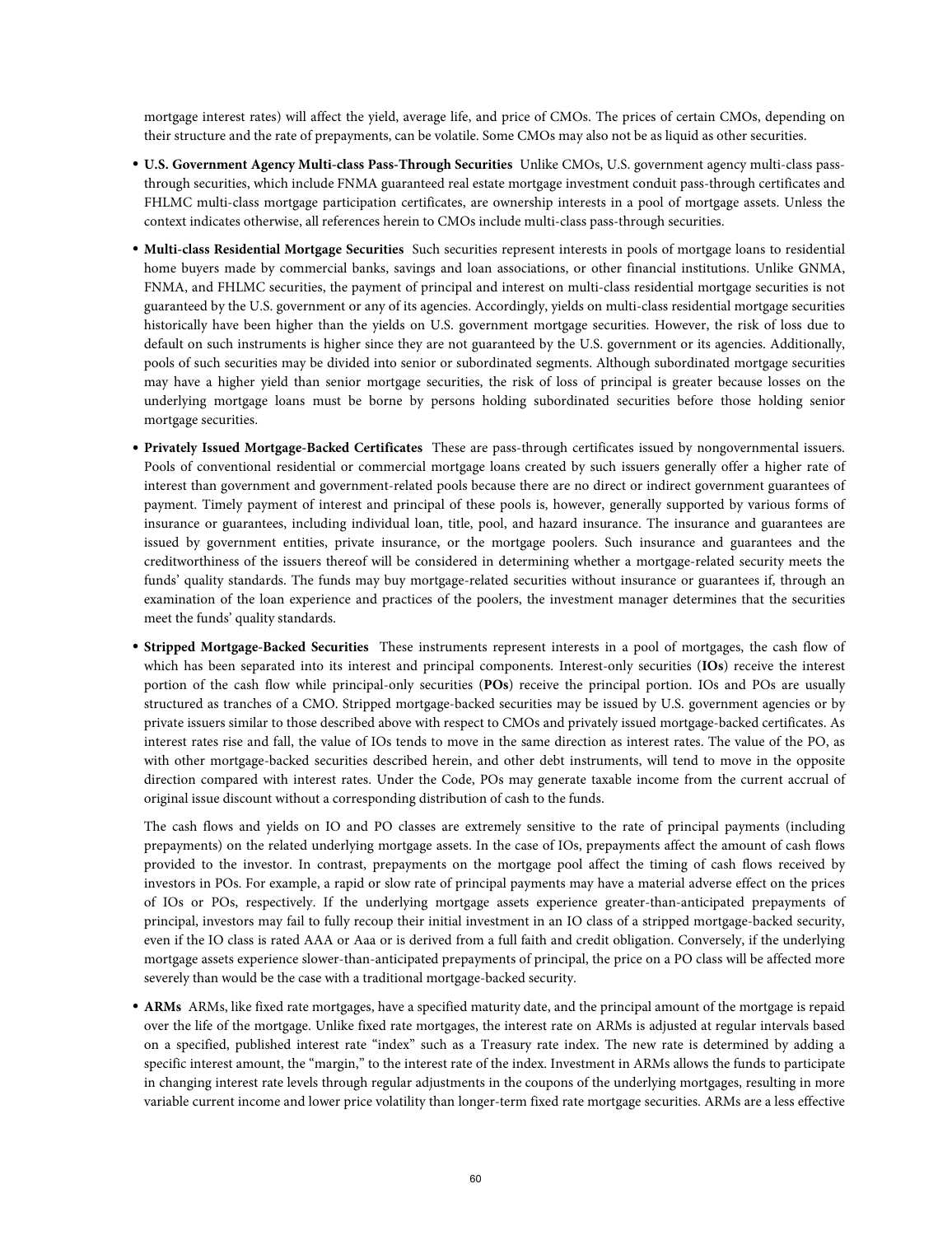mortgage interest rates) will affect the yield, average life, and price of CMOs. The prices of certain CMOs, depending on their structure and the rate of prepayments, can be volatile. Some CMOs may also not be as liquid as other securities.

- **U.S. Government Agency Multi-class Pass-Through Securities** Unlike CMOs, U.S. government agency multi-class pass-through securities, which include FNMA guaranteed real estate mortgage investment conduit pass-through certificates and FHLMC multi-class mortgage participation certificates, are ownership interests in a pool of mortgage assets. Unless the context indicates otherwise, all references herein to CMOs include multi-class pass-through securities.
- **Multi-class Residential Mortgage Securities** Such securities represent interests in pools of mortgage loans to residential home buyers made by commercial banks, savings and loan associations, or other financial institutions. Unlike GNMA, FNMA, and FHLMC securities, the payment of principal and interest on multi-class residential mortgage securities is not guaranteed by the U.S. government or any of its agencies. Accordingly, yields on multi-class residential mortgage securities historically have been higher than the yields on U.S. government mortgage securities. However, the risk of loss due to default on such instruments is higher since they are not guaranteed by the U.S. government or its agencies. Additionally, pools of such securities may be divided into senior or subordinated segments. Although subordinated mortgage securities may have a higher yield than senior mortgage securities, the risk of loss of principal is greater because losses on the underlying mortgage loans must be borne by persons holding subordinated securities before those holding senior mortgage securities.
- **Privately Issued Mortgage-Backed Certificates** These are pass-through certificates issued by nongovernmental issuers. Pools of conventional residential or commercial mortgage loans created by such issuers generally offer a higher rate of interest than government and government-related pools because there are no direct or indirect government guarantees of payment. Timely payment of interest and principal of these pools is, however, generally supported by various forms of insurance or guarantees, including individual loan, title, pool, and hazard insurance. The insurance and guarantees are issued by government entities, private insurance, or the mortgage poolers. Such insurance and guarantees and the creditworthiness of the issuers thereof will be considered in determining whether a mortgage-related security meets the funds' quality standards. The funds may buy mortgage-related securities without insurance or guarantees if, through an examination of the loan experience and practices of the poolers, the investment manager determines that the securities meet the funds' quality standards.
- **Stripped Mortgage-Backed Securities** These instruments represent interests in a pool of mortgages, the cash flow of which has been separated into its interest and principal components. Interest-only securities (**IOs**) receive the interest portion of the cash flow while principal-only securities (**POs**) receive the principal portion. IOs and POs are usually structured as tranches of a CMO. Stripped mortgage-backed securities may be issued by U.S. government agencies or by private issuers similar to those described above with respect to CMOs and privately issued mortgage-backed certificates. As interest rates rise and fall, the value of IOs tends to move in the same direction as interest rates. The value of the PO, as with other mortgage-backed securities described herein, and other debt instruments, will tend to move in the opposite direction compared with interest rates. Under the Code, POs may generate taxable income from the current accrual of original issue discount without a corresponding distribution of cash to the funds.

  The cash flows and yields on IO and PO classes are extremely sensitive to the rate of principal payments (including prepayments) on the related underlying mortgage assets. In the case of IOs, prepayments affect the amount of cash flows provided to the investor. In contrast, prepayments on the mortgage pool affect the timing of cash flows received by investors in POs. For example, a rapid or slow rate of principal payments may have a material adverse effect on the prices of IOs or POs, respectively. If the underlying mortgage assets experience greater-than-anticipated prepayments of principal, investors may fail to fully recoup their initial investment in an IO class of a stripped mortgage-backed security, even if the IO class is rated AAA or Aaa or is derived from a full faith and credit obligation. Conversely, if the underlying mortgage assets experience slower-than-anticipated prepayments of principal, the price on a PO class will be affected more severely than would be the case with a traditional mortgage-backed security.
- **ARMs** ARMs, like fixed rate mortgages, have a specified maturity date, and the principal amount of the mortgage is repaid over the life of the mortgage. Unlike fixed rate mortgages, the interest rate on ARMs is adjusted at regular intervals based on a specified, published interest rate "index" such as a Treasury rate index. The new rate is determined by adding a specific interest amount, the "margin," to the interest rate of the index. Investment in ARMs allows the funds to participate in changing interest rate levels through regular adjustments in the coupons of the underlying mortgages, resulting in more variable current income and lower price volatility than longer-term fixed rate mortgage securities. ARMs are a less effective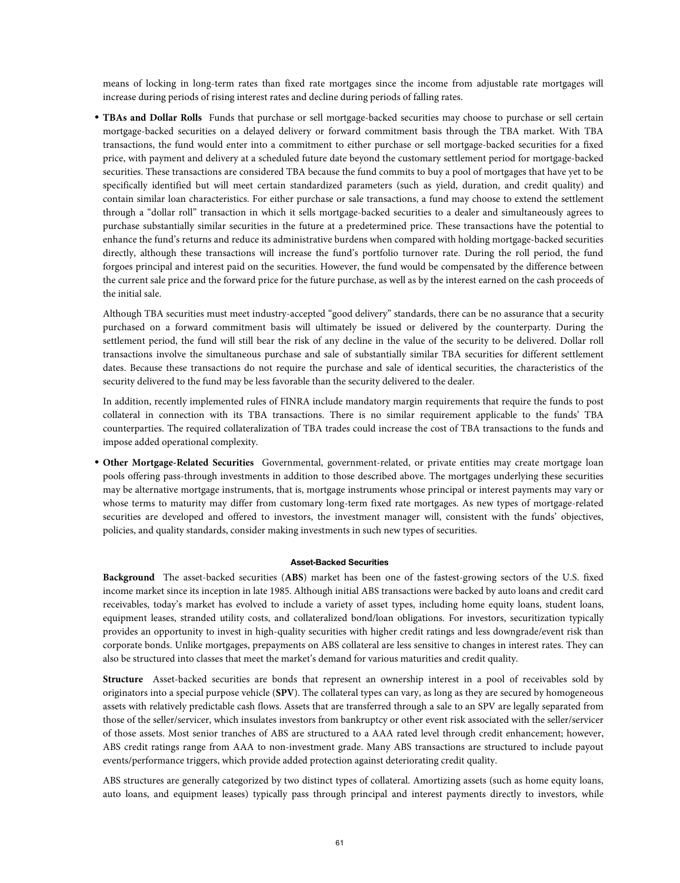means of locking in long-term rates than fixed rate mortgages since the income from adjustable rate mortgages will increase during periods of rising interest rates and decline during periods of falling rates.

- **TBAs and Dollar Rolls** Funds that purchase or sell mortgage-backed securities may choose to purchase or sell certain mortgage-backed securities on a delayed delivery or forward commitment basis through the TBA market. With TBA transactions, the fund would enter into a commitment to either purchase or sell mortgage-backed securities for a fixed price, with payment and delivery at a scheduled future date beyond the customary settlement period for mortgage-backed securities. These transactions are considered TBA because the fund commits to buy a pool of mortgages that have yet to be specifically identified but will meet certain standardized parameters (such as yield, duration, and credit quality) and contain similar loan characteristics. For either purchase or sale transactions, a fund may choose to extend the settlement through a "dollar roll" transaction in which it sells mortgage-backed securities to a dealer and simultaneously agrees to purchase substantially similar securities in the future at a predetermined price. These transactions have the potential to enhance the fund's returns and reduce its administrative burdens when compared with holding mortgage-backed securities directly, although these transactions will increase the fund's portfolio turnover rate. During the roll period, the fund forgoes principal and interest paid on the securities. However, the fund would be compensated by the difference between the current sale price and the forward price for the future purchase, as well as by the interest earned on the cash proceeds of the initial sale.

  Although TBA securities must meet industry-accepted "good delivery" standards, there can be no assurance that a security purchased on a forward commitment basis will ultimately be issued or delivered by the counterparty. During the settlement period, the fund will still bear the risk of any decline in the value of the security to be delivered. Dollar roll transactions involve the simultaneous purchase and sale of substantially similar TBA securities for different settlement dates. Because these transactions do not require the purchase and sale of identical securities, the characteristics of the security delivered to the fund may be less favorable than the security delivered to the dealer.

  In addition, recently implemented rules of FINRA include mandatory margin requirements that require the funds to post collateral in connection with its TBA transactions. There is no similar requirement applicable to the funds' TBA counterparties. The required collateralization of TBA trades could increase the cost of TBA transactions to the funds and impose added operational complexity.

- **Other Mortgage-Related Securities** Governmental, government-related, or private entities may create mortgage loan pools offering pass-through investments in addition to those described above. The mortgages underlying these securities may be alternative mortgage instruments, that is, mortgage instruments whose principal or interest payments may vary or whose terms to maturity may differ from customary long-term fixed rate mortgages. As new types of mortgage-related securities are developed and offered to investors, the investment manager will, consistent with the funds' objectives, policies, and quality standards, consider making investments in such new types of securities.

### Asset-Backed Securities

**Background** The asset-backed securities (**ABS**) market has been one of the fastest-growing sectors of the U.S. fixed income market since its inception in late 1985. Although initial ABS transactions were backed by auto loans and credit card receivables, today's market has evolved to include a variety of asset types, including home equity loans, student loans, equipment leases, stranded utility costs, and collateralized bond/loan obligations. For investors, securitization typically provides an opportunity to invest in high-quality securities with higher credit ratings and less downgrade/event risk than corporate bonds. Unlike mortgages, prepayments on ABS collateral are less sensitive to changes in interest rates. They can also be structured into classes that meet the market's demand for various maturities and credit quality.

**Structure** Asset-backed securities are bonds that represent an ownership interest in a pool of receivables sold by originators into a special purpose vehicle (**SPV**). The collateral types can vary, as long as they are secured by homogeneous assets with relatively predictable cash flows. Assets that are transferred through a sale to an SPV are legally separated from those of the seller/servicer, which insulates investors from bankruptcy or other event risk associated with the seller/servicer of those assets. Most senior tranches of ABS are structured to a AAA rated level through credit enhancement; however, ABS credit ratings range from AAA to non-investment grade. Many ABS transactions are structured to include payout events/performance triggers, which provide added protection against deteriorating credit quality.

ABS structures are generally categorized by two distinct types of collateral. Amortizing assets (such as home equity loans, auto loans, and equipment leases) typically pass through principal and interest payments directly to investors, while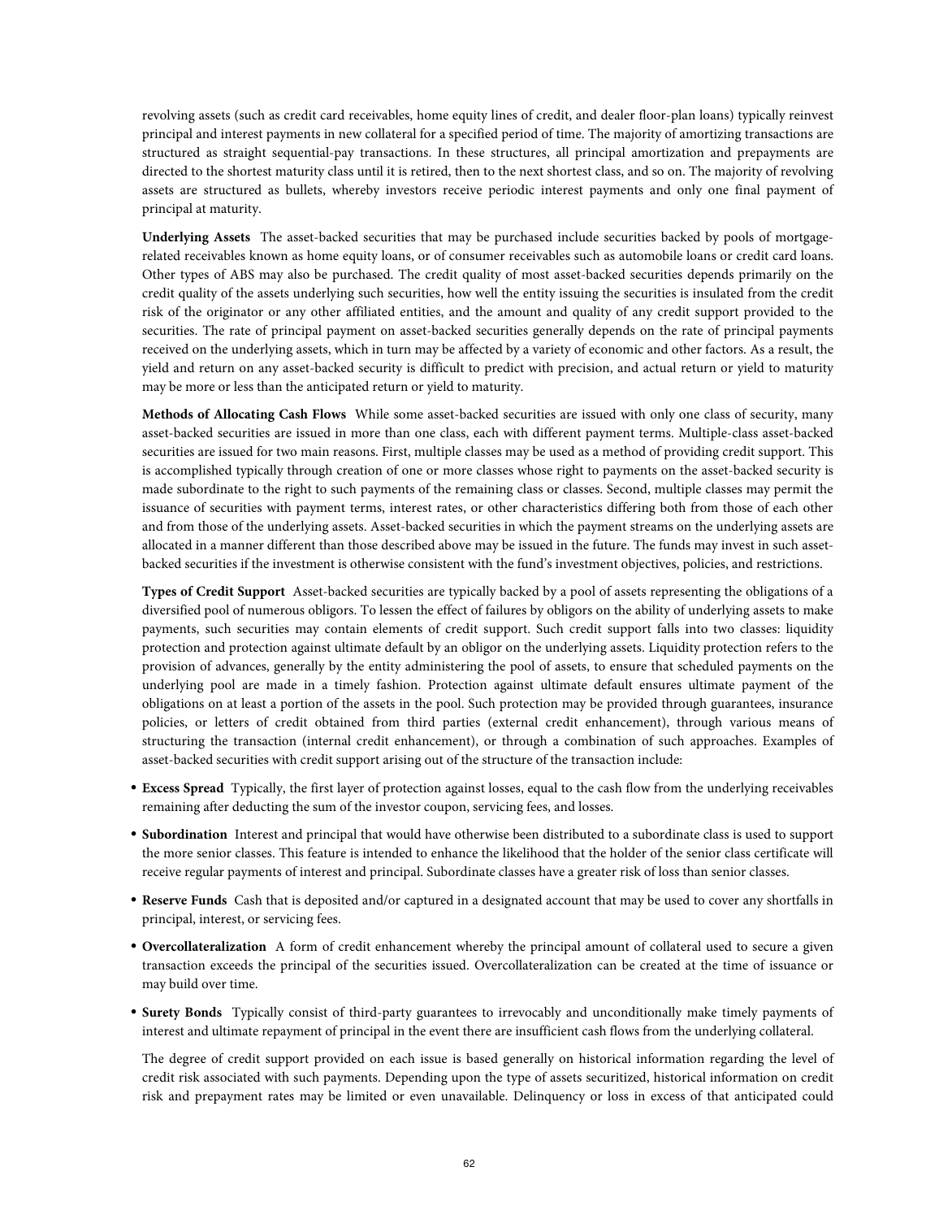revolving assets (such as credit card receivables, home equity lines of credit, and dealer floor-plan loans) typically reinvest principal and interest payments in new collateral for a specified period of time. The majority of amortizing transactions are structured as straight sequential-pay transactions. In these structures, all principal amortization and prepayments are directed to the shortest maturity class until it is retired, then to the next shortest class, and so on. The majority of revolving assets are structured as bullets, whereby investors receive periodic interest payments and only one final payment of principal at maturity.

**Underlying Assets** The asset-backed securities that may be purchased include securities backed by pools of mortgage-related receivables known as home equity loans, or of consumer receivables such as automobile loans or credit card loans. Other types of ABS may also be purchased. The credit quality of most asset-backed securities depends primarily on the credit quality of the assets underlying such securities, how well the entity issuing the securities is insulated from the credit risk of the originator or any other affiliated entities, and the amount and quality of any credit support provided to the securities. The rate of principal payment on asset-backed securities generally depends on the rate of principal payments received on the underlying assets, which in turn may be affected by a variety of economic and other factors. As a result, the yield and return on any asset-backed security is difficult to predict with precision, and actual return or yield to maturity may be more or less than the anticipated return or yield to maturity.

**Methods of Allocating Cash Flows** While some asset-backed securities are issued with only one class of security, many asset-backed securities are issued in more than one class, each with different payment terms. Multiple-class asset-backed securities are issued for two main reasons. First, multiple classes may be used as a method of providing credit support. This is accomplished typically through creation of one or more classes whose right to payments on the asset-backed security is made subordinate to the right to such payments of the remaining class or classes. Second, multiple classes may permit the issuance of securities with payment terms, interest rates, or other characteristics differing both from those of each other and from those of the underlying assets. Asset-backed securities in which the payment streams on the underlying assets are allocated in a manner different than those described above may be issued in the future. The funds may invest in such asset-backed securities if the investment is otherwise consistent with the fund's investment objectives, policies, and restrictions.

**Types of Credit Support** Asset-backed securities are typically backed by a pool of assets representing the obligations of a diversified pool of numerous obligors. To lessen the effect of failures by obligors on the ability of underlying assets to make payments, such securities may contain elements of credit support. Such credit support falls into two classes: liquidity protection and protection against ultimate default by an obligor on the underlying assets. Liquidity protection refers to the provision of advances, generally by the entity administering the pool of assets, to ensure that scheduled payments on the underlying pool are made in a timely fashion. Protection against ultimate default ensures ultimate payment of the obligations on at least a portion of the assets in the pool. Such protection may be provided through guarantees, insurance policies, or letters of credit obtained from third parties (external credit enhancement), through various means of structuring the transaction (internal credit enhancement), or through a combination of such approaches. Examples of asset-backed securities with credit support arising out of the structure of the transaction include:

- **Excess Spread** Typically, the first layer of protection against losses, equal to the cash flow from the underlying receivables remaining after deducting the sum of the investor coupon, servicing fees, and losses.
- **Subordination** Interest and principal that would have otherwise been distributed to a subordinate class is used to support the more senior classes. This feature is intended to enhance the likelihood that the holder of the senior class certificate will receive regular payments of interest and principal. Subordinate classes have a greater risk of loss than senior classes.
- **Reserve Funds** Cash that is deposited and/or captured in a designated account that may be used to cover any shortfalls in principal, interest, or servicing fees.
- **Overcollateralization** A form of credit enhancement whereby the principal amount of collateral used to secure a given transaction exceeds the principal of the securities issued. Overcollateralization can be created at the time of issuance or may build over time.
- **Surety Bonds** Typically consist of third-party guarantees to irrevocably and unconditionally make timely payments of interest and ultimate repayment of principal in the event there are insufficient cash flows from the underlying collateral.

The degree of credit support provided on each issue is based generally on historical information regarding the level of credit risk associated with such payments. Depending upon the type of assets securitized, historical information on credit risk and prepayment rates may be limited or even unavailable. Delinquency or loss in excess of that anticipated could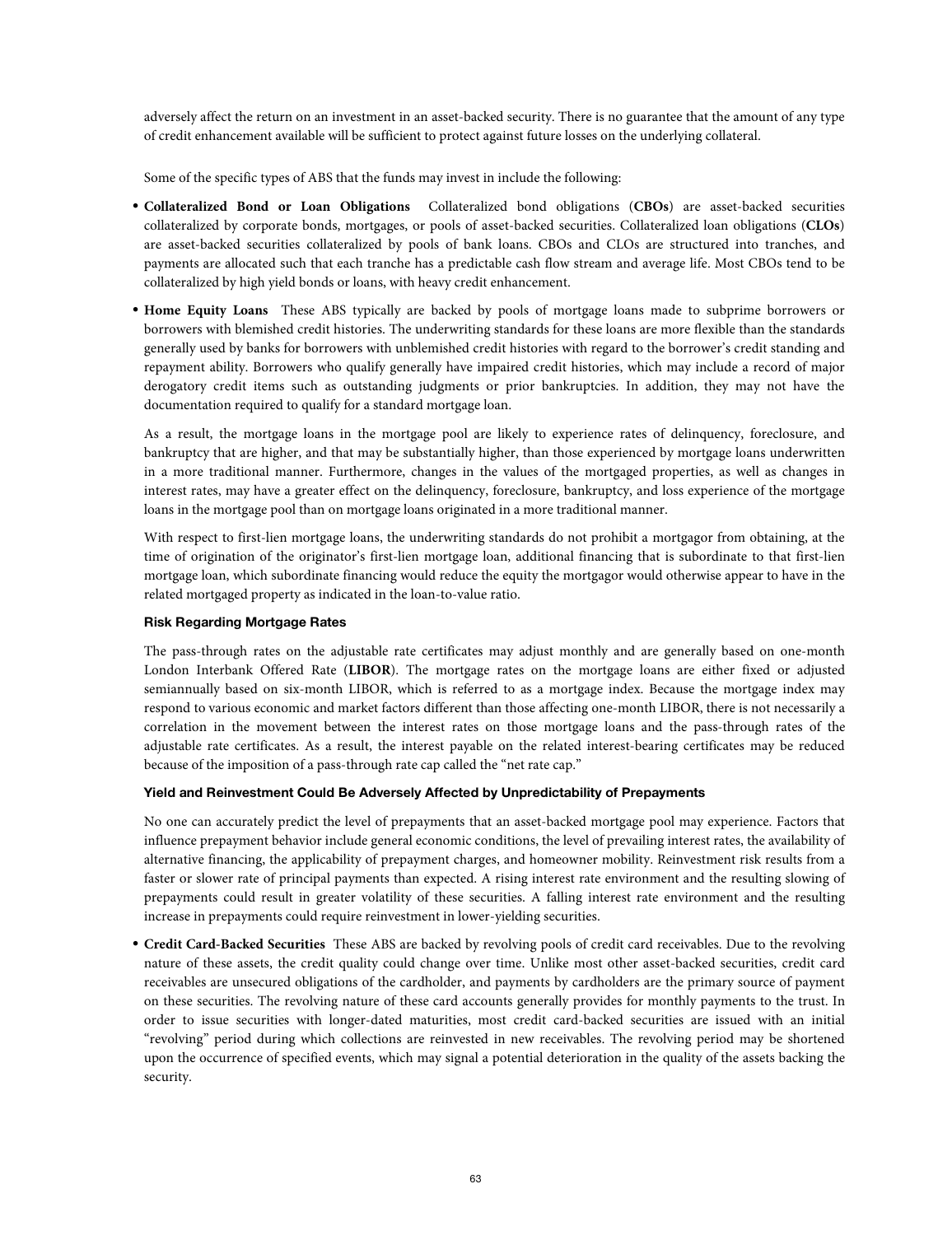adversely affect the return on an investment in an asset-backed security. There is no guarantee that the amount of any type of credit enhancement available will be sufficient to protect against future losses on the underlying collateral.

Some of the specific types of ABS that the funds may invest in include the following:

- **Collateralized Bond or Loan Obligations** Collateralized bond obligations (**CBOs**) are asset-backed securities collateralized by corporate bonds, mortgages, or pools of asset-backed securities. Collateralized loan obligations (**CLOs**) are asset-backed securities collateralized by pools of bank loans. CBOs and CLOs are structured into tranches, and payments are allocated such that each tranche has a predictable cash flow stream and average life. Most CBOs tend to be collateralized by high yield bonds or loans, with heavy credit enhancement.

- **Home Equity Loans** These ABS typically are backed by pools of mortgage loans made to subprime borrowers or borrowers with blemished credit histories. The underwriting standards for these loans are more flexible than the standards generally used by banks for borrowers with unblemished credit histories with regard to the borrower's credit standing and repayment ability. Borrowers who qualify generally have impaired credit histories, which may include a record of major derogatory credit items such as outstanding judgments or prior bankruptcies. In addition, they may not have the documentation required to qualify for a standard mortgage loan.

  As a result, the mortgage loans in the mortgage pool are likely to experience rates of delinquency, foreclosure, and bankruptcy that are higher, and that may be substantially higher, than those experienced by mortgage loans underwritten in a more traditional manner. Furthermore, changes in the values of the mortgaged properties, as well as changes in interest rates, may have a greater effect on the delinquency, foreclosure, bankruptcy, and loss experience of the mortgage loans in the mortgage pool than on mortgage loans originated in a more traditional manner.

  With respect to first-lien mortgage loans, the underwriting standards do not prohibit a mortgagor from obtaining, at the time of origination of the originator's first-lien mortgage loan, additional financing that is subordinate to that first-lien mortgage loan, which subordinate financing would reduce the equity the mortgagor would otherwise appear to have in the related mortgaged property as indicated in the loan-to-value ratio.

  **Risk Regarding Mortgage Rates**

  The pass-through rates on the adjustable rate certificates may adjust monthly and are generally based on one-month London Interbank Offered Rate (**LIBOR**). The mortgage rates on the mortgage loans are either fixed or adjusted semiannually based on six-month LIBOR, which is referred to as a mortgage index. Because the mortgage index may respond to various economic and market factors different than those affecting one-month LIBOR, there is not necessarily a correlation in the movement between the interest rates on those mortgage loans and the pass-through rates of the adjustable rate certificates. As a result, the interest payable on the related interest-bearing certificates may be reduced because of the imposition of a pass-through rate cap called the "net rate cap."

  **Yield and Reinvestment Could Be Adversely Affected by Unpredictability of Prepayments**

  No one can accurately predict the level of prepayments that an asset-backed mortgage pool may experience. Factors that influence prepayment behavior include general economic conditions, the level of prevailing interest rates, the availability of alternative financing, the applicability of prepayment charges, and homeowner mobility. Reinvestment risk results from a faster or slower rate of principal payments than expected. A rising interest rate environment and the resulting slowing of prepayments could result in greater volatility of these securities. A falling interest rate environment and the resulting increase in prepayments could require reinvestment in lower-yielding securities.

- **Credit Card-Backed Securities** These ABS are backed by revolving pools of credit card receivables. Due to the revolving nature of these assets, the credit quality could change over time. Unlike most other asset-backed securities, credit card receivables are unsecured obligations of the cardholder, and payments by cardholders are the primary source of payment on these securities. The revolving nature of these card accounts generally provides for monthly payments to the trust. In order to issue securities with longer-dated maturities, most credit card-backed securities are issued with an initial "revolving" period during which collections are reinvested in new receivables. The revolving period may be shortened upon the occurrence of specified events, which may signal a potential deterioration in the quality of the assets backing the security.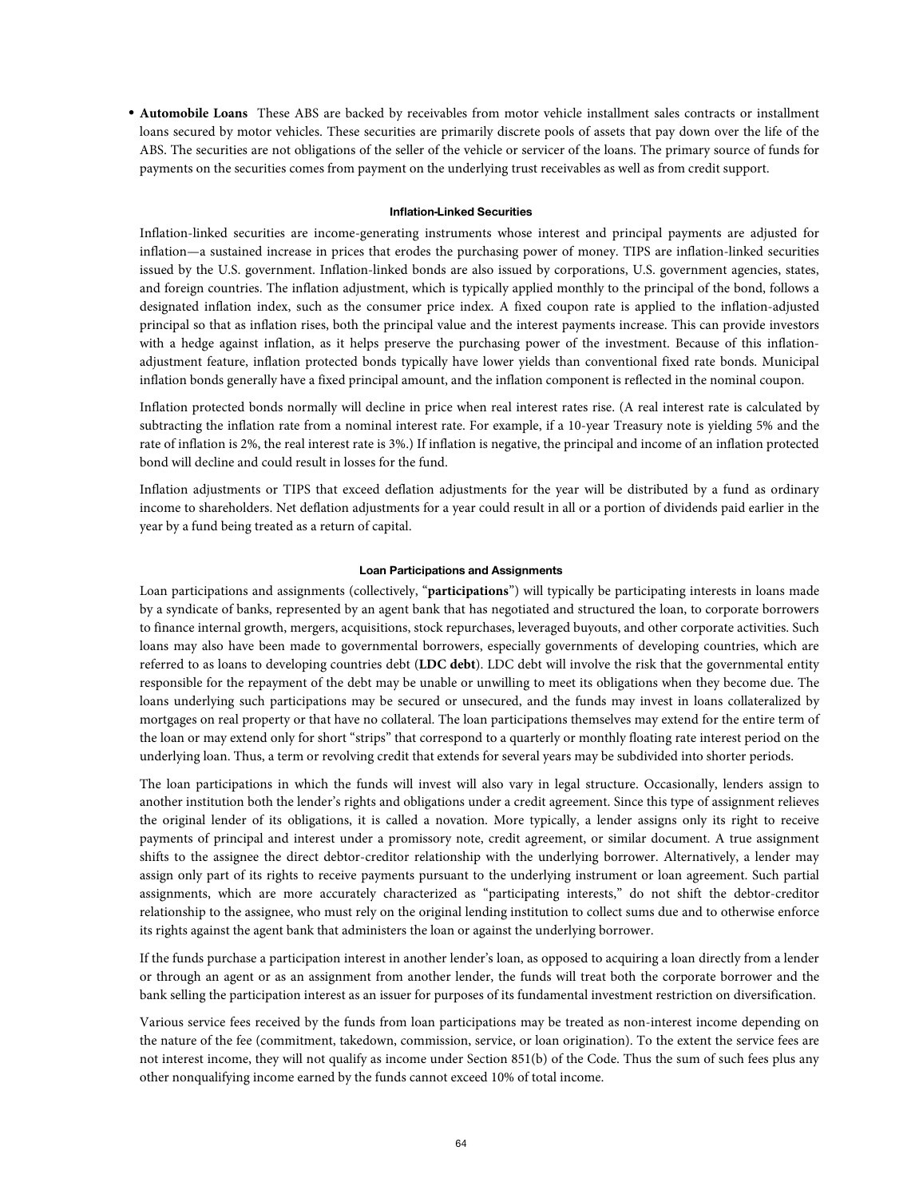- **Automobile Loans** These ABS are backed by receivables from motor vehicle installment sales contracts or installment loans secured by motor vehicles. These securities are primarily discrete pools of assets that pay down over the life of the ABS. The securities are not obligations of the seller of the vehicle or servicer of the loans. The primary source of funds for payments on the securities comes from payment on the underlying trust receivables as well as from credit support.

### Inflation-Linked Securities

Inflation-linked securities are income-generating instruments whose interest and principal payments are adjusted for inflation—a sustained increase in prices that erodes the purchasing power of money. TIPS are inflation-linked securities issued by the U.S. government. Inflation-linked bonds are also issued by corporations, U.S. government agencies, states, and foreign countries. The inflation adjustment, which is typically applied monthly to the principal of the bond, follows a designated inflation index, such as the consumer price index. A fixed coupon rate is applied to the inflation-adjusted principal so that as inflation rises, both the principal value and the interest payments increase. This can provide investors with a hedge against inflation, as it helps preserve the purchasing power of the investment. Because of this inflation-adjustment feature, inflation protected bonds typically have lower yields than conventional fixed rate bonds. Municipal inflation bonds generally have a fixed principal amount, and the inflation component is reflected in the nominal coupon.

Inflation protected bonds normally will decline in price when real interest rates rise. (A real interest rate is calculated by subtracting the inflation rate from a nominal interest rate. For example, if a 10-year Treasury note is yielding 5% and the rate of inflation is 2%, the real interest rate is 3%.) If inflation is negative, the principal and income of an inflation protected bond will decline and could result in losses for the fund.

Inflation adjustments or TIPS that exceed deflation adjustments for the year will be distributed by a fund as ordinary income to shareholders. Net deflation adjustments for a year could result in all or a portion of dividends paid earlier in the year by a fund being treated as a return of capital.

### Loan Participations and Assignments

Loan participations and assignments (collectively, "**participations**") will typically be participating interests in loans made by a syndicate of banks, represented by an agent bank that has negotiated and structured the loan, to corporate borrowers to finance internal growth, mergers, acquisitions, stock repurchases, leveraged buyouts, and other corporate activities. Such loans may also have been made to governmental borrowers, especially governments of developing countries, which are referred to as loans to developing countries debt (**LDC debt**). LDC debt will involve the risk that the governmental entity responsible for the repayment of the debt may be unable or unwilling to meet its obligations when they become due. The loans underlying such participations may be secured or unsecured, and the funds may invest in loans collateralized by mortgages on real property or that have no collateral. The loan participations themselves may extend for the entire term of the loan or may extend only for short "strips" that correspond to a quarterly or monthly floating rate interest period on the underlying loan. Thus, a term or revolving credit that extends for several years may be subdivided into shorter periods.

The loan participations in which the funds will invest will also vary in legal structure. Occasionally, lenders assign to another institution both the lender's rights and obligations under a credit agreement. Since this type of assignment relieves the original lender of its obligations, it is called a novation. More typically, a lender assigns only its right to receive payments of principal and interest under a promissory note, credit agreement, or similar document. A true assignment shifts to the assignee the direct debtor-creditor relationship with the underlying borrower. Alternatively, a lender may assign only part of its rights to receive payments pursuant to the underlying instrument or loan agreement. Such partial assignments, which are more accurately characterized as "participating interests," do not shift the debtor-creditor relationship to the assignee, who must rely on the original lending institution to collect sums due and to otherwise enforce its rights against the agent bank that administers the loan or against the underlying borrower.

If the funds purchase a participation interest in another lender's loan, as opposed to acquiring a loan directly from a lender or through an agent or as an assignment from another lender, the funds will treat both the corporate borrower and the bank selling the participation interest as an issuer for purposes of its fundamental investment restriction on diversification.

Various service fees received by the funds from loan participations may be treated as non-interest income depending on the nature of the fee (commitment, takedown, commission, service, or loan origination). To the extent the service fees are not interest income, they will not qualify as income under Section 851(b) of the Code. Thus the sum of such fees plus any other nonqualifying income earned by the funds cannot exceed 10% of total income.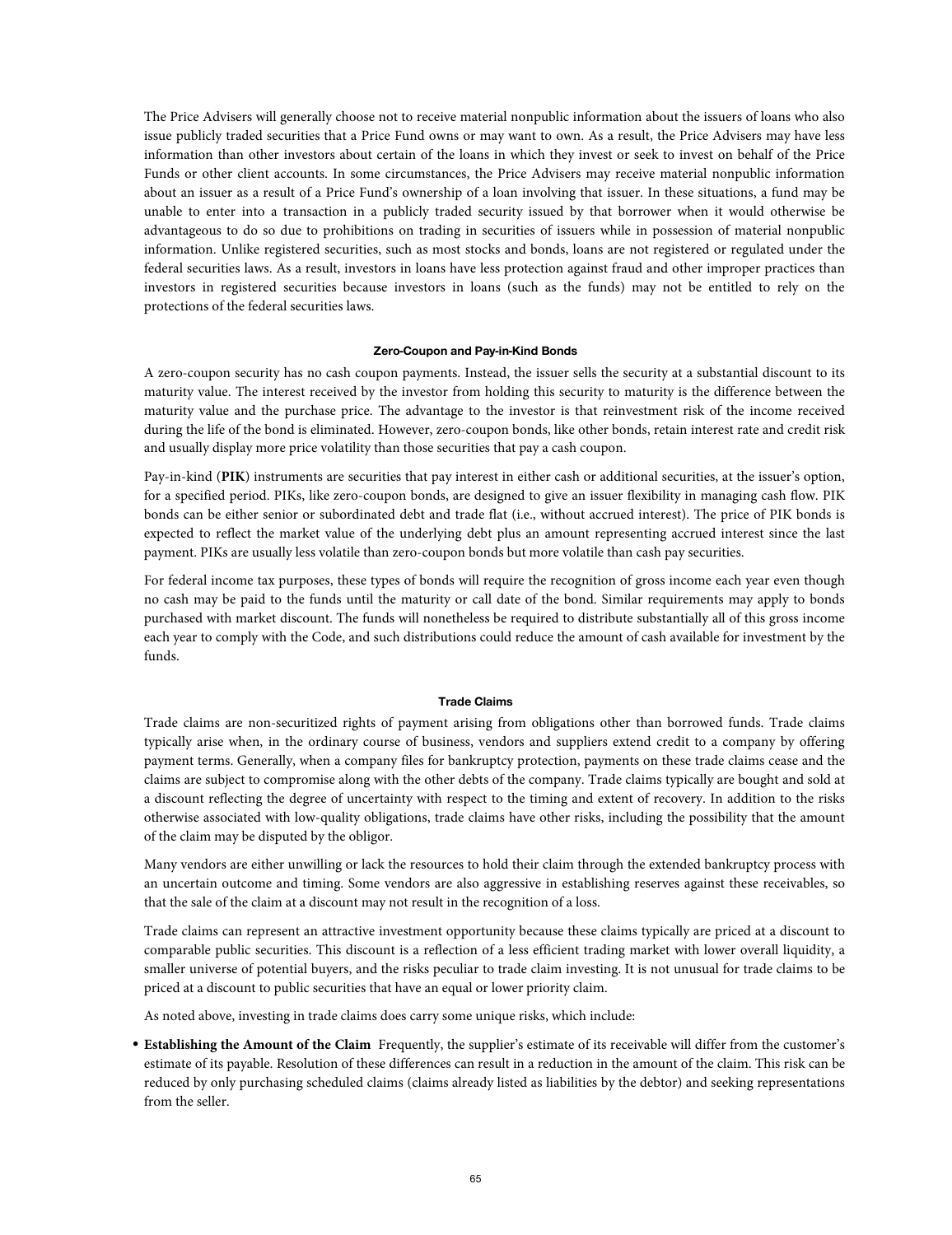The Price Advisers will generally choose not to receive material nonpublic information about the issuers of loans who also issue publicly traded securities that a Price Fund owns or may want to own. As a result, the Price Advisers may have less information than other investors about certain of the loans in which they invest or seek to invest on behalf of the Price Funds or other client accounts. In some circumstances, the Price Advisers may receive material nonpublic information about an issuer as a result of a Price Fund's ownership of a loan involving that issuer. In these situations, a fund may be unable to enter into a transaction in a publicly traded security issued by that borrower when it would otherwise be advantageous to do so due to prohibitions on trading in securities of issuers while in possession of material nonpublic information. Unlike registered securities, such as most stocks and bonds, loans are not registered or regulated under the federal securities laws. As a result, investors in loans have less protection against fraud and other improper practices than investors in registered securities because investors in loans (such as the funds) may not be entitled to rely on the protections of the federal securities laws.

#### Zero-Coupon and Pay-in-Kind Bonds

A zero-coupon security has no cash coupon payments. Instead, the issuer sells the security at a substantial discount to its maturity value. The interest received by the investor from holding this security to maturity is the difference between the maturity value and the purchase price. The advantage to the investor is that reinvestment risk of the income received during the life of the bond is eliminated. However, zero-coupon bonds, like other bonds, retain interest rate and credit risk and usually display more price volatility than those securities that pay a cash coupon.

Pay-in-kind (**PIK**) instruments are securities that pay interest in either cash or additional securities, at the issuer's option, for a specified period. PIKs, like zero-coupon bonds, are designed to give an issuer flexibility in managing cash flow. PIK bonds can be either senior or subordinated debt and trade flat (i.e., without accrued interest). The price of PIK bonds is expected to reflect the market value of the underlying debt plus an amount representing accrued interest since the last payment. PIKs are usually less volatile than zero-coupon bonds but more volatile than cash pay securities.

For federal income tax purposes, these types of bonds will require the recognition of gross income each year even though no cash may be paid to the funds until the maturity or call date of the bond. Similar requirements may apply to bonds purchased with market discount. The funds will nonetheless be required to distribute substantially all of this gross income each year to comply with the Code, and such distributions could reduce the amount of cash available for investment by the funds.

#### Trade Claims

Trade claims are non-securitized rights of payment arising from obligations other than borrowed funds. Trade claims typically arise when, in the ordinary course of business, vendors and suppliers extend credit to a company by offering payment terms. Generally, when a company files for bankruptcy protection, payments on these trade claims cease and the claims are subject to compromise along with the other debts of the company. Trade claims typically are bought and sold at a discount reflecting the degree of uncertainty with respect to the timing and extent of recovery. In addition to the risks otherwise associated with low-quality obligations, trade claims have other risks, including the possibility that the amount of the claim may be disputed by the obligor.

Many vendors are either unwilling or lack the resources to hold their claim through the extended bankruptcy process with an uncertain outcome and timing. Some vendors are also aggressive in establishing reserves against these receivables, so that the sale of the claim at a discount may not result in the recognition of a loss.

Trade claims can represent an attractive investment opportunity because these claims typically are priced at a discount to comparable public securities. This discount is a reflection of a less efficient trading market with lower overall liquidity, a smaller universe of potential buyers, and the risks peculiar to trade claim investing. It is not unusual for trade claims to be priced at a discount to public securities that have an equal or lower priority claim.

As noted above, investing in trade claims does carry some unique risks, which include:

- **Establishing the Amount of the Claim** Frequently, the supplier's estimate of its receivable will differ from the customer's estimate of its payable. Resolution of these differences can result in a reduction in the amount of the claim. This risk can be reduced by only purchasing scheduled claims (claims already listed as liabilities by the debtor) and seeking representations from the seller.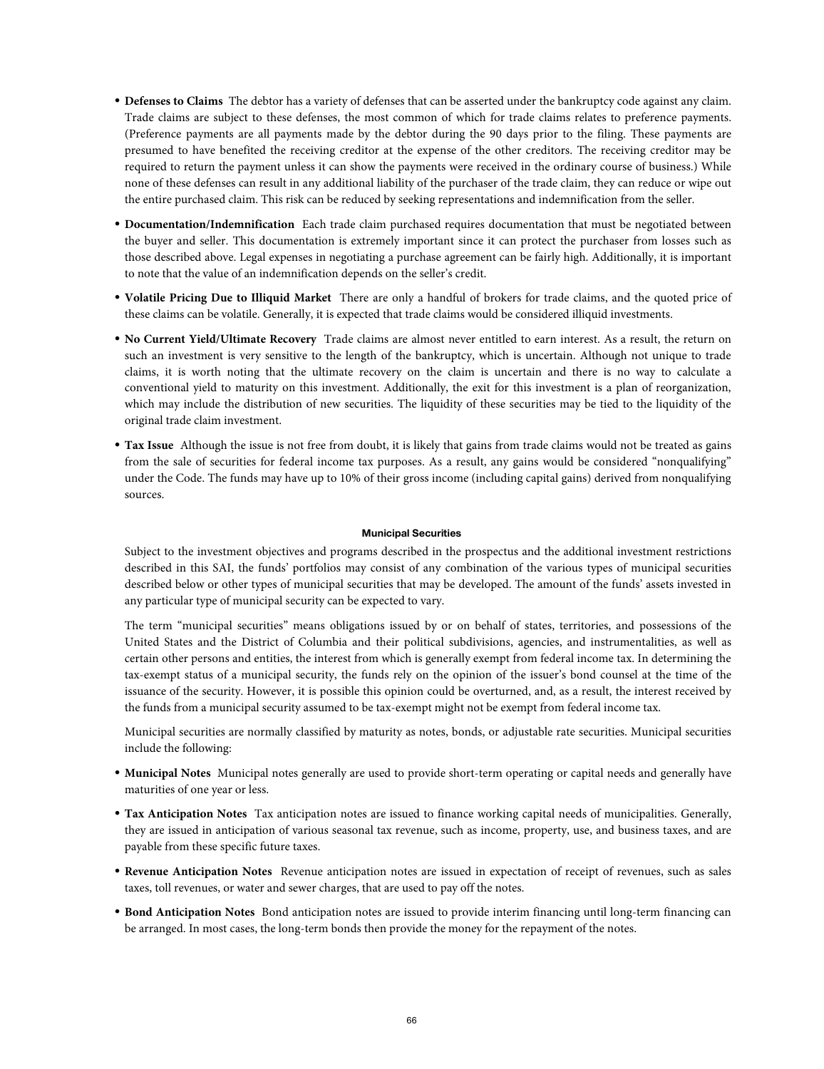- **Defenses to Claims** The debtor has a variety of defenses that can be asserted under the bankruptcy code against any claim. Trade claims are subject to these defenses, the most common of which for trade claims relates to preference payments. (Preference payments are all payments made by the debtor during the 90 days prior to the filing. These payments are presumed to have benefited the receiving creditor at the expense of the other creditors. The receiving creditor may be required to return the payment unless it can show the payments were received in the ordinary course of business.) While none of these defenses can result in any additional liability of the purchaser of the trade claim, they can reduce or wipe out the entire purchased claim. This risk can be reduced by seeking representations and indemnification from the seller.
- **Documentation/Indemnification** Each trade claim purchased requires documentation that must be negotiated between the buyer and seller. This documentation is extremely important since it can protect the purchaser from losses such as those described above. Legal expenses in negotiating a purchase agreement can be fairly high. Additionally, it is important to note that the value of an indemnification depends on the seller's credit.
- **Volatile Pricing Due to Illiquid Market** There are only a handful of brokers for trade claims, and the quoted price of these claims can be volatile. Generally, it is expected that trade claims would be considered illiquid investments.
- **No Current Yield/Ultimate Recovery** Trade claims are almost never entitled to earn interest. As a result, the return on such an investment is very sensitive to the length of the bankruptcy, which is uncertain. Although not unique to trade claims, it is worth noting that the ultimate recovery on the claim is uncertain and there is no way to calculate a conventional yield to maturity on this investment. Additionally, the exit for this investment is a plan of reorganization, which may include the distribution of new securities. The liquidity of these securities may be tied to the liquidity of the original trade claim investment.
- **Tax Issue** Although the issue is not free from doubt, it is likely that gains from trade claims would not be treated as gains from the sale of securities for federal income tax purposes. As a result, any gains would be considered "nonqualifying" under the Code. The funds may have up to 10% of their gross income (including capital gains) derived from nonqualifying sources.

### Municipal Securities

Subject to the investment objectives and programs described in the prospectus and the additional investment restrictions described in this SAI, the funds' portfolios may consist of any combination of the various types of municipal securities described below or other types of municipal securities that may be developed. The amount of the funds' assets invested in any particular type of municipal security can be expected to vary.

The term "municipal securities" means obligations issued by or on behalf of states, territories, and possessions of the United States and the District of Columbia and their political subdivisions, agencies, and instrumentalities, as well as certain other persons and entities, the interest from which is generally exempt from federal income tax. In determining the tax-exempt status of a municipal security, the funds rely on the opinion of the issuer's bond counsel at the time of the issuance of the security. However, it is possible this opinion could be overturned, and, as a result, the interest received by the funds from a municipal security assumed to be tax-exempt might not be exempt from federal income tax.

Municipal securities are normally classified by maturity as notes, bonds, or adjustable rate securities. Municipal securities include the following:

- **Municipal Notes** Municipal notes generally are used to provide short-term operating or capital needs and generally have maturities of one year or less.
- **Tax Anticipation Notes** Tax anticipation notes are issued to finance working capital needs of municipalities. Generally, they are issued in anticipation of various seasonal tax revenue, such as income, property, use, and business taxes, and are payable from these specific future taxes.
- **Revenue Anticipation Notes** Revenue anticipation notes are issued in expectation of receipt of revenues, such as sales taxes, toll revenues, or water and sewer charges, that are used to pay off the notes.
- **Bond Anticipation Notes** Bond anticipation notes are issued to provide interim financing until long-term financing can be arranged. In most cases, the long-term bonds then provide the money for the repayment of the notes.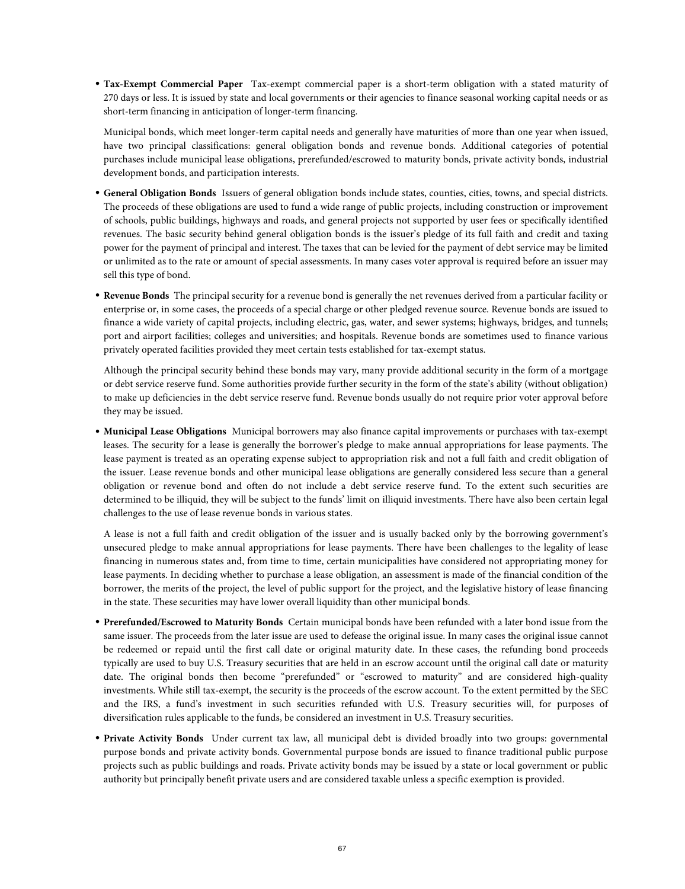- **Tax-Exempt Commercial Paper** Tax-exempt commercial paper is a short-term obligation with a stated maturity of 270 days or less. It is issued by state and local governments or their agencies to finance seasonal working capital needs or as short-term financing in anticipation of longer-term financing.

  Municipal bonds, which meet longer-term capital needs and generally have maturities of more than one year when issued, have two principal classifications: general obligation bonds and revenue bonds. Additional categories of potential purchases include municipal lease obligations, prerefunded/escrowed to maturity bonds, private activity bonds, industrial development bonds, and participation interests.

- **General Obligation Bonds** Issuers of general obligation bonds include states, counties, cities, towns, and special districts. The proceeds of these obligations are used to fund a wide range of public projects, including construction or improvement of schools, public buildings, highways and roads, and general projects not supported by user fees or specifically identified revenues. The basic security behind general obligation bonds is the issuer's pledge of its full faith and credit and taxing power for the payment of principal and interest. The taxes that can be levied for the payment of debt service may be limited or unlimited as to the rate or amount of special assessments. In many cases voter approval is required before an issuer may sell this type of bond.

- **Revenue Bonds** The principal security for a revenue bond is generally the net revenues derived from a particular facility or enterprise or, in some cases, the proceeds of a special charge or other pledged revenue source. Revenue bonds are issued to finance a wide variety of capital projects, including electric, gas, water, and sewer systems; highways, bridges, and tunnels; port and airport facilities; colleges and universities; and hospitals. Revenue bonds are sometimes used to finance various privately operated facilities provided they meet certain tests established for tax-exempt status.

  Although the principal security behind these bonds may vary, many provide additional security in the form of a mortgage or debt service reserve fund. Some authorities provide further security in the form of the state's ability (without obligation) to make up deficiencies in the debt service reserve fund. Revenue bonds usually do not require prior voter approval before they may be issued.

- **Municipal Lease Obligations** Municipal borrowers may also finance capital improvements or purchases with tax-exempt leases. The security for a lease is generally the borrower's pledge to make annual appropriations for lease payments. The lease payment is treated as an operating expense subject to appropriation risk and not a full faith and credit obligation of the issuer. Lease revenue bonds and other municipal lease obligations are generally considered less secure than a general obligation or revenue bond and often do not include a debt service reserve fund. To the extent such securities are determined to be illiquid, they will be subject to the funds' limit on illiquid investments. There have also been certain legal challenges to the use of lease revenue bonds in various states.

  A lease is not a full faith and credit obligation of the issuer and is usually backed only by the borrowing government's unsecured pledge to make annual appropriations for lease payments. There have been challenges to the legality of lease financing in numerous states and, from time to time, certain municipalities have considered not appropriating money for lease payments. In deciding whether to purchase a lease obligation, an assessment is made of the financial condition of the borrower, the merits of the project, the level of public support for the project, and the legislative history of lease financing in the state. These securities may have lower overall liquidity than other municipal bonds.

- **Prerefunded/Escrowed to Maturity Bonds** Certain municipal bonds have been refunded with a later bond issue from the same issuer. The proceeds from the later issue are used to defease the original issue. In many cases the original issue cannot be redeemed or repaid until the first call date or original maturity date. In these cases, the refunding bond proceeds typically are used to buy U.S. Treasury securities that are held in an escrow account until the original call date or maturity date. The original bonds then become "prerefunded" or "escrowed to maturity" and are considered high-quality investments. While still tax-exempt, the security is the proceeds of the escrow account. To the extent permitted by the SEC and the IRS, a fund's investment in such securities refunded with U.S. Treasury securities will, for purposes of diversification rules applicable to the funds, be considered an investment in U.S. Treasury securities.

- **Private Activity Bonds** Under current tax law, all municipal debt is divided broadly into two groups: governmental purpose bonds and private activity bonds. Governmental purpose bonds are issued to finance traditional public purpose projects such as public buildings and roads. Private activity bonds may be issued by a state or local government or public authority but principally benefit private users and are considered taxable unless a specific exemption is provided.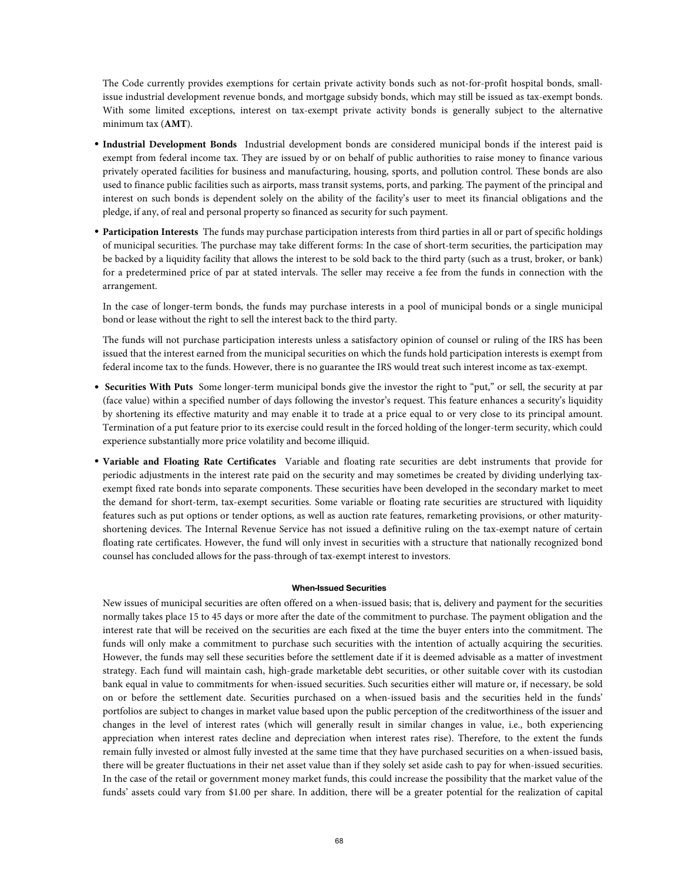The Code currently provides exemptions for certain private activity bonds such as not-for-profit hospital bonds, small-issue industrial development revenue bonds, and mortgage subsidy bonds, which may still be issued as tax-exempt bonds. With some limited exceptions, interest on tax-exempt private activity bonds is generally subject to the alternative minimum tax (**AMT**).

- **Industrial Development Bonds** Industrial development bonds are considered municipal bonds if the interest paid is exempt from federal income tax. They are issued by or on behalf of public authorities to raise money to finance various privately operated facilities for business and manufacturing, housing, sports, and pollution control. These bonds are also used to finance public facilities such as airports, mass transit systems, ports, and parking. The payment of the principal and interest on such bonds is dependent solely on the ability of the facility's user to meet its financial obligations and the pledge, if any, of real and personal property so financed as security for such payment.

- **Participation Interests** The funds may purchase participation interests from third parties in all or part of specific holdings of municipal securities. The purchase may take different forms: In the case of short-term securities, the participation may be backed by a liquidity facility that allows the interest to be sold back to the third party (such as a trust, broker, or bank) for a predetermined price of par at stated intervals. The seller may receive a fee from the funds in connection with the arrangement.

  In the case of longer-term bonds, the funds may purchase interests in a pool of municipal bonds or a single municipal bond or lease without the right to sell the interest back to the third party.

  The funds will not purchase participation interests unless a satisfactory opinion of counsel or ruling of the IRS has been issued that the interest earned from the municipal securities on which the funds hold participation interests is exempt from federal income tax to the funds. However, there is no guarantee the IRS would treat such interest income as tax-exempt.

- **Securities With Puts** Some longer-term municipal bonds give the investor the right to "put," or sell, the security at par (face value) within a specified number of days following the investor's request. This feature enhances a security's liquidity by shortening its effective maturity and may enable it to trade at a price equal to or very close to its principal amount. Termination of a put feature prior to its exercise could result in the forced holding of the longer-term security, which could experience substantially more price volatility and become illiquid.

- **Variable and Floating Rate Certificates** Variable and floating rate securities are debt instruments that provide for periodic adjustments in the interest rate paid on the security and may sometimes be created by dividing underlying tax-exempt fixed rate bonds into separate components. These securities have been developed in the secondary market to meet the demand for short-term, tax-exempt securities. Some variable or floating rate securities are structured with liquidity features such as put options or tender options, as well as auction rate features, remarketing provisions, or other maturity-shortening devices. The Internal Revenue Service has not issued a definitive ruling on the tax-exempt nature of certain floating rate certificates. However, the fund will only invest in securities with a structure that nationally recognized bond counsel has concluded allows for the pass-through of tax-exempt interest to investors.

#### When-Issued Securities

New issues of municipal securities are often offered on a when-issued basis; that is, delivery and payment for the securities normally takes place 15 to 45 days or more after the date of the commitment to purchase. The payment obligation and the interest rate that will be received on the securities are each fixed at the time the buyer enters into the commitment. The funds will only make a commitment to purchase such securities with the intention of actually acquiring the securities. However, the funds may sell these securities before the settlement date if it is deemed advisable as a matter of investment strategy. Each fund will maintain cash, high-grade marketable debt securities, or other suitable cover with its custodian bank equal in value to commitments for when-issued securities. Such securities either will mature or, if necessary, be sold on or before the settlement date. Securities purchased on a when-issued basis and the securities held in the funds' portfolios are subject to changes in market value based upon the public perception of the creditworthiness of the issuer and changes in the level of interest rates (which will generally result in similar changes in value, i.e., both experiencing appreciation when interest rates decline and depreciation when interest rates rise). Therefore, to the extent the funds remain fully invested or almost fully invested at the same time that they have purchased securities on a when-issued basis, there will be greater fluctuations in their net asset value than if they solely set aside cash to pay for when-issued securities. In the case of the retail or government money market funds, this could increase the possibility that the market value of the funds' assets could vary from $1.00 per share. In addition, there will be a greater potential for the realization of capital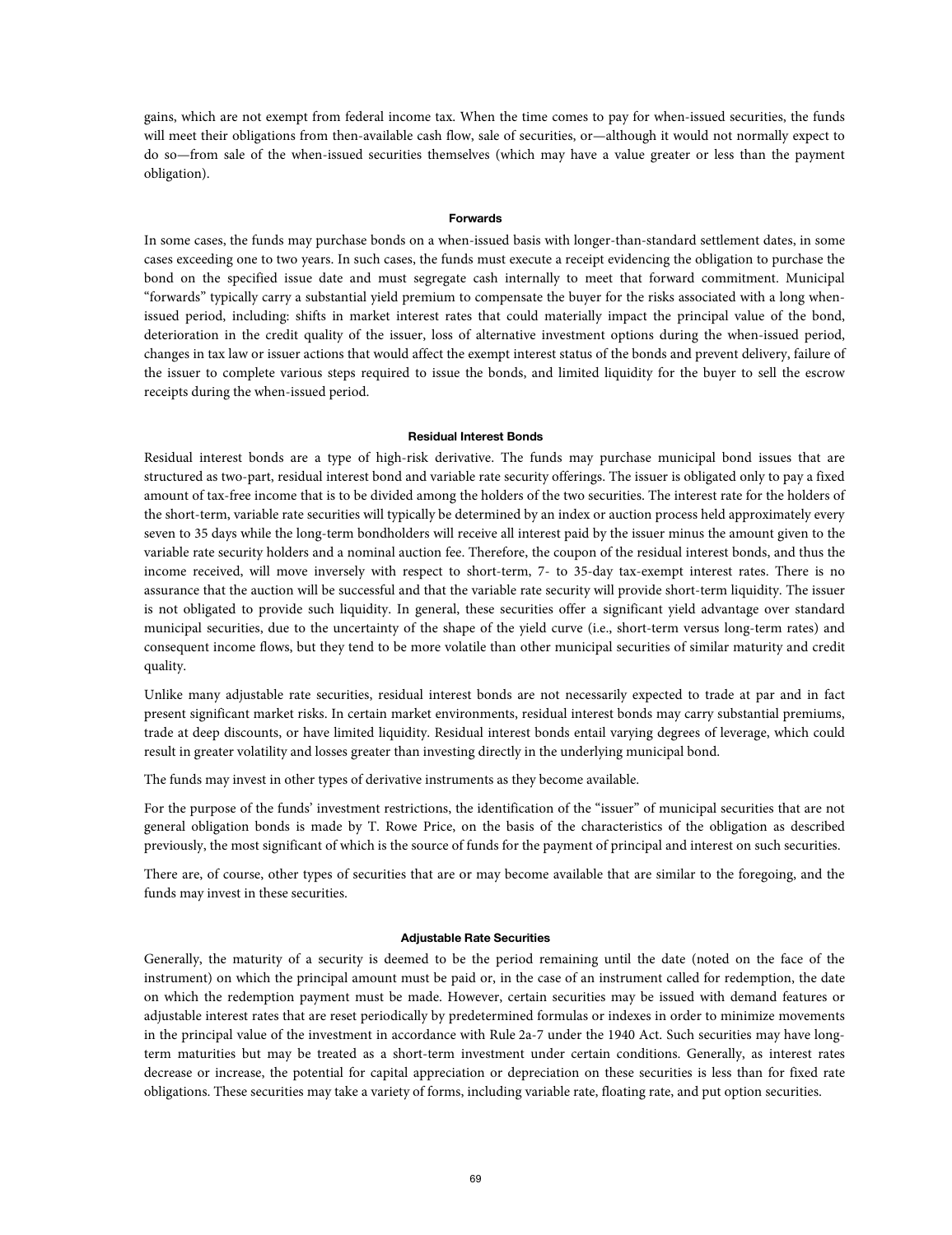gains, which are not exempt from federal income tax. When the time comes to pay for when-issued securities, the funds will meet their obligations from then-available cash flow, sale of securities, or—although it would not normally expect to do so—from sale of the when-issued securities themselves (which may have a value greater or less than the payment obligation).

#### Forwards

In some cases, the funds may purchase bonds on a when-issued basis with longer-than-standard settlement dates, in some cases exceeding one to two years. In such cases, the funds must execute a receipt evidencing the obligation to purchase the bond on the specified issue date and must segregate cash internally to meet that forward commitment. Municipal "forwards" typically carry a substantial yield premium to compensate the buyer for the risks associated with a long when-issued period, including: shifts in market interest rates that could materially impact the principal value of the bond, deterioration in the credit quality of the issuer, loss of alternative investment options during the when-issued period, changes in tax law or issuer actions that would affect the exempt interest status of the bonds and prevent delivery, failure of the issuer to complete various steps required to issue the bonds, and limited liquidity for the buyer to sell the escrow receipts during the when-issued period.

#### Residual Interest Bonds

Residual interest bonds are a type of high-risk derivative. The funds may purchase municipal bond issues that are structured as two-part, residual interest bond and variable rate security offerings. The issuer is obligated only to pay a fixed amount of tax-free income that is to be divided among the holders of the two securities. The interest rate for the holders of the short-term, variable rate securities will typically be determined by an index or auction process held approximately every seven to 35 days while the long-term bondholders will receive all interest paid by the issuer minus the amount given to the variable rate security holders and a nominal auction fee. Therefore, the coupon of the residual interest bonds, and thus the income received, will move inversely with respect to short-term, 7- to 35-day tax-exempt interest rates. There is no assurance that the auction will be successful and that the variable rate security will provide short-term liquidity. The issuer is not obligated to provide such liquidity. In general, these securities offer a significant yield advantage over standard municipal securities, due to the uncertainty of the shape of the yield curve (i.e., short-term versus long-term rates) and consequent income flows, but they tend to be more volatile than other municipal securities of similar maturity and credit quality.

Unlike many adjustable rate securities, residual interest bonds are not necessarily expected to trade at par and in fact present significant market risks. In certain market environments, residual interest bonds may carry substantial premiums, trade at deep discounts, or have limited liquidity. Residual interest bonds entail varying degrees of leverage, which could result in greater volatility and losses greater than investing directly in the underlying municipal bond.

The funds may invest in other types of derivative instruments as they become available.

For the purpose of the funds' investment restrictions, the identification of the "issuer" of municipal securities that are not general obligation bonds is made by T. Rowe Price, on the basis of the characteristics of the obligation as described previously, the most significant of which is the source of funds for the payment of principal and interest on such securities.

There are, of course, other types of securities that are or may become available that are similar to the foregoing, and the funds may invest in these securities.

#### Adjustable Rate Securities

Generally, the maturity of a security is deemed to be the period remaining until the date (noted on the face of the instrument) on which the principal amount must be paid or, in the case of an instrument called for redemption, the date on which the redemption payment must be made. However, certain securities may be issued with demand features or adjustable interest rates that are reset periodically by predetermined formulas or indexes in order to minimize movements in the principal value of the investment in accordance with Rule 2a-7 under the 1940 Act. Such securities may have long-term maturities but may be treated as a short-term investment under certain conditions. Generally, as interest rates decrease or increase, the potential for capital appreciation or depreciation on these securities is less than for fixed rate obligations. These securities may take a variety of forms, including variable rate, floating rate, and put option securities.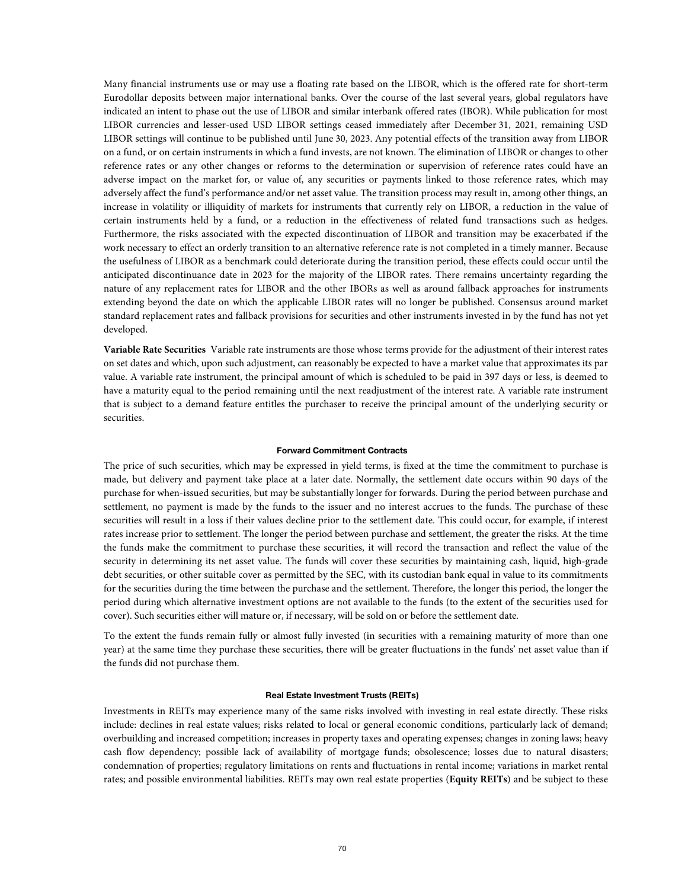Many financial instruments use or may use a floating rate based on the LIBOR, which is the offered rate for short-term Eurodollar deposits between major international banks. Over the course of the last several years, global regulators have indicated an intent to phase out the use of LIBOR and similar interbank offered rates (IBOR). While publication for most LIBOR currencies and lesser-used USD LIBOR settings ceased immediately after December 31, 2021, remaining USD LIBOR settings will continue to be published until June 30, 2023. Any potential effects of the transition away from LIBOR on a fund, or on certain instruments in which a fund invests, are not known. The elimination of LIBOR or changes to other reference rates or any other changes or reforms to the determination or supervision of reference rates could have an adverse impact on the market for, or value of, any securities or payments linked to those reference rates, which may adversely affect the fund's performance and/or net asset value. The transition process may result in, among other things, an increase in volatility or illiquidity of markets for instruments that currently rely on LIBOR, a reduction in the value of certain instruments held by a fund, or a reduction in the effectiveness of related fund transactions such as hedges. Furthermore, the risks associated with the expected discontinuation of LIBOR and transition may be exacerbated if the work necessary to effect an orderly transition to an alternative reference rate is not completed in a timely manner. Because the usefulness of LIBOR as a benchmark could deteriorate during the transition period, these effects could occur until the anticipated discontinuance date in 2023 for the majority of the LIBOR rates. There remains uncertainty regarding the nature of any replacement rates for LIBOR and the other IBORs as well as around fallback approaches for instruments extending beyond the date on which the applicable LIBOR rates will no longer be published. Consensus around market standard replacement rates and fallback provisions for securities and other instruments invested in by the fund has not yet developed.

**Variable Rate Securities** Variable rate instruments are those whose terms provide for the adjustment of their interest rates on set dates and which, upon such adjustment, can reasonably be expected to have a market value that approximates its par value. A variable rate instrument, the principal amount of which is scheduled to be paid in 397 days or less, is deemed to have a maturity equal to the period remaining until the next readjustment of the interest rate. A variable rate instrument that is subject to a demand feature entitles the purchaser to receive the principal amount of the underlying security or securities.

#### Forward Commitment Contracts

The price of such securities, which may be expressed in yield terms, is fixed at the time the commitment to purchase is made, but delivery and payment take place at a later date. Normally, the settlement date occurs within 90 days of the purchase for when-issued securities, but may be substantially longer for forwards. During the period between purchase and settlement, no payment is made by the funds to the issuer and no interest accrues to the funds. The purchase of these securities will result in a loss if their values decline prior to the settlement date. This could occur, for example, if interest rates increase prior to settlement. The longer the period between purchase and settlement, the greater the risks. At the time the funds make the commitment to purchase these securities, it will record the transaction and reflect the value of the security in determining its net asset value. The funds will cover these securities by maintaining cash, liquid, high-grade debt securities, or other suitable cover as permitted by the SEC, with its custodian bank equal in value to its commitments for the securities during the time between the purchase and the settlement. Therefore, the longer this period, the longer the period during which alternative investment options are not available to the funds (to the extent of the securities used for cover). Such securities either will mature or, if necessary, will be sold on or before the settlement date.

To the extent the funds remain fully or almost fully invested (in securities with a remaining maturity of more than one year) at the same time they purchase these securities, there will be greater fluctuations in the funds' net asset value than if the funds did not purchase them.

#### Real Estate Investment Trusts (REITs)

Investments in REITs may experience many of the same risks involved with investing in real estate directly. These risks include: declines in real estate values; risks related to local or general economic conditions, particularly lack of demand; overbuilding and increased competition; increases in property taxes and operating expenses; changes in zoning laws; heavy cash flow dependency; possible lack of availability of mortgage funds; obsolescence; losses due to natural disasters; condemnation of properties; regulatory limitations on rents and fluctuations in rental income; variations in market rental rates; and possible environmental liabilities. REITs may own real estate properties (**Equity REITs**) and be subject to these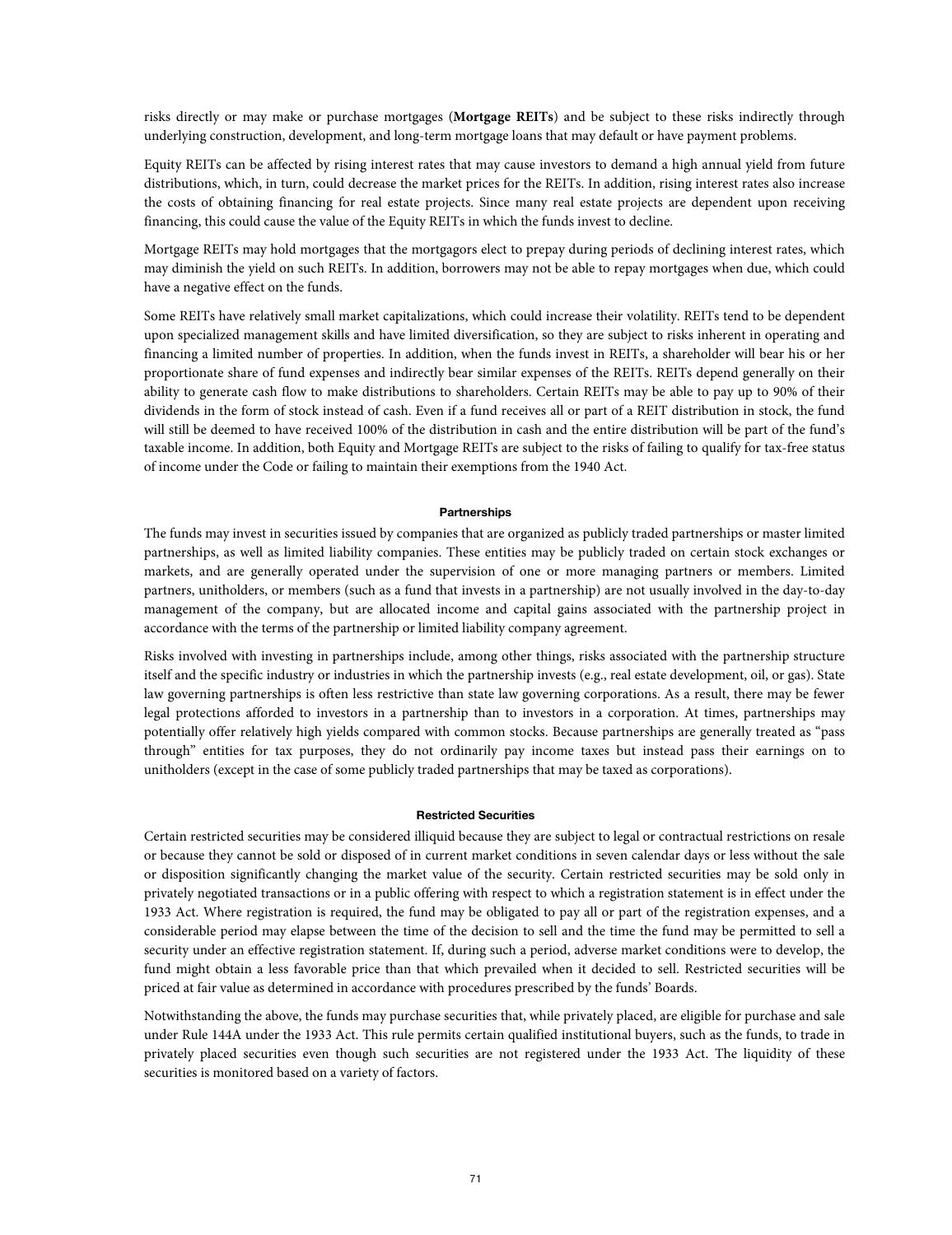risks directly or may make or purchase mortgages (**Mortgage REITs**) and be subject to these risks indirectly through underlying construction, development, and long-term mortgage loans that may default or have payment problems.

Equity REITs can be affected by rising interest rates that may cause investors to demand a high annual yield from future distributions, which, in turn, could decrease the market prices for the REITs. In addition, rising interest rates also increase the costs of obtaining financing for real estate projects. Since many real estate projects are dependent upon receiving financing, this could cause the value of the Equity REITs in which the funds invest to decline.

Mortgage REITs may hold mortgages that the mortgagors elect to prepay during periods of declining interest rates, which may diminish the yield on such REITs. In addition, borrowers may not be able to repay mortgages when due, which could have a negative effect on the funds.

Some REITs have relatively small market capitalizations, which could increase their volatility. REITs tend to be dependent upon specialized management skills and have limited diversification, so they are subject to risks inherent in operating and financing a limited number of properties. In addition, when the funds invest in REITs, a shareholder will bear his or her proportionate share of fund expenses and indirectly bear similar expenses of the REITs. REITs depend generally on their ability to generate cash flow to make distributions to shareholders. Certain REITs may be able to pay up to 90% of their dividends in the form of stock instead of cash. Even if a fund receives all or part of a REIT distribution in stock, the fund will still be deemed to have received 100% of the distribution in cash and the entire distribution will be part of the fund's taxable income. In addition, both Equity and Mortgage REITs are subject to the risks of failing to qualify for tax-free status of income under the Code or failing to maintain their exemptions from the 1940 Act.

### Partnerships

The funds may invest in securities issued by companies that are organized as publicly traded partnerships or master limited partnerships, as well as limited liability companies. These entities may be publicly traded on certain stock exchanges or markets, and are generally operated under the supervision of one or more managing partners or members. Limited partners, unitholders, or members (such as a fund that invests in a partnership) are not usually involved in the day-to-day management of the company, but are allocated income and capital gains associated with the partnership project in accordance with the terms of the partnership or limited liability company agreement.

Risks involved with investing in partnerships include, among other things, risks associated with the partnership structure itself and the specific industry or industries in which the partnership invests (e.g., real estate development, oil, or gas). State law governing partnerships is often less restrictive than state law governing corporations. As a result, there may be fewer legal protections afforded to investors in a partnership than to investors in a corporation. At times, partnerships may potentially offer relatively high yields compared with common stocks. Because partnerships are generally treated as "pass through" entities for tax purposes, they do not ordinarily pay income taxes but instead pass their earnings on to unitholders (except in the case of some publicly traded partnerships that may be taxed as corporations).

### Restricted Securities

Certain restricted securities may be considered illiquid because they are subject to legal or contractual restrictions on resale or because they cannot be sold or disposed of in current market conditions in seven calendar days or less without the sale or disposition significantly changing the market value of the security. Certain restricted securities may be sold only in privately negotiated transactions or in a public offering with respect to which a registration statement is in effect under the 1933 Act. Where registration is required, the fund may be obligated to pay all or part of the registration expenses, and a considerable period may elapse between the time of the decision to sell and the time the fund may be permitted to sell a security under an effective registration statement. If, during such a period, adverse market conditions were to develop, the fund might obtain a less favorable price than that which prevailed when it decided to sell. Restricted securities will be priced at fair value as determined in accordance with procedures prescribed by the funds' Boards.

Notwithstanding the above, the funds may purchase securities that, while privately placed, are eligible for purchase and sale under Rule 144A under the 1933 Act. This rule permits certain qualified institutional buyers, such as the funds, to trade in privately placed securities even though such securities are not registered under the 1933 Act. The liquidity of these securities is monitored based on a variety of factors.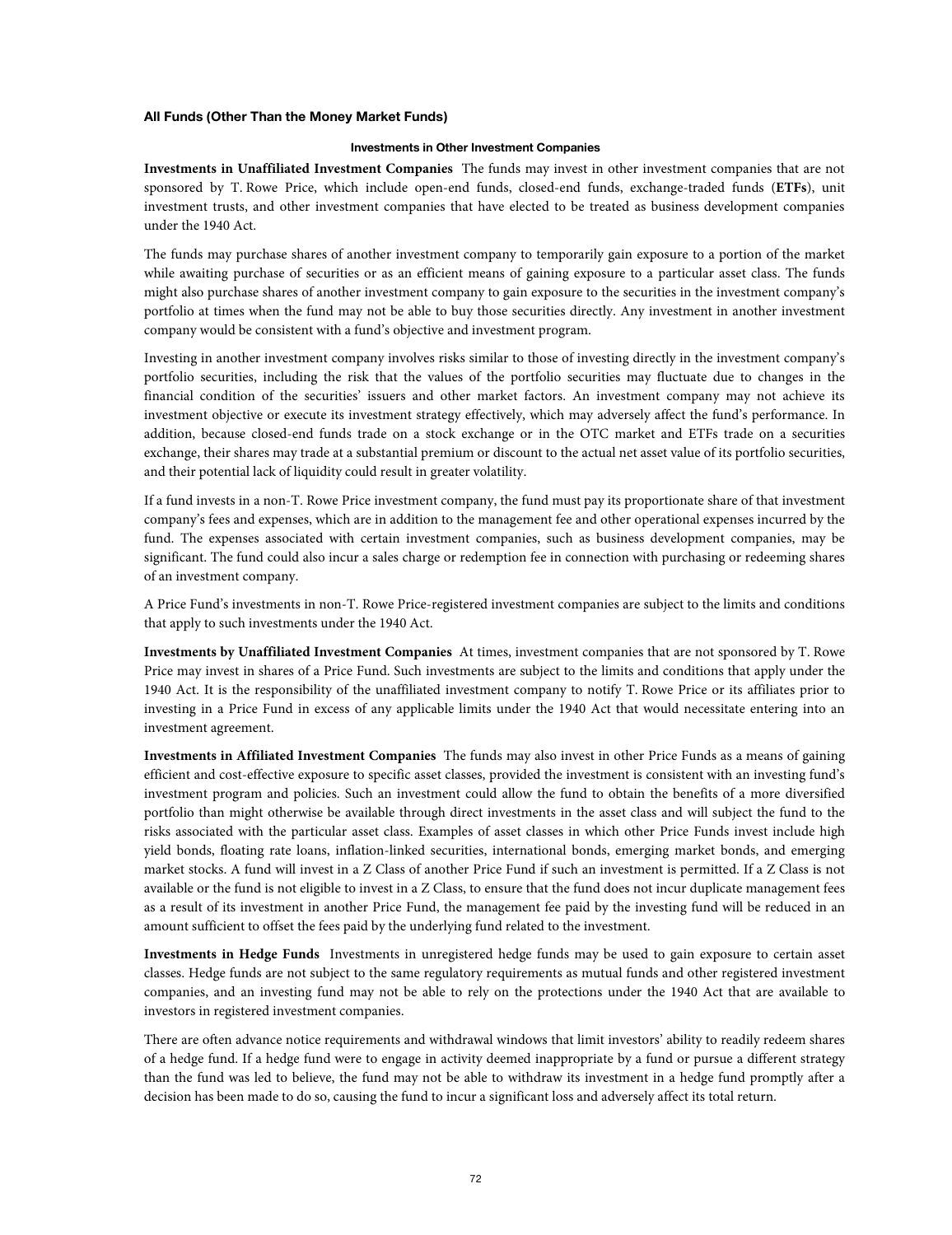**All Funds (Other Than the Money Market Funds)**

**Investments in Other Investment Companies**

**Investments in Unaffiliated Investment Companies** The funds may invest in other investment companies that are not sponsored by T. Rowe Price, which include open-end funds, closed-end funds, exchange-traded funds (**ETFs**), unit investment trusts, and other investment companies that have elected to be treated as business development companies under the 1940 Act.

The funds may purchase shares of another investment company to temporarily gain exposure to a portion of the market while awaiting purchase of securities or as an efficient means of gaining exposure to a particular asset class. The funds might also purchase shares of another investment company to gain exposure to the securities in the investment company's portfolio at times when the fund may not be able to buy those securities directly. Any investment in another investment company would be consistent with a fund's objective and investment program.

Investing in another investment company involves risks similar to those of investing directly in the investment company's portfolio securities, including the risk that the values of the portfolio securities may fluctuate due to changes in the financial condition of the securities' issuers and other market factors. An investment company may not achieve its investment objective or execute its investment strategy effectively, which may adversely affect the fund's performance. In addition, because closed-end funds trade on a stock exchange or in the OTC market and ETFs trade on a securities exchange, their shares may trade at a substantial premium or discount to the actual net asset value of its portfolio securities, and their potential lack of liquidity could result in greater volatility.

If a fund invests in a non-T. Rowe Price investment company, the fund must pay its proportionate share of that investment company's fees and expenses, which are in addition to the management fee and other operational expenses incurred by the fund. The expenses associated with certain investment companies, such as business development companies, may be significant. The fund could also incur a sales charge or redemption fee in connection with purchasing or redeeming shares of an investment company.

A Price Fund's investments in non-T. Rowe Price-registered investment companies are subject to the limits and conditions that apply to such investments under the 1940 Act.

**Investments by Unaffiliated Investment Companies** At times, investment companies that are not sponsored by T. Rowe Price may invest in shares of a Price Fund. Such investments are subject to the limits and conditions that apply under the 1940 Act. It is the responsibility of the unaffiliated investment company to notify T. Rowe Price or its affiliates prior to investing in a Price Fund in excess of any applicable limits under the 1940 Act that would necessitate entering into an investment agreement.

**Investments in Affiliated Investment Companies** The funds may also invest in other Price Funds as a means of gaining efficient and cost-effective exposure to specific asset classes, provided the investment is consistent with an investing fund's investment program and policies. Such an investment could allow the fund to obtain the benefits of a more diversified portfolio than might otherwise be available through direct investments in the asset class and will subject the fund to the risks associated with the particular asset class. Examples of asset classes in which other Price Funds invest include high yield bonds, floating rate loans, inflation-linked securities, international bonds, emerging market bonds, and emerging market stocks. A fund will invest in a Z Class of another Price Fund if such an investment is permitted. If a Z Class is not available or the fund is not eligible to invest in a Z Class, to ensure that the fund does not incur duplicate management fees as a result of its investment in another Price Fund, the management fee paid by the investing fund will be reduced in an amount sufficient to offset the fees paid by the underlying fund related to the investment.

**Investments in Hedge Funds** Investments in unregistered hedge funds may be used to gain exposure to certain asset classes. Hedge funds are not subject to the same regulatory requirements as mutual funds and other registered investment companies, and an investing fund may not be able to rely on the protections under the 1940 Act that are available to investors in registered investment companies.

There are often advance notice requirements and withdrawal windows that limit investors' ability to readily redeem shares of a hedge fund. If a hedge fund were to engage in activity deemed inappropriate by a fund or pursue a different strategy than the fund was led to believe, the fund may not be able to withdraw its investment in a hedge fund promptly after a decision has been made to do so, causing the fund to incur a significant loss and adversely affect its total return.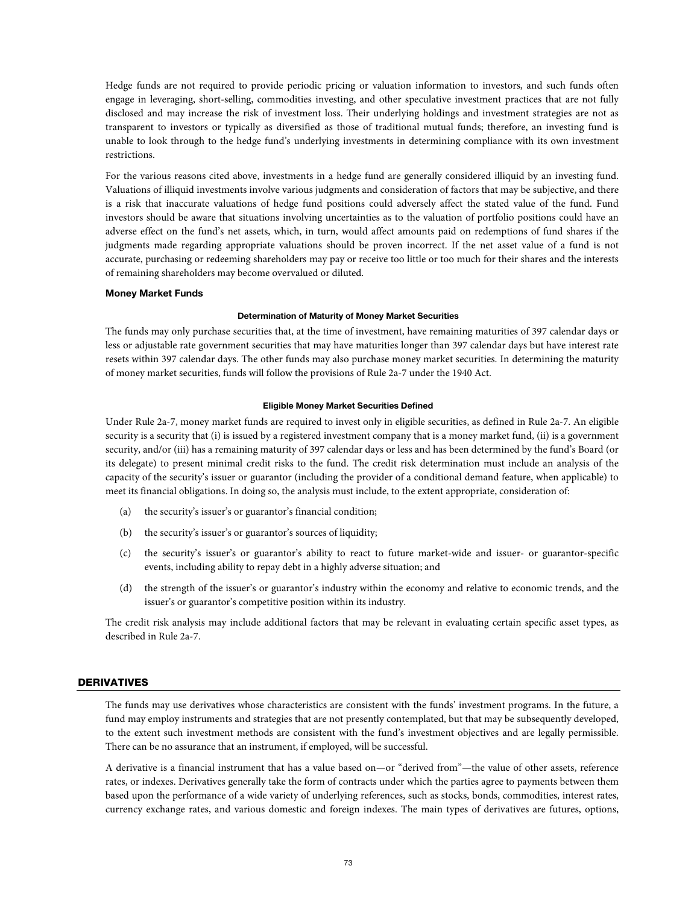Hedge funds are not required to provide periodic pricing or valuation information to investors, and such funds often engage in leveraging, short-selling, commodities investing, and other speculative investment practices that are not fully disclosed and may increase the risk of investment loss. Their underlying holdings and investment strategies are not as transparent to investors or typically as diversified as those of traditional mutual funds; therefore, an investing fund is unable to look through to the hedge fund's underlying investments in determining compliance with its own investment restrictions.

For the various reasons cited above, investments in a hedge fund are generally considered illiquid by an investing fund. Valuations of illiquid investments involve various judgments and consideration of factors that may be subjective, and there is a risk that inaccurate valuations of hedge fund positions could adversely affect the stated value of the fund. Fund investors should be aware that situations involving uncertainties as to the valuation of portfolio positions could have an adverse effect on the fund's net assets, which, in turn, would affect amounts paid on redemptions of fund shares if the judgments made regarding appropriate valuations should be proven incorrect. If the net asset value of a fund is not accurate, purchasing or redeeming shareholders may pay or receive too little or too much for their shares and the interests of remaining shareholders may become overvalued or diluted.

### Money Market Funds

#### Determination of Maturity of Money Market Securities

The funds may only purchase securities that, at the time of investment, have remaining maturities of 397 calendar days or less or adjustable rate government securities that may have maturities longer than 397 calendar days but have interest rate resets within 397 calendar days. The other funds may also purchase money market securities. In determining the maturity of money market securities, funds will follow the provisions of Rule 2a-7 under the 1940 Act.

#### Eligible Money Market Securities Defined

Under Rule 2a-7, money market funds are required to invest only in eligible securities, as defined in Rule 2a-7. An eligible security is a security that (i) is issued by a registered investment company that is a money market fund, (ii) is a government security, and/or (iii) has a remaining maturity of 397 calendar days or less and has been determined by the fund's Board (or its delegate) to present minimal credit risks to the fund. The credit risk determination must include an analysis of the capacity of the security's issuer or guarantor (including the provider of a conditional demand feature, when applicable) to meet its financial obligations. In doing so, the analysis must include, to the extent appropriate, consideration of:

(a) the security's issuer's or guarantor's financial condition;

(b) the security's issuer's or guarantor's sources of liquidity;

(c) the security's issuer's or guarantor's ability to react to future market-wide and issuer- or guarantor-specific events, including ability to repay debt in a highly adverse situation; and

(d) the strength of the issuer's or guarantor's industry within the economy and relative to economic trends, and the issuer's or guarantor's competitive position within its industry.

The credit risk analysis may include additional factors that may be relevant in evaluating certain specific asset types, as described in Rule 2a-7.

## DERIVATIVES

The funds may use derivatives whose characteristics are consistent with the funds' investment programs. In the future, a fund may employ instruments and strategies that are not presently contemplated, but that may be subsequently developed, to the extent such investment methods are consistent with the fund's investment objectives and are legally permissible. There can be no assurance that an instrument, if employed, will be successful.

A derivative is a financial instrument that has a value based on—or "derived from"—the value of other assets, reference rates, or indexes. Derivatives generally take the form of contracts under which the parties agree to payments between them based upon the performance of a wide variety of underlying references, such as stocks, bonds, commodities, interest rates, currency exchange rates, and various domestic and foreign indexes. The main types of derivatives are futures, options,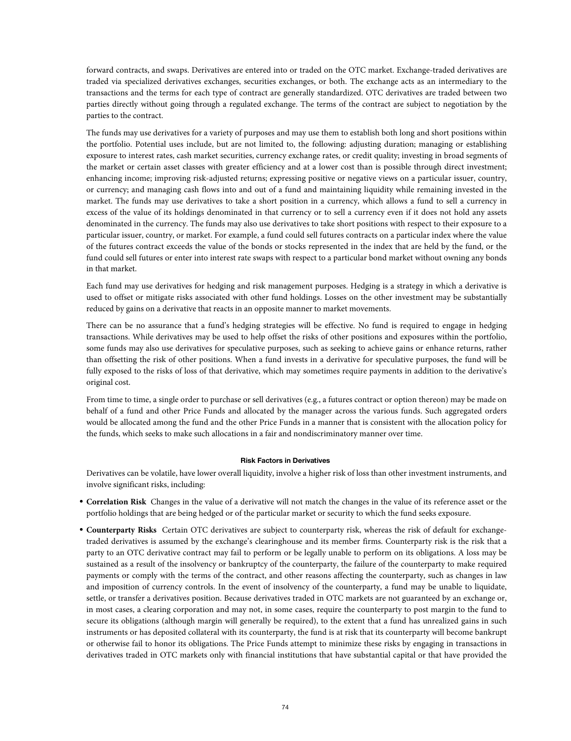forward contracts, and swaps. Derivatives are entered into or traded on the OTC market. Exchange-traded derivatives are traded via specialized derivatives exchanges, securities exchanges, or both. The exchange acts as an intermediary to the transactions and the terms for each type of contract are generally standardized. OTC derivatives are traded between two parties directly without going through a regulated exchange. The terms of the contract are subject to negotiation by the parties to the contract.

The funds may use derivatives for a variety of purposes and may use them to establish both long and short positions within the portfolio. Potential uses include, but are not limited to, the following: adjusting duration; managing or establishing exposure to interest rates, cash market securities, currency exchange rates, or credit quality; investing in broad segments of the market or certain asset classes with greater efficiency and at a lower cost than is possible through direct investment; enhancing income; improving risk-adjusted returns; expressing positive or negative views on a particular issuer, country, or currency; and managing cash flows into and out of a fund and maintaining liquidity while remaining invested in the market. The funds may use derivatives to take a short position in a currency, which allows a fund to sell a currency in excess of the value of its holdings denominated in that currency or to sell a currency even if it does not hold any assets denominated in the currency. The funds may also use derivatives to take short positions with respect to their exposure to a particular issuer, country, or market. For example, a fund could sell futures contracts on a particular index where the value of the futures contract exceeds the value of the bonds or stocks represented in the index that are held by the fund, or the fund could sell futures or enter into interest rate swaps with respect to a particular bond market without owning any bonds in that market.

Each fund may use derivatives for hedging and risk management purposes. Hedging is a strategy in which a derivative is used to offset or mitigate risks associated with other fund holdings. Losses on the other investment may be substantially reduced by gains on a derivative that reacts in an opposite manner to market movements.

There can be no assurance that a fund's hedging strategies will be effective. No fund is required to engage in hedging transactions. While derivatives may be used to help offset the risks of other positions and exposures within the portfolio, some funds may also use derivatives for speculative purposes, such as seeking to achieve gains or enhance returns, rather than offsetting the risk of other positions. When a fund invests in a derivative for speculative purposes, the fund will be fully exposed to the risks of loss of that derivative, which may sometimes require payments in addition to the derivative's original cost.

From time to time, a single order to purchase or sell derivatives (e.g., a futures contract or option thereon) may be made on behalf of a fund and other Price Funds and allocated by the manager across the various funds. Such aggregated orders would be allocated among the fund and the other Price Funds in a manner that is consistent with the allocation policy for the funds, which seeks to make such allocations in a fair and nondiscriminatory manner over time.

#### Risk Factors in Derivatives

Derivatives can be volatile, have lower overall liquidity, involve a higher risk of loss than other investment instruments, and involve significant risks, including:

- **Correlation Risk** Changes in the value of a derivative will not match the changes in the value of its reference asset or the portfolio holdings that are being hedged or of the particular market or security to which the fund seeks exposure.
- **Counterparty Risks** Certain OTC derivatives are subject to counterparty risk, whereas the risk of default for exchange-traded derivatives is assumed by the exchange's clearinghouse and its member firms. Counterparty risk is the risk that a party to an OTC derivative contract may fail to perform or be legally unable to perform on its obligations. A loss may be sustained as a result of the insolvency or bankruptcy of the counterparty, the failure of the counterparty to make required payments or comply with the terms of the contract, and other reasons affecting the counterparty, such as changes in law and imposition of currency controls. In the event of insolvency of the counterparty, a fund may be unable to liquidate, settle, or transfer a derivatives position. Because derivatives traded in OTC markets are not guaranteed by an exchange or, in most cases, a clearing corporation and may not, in some cases, require the counterparty to post margin to the fund to secure its obligations (although margin will generally be required), to the extent that a fund has unrealized gains in such instruments or has deposited collateral with its counterparty, the fund is at risk that its counterparty will become bankrupt or otherwise fail to honor its obligations. The Price Funds attempt to minimize these risks by engaging in transactions in derivatives traded in OTC markets only with financial institutions that have substantial capital or that have provided the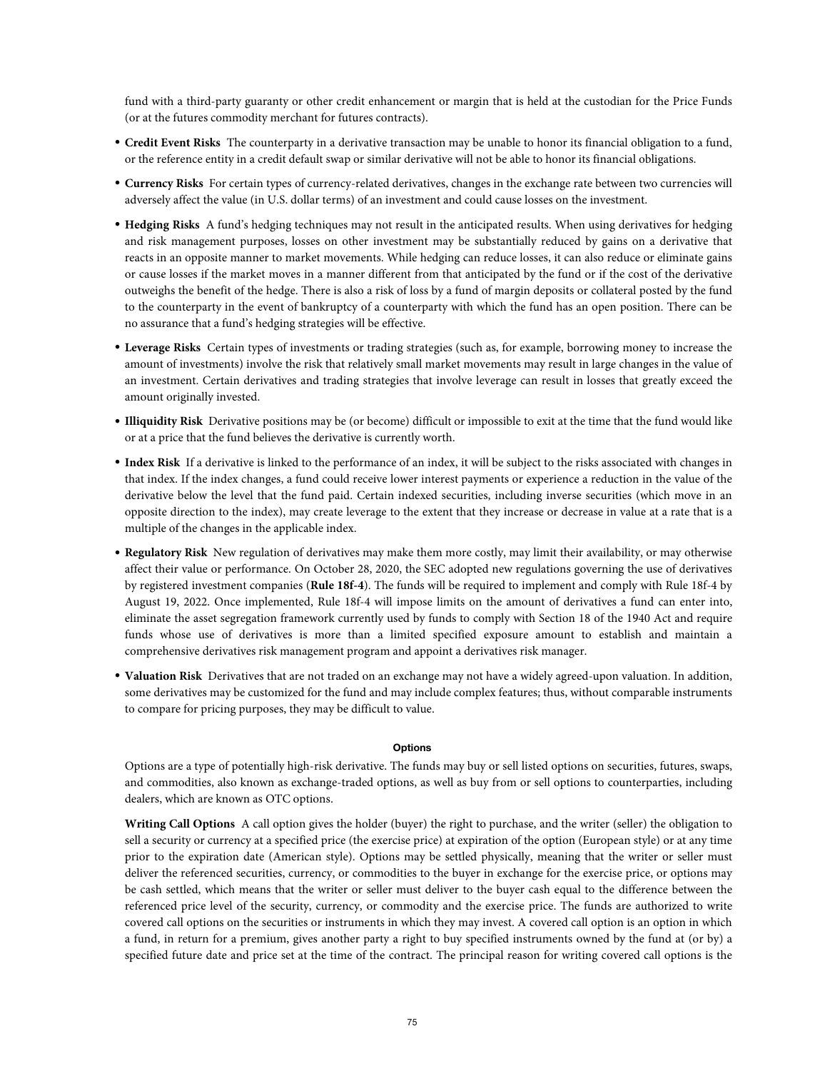fund with a third-party guaranty or other credit enhancement or margin that is held at the custodian for the Price Funds (or at the futures commodity merchant for futures contracts).

- **Credit Event Risks** The counterparty in a derivative transaction may be unable to honor its financial obligation to a fund, or the reference entity in a credit default swap or similar derivative will not be able to honor its financial obligations.
- **Currency Risks** For certain types of currency-related derivatives, changes in the exchange rate between two currencies will adversely affect the value (in U.S. dollar terms) of an investment and could cause losses on the investment.
- **Hedging Risks** A fund's hedging techniques may not result in the anticipated results. When using derivatives for hedging and risk management purposes, losses on other investment may be substantially reduced by gains on a derivative that reacts in an opposite manner to market movements. While hedging can reduce losses, it can also reduce or eliminate gains or cause losses if the market moves in a manner different from that anticipated by the fund or if the cost of the derivative outweighs the benefit of the hedge. There is also a risk of loss by a fund of margin deposits or collateral posted by the fund to the counterparty in the event of bankruptcy of a counterparty with which the fund has an open position. There can be no assurance that a fund's hedging strategies will be effective.
- **Leverage Risks** Certain types of investments or trading strategies (such as, for example, borrowing money to increase the amount of investments) involve the risk that relatively small market movements may result in large changes in the value of an investment. Certain derivatives and trading strategies that involve leverage can result in losses that greatly exceed the amount originally invested.
- **Illiquidity Risk** Derivative positions may be (or become) difficult or impossible to exit at the time that the fund would like or at a price that the fund believes the derivative is currently worth.
- **Index Risk** If a derivative is linked to the performance of an index, it will be subject to the risks associated with changes in that index. If the index changes, a fund could receive lower interest payments or experience a reduction in the value of the derivative below the level that the fund paid. Certain indexed securities, including inverse securities (which move in an opposite direction to the index), may create leverage to the extent that they increase or decrease in value at a rate that is a multiple of the changes in the applicable index.
- **Regulatory Risk** New regulation of derivatives may make them more costly, may limit their availability, or may otherwise affect their value or performance. On October 28, 2020, the SEC adopted new regulations governing the use of derivatives by registered investment companies (**Rule 18f-4**). The funds will be required to implement and comply with Rule 18f-4 by August 19, 2022. Once implemented, Rule 18f-4 will impose limits on the amount of derivatives a fund can enter into, eliminate the asset segregation framework currently used by funds to comply with Section 18 of the 1940 Act and require funds whose use of derivatives is more than a limited specified exposure amount to establish and maintain a comprehensive derivatives risk management program and appoint a derivatives risk manager.
- **Valuation Risk** Derivatives that are not traded on an exchange may not have a widely agreed-upon valuation. In addition, some derivatives may be customized for the fund and may include complex features; thus, without comparable instruments to compare for pricing purposes, they may be difficult to value.

#### Options

Options are a type of potentially high-risk derivative. The funds may buy or sell listed options on securities, futures, swaps, and commodities, also known as exchange-traded options, as well as buy from or sell options to counterparties, including dealers, which are known as OTC options.

**Writing Call Options** A call option gives the holder (buyer) the right to purchase, and the writer (seller) the obligation to sell a security or currency at a specified price (the exercise price) at expiration of the option (European style) or at any time prior to the expiration date (American style). Options may be settled physically, meaning that the writer or seller must deliver the referenced securities, currency, or commodities to the buyer in exchange for the exercise price, or options may be cash settled, which means that the writer or seller must deliver to the buyer cash equal to the difference between the referenced price level of the security, currency, or commodity and the exercise price. The funds are authorized to write covered call options on the securities or instruments in which they may invest. A covered call option is an option in which a fund, in return for a premium, gives another party a right to buy specified instruments owned by the fund at (or by) a specified future date and price set at the time of the contract. The principal reason for writing covered call options is the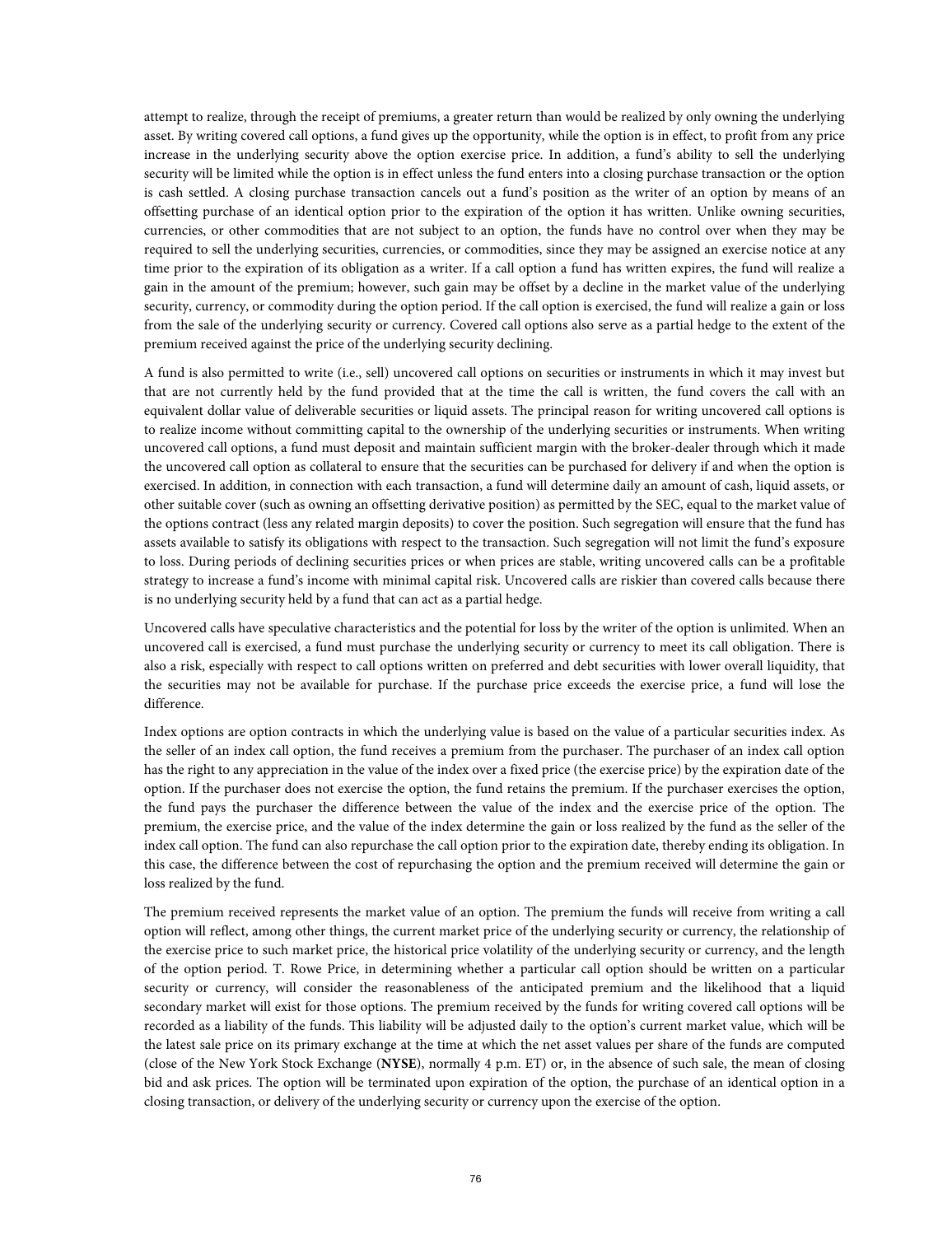attempt to realize, through the receipt of premiums, a greater return than would be realized by only owning the underlying asset. By writing covered call options, a fund gives up the opportunity, while the option is in effect, to profit from any price increase in the underlying security above the option exercise price. In addition, a fund's ability to sell the underlying security will be limited while the option is in effect unless the fund enters into a closing purchase transaction or the option is cash settled. A closing purchase transaction cancels out a fund's position as the writer of an option by means of an offsetting purchase of an identical option prior to the expiration of the option it has written. Unlike owning securities, currencies, or other commodities that are not subject to an option, the funds have no control over when they may be required to sell the underlying securities, currencies, or commodities, since they may be assigned an exercise notice at any time prior to the expiration of its obligation as a writer. If a call option a fund has written expires, the fund will realize a gain in the amount of the premium; however, such gain may be offset by a decline in the market value of the underlying security, currency, or commodity during the option period. If the call option is exercised, the fund will realize a gain or loss from the sale of the underlying security or currency. Covered call options also serve as a partial hedge to the extent of the premium received against the price of the underlying security declining.

A fund is also permitted to write (i.e., sell) uncovered call options on securities or instruments in which it may invest but that are not currently held by the fund provided that at the time the call is written, the fund covers the call with an equivalent dollar value of deliverable securities or liquid assets. The principal reason for writing uncovered call options is to realize income without committing capital to the ownership of the underlying securities or instruments. When writing uncovered call options, a fund must deposit and maintain sufficient margin with the broker-dealer through which it made the uncovered call option as collateral to ensure that the securities can be purchased for delivery if and when the option is exercised. In addition, in connection with each transaction, a fund will determine daily an amount of cash, liquid assets, or other suitable cover (such as owning an offsetting derivative position) as permitted by the SEC, equal to the market value of the options contract (less any related margin deposits) to cover the position. Such segregation will ensure that the fund has assets available to satisfy its obligations with respect to the transaction. Such segregation will not limit the fund's exposure to loss. During periods of declining securities prices or when prices are stable, writing uncovered calls can be a profitable strategy to increase a fund's income with minimal capital risk. Uncovered calls are riskier than covered calls because there is no underlying security held by a fund that can act as a partial hedge.

Uncovered calls have speculative characteristics and the potential for loss by the writer of the option is unlimited. When an uncovered call is exercised, a fund must purchase the underlying security or currency to meet its call obligation. There is also a risk, especially with respect to call options written on preferred and debt securities with lower overall liquidity, that the securities may not be available for purchase. If the purchase price exceeds the exercise price, a fund will lose the difference.

Index options are option contracts in which the underlying value is based on the value of a particular securities index. As the seller of an index call option, the fund receives a premium from the purchaser. The purchaser of an index call option has the right to any appreciation in the value of the index over a fixed price (the exercise price) by the expiration date of the option. If the purchaser does not exercise the option, the fund retains the premium. If the purchaser exercises the option, the fund pays the purchaser the difference between the value of the index and the exercise price of the option. The premium, the exercise price, and the value of the index determine the gain or loss realized by the fund as the seller of the index call option. The fund can also repurchase the call option prior to the expiration date, thereby ending its obligation. In this case, the difference between the cost of repurchasing the option and the premium received will determine the gain or loss realized by the fund.

The premium received represents the market value of an option. The premium the funds will receive from writing a call option will reflect, among other things, the current market price of the underlying security or currency, the relationship of the exercise price to such market price, the historical price volatility of the underlying security or currency, and the length of the option period. T. Rowe Price, in determining whether a particular call option should be written on a particular security or currency, will consider the reasonableness of the anticipated premium and the likelihood that a liquid secondary market will exist for those options. The premium received by the funds for writing covered call options will be recorded as a liability of the funds. This liability will be adjusted daily to the option's current market value, which will be the latest sale price on its primary exchange at the time at which the net asset values per share of the funds are computed (close of the New York Stock Exchange (**NYSE**), normally 4 p.m. ET) or, in the absence of such sale, the mean of closing bid and ask prices. The option will be terminated upon expiration of the option, the purchase of an identical option in a closing transaction, or delivery of the underlying security or currency upon the exercise of the option.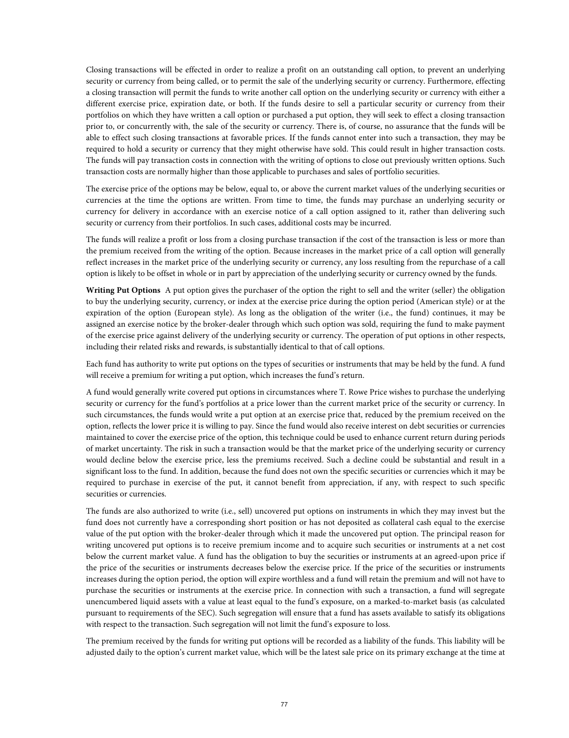Closing transactions will be effected in order to realize a profit on an outstanding call option, to prevent an underlying security or currency from being called, or to permit the sale of the underlying security or currency. Furthermore, effecting a closing transaction will permit the funds to write another call option on the underlying security or currency with either a different exercise price, expiration date, or both. If the funds desire to sell a particular security or currency from their portfolios on which they have written a call option or purchased a put option, they will seek to effect a closing transaction prior to, or concurrently with, the sale of the security or currency. There is, of course, no assurance that the funds will be able to effect such closing transactions at favorable prices. If the funds cannot enter into such a transaction, they may be required to hold a security or currency that they might otherwise have sold. This could result in higher transaction costs. The funds will pay transaction costs in connection with the writing of options to close out previously written options. Such transaction costs are normally higher than those applicable to purchases and sales of portfolio securities.

The exercise price of the options may be below, equal to, or above the current market values of the underlying securities or currencies at the time the options are written. From time to time, the funds may purchase an underlying security or currency for delivery in accordance with an exercise notice of a call option assigned to it, rather than delivering such security or currency from their portfolios. In such cases, additional costs may be incurred.

The funds will realize a profit or loss from a closing purchase transaction if the cost of the transaction is less or more than the premium received from the writing of the option. Because increases in the market price of a call option will generally reflect increases in the market price of the underlying security or currency, any loss resulting from the repurchase of a call option is likely to be offset in whole or in part by appreciation of the underlying security or currency owned by the funds.

**Writing Put Options** A put option gives the purchaser of the option the right to sell and the writer (seller) the obligation to buy the underlying security, currency, or index at the exercise price during the option period (American style) or at the expiration of the option (European style). As long as the obligation of the writer (i.e., the fund) continues, it may be assigned an exercise notice by the broker-dealer through which such option was sold, requiring the fund to make payment of the exercise price against delivery of the underlying security or currency. The operation of put options in other respects, including their related risks and rewards, is substantially identical to that of call options.

Each fund has authority to write put options on the types of securities or instruments that may be held by the fund. A fund will receive a premium for writing a put option, which increases the fund's return.

A fund would generally write covered put options in circumstances where T. Rowe Price wishes to purchase the underlying security or currency for the fund's portfolios at a price lower than the current market price of the security or currency. In such circumstances, the funds would write a put option at an exercise price that, reduced by the premium received on the option, reflects the lower price it is willing to pay. Since the fund would also receive interest on debt securities or currencies maintained to cover the exercise price of the option, this technique could be used to enhance current return during periods of market uncertainty. The risk in such a transaction would be that the market price of the underlying security or currency would decline below the exercise price, less the premiums received. Such a decline could be substantial and result in a significant loss to the fund. In addition, because the fund does not own the specific securities or currencies which it may be required to purchase in exercise of the put, it cannot benefit from appreciation, if any, with respect to such specific securities or currencies.

The funds are also authorized to write (i.e., sell) uncovered put options on instruments in which they may invest but the fund does not currently have a corresponding short position or has not deposited as collateral cash equal to the exercise value of the put option with the broker-dealer through which it made the uncovered put option. The principal reason for writing uncovered put options is to receive premium income and to acquire such securities or instruments at a net cost below the current market value. A fund has the obligation to buy the securities or instruments at an agreed-upon price if the price of the securities or instruments decreases below the exercise price. If the price of the securities or instruments increases during the option period, the option will expire worthless and a fund will retain the premium and will not have to purchase the securities or instruments at the exercise price. In connection with such a transaction, a fund will segregate unencumbered liquid assets with a value at least equal to the fund's exposure, on a marked-to-market basis (as calculated pursuant to requirements of the SEC). Such segregation will ensure that a fund has assets available to satisfy its obligations with respect to the transaction. Such segregation will not limit the fund's exposure to loss.

The premium received by the funds for writing put options will be recorded as a liability of the funds. This liability will be adjusted daily to the option's current market value, which will be the latest sale price on its primary exchange at the time at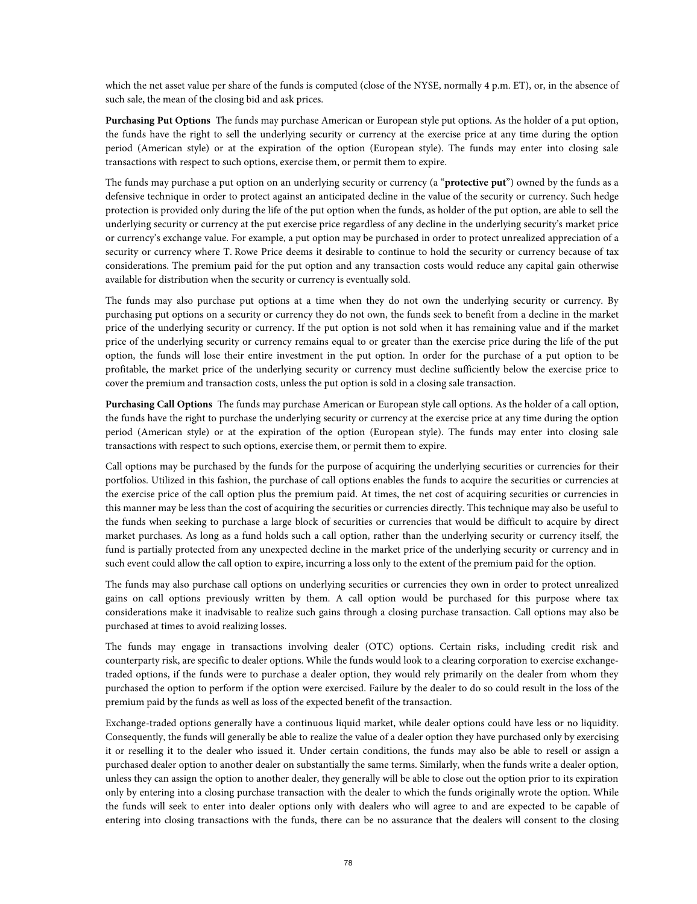which the net asset value per share of the funds is computed (close of the NYSE, normally 4 p.m. ET), or, in the absence of such sale, the mean of the closing bid and ask prices.

**Purchasing Put Options** The funds may purchase American or European style put options. As the holder of a put option, the funds have the right to sell the underlying security or currency at the exercise price at any time during the option period (American style) or at the expiration of the option (European style). The funds may enter into closing sale transactions with respect to such options, exercise them, or permit them to expire.

The funds may purchase a put option on an underlying security or currency (a "**protective put**") owned by the funds as a defensive technique in order to protect against an anticipated decline in the value of the security or currency. Such hedge protection is provided only during the life of the put option when the funds, as holder of the put option, are able to sell the underlying security or currency at the put exercise price regardless of any decline in the underlying security's market price or currency's exchange value. For example, a put option may be purchased in order to protect unrealized appreciation of a security or currency where T. Rowe Price deems it desirable to continue to hold the security or currency because of tax considerations. The premium paid for the put option and any transaction costs would reduce any capital gain otherwise available for distribution when the security or currency is eventually sold.

The funds may also purchase put options at a time when they do not own the underlying security or currency. By purchasing put options on a security or currency they do not own, the funds seek to benefit from a decline in the market price of the underlying security or currency. If the put option is not sold when it has remaining value and if the market price of the underlying security or currency remains equal to or greater than the exercise price during the life of the put option, the funds will lose their entire investment in the put option. In order for the purchase of a put option to be profitable, the market price of the underlying security or currency must decline sufficiently below the exercise price to cover the premium and transaction costs, unless the put option is sold in a closing sale transaction.

**Purchasing Call Options** The funds may purchase American or European style call options. As the holder of a call option, the funds have the right to purchase the underlying security or currency at the exercise price at any time during the option period (American style) or at the expiration of the option (European style). The funds may enter into closing sale transactions with respect to such options, exercise them, or permit them to expire.

Call options may be purchased by the funds for the purpose of acquiring the underlying securities or currencies for their portfolios. Utilized in this fashion, the purchase of call options enables the funds to acquire the securities or currencies at the exercise price of the call option plus the premium paid. At times, the net cost of acquiring securities or currencies in this manner may be less than the cost of acquiring the securities or currencies directly. This technique may also be useful to the funds when seeking to purchase a large block of securities or currencies that would be difficult to acquire by direct market purchases. As long as a fund holds such a call option, rather than the underlying security or currency itself, the fund is partially protected from any unexpected decline in the market price of the underlying security or currency and in such event could allow the call option to expire, incurring a loss only to the extent of the premium paid for the option.

The funds may also purchase call options on underlying securities or currencies they own in order to protect unrealized gains on call options previously written by them. A call option would be purchased for this purpose where tax considerations make it inadvisable to realize such gains through a closing purchase transaction. Call options may also be purchased at times to avoid realizing losses.

The funds may engage in transactions involving dealer (OTC) options. Certain risks, including credit risk and counterparty risk, are specific to dealer options. While the funds would look to a clearing corporation to exercise exchange-traded options, if the funds were to purchase a dealer option, they would rely primarily on the dealer from whom they purchased the option to perform if the option were exercised. Failure by the dealer to do so could result in the loss of the premium paid by the funds as well as loss of the expected benefit of the transaction.

Exchange-traded options generally have a continuous liquid market, while dealer options could have less or no liquidity. Consequently, the funds will generally be able to realize the value of a dealer option they have purchased only by exercising it or reselling it to the dealer who issued it. Under certain conditions, the funds may also be able to resell or assign a purchased dealer option to another dealer on substantially the same terms. Similarly, when the funds write a dealer option, unless they can assign the option to another dealer, they generally will be able to close out the option prior to its expiration only by entering into a closing purchase transaction with the dealer to which the funds originally wrote the option. While the funds will seek to enter into dealer options only with dealers who will agree to and are expected to be capable of entering into closing transactions with the funds, there can be no assurance that the dealers will consent to the closing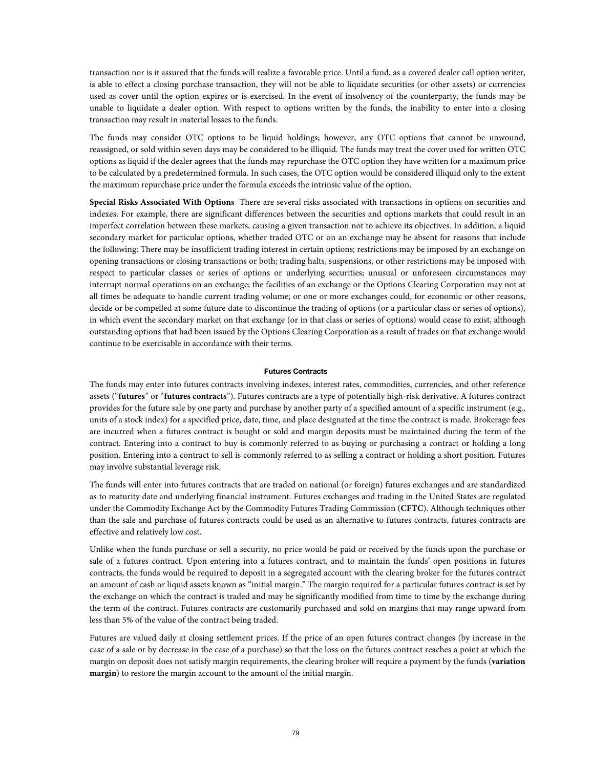transaction nor is it assured that the funds will realize a favorable price. Until a fund, as a covered dealer call option writer, is able to effect a closing purchase transaction, they will not be able to liquidate securities (or other assets) or currencies used as cover until the option expires or is exercised. In the event of insolvency of the counterparty, the funds may be unable to liquidate a dealer option. With respect to options written by the funds, the inability to enter into a closing transaction may result in material losses to the funds.

The funds may consider OTC options to be liquid holdings; however, any OTC options that cannot be unwound, reassigned, or sold within seven days may be considered to be illiquid. The funds may treat the cover used for written OTC options as liquid if the dealer agrees that the funds may repurchase the OTC option they have written for a maximum price to be calculated by a predetermined formula. In such cases, the OTC option would be considered illiquid only to the extent the maximum repurchase price under the formula exceeds the intrinsic value of the option.

**Special Risks Associated With Options** There are several risks associated with transactions in options on securities and indexes. For example, there are significant differences between the securities and options markets that could result in an imperfect correlation between these markets, causing a given transaction not to achieve its objectives. In addition, a liquid secondary market for particular options, whether traded OTC or on an exchange may be absent for reasons that include the following: There may be insufficient trading interest in certain options; restrictions may be imposed by an exchange on opening transactions or closing transactions or both; trading halts, suspensions, or other restrictions may be imposed with respect to particular classes or series of options or underlying securities; unusual or unforeseen circumstances may interrupt normal operations on an exchange; the facilities of an exchange or the Options Clearing Corporation may not at all times be adequate to handle current trading volume; or one or more exchanges could, for economic or other reasons, decide or be compelled at some future date to discontinue the trading of options (or a particular class or series of options), in which event the secondary market on that exchange (or in that class or series of options) would cease to exist, although outstanding options that had been issued by the Options Clearing Corporation as a result of trades on that exchange would continue to be exercisable in accordance with their terms.

### Futures Contracts

The funds may enter into futures contracts involving indexes, interest rates, commodities, currencies, and other reference assets ("**futures**" or "**futures contracts**"). Futures contracts are a type of potentially high-risk derivative. A futures contract provides for the future sale by one party and purchase by another party of a specified amount of a specific instrument (e.g., units of a stock index) for a specified price, date, time, and place designated at the time the contract is made. Brokerage fees are incurred when a futures contract is bought or sold and margin deposits must be maintained during the term of the contract. Entering into a contract to buy is commonly referred to as buying or purchasing a contract or holding a long position. Entering into a contract to sell is commonly referred to as selling a contract or holding a short position. Futures may involve substantial leverage risk.

The funds will enter into futures contracts that are traded on national (or foreign) futures exchanges and are standardized as to maturity date and underlying financial instrument. Futures exchanges and trading in the United States are regulated under the Commodity Exchange Act by the Commodity Futures Trading Commission (**CFTC**). Although techniques other than the sale and purchase of futures contracts could be used as an alternative to futures contracts, futures contracts are effective and relatively low cost.

Unlike when the funds purchase or sell a security, no price would be paid or received by the funds upon the purchase or sale of a futures contract. Upon entering into a futures contract, and to maintain the funds' open positions in futures contracts, the funds would be required to deposit in a segregated account with the clearing broker for the futures contract an amount of cash or liquid assets known as "initial margin." The margin required for a particular futures contract is set by the exchange on which the contract is traded and may be significantly modified from time to time by the exchange during the term of the contract. Futures contracts are customarily purchased and sold on margins that may range upward from less than 5% of the value of the contract being traded.

Futures are valued daily at closing settlement prices. If the price of an open futures contract changes (by increase in the case of a sale or by decrease in the case of a purchase) so that the loss on the futures contract reaches a point at which the margin on deposit does not satisfy margin requirements, the clearing broker will require a payment by the funds (**variation margin**) to restore the margin account to the amount of the initial margin.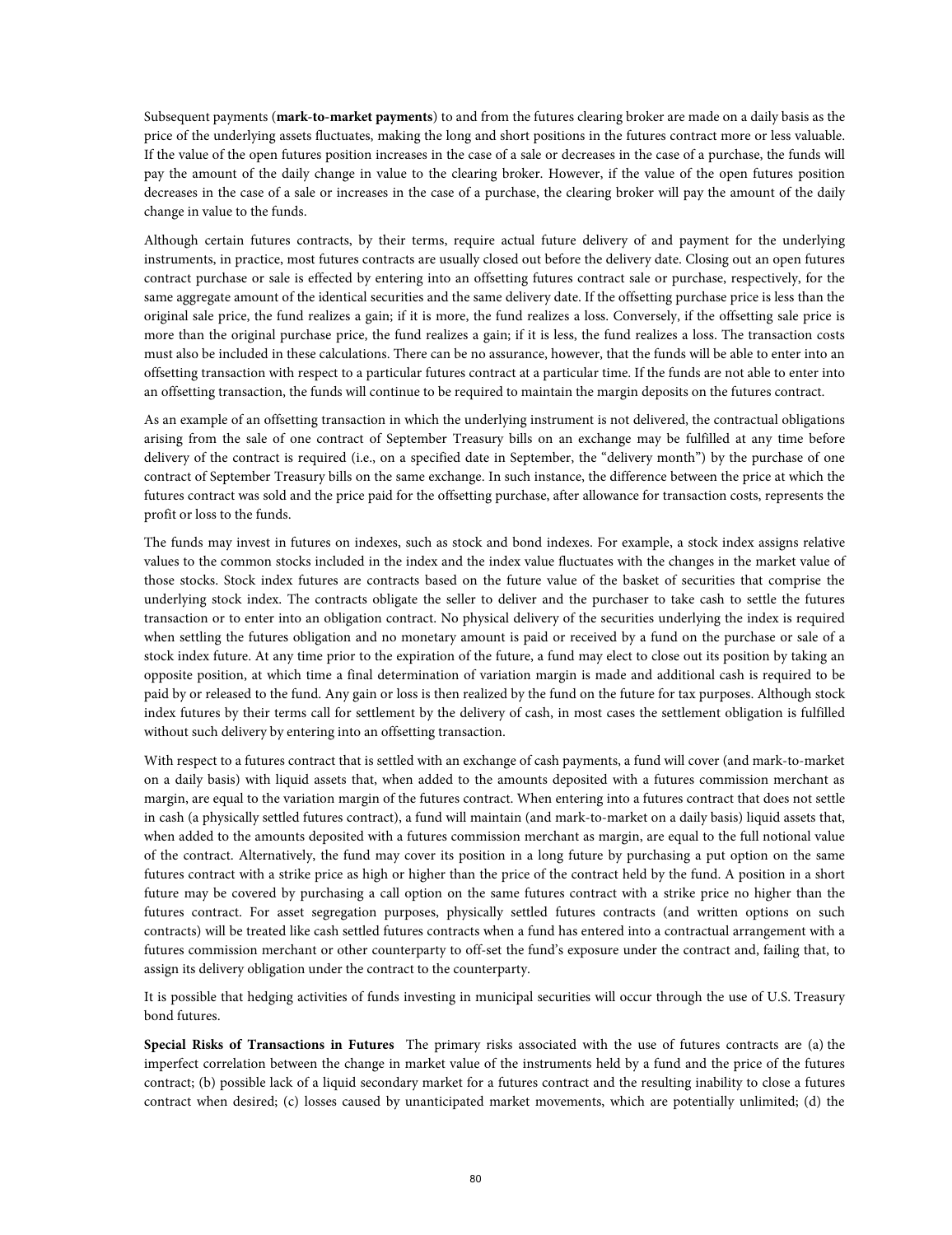Subsequent payments (**mark-to-market payments**) to and from the futures clearing broker are made on a daily basis as the price of the underlying assets fluctuates, making the long and short positions in the futures contract more or less valuable. If the value of the open futures position increases in the case of a sale or decreases in the case of a purchase, the funds will pay the amount of the daily change in value to the clearing broker. However, if the value of the open futures position decreases in the case of a sale or increases in the case of a purchase, the clearing broker will pay the amount of the daily change in value to the funds.

Although certain futures contracts, by their terms, require actual future delivery of and payment for the underlying instruments, in practice, most futures contracts are usually closed out before the delivery date. Closing out an open futures contract purchase or sale is effected by entering into an offsetting futures contract sale or purchase, respectively, for the same aggregate amount of the identical securities and the same delivery date. If the offsetting purchase price is less than the original sale price, the fund realizes a gain; if it is more, the fund realizes a loss. Conversely, if the offsetting sale price is more than the original purchase price, the fund realizes a gain; if it is less, the fund realizes a loss. The transaction costs must also be included in these calculations. There can be no assurance, however, that the funds will be able to enter into an offsetting transaction with respect to a particular futures contract at a particular time. If the funds are not able to enter into an offsetting transaction, the funds will continue to be required to maintain the margin deposits on the futures contract.

As an example of an offsetting transaction in which the underlying instrument is not delivered, the contractual obligations arising from the sale of one contract of September Treasury bills on an exchange may be fulfilled at any time before delivery of the contract is required (i.e., on a specified date in September, the "delivery month") by the purchase of one contract of September Treasury bills on the same exchange. In such instance, the difference between the price at which the futures contract was sold and the price paid for the offsetting purchase, after allowance for transaction costs, represents the profit or loss to the funds.

The funds may invest in futures on indexes, such as stock and bond indexes. For example, a stock index assigns relative values to the common stocks included in the index and the index value fluctuates with the changes in the market value of those stocks. Stock index futures are contracts based on the future value of the basket of securities that comprise the underlying stock index. The contracts obligate the seller to deliver and the purchaser to take cash to settle the futures transaction or to enter into an obligation contract. No physical delivery of the securities underlying the index is required when settling the futures obligation and no monetary amount is paid or received by a fund on the purchase or sale of a stock index future. At any time prior to the expiration of the future, a fund may elect to close out its position by taking an opposite position, at which time a final determination of variation margin is made and additional cash is required to be paid by or released to the fund. Any gain or loss is then realized by the fund on the future for tax purposes. Although stock index futures by their terms call for settlement by the delivery of cash, in most cases the settlement obligation is fulfilled without such delivery by entering into an offsetting transaction.

With respect to a futures contract that is settled with an exchange of cash payments, a fund will cover (and mark-to-market on a daily basis) with liquid assets that, when added to the amounts deposited with a futures commission merchant as margin, are equal to the variation margin of the futures contract. When entering into a futures contract that does not settle in cash (a physically settled futures contract), a fund will maintain (and mark-to-market on a daily basis) liquid assets that, when added to the amounts deposited with a futures commission merchant as margin, are equal to the full notional value of the contract. Alternatively, the fund may cover its position in a long future by purchasing a put option on the same futures contract with a strike price as high or higher than the price of the contract held by the fund. A position in a short future may be covered by purchasing a call option on the same futures contract with a strike price no higher than the futures contract. For asset segregation purposes, physically settled futures contracts (and written options on such contracts) will be treated like cash settled futures contracts when a fund has entered into a contractual arrangement with a futures commission merchant or other counterparty to off-set the fund's exposure under the contract and, failing that, to assign its delivery obligation under the contract to the counterparty.

It is possible that hedging activities of funds investing in municipal securities will occur through the use of U.S. Treasury bond futures.

**Special Risks of Transactions in Futures** The primary risks associated with the use of futures contracts are (a) the imperfect correlation between the change in market value of the instruments held by a fund and the price of the futures contract; (b) possible lack of a liquid secondary market for a futures contract and the resulting inability to close a futures contract when desired; (c) losses caused by unanticipated market movements, which are potentially unlimited; (d) the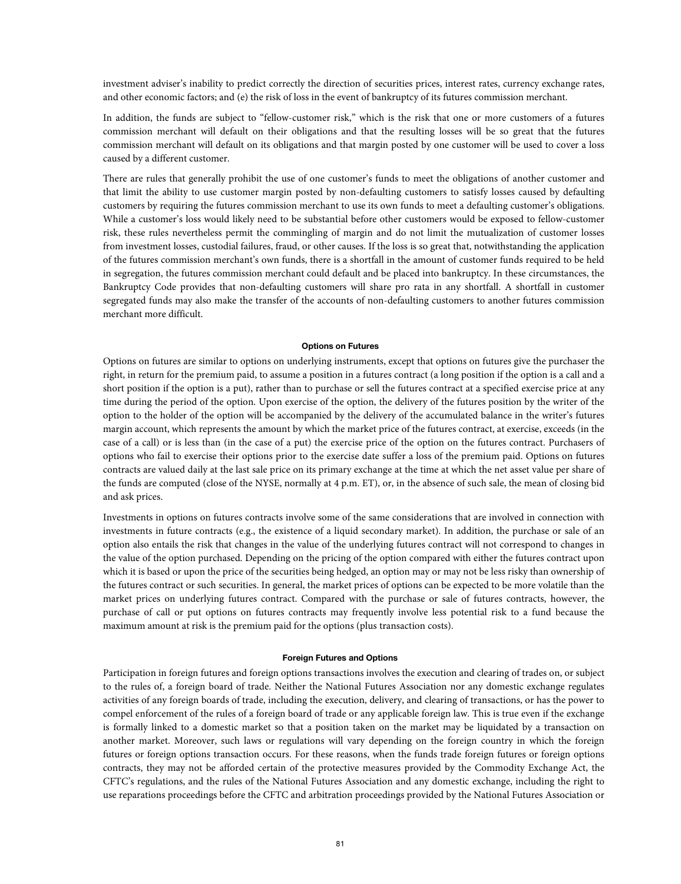investment adviser's inability to predict correctly the direction of securities prices, interest rates, currency exchange rates, and other economic factors; and (e) the risk of loss in the event of bankruptcy of its futures commission merchant.

In addition, the funds are subject to "fellow-customer risk," which is the risk that one or more customers of a futures commission merchant will default on their obligations and that the resulting losses will be so great that the futures commission merchant will default on its obligations and that margin posted by one customer will be used to cover a loss caused by a different customer.

There are rules that generally prohibit the use of one customer's funds to meet the obligations of another customer and that limit the ability to use customer margin posted by non-defaulting customers to satisfy losses caused by defaulting customers by requiring the futures commission merchant to use its own funds to meet a defaulting customer's obligations. While a customer's loss would likely need to be substantial before other customers would be exposed to fellow-customer risk, these rules nevertheless permit the commingling of margin and do not limit the mutualization of customer losses from investment losses, custodial failures, fraud, or other causes. If the loss is so great that, notwithstanding the application of the futures commission merchant's own funds, there is a shortfall in the amount of customer funds required to be held in segregation, the futures commission merchant could default and be placed into bankruptcy. In these circumstances, the Bankruptcy Code provides that non-defaulting customers will share pro rata in any shortfall. A shortfall in customer segregated funds may also make the transfer of the accounts of non-defaulting customers to another futures commission merchant more difficult.

### Options on Futures

Options on futures are similar to options on underlying instruments, except that options on futures give the purchaser the right, in return for the premium paid, to assume a position in a futures contract (a long position if the option is a call and a short position if the option is a put), rather than to purchase or sell the futures contract at a specified exercise price at any time during the period of the option. Upon exercise of the option, the delivery of the futures position by the writer of the option to the holder of the option will be accompanied by the delivery of the accumulated balance in the writer's futures margin account, which represents the amount by which the market price of the futures contract, at exercise, exceeds (in the case of a call) or is less than (in the case of a put) the exercise price of the option on the futures contract. Purchasers of options who fail to exercise their options prior to the exercise date suffer a loss of the premium paid. Options on futures contracts are valued daily at the last sale price on its primary exchange at the time at which the net asset value per share of the funds are computed (close of the NYSE, normally at 4 p.m. ET), or, in the absence of such sale, the mean of closing bid and ask prices.

Investments in options on futures contracts involve some of the same considerations that are involved in connection with investments in future contracts (e.g., the existence of a liquid secondary market). In addition, the purchase or sale of an option also entails the risk that changes in the value of the underlying futures contract will not correspond to changes in the value of the option purchased. Depending on the pricing of the option compared with either the futures contract upon which it is based or upon the price of the securities being hedged, an option may or may not be less risky than ownership of the futures contract or such securities. In general, the market prices of options can be expected to be more volatile than the market prices on underlying futures contract. Compared with the purchase or sale of futures contracts, however, the purchase of call or put options on futures contracts may frequently involve less potential risk to a fund because the maximum amount at risk is the premium paid for the options (plus transaction costs).

### Foreign Futures and Options

Participation in foreign futures and foreign options transactions involves the execution and clearing of trades on, or subject to the rules of, a foreign board of trade. Neither the National Futures Association nor any domestic exchange regulates activities of any foreign boards of trade, including the execution, delivery, and clearing of transactions, or has the power to compel enforcement of the rules of a foreign board of trade or any applicable foreign law. This is true even if the exchange is formally linked to a domestic market so that a position taken on the market may be liquidated by a transaction on another market. Moreover, such laws or regulations will vary depending on the foreign country in which the foreign futures or foreign options transaction occurs. For these reasons, when the funds trade foreign futures or foreign options contracts, they may not be afforded certain of the protective measures provided by the Commodity Exchange Act, the CFTC's regulations, and the rules of the National Futures Association and any domestic exchange, including the right to use reparations proceedings before the CFTC and arbitration proceedings provided by the National Futures Association or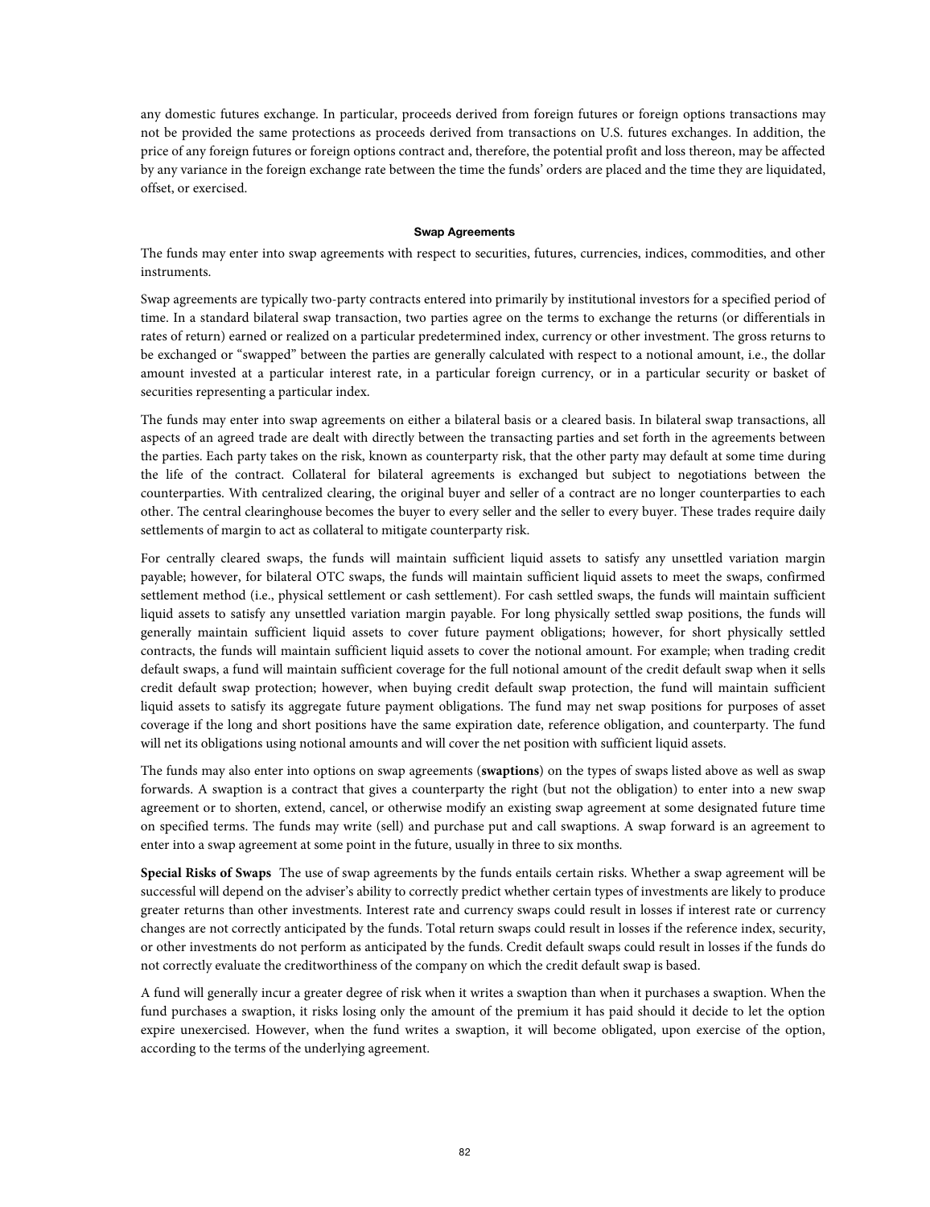any domestic futures exchange. In particular, proceeds derived from foreign futures or foreign options transactions may not be provided the same protections as proceeds derived from transactions on U.S. futures exchanges. In addition, the price of any foreign futures or foreign options contract and, therefore, the potential profit and loss thereon, may be affected by any variance in the foreign exchange rate between the time the funds' orders are placed and the time they are liquidated, offset, or exercised.

### Swap Agreements

The funds may enter into swap agreements with respect to securities, futures, currencies, indices, commodities, and other instruments.

Swap agreements are typically two-party contracts entered into primarily by institutional investors for a specified period of time. In a standard bilateral swap transaction, two parties agree on the terms to exchange the returns (or differentials in rates of return) earned or realized on a particular predetermined index, currency or other investment. The gross returns to be exchanged or "swapped" between the parties are generally calculated with respect to a notional amount, i.e., the dollar amount invested at a particular interest rate, in a particular foreign currency, or in a particular security or basket of securities representing a particular index.

The funds may enter into swap agreements on either a bilateral basis or a cleared basis. In bilateral swap transactions, all aspects of an agreed trade are dealt with directly between the transacting parties and set forth in the agreements between the parties. Each party takes on the risk, known as counterparty risk, that the other party may default at some time during the life of the contract. Collateral for bilateral agreements is exchanged but subject to negotiations between the counterparties. With centralized clearing, the original buyer and seller of a contract are no longer counterparties to each other. The central clearinghouse becomes the buyer to every seller and the seller to every buyer. These trades require daily settlements of margin to act as collateral to mitigate counterparty risk.

For centrally cleared swaps, the funds will maintain sufficient liquid assets to satisfy any unsettled variation margin payable; however, for bilateral OTC swaps, the funds will maintain sufficient liquid assets to meet the swaps, confirmed settlement method (i.e., physical settlement or cash settlement). For cash settled swaps, the funds will maintain sufficient liquid assets to satisfy any unsettled variation margin payable. For long physically settled swap positions, the funds will generally maintain sufficient liquid assets to cover future payment obligations; however, for short physically settled contracts, the funds will maintain sufficient liquid assets to cover the notional amount. For example; when trading credit default swaps, a fund will maintain sufficient coverage for the full notional amount of the credit default swap when it sells credit default swap protection; however, when buying credit default swap protection, the fund will maintain sufficient liquid assets to satisfy its aggregate future payment obligations. The fund may net swap positions for purposes of asset coverage if the long and short positions have the same expiration date, reference obligation, and counterparty. The fund will net its obligations using notional amounts and will cover the net position with sufficient liquid assets.

The funds may also enter into options on swap agreements (**swaptions**) on the types of swaps listed above as well as swap forwards. A swaption is a contract that gives a counterparty the right (but not the obligation) to enter into a new swap agreement or to shorten, extend, cancel, or otherwise modify an existing swap agreement at some designated future time on specified terms. The funds may write (sell) and purchase put and call swaptions. A swap forward is an agreement to enter into a swap agreement at some point in the future, usually in three to six months.

**Special Risks of Swaps** The use of swap agreements by the funds entails certain risks. Whether a swap agreement will be successful will depend on the adviser's ability to correctly predict whether certain types of investments are likely to produce greater returns than other investments. Interest rate and currency swaps could result in losses if interest rate or currency changes are not correctly anticipated by the funds. Total return swaps could result in losses if the reference index, security, or other investments do not perform as anticipated by the funds. Credit default swaps could result in losses if the funds do not correctly evaluate the creditworthiness of the company on which the credit default swap is based.

A fund will generally incur a greater degree of risk when it writes a swaption than when it purchases a swaption. When the fund purchases a swaption, it risks losing only the amount of the premium it has paid should it decide to let the option expire unexercised. However, when the fund writes a swaption, it will become obligated, upon exercise of the option, according to the terms of the underlying agreement.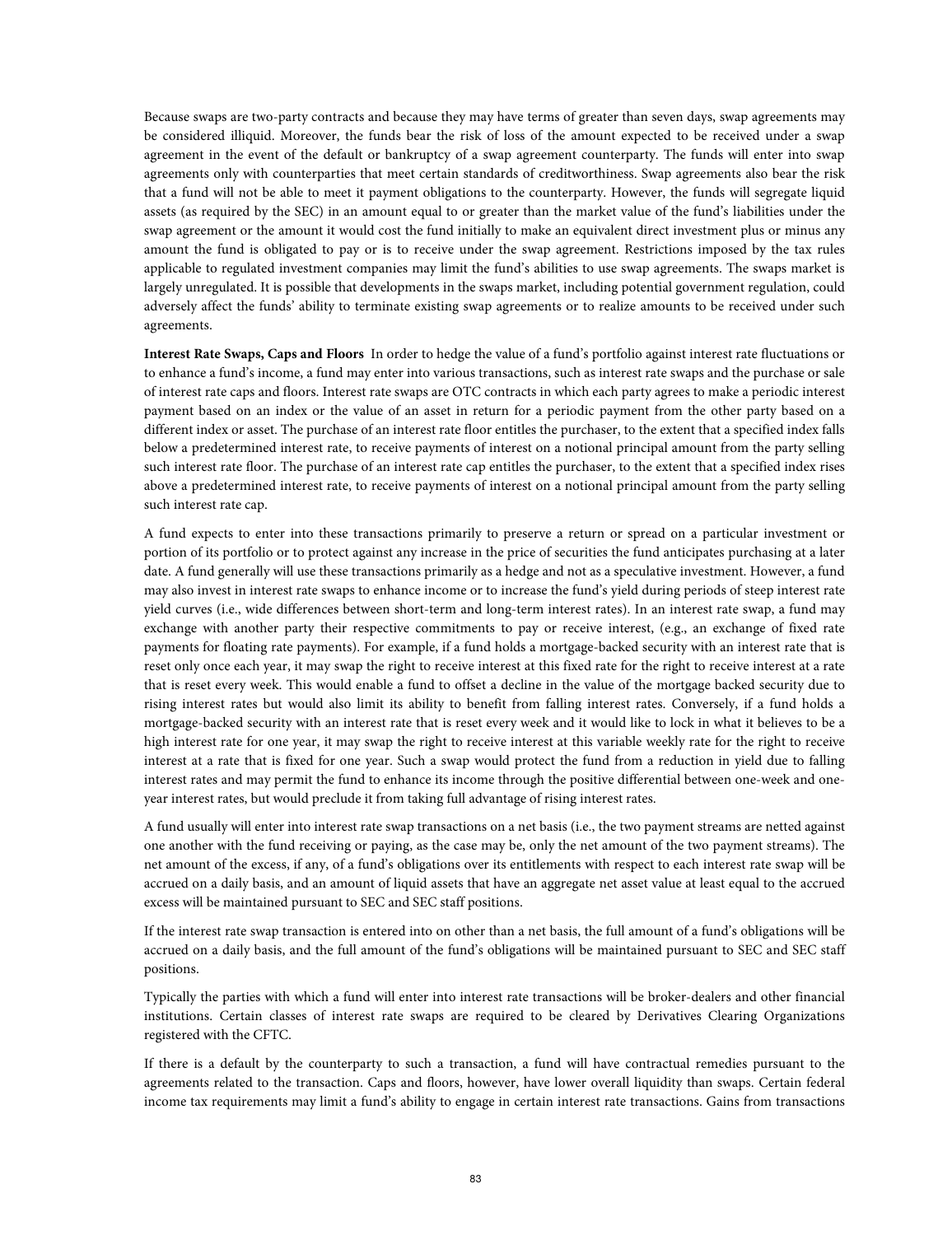Because swaps are two-party contracts and because they may have terms of greater than seven days, swap agreements may be considered illiquid. Moreover, the funds bear the risk of loss of the amount expected to be received under a swap agreement in the event of the default or bankruptcy of a swap agreement counterparty. The funds will enter into swap agreements only with counterparties that meet certain standards of creditworthiness. Swap agreements also bear the risk that a fund will not be able to meet it payment obligations to the counterparty. However, the funds will segregate liquid assets (as required by the SEC) in an amount equal to or greater than the market value of the fund's liabilities under the swap agreement or the amount it would cost the fund initially to make an equivalent direct investment plus or minus any amount the fund is obligated to pay or is to receive under the swap agreement. Restrictions imposed by the tax rules applicable to regulated investment companies may limit the fund's abilities to use swap agreements. The swaps market is largely unregulated. It is possible that developments in the swaps market, including potential government regulation, could adversely affect the funds' ability to terminate existing swap agreements or to realize amounts to be received under such agreements.

**Interest Rate Swaps, Caps and Floors** In order to hedge the value of a fund's portfolio against interest rate fluctuations or to enhance a fund's income, a fund may enter into various transactions, such as interest rate swaps and the purchase or sale of interest rate caps and floors. Interest rate swaps are OTC contracts in which each party agrees to make a periodic interest payment based on an index or the value of an asset in return for a periodic payment from the other party based on a different index or asset. The purchase of an interest rate floor entitles the purchaser, to the extent that a specified index falls below a predetermined interest rate, to receive payments of interest on a notional principal amount from the party selling such interest rate floor. The purchase of an interest rate cap entitles the purchaser, to the extent that a specified index rises above a predetermined interest rate, to receive payments of interest on a notional principal amount from the party selling such interest rate cap.

A fund expects to enter into these transactions primarily to preserve a return or spread on a particular investment or portion of its portfolio or to protect against any increase in the price of securities the fund anticipates purchasing at a later date. A fund generally will use these transactions primarily as a hedge and not as a speculative investment. However, a fund may also invest in interest rate swaps to enhance income or to increase the fund's yield during periods of steep interest rate yield curves (i.e., wide differences between short-term and long-term interest rates). In an interest rate swap, a fund may exchange with another party their respective commitments to pay or receive interest, (e.g., an exchange of fixed rate payments for floating rate payments). For example, if a fund holds a mortgage-backed security with an interest rate that is reset only once each year, it may swap the right to receive interest at this fixed rate for the right to receive interest at a rate that is reset every week. This would enable a fund to offset a decline in the value of the mortgage backed security due to rising interest rates but would also limit its ability to benefit from falling interest rates. Conversely, if a fund holds a mortgage-backed security with an interest rate that is reset every week and it would like to lock in what it believes to be a high interest rate for one year, it may swap the right to receive interest at this variable weekly rate for the right to receive interest at a rate that is fixed for one year. Such a swap would protect the fund from a reduction in yield due to falling interest rates and may permit the fund to enhance its income through the positive differential between one-week and one-year interest rates, but would preclude it from taking full advantage of rising interest rates.

A fund usually will enter into interest rate swap transactions on a net basis (i.e., the two payment streams are netted against one another with the fund receiving or paying, as the case may be, only the net amount of the two payment streams). The net amount of the excess, if any, of a fund's obligations over its entitlements with respect to each interest rate swap will be accrued on a daily basis, and an amount of liquid assets that have an aggregate net asset value at least equal to the accrued excess will be maintained pursuant to SEC and SEC staff positions.

If the interest rate swap transaction is entered into on other than a net basis, the full amount of a fund's obligations will be accrued on a daily basis, and the full amount of the fund's obligations will be maintained pursuant to SEC and SEC staff positions.

Typically the parties with which a fund will enter into interest rate transactions will be broker-dealers and other financial institutions. Certain classes of interest rate swaps are required to be cleared by Derivatives Clearing Organizations registered with the CFTC.

If there is a default by the counterparty to such a transaction, a fund will have contractual remedies pursuant to the agreements related to the transaction. Caps and floors, however, have lower overall liquidity than swaps. Certain federal income tax requirements may limit a fund's ability to engage in certain interest rate transactions. Gains from transactions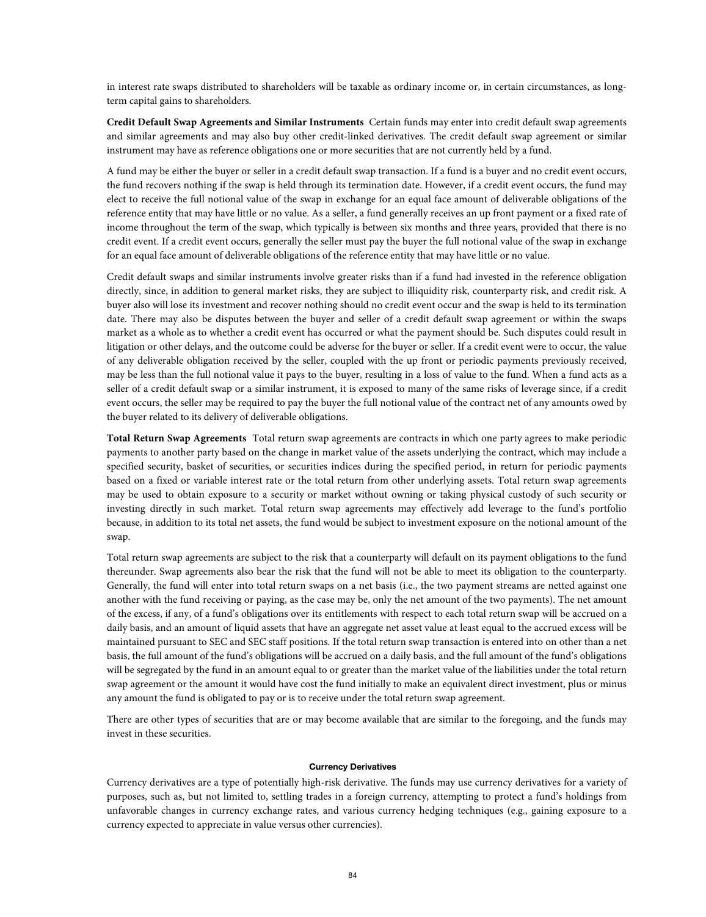in interest rate swaps distributed to shareholders will be taxable as ordinary income or, in certain circumstances, as long-term capital gains to shareholders.

**Credit Default Swap Agreements and Similar Instruments** Certain funds may enter into credit default swap agreements and similar agreements and may also buy other credit-linked derivatives. The credit default swap agreement or similar instrument may have as reference obligations one or more securities that are not currently held by a fund.

A fund may be either the buyer or seller in a credit default swap transaction. If a fund is a buyer and no credit event occurs, the fund recovers nothing if the swap is held through its termination date. However, if a credit event occurs, the fund may elect to receive the full notional value of the swap in exchange for an equal face amount of deliverable obligations of the reference entity that may have little or no value. As a seller, a fund generally receives an up front payment or a fixed rate of income throughout the term of the swap, which typically is between six months and three years, provided that there is no credit event. If a credit event occurs, generally the seller must pay the buyer the full notional value of the swap in exchange for an equal face amount of deliverable obligations of the reference entity that may have little or no value.

Credit default swaps and similar instruments involve greater risks than if a fund had invested in the reference obligation directly, since, in addition to general market risks, they are subject to illiquidity risk, counterparty risk, and credit risk. A buyer also will lose its investment and recover nothing should no credit event occur and the swap is held to its termination date. There may also be disputes between the buyer and seller of a credit default swap agreement or within the swaps market as a whole as to whether a credit event has occurred or what the payment should be. Such disputes could result in litigation or other delays, and the outcome could be adverse for the buyer or seller. If a credit event were to occur, the value of any deliverable obligation received by the seller, coupled with the up front or periodic payments previously received, may be less than the full notional value it pays to the buyer, resulting in a loss of value to the fund. When a fund acts as a seller of a credit default swap or a similar instrument, it is exposed to many of the same risks of leverage since, if a credit event occurs, the seller may be required to pay the buyer the full notional value of the contract net of any amounts owed by the buyer related to its delivery of deliverable obligations.

**Total Return Swap Agreements** Total return swap agreements are contracts in which one party agrees to make periodic payments to another party based on the change in market value of the assets underlying the contract, which may include a specified security, basket of securities, or securities indices during the specified period, in return for periodic payments based on a fixed or variable interest rate or the total return from other underlying assets. Total return swap agreements may be used to obtain exposure to a security or market without owning or taking physical custody of such security or investing directly in such market. Total return swap agreements may effectively add leverage to the fund's portfolio because, in addition to its total net assets, the fund would be subject to investment exposure on the notional amount of the swap.

Total return swap agreements are subject to the risk that a counterparty will default on its payment obligations to the fund thereunder. Swap agreements also bear the risk that the fund will not be able to meet its obligation to the counterparty. Generally, the fund will enter into total return swaps on a net basis (i.e., the two payment streams are netted against one another with the fund receiving or paying, as the case may be, only the net amount of the two payments). The net amount of the excess, if any, of a fund's obligations over its entitlements with respect to each total return swap will be accrued on a daily basis, and an amount of liquid assets that have an aggregate net asset value at least equal to the accrued excess will be maintained pursuant to SEC and SEC staff positions. If the total return swap transaction is entered into on other than a net basis, the full amount of the fund's obligations will be accrued on a daily basis, and the full amount of the fund's obligations will be segregated by the fund in an amount equal to or greater than the market value of the liabilities under the total return swap agreement or the amount it would have cost the fund initially to make an equivalent direct investment, plus or minus any amount the fund is obligated to pay or is to receive under the total return swap agreement.

There are other types of securities that are or may become available that are similar to the foregoing, and the funds may invest in these securities.

### Currency Derivatives

Currency derivatives are a type of potentially high-risk derivative. The funds may use currency derivatives for a variety of purposes, such as, but not limited to, settling trades in a foreign currency, attempting to protect a fund's holdings from unfavorable changes in currency exchange rates, and various currency hedging techniques (e.g., gaining exposure to a currency expected to appreciate in value versus other currencies).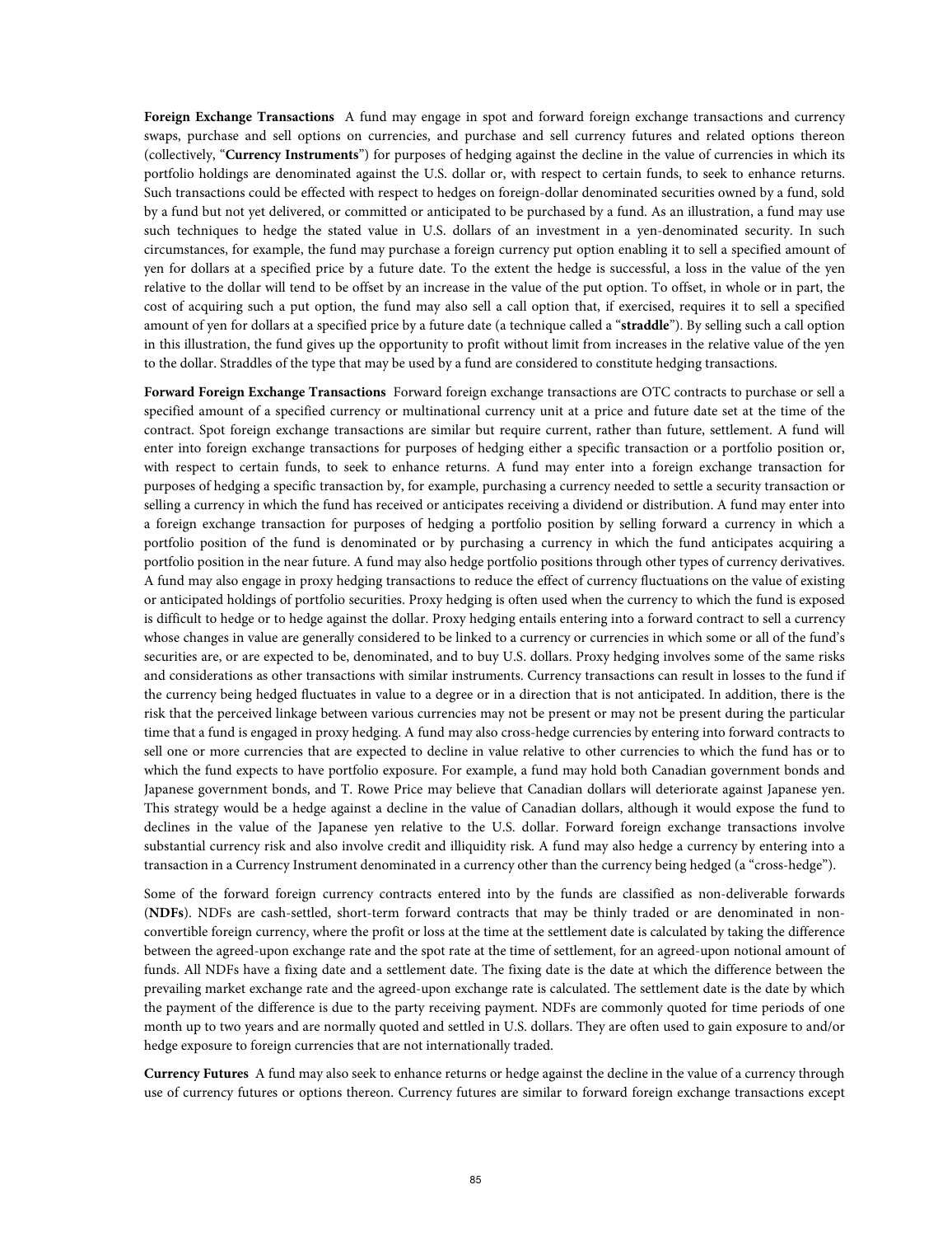**Foreign Exchange Transactions** A fund may engage in spot and forward foreign exchange transactions and currency swaps, purchase and sell options on currencies, and purchase and sell currency futures and related options thereon (collectively, "**Currency Instruments**") for purposes of hedging against the decline in the value of currencies in which its portfolio holdings are denominated against the U.S. dollar or, with respect to certain funds, to seek to enhance returns. Such transactions could be effected with respect to hedges on foreign-dollar denominated securities owned by a fund, sold by a fund but not yet delivered, or committed or anticipated to be purchased by a fund. As an illustration, a fund may use such techniques to hedge the stated value in U.S. dollars of an investment in a yen-denominated security. In such circumstances, for example, the fund may purchase a foreign currency put option enabling it to sell a specified amount of yen for dollars at a specified price by a future date. To the extent the hedge is successful, a loss in the value of the yen relative to the dollar will tend to be offset by an increase in the value of the put option. To offset, in whole or in part, the cost of acquiring such a put option, the fund may also sell a call option that, if exercised, requires it to sell a specified amount of yen for dollars at a specified price by a future date (a technique called a "**straddle**"). By selling such a call option in this illustration, the fund gives up the opportunity to profit without limit from increases in the relative value of the yen to the dollar. Straddles of the type that may be used by a fund are considered to constitute hedging transactions.

**Forward Foreign Exchange Transactions** Forward foreign exchange transactions are OTC contracts to purchase or sell a specified amount of a specified currency or multinational currency unit at a price and future date set at the time of the contract. Spot foreign exchange transactions are similar but require current, rather than future, settlement. A fund will enter into foreign exchange transactions for purposes of hedging either a specific transaction or a portfolio position or, with respect to certain funds, to seek to enhance returns. A fund may enter into a foreign exchange transaction for purposes of hedging a specific transaction by, for example, purchasing a currency needed to settle a security transaction or selling a currency in which the fund has received or anticipates receiving a dividend or distribution. A fund may enter into a foreign exchange transaction for purposes of hedging a portfolio position by selling forward a currency in which a portfolio position of the fund is denominated or by purchasing a currency in which the fund anticipates acquiring a portfolio position in the near future. A fund may also hedge portfolio positions through other types of currency derivatives. A fund may also engage in proxy hedging transactions to reduce the effect of currency fluctuations on the value of existing or anticipated holdings of portfolio securities. Proxy hedging is often used when the currency to which the fund is exposed is difficult to hedge or to hedge against the dollar. Proxy hedging entails entering into a forward contract to sell a currency whose changes in value are generally considered to be linked to a currency or currencies in which some or all of the fund's securities are, or are expected to be, denominated, and to buy U.S. dollars. Proxy hedging involves some of the same risks and considerations as other transactions with similar instruments. Currency transactions can result in losses to the fund if the currency being hedged fluctuates in value to a degree or in a direction that is not anticipated. In addition, there is the risk that the perceived linkage between various currencies may not be present or may not be present during the particular time that a fund is engaged in proxy hedging. A fund may also cross-hedge currencies by entering into forward contracts to sell one or more currencies that are expected to decline in value relative to other currencies to which the fund has or to which the fund expects to have portfolio exposure. For example, a fund may hold both Canadian government bonds and Japanese government bonds, and T. Rowe Price may believe that Canadian dollars will deteriorate against Japanese yen. This strategy would be a hedge against a decline in the value of Canadian dollars, although it would expose the fund to declines in the value of the Japanese yen relative to the U.S. dollar. Forward foreign exchange transactions involve substantial currency risk and also involve credit and illiquidity risk. A fund may also hedge a currency by entering into a transaction in a Currency Instrument denominated in a currency other than the currency being hedged (a "cross-hedge").

Some of the forward foreign currency contracts entered into by the funds are classified as non-deliverable forwards (**NDFs**). NDFs are cash-settled, short-term forward contracts that may be thinly traded or are denominated in non-convertible foreign currency, where the profit or loss at the time at the settlement date is calculated by taking the difference between the agreed-upon exchange rate and the spot rate at the time of settlement, for an agreed-upon notional amount of funds. All NDFs have a fixing date and a settlement date. The fixing date is the date at which the difference between the prevailing market exchange rate and the agreed-upon exchange rate is calculated. The settlement date is the date by which the payment of the difference is due to the party receiving payment. NDFs are commonly quoted for time periods of one month up to two years and are normally quoted and settled in U.S. dollars. They are often used to gain exposure to and/or hedge exposure to foreign currencies that are not internationally traded.

**Currency Futures** A fund may also seek to enhance returns or hedge against the decline in the value of a currency through use of currency futures or options thereon. Currency futures are similar to forward foreign exchange transactions except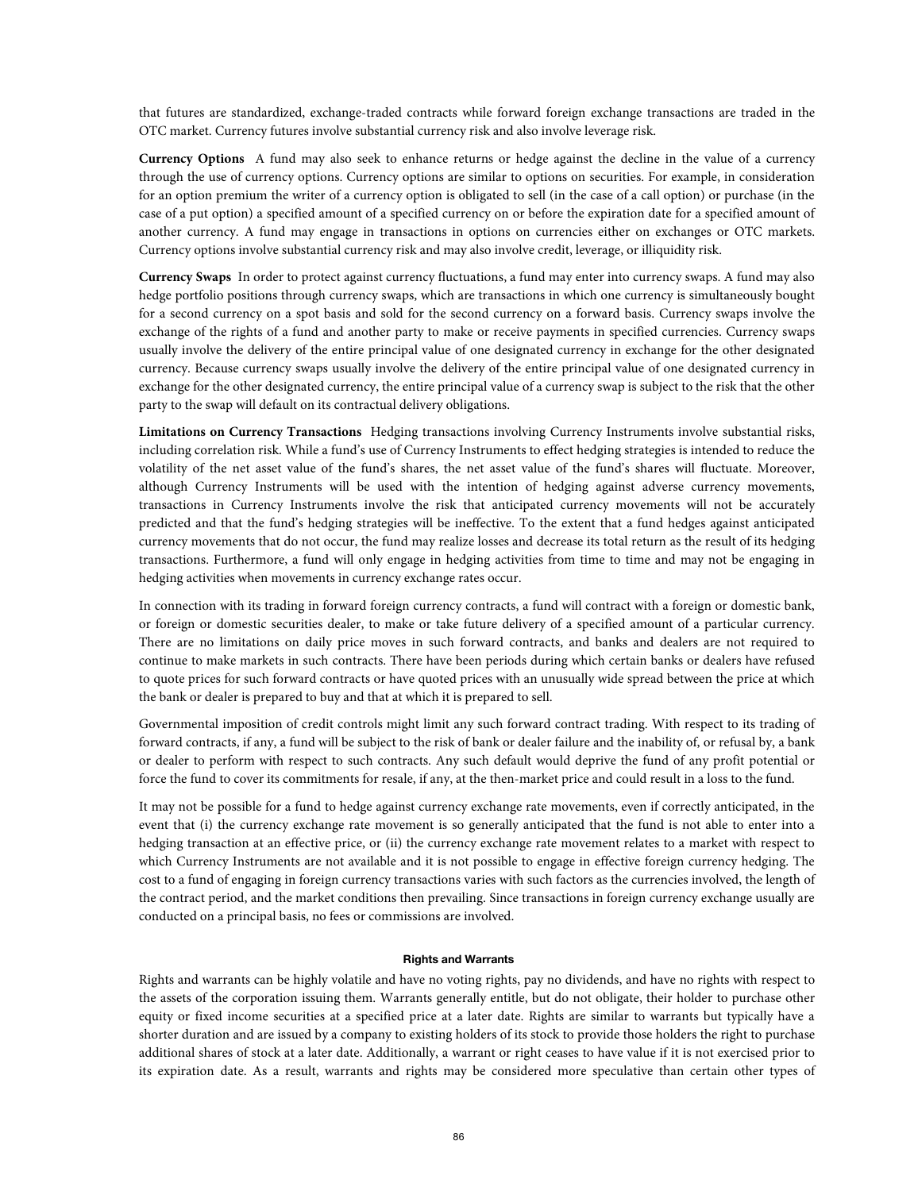that futures are standardized, exchange-traded contracts while forward foreign exchange transactions are traded in the OTC market. Currency futures involve substantial currency risk and also involve leverage risk.

**Currency Options** A fund may also seek to enhance returns or hedge against the decline in the value of a currency through the use of currency options. Currency options are similar to options on securities. For example, in consideration for an option premium the writer of a currency option is obligated to sell (in the case of a call option) or purchase (in the case of a put option) a specified amount of a specified currency on or before the expiration date for a specified amount of another currency. A fund may engage in transactions in options on currencies either on exchanges or OTC markets. Currency options involve substantial currency risk and may also involve credit, leverage, or illiquidity risk.

**Currency Swaps** In order to protect against currency fluctuations, a fund may enter into currency swaps. A fund may also hedge portfolio positions through currency swaps, which are transactions in which one currency is simultaneously bought for a second currency on a spot basis and sold for the second currency on a forward basis. Currency swaps involve the exchange of the rights of a fund and another party to make or receive payments in specified currencies. Currency swaps usually involve the delivery of the entire principal value of one designated currency in exchange for the other designated currency. Because currency swaps usually involve the delivery of the entire principal value of one designated currency in exchange for the other designated currency, the entire principal value of a currency swap is subject to the risk that the other party to the swap will default on its contractual delivery obligations.

**Limitations on Currency Transactions** Hedging transactions involving Currency Instruments involve substantial risks, including correlation risk. While a fund's use of Currency Instruments to effect hedging strategies is intended to reduce the volatility of the net asset value of the fund's shares, the net asset value of the fund's shares will fluctuate. Moreover, although Currency Instruments will be used with the intention of hedging against adverse currency movements, transactions in Currency Instruments involve the risk that anticipated currency movements will not be accurately predicted and that the fund's hedging strategies will be ineffective. To the extent that a fund hedges against anticipated currency movements that do not occur, the fund may realize losses and decrease its total return as the result of its hedging transactions. Furthermore, a fund will only engage in hedging activities from time to time and may not be engaging in hedging activities when movements in currency exchange rates occur.

In connection with its trading in forward foreign currency contracts, a fund will contract with a foreign or domestic bank, or foreign or domestic securities dealer, to make or take future delivery of a specified amount of a particular currency. There are no limitations on daily price moves in such forward contracts, and banks and dealers are not required to continue to make markets in such contracts. There have been periods during which certain banks or dealers have refused to quote prices for such forward contracts or have quoted prices with an unusually wide spread between the price at which the bank or dealer is prepared to buy and that at which it is prepared to sell.

Governmental imposition of credit controls might limit any such forward contract trading. With respect to its trading of forward contracts, if any, a fund will be subject to the risk of bank or dealer failure and the inability of, or refusal by, a bank or dealer to perform with respect to such contracts. Any such default would deprive the fund of any profit potential or force the fund to cover its commitments for resale, if any, at the then-market price and could result in a loss to the fund.

It may not be possible for a fund to hedge against currency exchange rate movements, even if correctly anticipated, in the event that (i) the currency exchange rate movement is so generally anticipated that the fund is not able to enter into a hedging transaction at an effective price, or (ii) the currency exchange rate movement relates to a market with respect to which Currency Instruments are not available and it is not possible to engage in effective foreign currency hedging. The cost to a fund of engaging in foreign currency transactions varies with such factors as the currencies involved, the length of the contract period, and the market conditions then prevailing. Since transactions in foreign currency exchange usually are conducted on a principal basis, no fees or commissions are involved.

#### Rights and Warrants

Rights and warrants can be highly volatile and have no voting rights, pay no dividends, and have no rights with respect to the assets of the corporation issuing them. Warrants generally entitle, but do not obligate, their holder to purchase other equity or fixed income securities at a specified price at a later date. Rights are similar to warrants but typically have a shorter duration and are issued by a company to existing holders of its stock to provide those holders the right to purchase additional shares of stock at a later date. Additionally, a warrant or right ceases to have value if it is not exercised prior to its expiration date. As a result, warrants and rights may be considered more speculative than certain other types of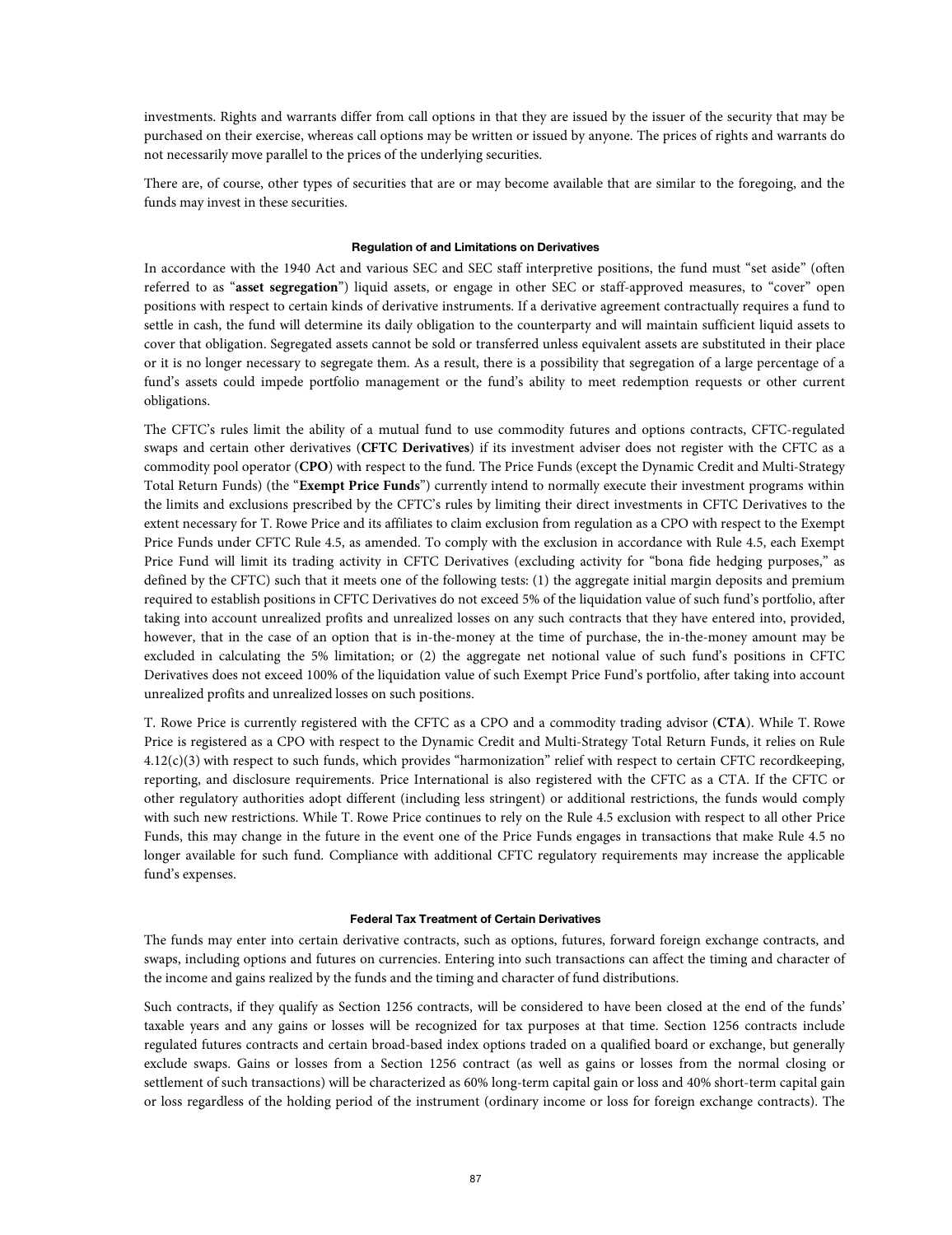investments. Rights and warrants differ from call options in that they are issued by the issuer of the security that may be purchased on their exercise, whereas call options may be written or issued by anyone. The prices of rights and warrants do not necessarily move parallel to the prices of the underlying securities.

There are, of course, other types of securities that are or may become available that are similar to the foregoing, and the funds may invest in these securities.

#### Regulation of and Limitations on Derivatives

In accordance with the 1940 Act and various SEC and SEC staff interpretive positions, the fund must "set aside" (often referred to as "**asset segregation**") liquid assets, or engage in other SEC or staff-approved measures, to "cover" open positions with respect to certain kinds of derivative instruments. If a derivative agreement contractually requires a fund to settle in cash, the fund will determine its daily obligation to the counterparty and will maintain sufficient liquid assets to cover that obligation. Segregated assets cannot be sold or transferred unless equivalent assets are substituted in their place or it is no longer necessary to segregate them. As a result, there is a possibility that segregation of a large percentage of a fund's assets could impede portfolio management or the fund's ability to meet redemption requests or other current obligations.

The CFTC's rules limit the ability of a mutual fund to use commodity futures and options contracts, CFTC-regulated swaps and certain other derivatives (**CFTC Derivatives**) if its investment adviser does not register with the CFTC as a commodity pool operator (**CPO**) with respect to the fund. The Price Funds (except the Dynamic Credit and Multi-Strategy Total Return Funds) (the "**Exempt Price Funds**") currently intend to normally execute their investment programs within the limits and exclusions prescribed by the CFTC's rules by limiting their direct investments in CFTC Derivatives to the extent necessary for T. Rowe Price and its affiliates to claim exclusion from regulation as a CPO with respect to the Exempt Price Funds under CFTC Rule 4.5, as amended. To comply with the exclusion in accordance with Rule 4.5, each Exempt Price Fund will limit its trading activity in CFTC Derivatives (excluding activity for "bona fide hedging purposes," as defined by the CFTC) such that it meets one of the following tests: (1) the aggregate initial margin deposits and premium required to establish positions in CFTC Derivatives do not exceed 5% of the liquidation value of such fund's portfolio, after taking into account unrealized profits and unrealized losses on any such contracts that they have entered into, provided, however, that in the case of an option that is in-the-money at the time of purchase, the in-the-money amount may be excluded in calculating the 5% limitation; or (2) the aggregate net notional value of such fund's positions in CFTC Derivatives does not exceed 100% of the liquidation value of such Exempt Price Fund's portfolio, after taking into account unrealized profits and unrealized losses on such positions.

T. Rowe Price is currently registered with the CFTC as a CPO and a commodity trading advisor (**CTA**). While T. Rowe Price is registered as a CPO with respect to the Dynamic Credit and Multi-Strategy Total Return Funds, it relies on Rule 4.12(c)(3) with respect to such funds, which provides "harmonization" relief with respect to certain CFTC recordkeeping, reporting, and disclosure requirements. Price International is also registered with the CFTC as a CTA. If the CFTC or other regulatory authorities adopt different (including less stringent) or additional restrictions, the funds would comply with such new restrictions. While T. Rowe Price continues to rely on the Rule 4.5 exclusion with respect to all other Price Funds, this may change in the future in the event one of the Price Funds engages in transactions that make Rule 4.5 no longer available for such fund. Compliance with additional CFTC regulatory requirements may increase the applicable fund's expenses.

#### Federal Tax Treatment of Certain Derivatives

The funds may enter into certain derivative contracts, such as options, futures, forward foreign exchange contracts, and swaps, including options and futures on currencies. Entering into such transactions can affect the timing and character of the income and gains realized by the funds and the timing and character of fund distributions.

Such contracts, if they qualify as Section 1256 contracts, will be considered to have been closed at the end of the funds' taxable years and any gains or losses will be recognized for tax purposes at that time. Section 1256 contracts include regulated futures contracts and certain broad-based index options traded on a qualified board or exchange, but generally exclude swaps. Gains or losses from a Section 1256 contract (as well as gains or losses from the normal closing or settlement of such transactions) will be characterized as 60% long-term capital gain or loss and 40% short-term capital gain or loss regardless of the holding period of the instrument (ordinary income or loss for foreign exchange contracts). The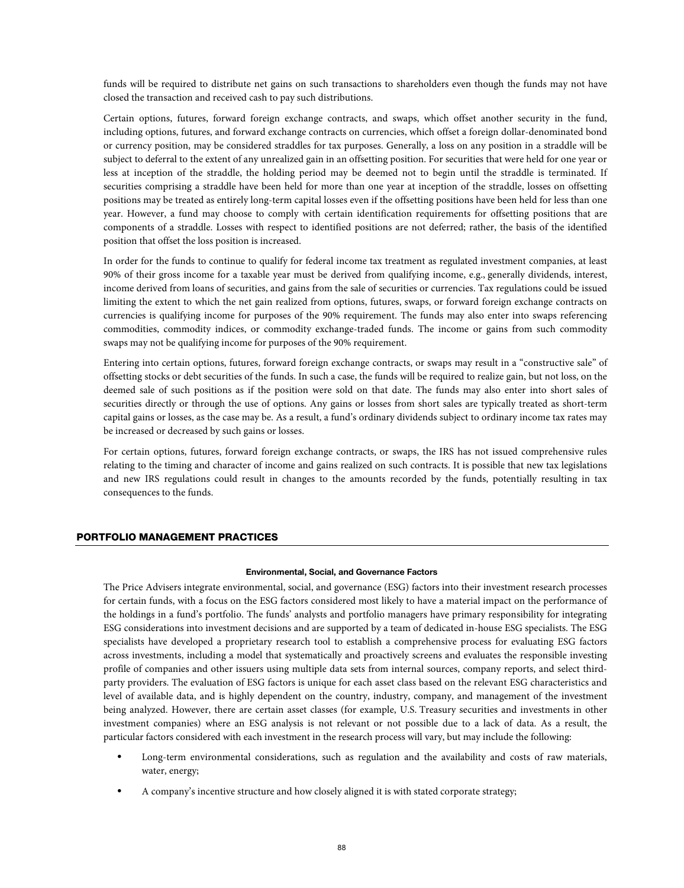funds will be required to distribute net gains on such transactions to shareholders even though the funds may not have closed the transaction and received cash to pay such distributions.

Certain options, futures, forward foreign exchange contracts, and swaps, which offset another security in the fund, including options, futures, and forward exchange contracts on currencies, which offset a foreign dollar-denominated bond or currency position, may be considered straddles for tax purposes. Generally, a loss on any position in a straddle will be subject to deferral to the extent of any unrealized gain in an offsetting position. For securities that were held for one year or less at inception of the straddle, the holding period may be deemed not to begin until the straddle is terminated. If securities comprising a straddle have been held for more than one year at inception of the straddle, losses on offsetting positions may be treated as entirely long-term capital losses even if the offsetting positions have been held for less than one year. However, a fund may choose to comply with certain identification requirements for offsetting positions that are components of a straddle. Losses with respect to identified positions are not deferred; rather, the basis of the identified position that offset the loss position is increased.

In order for the funds to continue to qualify for federal income tax treatment as regulated investment companies, at least 90% of their gross income for a taxable year must be derived from qualifying income, e.g., generally dividends, interest, income derived from loans of securities, and gains from the sale of securities or currencies. Tax regulations could be issued limiting the extent to which the net gain realized from options, futures, swaps, or forward foreign exchange contracts on currencies is qualifying income for purposes of the 90% requirement. The funds may also enter into swaps referencing commodities, commodity indices, or commodity exchange-traded funds. The income or gains from such commodity swaps may not be qualifying income for purposes of the 90% requirement.

Entering into certain options, futures, forward foreign exchange contracts, or swaps may result in a "constructive sale" of offsetting stocks or debt securities of the funds. In such a case, the funds will be required to realize gain, but not loss, on the deemed sale of such positions as if the position were sold on that date. The funds may also enter into short sales of securities directly or through the use of options. Any gains or losses from short sales are typically treated as short-term capital gains or losses, as the case may be. As a result, a fund's ordinary dividends subject to ordinary income tax rates may be increased or decreased by such gains or losses.

For certain options, futures, forward foreign exchange contracts, or swaps, the IRS has not issued comprehensive rules relating to the timing and character of income and gains realized on such contracts. It is possible that new tax legislations and new IRS regulations could result in changes to the amounts recorded by the funds, potentially resulting in tax consequences to the funds.

## PORTFOLIO MANAGEMENT PRACTICES

### Environmental, Social, and Governance Factors

The Price Advisers integrate environmental, social, and governance (ESG) factors into their investment research processes for certain funds, with a focus on the ESG factors considered most likely to have a material impact on the performance of the holdings in a fund's portfolio. The funds' analysts and portfolio managers have primary responsibility for integrating ESG considerations into investment decisions and are supported by a team of dedicated in-house ESG specialists. The ESG specialists have developed a proprietary research tool to establish a comprehensive process for evaluating ESG factors across investments, including a model that systematically and proactively screens and evaluates the responsible investing profile of companies and other issuers using multiple data sets from internal sources, company reports, and select third-party providers. The evaluation of ESG factors is unique for each asset class based on the relevant ESG characteristics and level of available data, and is highly dependent on the country, industry, company, and management of the investment being analyzed. However, there are certain asset classes (for example, U.S. Treasury securities and investments in other investment companies) where an ESG analysis is not relevant or not possible due to a lack of data. As a result, the particular factors considered with each investment in the research process will vary, but may include the following:

- Long-term environmental considerations, such as regulation and the availability and costs of raw materials, water, energy;
- A company's incentive structure and how closely aligned it is with stated corporate strategy;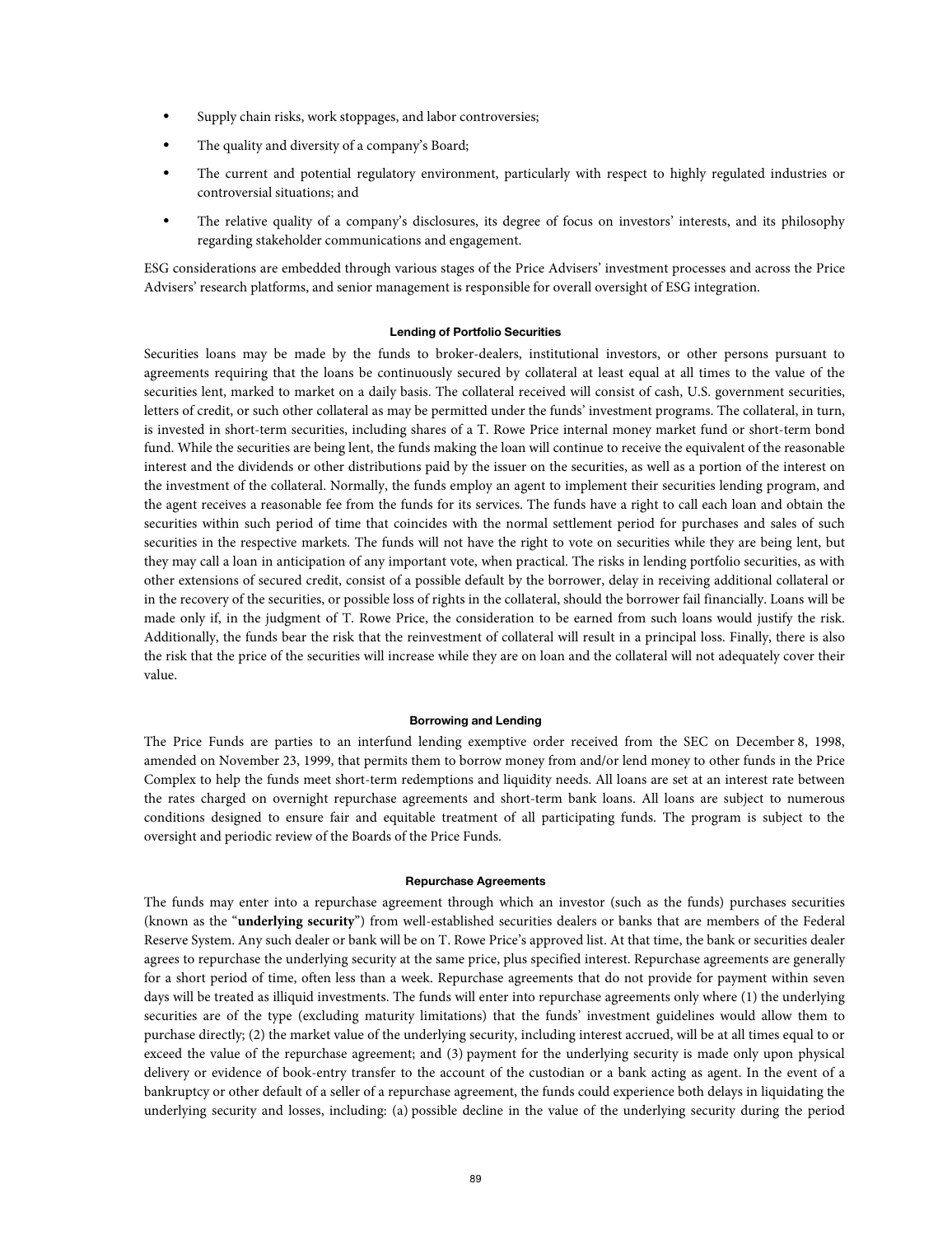- Supply chain risks, work stoppages, and labor controversies;
- The quality and diversity of a company's Board;
- The current and potential regulatory environment, particularly with respect to highly regulated industries or controversial situations; and
- The relative quality of a company's disclosures, its degree of focus on investors' interests, and its philosophy regarding stakeholder communications and engagement.

ESG considerations are embedded through various stages of the Price Advisers' investment processes and across the Price Advisers' research platforms, and senior management is responsible for overall oversight of ESG integration.

#### Lending of Portfolio Securities

Securities loans may be made by the funds to broker-dealers, institutional investors, or other persons pursuant to agreements requiring that the loans be continuously secured by collateral at least equal at all times to the value of the securities lent, marked to market on a daily basis. The collateral received will consist of cash, U.S. government securities, letters of credit, or such other collateral as may be permitted under the funds' investment programs. The collateral, in turn, is invested in short-term securities, including shares of a T. Rowe Price internal money market fund or short-term bond fund. While the securities are being lent, the funds making the loan will continue to receive the equivalent of the reasonable interest and the dividends or other distributions paid by the issuer on the securities, as well as a portion of the interest on the investment of the collateral. Normally, the funds employ an agent to implement their securities lending program, and the agent receives a reasonable fee from the funds for its services. The funds have a right to call each loan and obtain the securities within such period of time that coincides with the normal settlement period for purchases and sales of such securities in the respective markets. The funds will not have the right to vote on securities while they are being lent, but they may call a loan in anticipation of any important vote, when practical. The risks in lending portfolio securities, as with other extensions of secured credit, consist of a possible default by the borrower, delay in receiving additional collateral or in the recovery of the securities, or possible loss of rights in the collateral, should the borrower fail financially. Loans will be made only if, in the judgment of T. Rowe Price, the consideration to be earned from such loans would justify the risk. Additionally, the funds bear the risk that the reinvestment of collateral will result in a principal loss. Finally, there is also the risk that the price of the securities will increase while they are on loan and the collateral will not adequately cover their value.

#### Borrowing and Lending

The Price Funds are parties to an interfund lending exemptive order received from the SEC on December 8, 1998, amended on November 23, 1999, that permits them to borrow money from and/or lend money to other funds in the Price Complex to help the funds meet short-term redemptions and liquidity needs. All loans are set at an interest rate between the rates charged on overnight repurchase agreements and short-term bank loans. All loans are subject to numerous conditions designed to ensure fair and equitable treatment of all participating funds. The program is subject to the oversight and periodic review of the Boards of the Price Funds.

#### Repurchase Agreements

The funds may enter into a repurchase agreement through which an investor (such as the funds) purchases securities (known as the "**underlying security**") from well-established securities dealers or banks that are members of the Federal Reserve System. Any such dealer or bank will be on T. Rowe Price's approved list. At that time, the bank or securities dealer agrees to repurchase the underlying security at the same price, plus specified interest. Repurchase agreements are generally for a short period of time, often less than a week. Repurchase agreements that do not provide for payment within seven days will be treated as illiquid investments. The funds will enter into repurchase agreements only where (1) the underlying securities are of the type (excluding maturity limitations) that the funds' investment guidelines would allow them to purchase directly; (2) the market value of the underlying security, including interest accrued, will be at all times equal to or exceed the value of the repurchase agreement; and (3) payment for the underlying security is made only upon physical delivery or evidence of book-entry transfer to the account of the custodian or a bank acting as agent. In the event of a bankruptcy or other default of a seller of a repurchase agreement, the funds could experience both delays in liquidating the underlying security and losses, including: (a) possible decline in the value of the underlying security during the period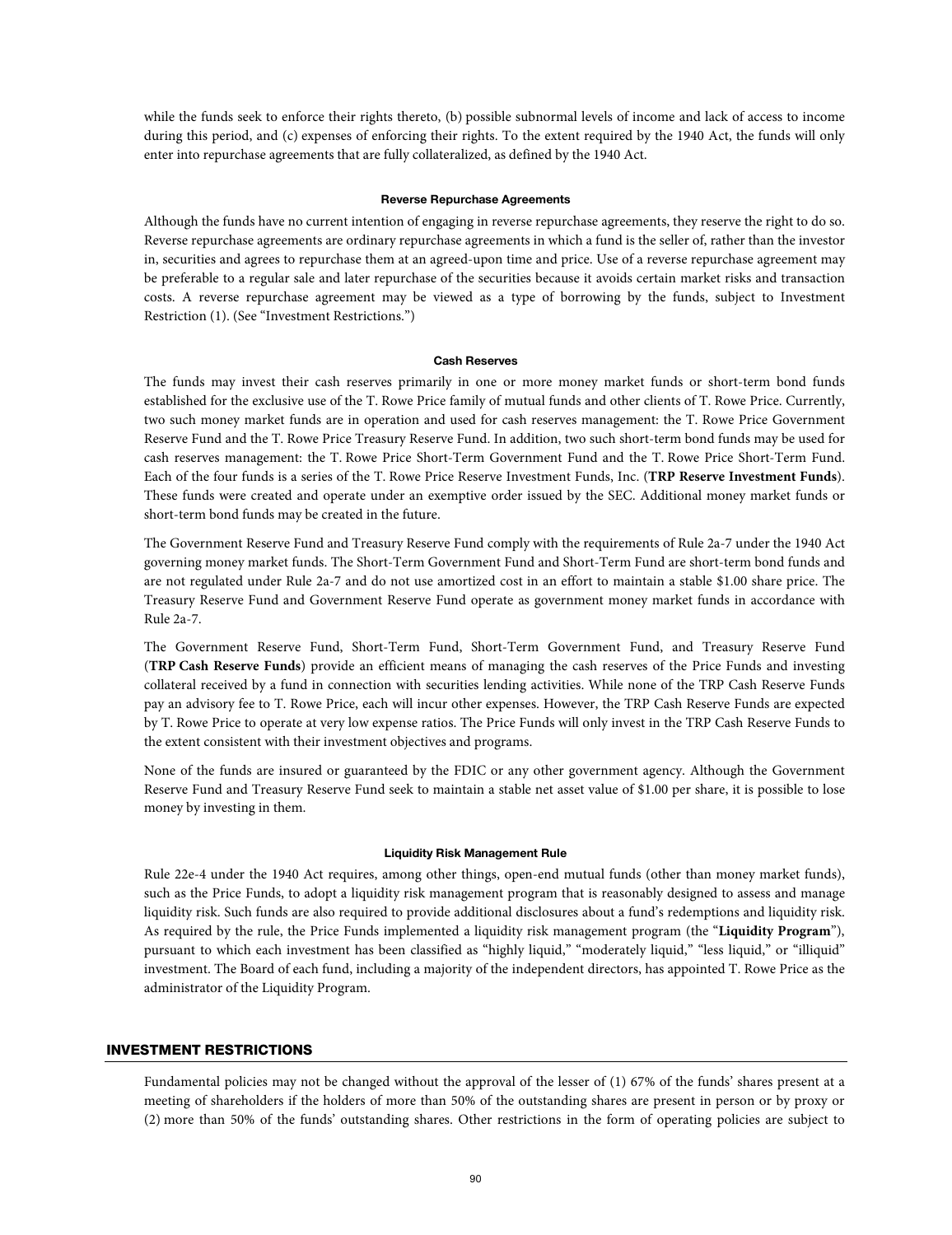while the funds seek to enforce their rights thereto, (b) possible subnormal levels of income and lack of access to income during this period, and (c) expenses of enforcing their rights. To the extent required by the 1940 Act, the funds will only enter into repurchase agreements that are fully collateralized, as defined by the 1940 Act.

#### Reverse Repurchase Agreements

Although the funds have no current intention of engaging in reverse repurchase agreements, they reserve the right to do so. Reverse repurchase agreements are ordinary repurchase agreements in which a fund is the seller of, rather than the investor in, securities and agrees to repurchase them at an agreed-upon time and price. Use of a reverse repurchase agreement may be preferable to a regular sale and later repurchase of the securities because it avoids certain market risks and transaction costs. A reverse repurchase agreement may be viewed as a type of borrowing by the funds, subject to Investment Restriction (1). (See "Investment Restrictions.")

#### Cash Reserves

The funds may invest their cash reserves primarily in one or more money market funds or short-term bond funds established for the exclusive use of the T. Rowe Price family of mutual funds and other clients of T. Rowe Price. Currently, two such money market funds are in operation and used for cash reserves management: the T. Rowe Price Government Reserve Fund and the T. Rowe Price Treasury Reserve Fund. In addition, two such short-term bond funds may be used for cash reserves management: the T. Rowe Price Short-Term Government Fund and the T. Rowe Price Short-Term Fund. Each of the four funds is a series of the T. Rowe Price Reserve Investment Funds, Inc. (**TRP Reserve Investment Funds**). These funds were created and operate under an exemptive order issued by the SEC. Additional money market funds or short-term bond funds may be created in the future.

The Government Reserve Fund and Treasury Reserve Fund comply with the requirements of Rule 2a-7 under the 1940 Act governing money market funds. The Short-Term Government Fund and Short-Term Fund are short-term bond funds and are not regulated under Rule 2a-7 and do not use amortized cost in an effort to maintain a stable $1.00 share price. The Treasury Reserve Fund and Government Reserve Fund operate as government money market funds in accordance with Rule 2a-7.

The Government Reserve Fund, Short-Term Fund, Short-Term Government Fund, and Treasury Reserve Fund (**TRP Cash Reserve Funds**) provide an efficient means of managing the cash reserves of the Price Funds and investing collateral received by a fund in connection with securities lending activities. While none of the TRP Cash Reserve Funds pay an advisory fee to T. Rowe Price, each will incur other expenses. However, the TRP Cash Reserve Funds are expected by T. Rowe Price to operate at very low expense ratios. The Price Funds will only invest in the TRP Cash Reserve Funds to the extent consistent with their investment objectives and programs.

None of the funds are insured or guaranteed by the FDIC or any other government agency. Although the Government Reserve Fund and Treasury Reserve Fund seek to maintain a stable net asset value of $1.00 per share, it is possible to lose money by investing in them.

#### Liquidity Risk Management Rule

Rule 22e-4 under the 1940 Act requires, among other things, open-end mutual funds (other than money market funds), such as the Price Funds, to adopt a liquidity risk management program that is reasonably designed to assess and manage liquidity risk. Such funds are also required to provide additional disclosures about a fund's redemptions and liquidity risk. As required by the rule, the Price Funds implemented a liquidity risk management program (the "**Liquidity Program**"), pursuant to which each investment has been classified as "highly liquid," "moderately liquid," "less liquid," or "illiquid" investment. The Board of each fund, including a majority of the independent directors, has appointed T. Rowe Price as the administrator of the Liquidity Program.

## INVESTMENT RESTRICTIONS

Fundamental policies may not be changed without the approval of the lesser of (1) 67% of the funds' shares present at a meeting of shareholders if the holders of more than 50% of the outstanding shares are present in person or by proxy or (2) more than 50% of the funds' outstanding shares. Other restrictions in the form of operating policies are subject to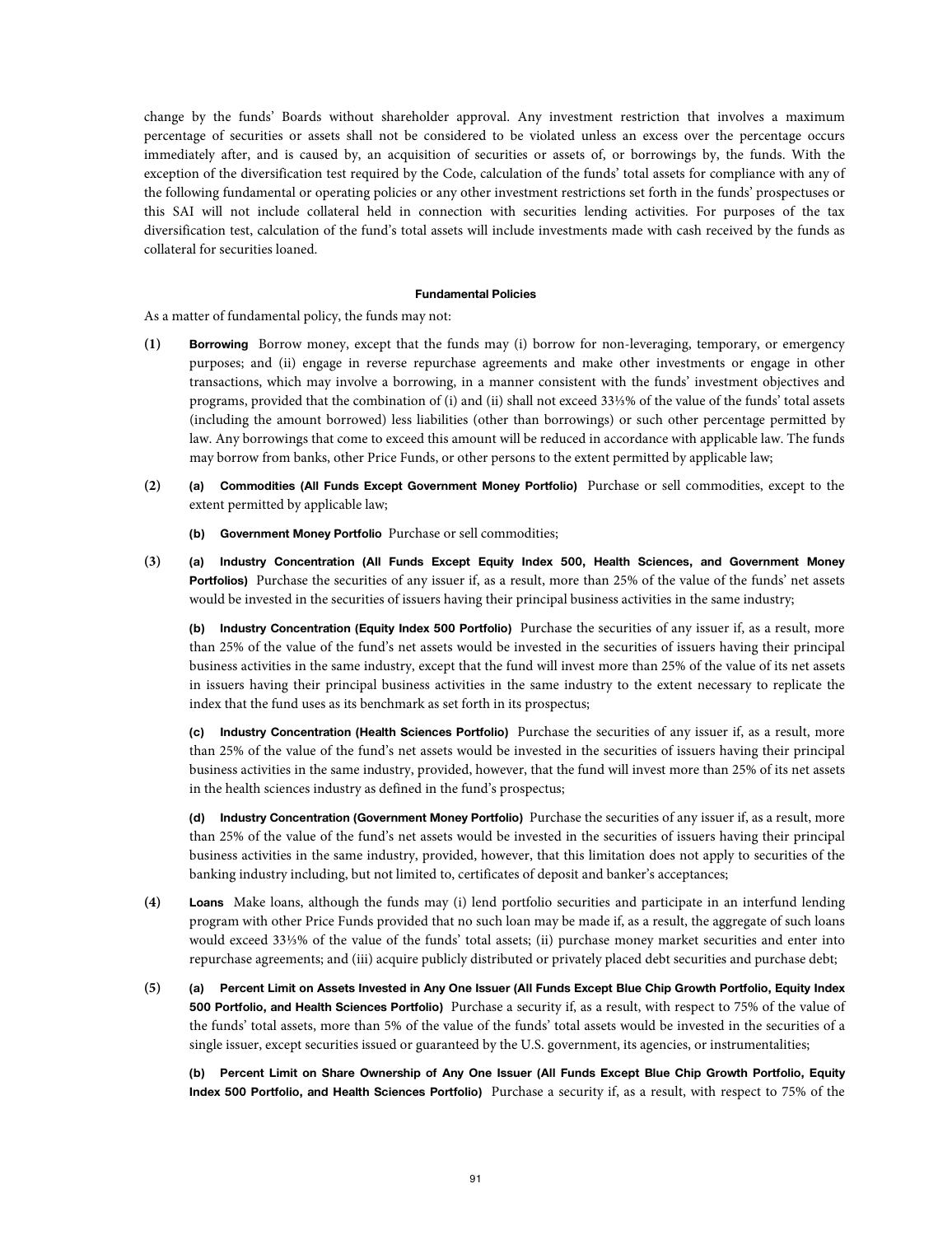change by the funds' Boards without shareholder approval. Any investment restriction that involves a maximum percentage of securities or assets shall not be considered to be violated unless an excess over the percentage occurs immediately after, and is caused by, an acquisition of securities or assets of, or borrowings by, the funds. With the exception of the diversification test required by the Code, calculation of the funds' total assets for compliance with any of the following fundamental or operating policies or any other investment restrictions set forth in the funds' prospectuses or this SAI will not include collateral held in connection with securities lending activities. For purposes of the tax diversification test, calculation of the fund's total assets will include investments made with cash received by the funds as collateral for securities loaned.

#### Fundamental Policies

As a matter of fundamental policy, the funds may not:

**(1)** **Borrowing** Borrow money, except that the funds may (i) borrow for non-leveraging, temporary, or emergency purposes; and (ii) engage in reverse repurchase agreements and make other investments or engage in other transactions, which may involve a borrowing, in a manner consistent with the funds' investment objectives and programs, provided that the combination of (i) and (ii) shall not exceed 33⅓% of the value of the funds' total assets (including the amount borrowed) less liabilities (other than borrowings) or such other percentage permitted by law. Any borrowings that come to exceed this amount will be reduced in accordance with applicable law. The funds may borrow from banks, other Price Funds, or other persons to the extent permitted by applicable law;

**(2)** **(a) Commodities (All Funds Except Government Money Portfolio)** Purchase or sell commodities, except to the extent permitted by applicable law;

**(b) Government Money Portfolio** Purchase or sell commodities;

**(3)** **(a) Industry Concentration (All Funds Except Equity Index 500, Health Sciences, and Government Money Portfolios)** Purchase the securities of any issuer if, as a result, more than 25% of the value of the funds' net assets would be invested in the securities of issuers having their principal business activities in the same industry;

**(b) Industry Concentration (Equity Index 500 Portfolio)** Purchase the securities of any issuer if, as a result, more than 25% of the value of the fund's net assets would be invested in the securities of issuers having their principal business activities in the same industry, except that the fund will invest more than 25% of the value of its net assets in issuers having their principal business activities in the same industry to the extent necessary to replicate the index that the fund uses as its benchmark as set forth in its prospectus;

**(c) Industry Concentration (Health Sciences Portfolio)** Purchase the securities of any issuer if, as a result, more than 25% of the value of the fund's net assets would be invested in the securities of issuers having their principal business activities in the same industry, provided, however, that the fund will invest more than 25% of its net assets in the health sciences industry as defined in the fund's prospectus;

**(d) Industry Concentration (Government Money Portfolio)** Purchase the securities of any issuer if, as a result, more than 25% of the value of the fund's net assets would be invested in the securities of issuers having their principal business activities in the same industry, provided, however, that this limitation does not apply to securities of the banking industry including, but not limited to, certificates of deposit and banker's acceptances;

**(4)** **Loans** Make loans, although the funds may (i) lend portfolio securities and participate in an interfund lending program with other Price Funds provided that no such loan may be made if, as a result, the aggregate of such loans would exceed 33⅓% of the value of the funds' total assets; (ii) purchase money market securities and enter into repurchase agreements; and (iii) acquire publicly distributed or privately placed debt securities and purchase debt;

**(5)** **(a) Percent Limit on Assets Invested in Any One Issuer (All Funds Except Blue Chip Growth Portfolio, Equity Index 500 Portfolio, and Health Sciences Portfolio)** Purchase a security if, as a result, with respect to 75% of the value of the funds' total assets, more than 5% of the value of the funds' total assets would be invested in the securities of a single issuer, except securities issued or guaranteed by the U.S. government, its agencies, or instrumentalities;

**(b) Percent Limit on Share Ownership of Any One Issuer (All Funds Except Blue Chip Growth Portfolio, Equity Index 500 Portfolio, and Health Sciences Portfolio)** Purchase a security if, as a result, with respect to 75% of the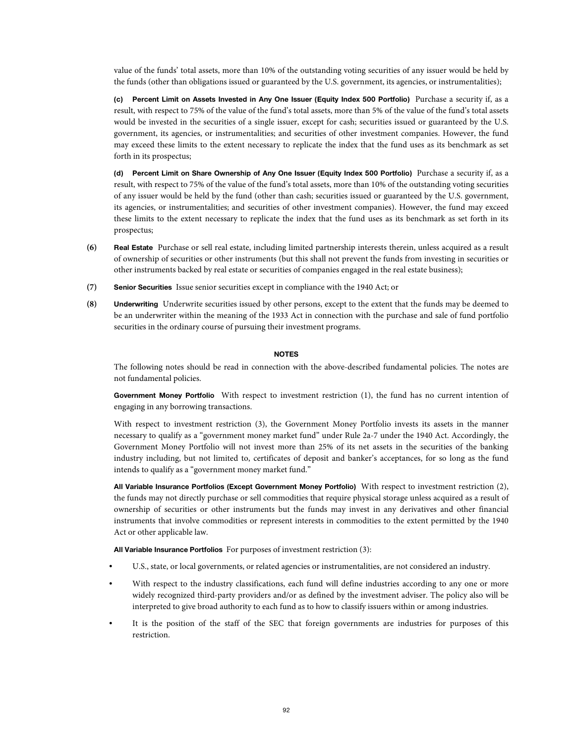value of the funds' total assets, more than 10% of the outstanding voting securities of any issuer would be held by the funds (other than obligations issued or guaranteed by the U.S. government, its agencies, or instrumentalities);

**(c) Percent Limit on Assets Invested in Any One Issuer (Equity Index 500 Portfolio)** Purchase a security if, as a result, with respect to 75% of the value of the fund's total assets, more than 5% of the value of the fund's total assets would be invested in the securities of a single issuer, except for cash; securities issued or guaranteed by the U.S. government, its agencies, or instrumentalities; and securities of other investment companies. However, the fund may exceed these limits to the extent necessary to replicate the index that the fund uses as its benchmark as set forth in its prospectus;

**(d) Percent Limit on Share Ownership of Any One Issuer (Equity Index 500 Portfolio)** Purchase a security if, as a result, with respect to 75% of the value of the fund's total assets, more than 10% of the outstanding voting securities of any issuer would be held by the fund (other than cash; securities issued or guaranteed by the U.S. government, its agencies, or instrumentalities; and securities of other investment companies). However, the fund may exceed these limits to the extent necessary to replicate the index that the fund uses as its benchmark as set forth in its prospectus;

(6) **Real Estate** Purchase or sell real estate, including limited partnership interests therein, unless acquired as a result of ownership of securities or other instruments (but this shall not prevent the funds from investing in securities or other instruments backed by real estate or securities of companies engaged in the real estate business);

(7) **Senior Securities** Issue senior securities except in compliance with the 1940 Act; or

(8) **Underwriting** Underwrite securities issued by other persons, except to the extent that the funds may be deemed to be an underwriter within the meaning of the 1933 Act in connection with the purchase and sale of fund portfolio securities in the ordinary course of pursuing their investment programs.

## NOTES

The following notes should be read in connection with the above-described fundamental policies. The notes are not fundamental policies.

**Government Money Portfolio** With respect to investment restriction (1), the fund has no current intention of engaging in any borrowing transactions.

With respect to investment restriction (3), the Government Money Portfolio invests its assets in the manner necessary to qualify as a "government money market fund" under Rule 2a-7 under the 1940 Act. Accordingly, the Government Money Portfolio will not invest more than 25% of its net assets in the securities of the banking industry including, but not limited to, certificates of deposit and banker's acceptances, for so long as the fund intends to qualify as a "government money market fund."

**All Variable Insurance Portfolios (Except Government Money Portfolio)** With respect to investment restriction (2), the funds may not directly purchase or sell commodities that require physical storage unless acquired as a result of ownership of securities or other instruments but the funds may invest in any derivatives and other financial instruments that involve commodities or represent interests in commodities to the extent permitted by the 1940 Act or other applicable law.

**All Variable Insurance Portfolios** For purposes of investment restriction (3):

- U.S., state, or local governments, or related agencies or instrumentalities, are not considered an industry.
- With respect to the industry classifications, each fund will define industries according to any one or more widely recognized third-party providers and/or as defined by the investment adviser. The policy also will be interpreted to give broad authority to each fund as to how to classify issuers within or among industries.
- It is the position of the staff of the SEC that foreign governments are industries for purposes of this restriction.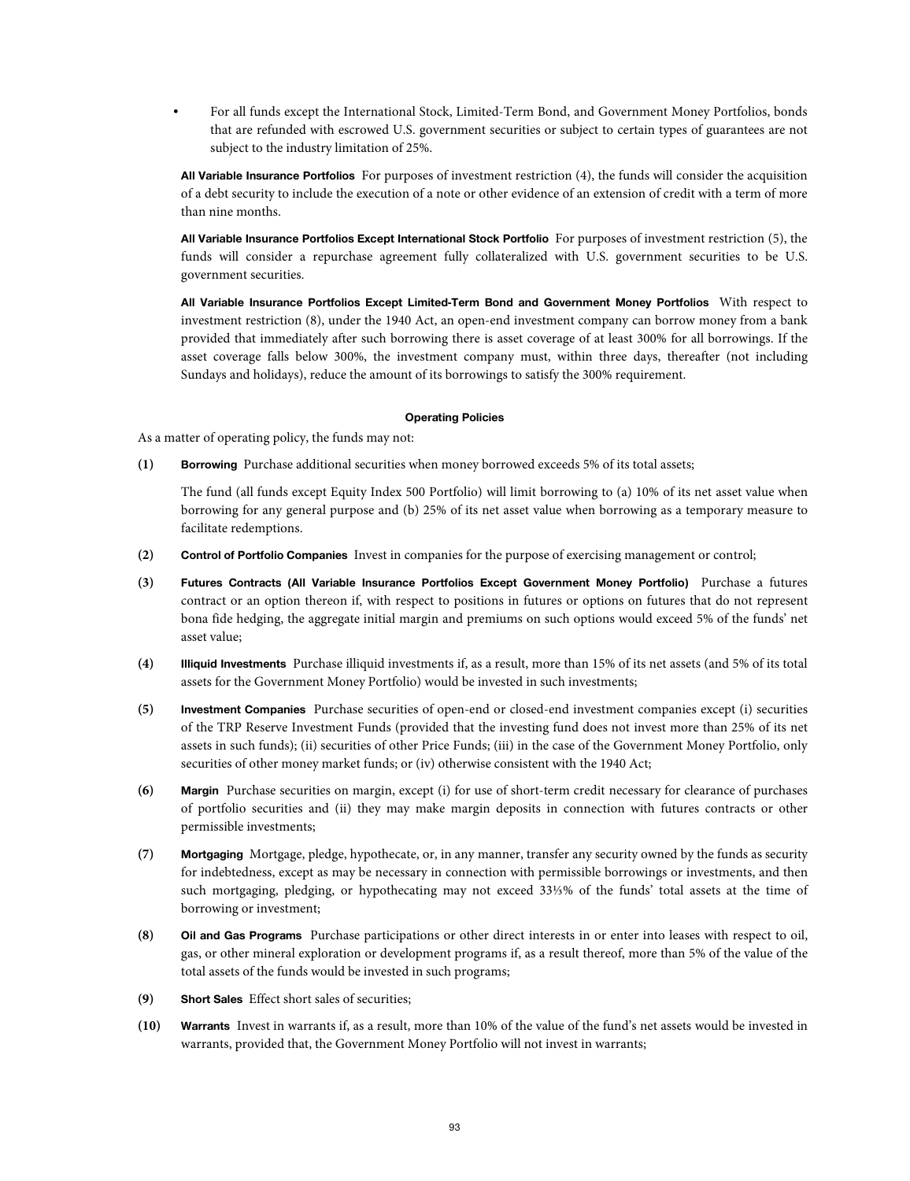- For all funds except the International Stock, Limited-Term Bond, and Government Money Portfolios, bonds that are refunded with escrowed U.S. government securities or subject to certain types of guarantees are not subject to the industry limitation of 25%.

**All Variable Insurance Portfolios** For purposes of investment restriction (4), the funds will consider the acquisition of a debt security to include the execution of a note or other evidence of an extension of credit with a term of more than nine months.

**All Variable Insurance Portfolios Except International Stock Portfolio** For purposes of investment restriction (5), the funds will consider a repurchase agreement fully collateralized with U.S. government securities to be U.S. government securities.

**All Variable Insurance Portfolios Except Limited-Term Bond and Government Money Portfolios** With respect to investment restriction (8), under the 1940 Act, an open-end investment company can borrow money from a bank provided that immediately after such borrowing there is asset coverage of at least 300% for all borrowings. If the asset coverage falls below 300%, the investment company must, within three days, thereafter (not including Sundays and holidays), reduce the amount of its borrowings to satisfy the 300% requirement.

#### Operating Policies

As a matter of operating policy, the funds may not:

(1) **Borrowing** Purchase additional securities when money borrowed exceeds 5% of its total assets;

The fund (all funds except Equity Index 500 Portfolio) will limit borrowing to (a) 10% of its net asset value when borrowing for any general purpose and (b) 25% of its net asset value when borrowing as a temporary measure to facilitate redemptions.

(2) **Control of Portfolio Companies** Invest in companies for the purpose of exercising management or control;

(3) **Futures Contracts (All Variable Insurance Portfolios Except Government Money Portfolio)** Purchase a futures contract or an option thereon if, with respect to positions in futures or options on futures that do not represent bona fide hedging, the aggregate initial margin and premiums on such options would exceed 5% of the funds' net asset value;

(4) **Illiquid Investments** Purchase illiquid investments if, as a result, more than 15% of its net assets (and 5% of its total assets for the Government Money Portfolio) would be invested in such investments;

(5) **Investment Companies** Purchase securities of open-end or closed-end investment companies except (i) securities of the TRP Reserve Investment Funds (provided that the investing fund does not invest more than 25% of its net assets in such funds); (ii) securities of other Price Funds; (iii) in the case of the Government Money Portfolio, only securities of other money market funds; or (iv) otherwise consistent with the 1940 Act;

(6) **Margin** Purchase securities on margin, except (i) for use of short-term credit necessary for clearance of purchases of portfolio securities and (ii) they may make margin deposits in connection with futures contracts or other permissible investments;

(7) **Mortgaging** Mortgage, pledge, hypothecate, or, in any manner, transfer any security owned by the funds as security for indebtedness, except as may be necessary in connection with permissible borrowings or investments, and then such mortgaging, pledging, or hypothecating may not exceed 33⅓% of the funds' total assets at the time of borrowing or investment;

(8) **Oil and Gas Programs** Purchase participations or other direct interests in or enter into leases with respect to oil, gas, or other mineral exploration or development programs if, as a result thereof, more than 5% of the value of the total assets of the funds would be invested in such programs;

(9) **Short Sales** Effect short sales of securities;

(10) **Warrants** Invest in warrants if, as a result, more than 10% of the value of the fund's net assets would be invested in warrants, provided that, the Government Money Portfolio will not invest in warrants;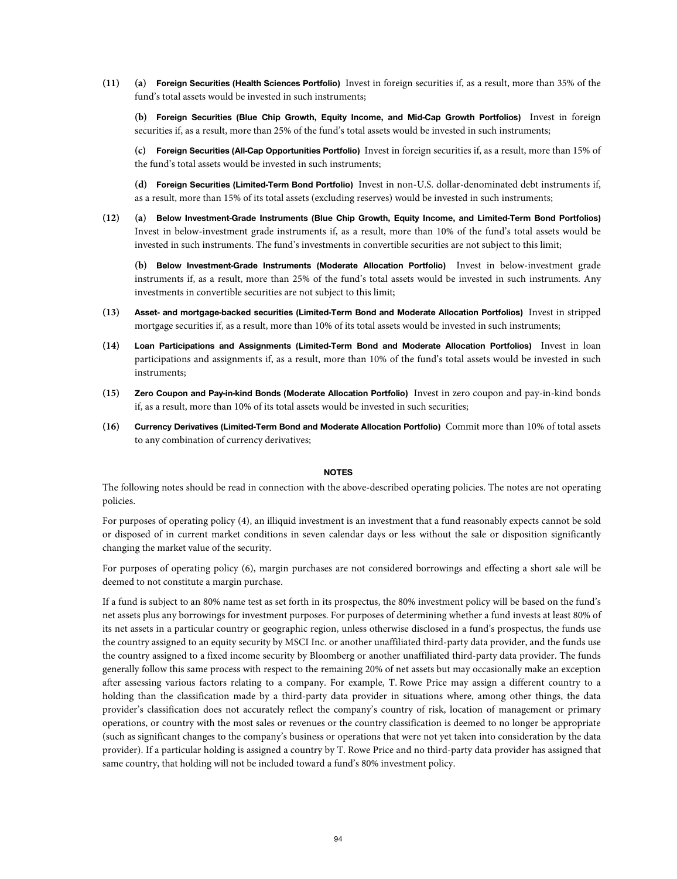**(11)** **(a)** **Foreign Securities (Health Sciences Portfolio)** Invest in foreign securities if, as a result, more than 35% of the fund's total assets would be invested in such instruments;

**(b)** **Foreign Securities (Blue Chip Growth, Equity Income, and Mid-Cap Growth Portfolios)** Invest in foreign securities if, as a result, more than 25% of the fund's total assets would be invested in such instruments;

**(c)** **Foreign Securities (All-Cap Opportunities Portfolio)** Invest in foreign securities if, as a result, more than 15% of the fund's total assets would be invested in such instruments;

**(d)** **Foreign Securities (Limited-Term Bond Portfolio)** Invest in non-U.S. dollar-denominated debt instruments if, as a result, more than 15% of its total assets (excluding reserves) would be invested in such instruments;

**(12)** **(a)** **Below Investment-Grade Instruments (Blue Chip Growth, Equity Income, and Limited-Term Bond Portfolios)** Invest in below-investment grade instruments if, as a result, more than 10% of the fund's total assets would be invested in such instruments. The fund's investments in convertible securities are not subject to this limit;

**(b)** **Below Investment-Grade Instruments (Moderate Allocation Portfolio)** Invest in below-investment grade instruments if, as a result, more than 25% of the fund's total assets would be invested in such instruments. Any investments in convertible securities are not subject to this limit;

**(13)** **Asset- and mortgage-backed securities (Limited-Term Bond and Moderate Allocation Portfolios)** Invest in stripped mortgage securities if, as a result, more than 10% of its total assets would be invested in such instruments;

**(14)** **Loan Participations and Assignments (Limited-Term Bond and Moderate Allocation Portfolios)** Invest in loan participations and assignments if, as a result, more than 10% of the fund's total assets would be invested in such instruments;

**(15)** **Zero Coupon and Pay-in-kind Bonds (Moderate Allocation Portfolio)** Invest in zero coupon and pay-in-kind bonds if, as a result, more than 10% of its total assets would be invested in such securities;

**(16)** **Currency Derivatives (Limited-Term Bond and Moderate Allocation Portfolio)** Commit more than 10% of total assets to any combination of currency derivatives;

## NOTES

The following notes should be read in connection with the above-described operating policies. The notes are not operating policies.

For purposes of operating policy (4), an illiquid investment is an investment that a fund reasonably expects cannot be sold or disposed of in current market conditions in seven calendar days or less without the sale or disposition significantly changing the market value of the security.

For purposes of operating policy (6), margin purchases are not considered borrowings and effecting a short sale will be deemed to not constitute a margin purchase.

If a fund is subject to an 80% name test as set forth in its prospectus, the 80% investment policy will be based on the fund's net assets plus any borrowings for investment purposes. For purposes of determining whether a fund invests at least 80% of its net assets in a particular country or geographic region, unless otherwise disclosed in a fund's prospectus, the funds use the country assigned to an equity security by MSCI Inc. or another unaffiliated third-party data provider, and the funds use the country assigned to a fixed income security by Bloomberg or another unaffiliated third-party data provider. The funds generally follow this same process with respect to the remaining 20% of net assets but may occasionally make an exception after assessing various factors relating to a company. For example, T. Rowe Price may assign a different country to a holding than the classification made by a third-party data provider in situations where, among other things, the data provider's classification does not accurately reflect the company's country of risk, location of management or primary operations, or country with the most sales or revenues or the country classification is deemed to no longer be appropriate (such as significant changes to the company's business or operations that were not yet taken into consideration by the data provider). If a particular holding is assigned a country by T. Rowe Price and no third-party data provider has assigned that same country, that holding will not be included toward a fund's 80% investment policy.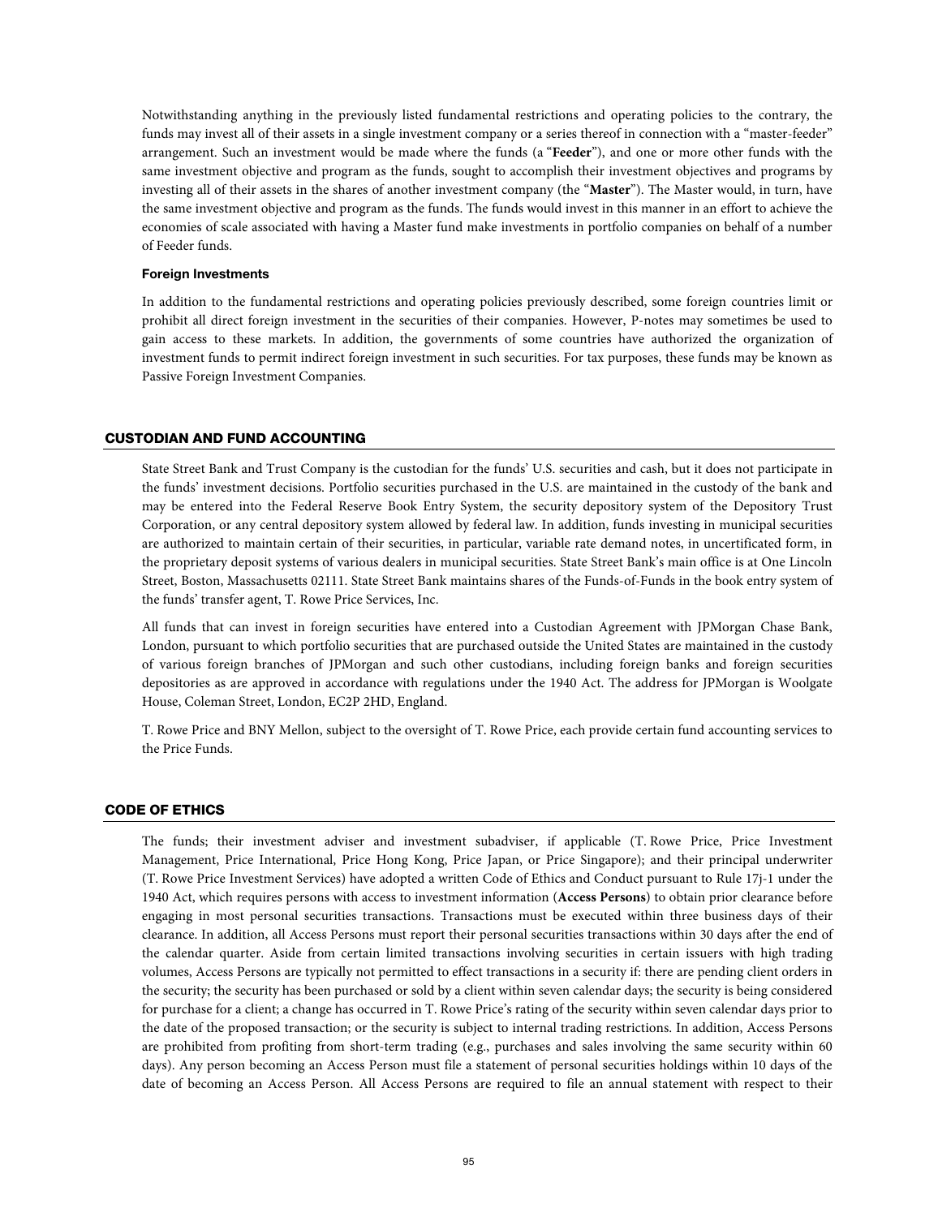Notwithstanding anything in the previously listed fundamental restrictions and operating policies to the contrary, the funds may invest all of their assets in a single investment company or a series thereof in connection with a "master-feeder" arrangement. Such an investment would be made where the funds (a "**Feeder**"), and one or more other funds with the same investment objective and program as the funds, sought to accomplish their investment objectives and programs by investing all of their assets in the shares of another investment company (the "**Master**"). The Master would, in turn, have the same investment objective and program as the funds. The funds would invest in this manner in an effort to achieve the economies of scale associated with having a Master fund make investments in portfolio companies on behalf of a number of Feeder funds.

### Foreign Investments

In addition to the fundamental restrictions and operating policies previously described, some foreign countries limit or prohibit all direct foreign investment in the securities of their companies. However, P-notes may sometimes be used to gain access to these markets. In addition, the governments of some countries have authorized the organization of investment funds to permit indirect foreign investment in such securities. For tax purposes, these funds may be known as Passive Foreign Investment Companies.

## CUSTODIAN AND FUND ACCOUNTING

State Street Bank and Trust Company is the custodian for the funds' U.S. securities and cash, but it does not participate in the funds' investment decisions. Portfolio securities purchased in the U.S. are maintained in the custody of the bank and may be entered into the Federal Reserve Book Entry System, the security depository system of the Depository Trust Corporation, or any central depository system allowed by federal law. In addition, funds investing in municipal securities are authorized to maintain certain of their securities, in particular, variable rate demand notes, in uncertificated form, in the proprietary deposit systems of various dealers in municipal securities. State Street Bank's main office is at One Lincoln Street, Boston, Massachusetts 02111. State Street Bank maintains shares of the Funds-of-Funds in the book entry system of the funds' transfer agent, T. Rowe Price Services, Inc.

All funds that can invest in foreign securities have entered into a Custodian Agreement with JPMorgan Chase Bank, London, pursuant to which portfolio securities that are purchased outside the United States are maintained in the custody of various foreign branches of JPMorgan and such other custodians, including foreign banks and foreign securities depositories as are approved in accordance with regulations under the 1940 Act. The address for JPMorgan is Woolgate House, Coleman Street, London, EC2P 2HD, England.

T. Rowe Price and BNY Mellon, subject to the oversight of T. Rowe Price, each provide certain fund accounting services to the Price Funds.

## CODE OF ETHICS

The funds; their investment adviser and investment subadviser, if applicable (T. Rowe Price, Price Investment Management, Price International, Price Hong Kong, Price Japan, or Price Singapore); and their principal underwriter (T. Rowe Price Investment Services) have adopted a written Code of Ethics and Conduct pursuant to Rule 17j-1 under the 1940 Act, which requires persons with access to investment information (**Access Persons**) to obtain prior clearance before engaging in most personal securities transactions. Transactions must be executed within three business days of their clearance. In addition, all Access Persons must report their personal securities transactions within 30 days after the end of the calendar quarter. Aside from certain limited transactions involving securities in certain issuers with high trading volumes, Access Persons are typically not permitted to effect transactions in a security if: there are pending client orders in the security; the security has been purchased or sold by a client within seven calendar days; the security is being considered for purchase for a client; a change has occurred in T. Rowe Price's rating of the security within seven calendar days prior to the date of the proposed transaction; or the security is subject to internal trading restrictions. In addition, Access Persons are prohibited from profiting from short-term trading (e.g., purchases and sales involving the same security within 60 days). Any person becoming an Access Person must file a statement of personal securities holdings within 10 days of the date of becoming an Access Person. All Access Persons are required to file an annual statement with respect to their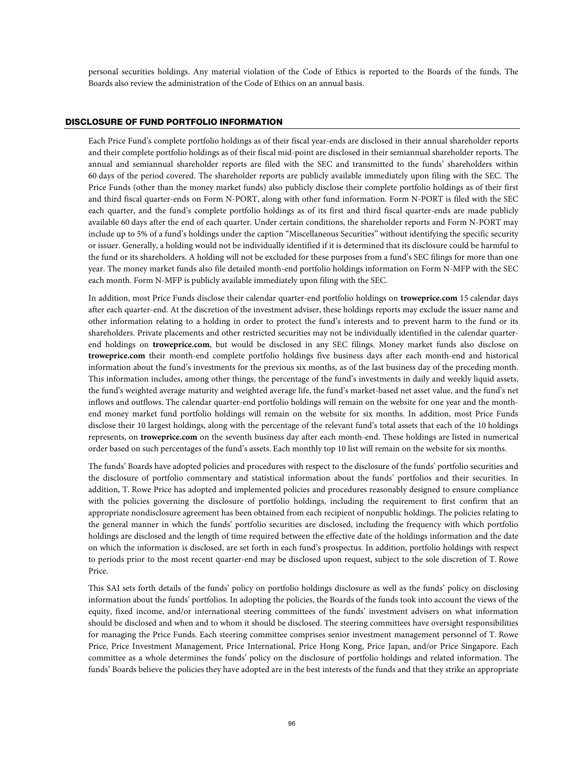personal securities holdings. Any material violation of the Code of Ethics is reported to the Boards of the funds. The Boards also review the administration of the Code of Ethics on an annual basis.

## DISCLOSURE OF FUND PORTFOLIO INFORMATION

Each Price Fund's complete portfolio holdings as of their fiscal year-ends are disclosed in their annual shareholder reports and their complete portfolio holdings as of their fiscal mid-point are disclosed in their semiannual shareholder reports. The annual and semiannual shareholder reports are filed with the SEC and transmitted to the funds' shareholders within 60 days of the period covered. The shareholder reports are publicly available immediately upon filing with the SEC. The Price Funds (other than the money market funds) also publicly disclose their complete portfolio holdings as of their first and third fiscal quarter-ends on Form N-PORT, along with other fund information. Form N-PORT is filed with the SEC each quarter, and the fund's complete portfolio holdings as of its first and third fiscal quarter-ends are made publicly available 60 days after the end of each quarter. Under certain conditions, the shareholder reports and Form N-PORT may include up to 5% of a fund's holdings under the caption "Miscellaneous Securities" without identifying the specific security or issuer. Generally, a holding would not be individually identified if it is determined that its disclosure could be harmful to the fund or its shareholders. A holding will not be excluded for these purposes from a fund's SEC filings for more than one year. The money market funds also file detailed month-end portfolio holdings information on Form N-MFP with the SEC each month. Form N-MFP is publicly available immediately upon filing with the SEC.

In addition, most Price Funds disclose their calendar quarter-end portfolio holdings on **troweprice.com** 15 calendar days after each quarter-end. At the discretion of the investment adviser, these holdings reports may exclude the issuer name and other information relating to a holding in order to protect the fund's interests and to prevent harm to the fund or its shareholders. Private placements and other restricted securities may not be individually identified in the calendar quarter-end holdings on **troweprice.com**, but would be disclosed in any SEC filings. Money market funds also disclose on **troweprice.com** their month-end complete portfolio holdings five business days after each month-end and historical information about the fund's investments for the previous six months, as of the last business day of the preceding month. This information includes, among other things, the percentage of the fund's investments in daily and weekly liquid assets, the fund's weighted average maturity and weighted average life, the fund's market-based net asset value, and the fund's net inflows and outflows. The calendar quarter-end portfolio holdings will remain on the website for one year and the month-end money market fund portfolio holdings will remain on the website for six months. In addition, most Price Funds disclose their 10 largest holdings, along with the percentage of the relevant fund's total assets that each of the 10 holdings represents, on **troweprice.com** on the seventh business day after each month-end. These holdings are listed in numerical order based on such percentages of the fund's assets. Each monthly top 10 list will remain on the website for six months.

The funds' Boards have adopted policies and procedures with respect to the disclosure of the funds' portfolio securities and the disclosure of portfolio commentary and statistical information about the funds' portfolios and their securities. In addition, T. Rowe Price has adopted and implemented policies and procedures reasonably designed to ensure compliance with the policies governing the disclosure of portfolio holdings, including the requirement to first confirm that an appropriate nondisclosure agreement has been obtained from each recipient of nonpublic holdings. The policies relating to the general manner in which the funds' portfolio securities are disclosed, including the frequency with which portfolio holdings are disclosed and the length of time required between the effective date of the holdings information and the date on which the information is disclosed, are set forth in each fund's prospectus. In addition, portfolio holdings with respect to periods prior to the most recent quarter-end may be disclosed upon request, subject to the sole discretion of T. Rowe Price.

This SAI sets forth details of the funds' policy on portfolio holdings disclosure as well as the funds' policy on disclosing information about the funds' portfolios. In adopting the policies, the Boards of the funds took into account the views of the equity, fixed income, and/or international steering committees of the funds' investment advisers on what information should be disclosed and when and to whom it should be disclosed. The steering committees have oversight responsibilities for managing the Price Funds. Each steering committee comprises senior investment management personnel of T. Rowe Price, Price Investment Management, Price International, Price Hong Kong, Price Japan, and/or Price Singapore. Each committee as a whole determines the funds' policy on the disclosure of portfolio holdings and related information. The funds' Boards believe the policies they have adopted are in the best interests of the funds and that they strike an appropriate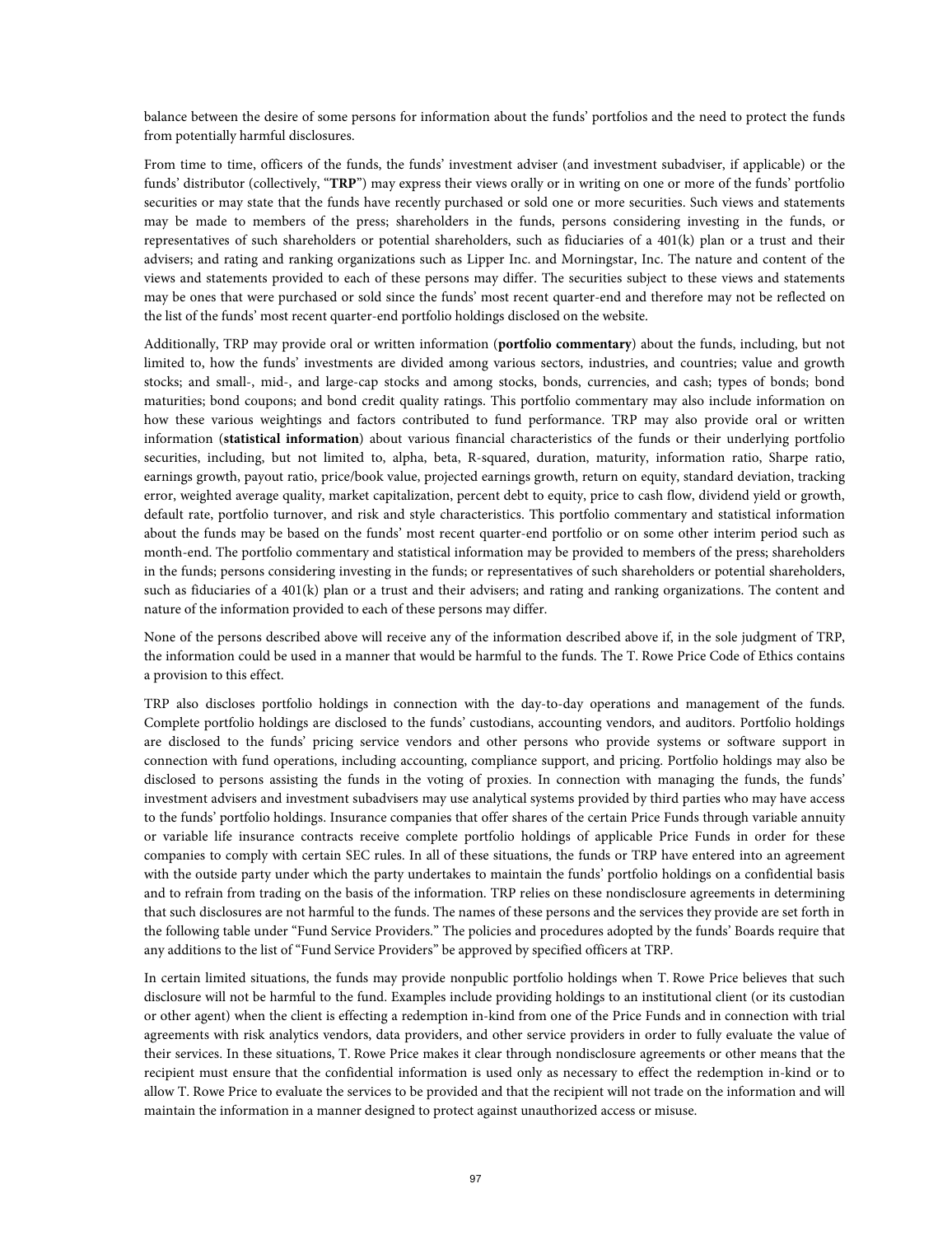balance between the desire of some persons for information about the funds' portfolios and the need to protect the funds from potentially harmful disclosures.

From time to time, officers of the funds, the funds' investment adviser (and investment subadviser, if applicable) or the funds' distributor (collectively, "**TRP**") may express their views orally or in writing on one or more of the funds' portfolio securities or may state that the funds have recently purchased or sold one or more securities. Such views and statements may be made to members of the press; shareholders in the funds, persons considering investing in the funds, or representatives of such shareholders or potential shareholders, such as fiduciaries of a 401(k) plan or a trust and their advisers; and rating and ranking organizations such as Lipper Inc. and Morningstar, Inc. The nature and content of the views and statements provided to each of these persons may differ. The securities subject to these views and statements may be ones that were purchased or sold since the funds' most recent quarter-end and therefore may not be reflected on the list of the funds' most recent quarter-end portfolio holdings disclosed on the website.

Additionally, TRP may provide oral or written information (**portfolio commentary**) about the funds, including, but not limited to, how the funds' investments are divided among various sectors, industries, and countries; value and growth stocks; and small-, mid-, and large-cap stocks and among stocks, bonds, currencies, and cash; types of bonds; bond maturities; bond coupons; and bond credit quality ratings. This portfolio commentary may also include information on how these various weightings and factors contributed to fund performance. TRP may also provide oral or written information (**statistical information**) about various financial characteristics of the funds or their underlying portfolio securities, including, but not limited to, alpha, beta, R-squared, duration, maturity, information ratio, Sharpe ratio, earnings growth, payout ratio, price/book value, projected earnings growth, return on equity, standard deviation, tracking error, weighted average quality, market capitalization, percent debt to equity, price to cash flow, dividend yield or growth, default rate, portfolio turnover, and risk and style characteristics. This portfolio commentary and statistical information about the funds may be based on the funds' most recent quarter-end portfolio or on some other interim period such as month-end. The portfolio commentary and statistical information may be provided to members of the press; shareholders in the funds; persons considering investing in the funds; or representatives of such shareholders or potential shareholders, such as fiduciaries of a 401(k) plan or a trust and their advisers; and rating and ranking organizations. The content and nature of the information provided to each of these persons may differ.

None of the persons described above will receive any of the information described above if, in the sole judgment of TRP, the information could be used in a manner that would be harmful to the funds. The T. Rowe Price Code of Ethics contains a provision to this effect.

TRP also discloses portfolio holdings in connection with the day-to-day operations and management of the funds. Complete portfolio holdings are disclosed to the funds' custodians, accounting vendors, and auditors. Portfolio holdings are disclosed to the funds' pricing service vendors and other persons who provide systems or software support in connection with fund operations, including accounting, compliance support, and pricing. Portfolio holdings may also be disclosed to persons assisting the funds in the voting of proxies. In connection with managing the funds, the funds' investment advisers and investment subadvisers may use analytical systems provided by third parties who may have access to the funds' portfolio holdings. Insurance companies that offer shares of the certain Price Funds through variable annuity or variable life insurance contracts receive complete portfolio holdings of applicable Price Funds in order for these companies to comply with certain SEC rules. In all of these situations, the funds or TRP have entered into an agreement with the outside party under which the party undertakes to maintain the funds' portfolio holdings on a confidential basis and to refrain from trading on the basis of the information. TRP relies on these nondisclosure agreements in determining that such disclosures are not harmful to the funds. The names of these persons and the services they provide are set forth in the following table under "Fund Service Providers." The policies and procedures adopted by the funds' Boards require that any additions to the list of "Fund Service Providers" be approved by specified officers at TRP.

In certain limited situations, the funds may provide nonpublic portfolio holdings when T. Rowe Price believes that such disclosure will not be harmful to the fund. Examples include providing holdings to an institutional client (or its custodian or other agent) when the client is effecting a redemption in-kind from one of the Price Funds and in connection with trial agreements with risk analytics vendors, data providers, and other service providers in order to fully evaluate the value of their services. In these situations, T. Rowe Price makes it clear through nondisclosure agreements or other means that the recipient must ensure that the confidential information is used only as necessary to effect the redemption in-kind or to allow T. Rowe Price to evaluate the services to be provided and that the recipient will not trade on the information and will maintain the information in a manner designed to protect against unauthorized access or misuse.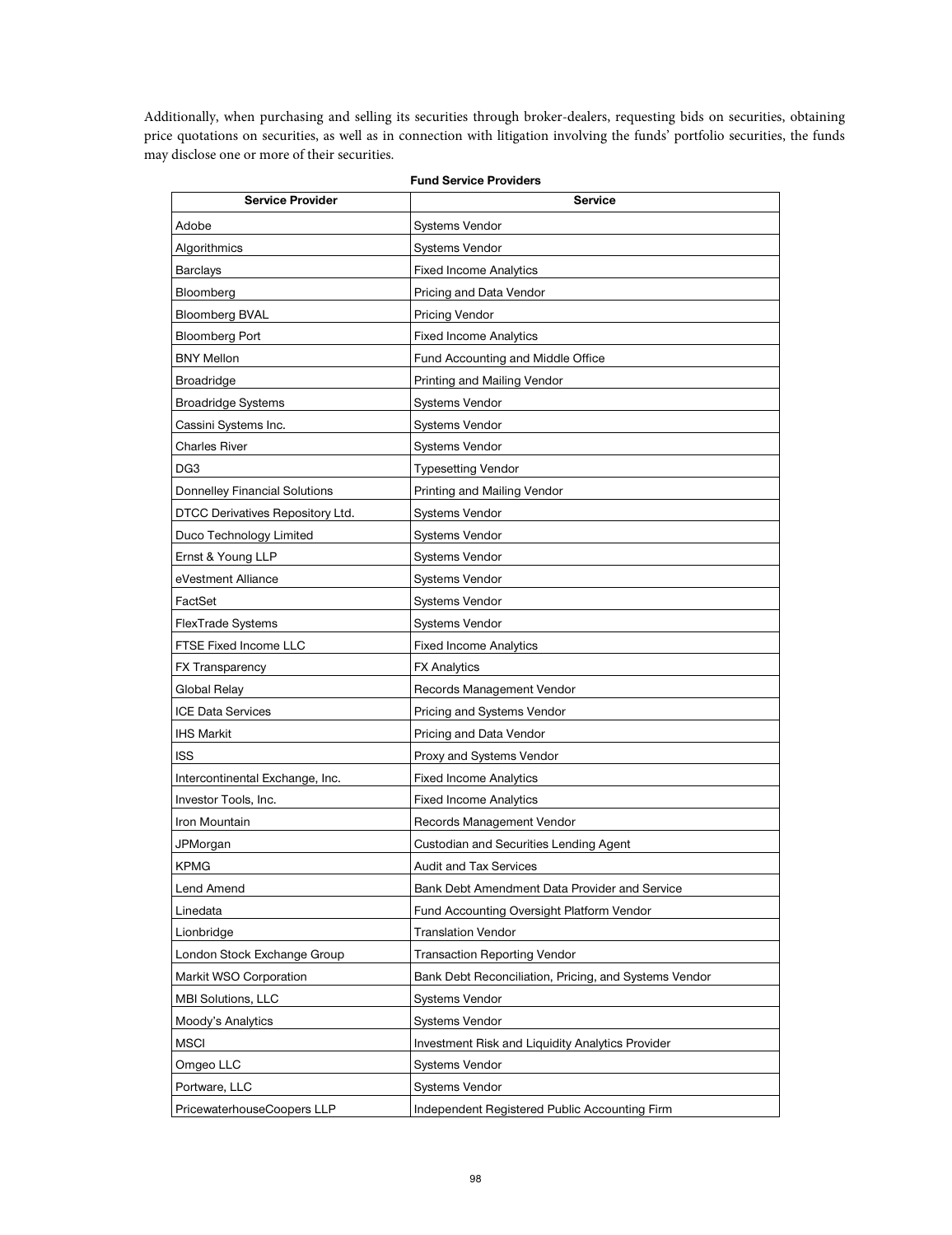Additionally, when purchasing and selling its securities through broker-dealers, requesting bids on securities, obtaining price quotations on securities, as well as in connection with litigation involving the funds' portfolio securities, the funds may disclose one or more of their securities.

**Fund Service Providers**

| Service Provider | Service |
|---|---|
| Adobe | Systems Vendor |
| Algorithmics | Systems Vendor |
| Barclays | Fixed Income Analytics |
| Bloomberg | Pricing and Data Vendor |
| Bloomberg BVAL | Pricing Vendor |
| Bloomberg Port | Fixed Income Analytics |
| BNY Mellon | Fund Accounting and Middle Office |
| Broadridge | Printing and Mailing Vendor |
| Broadridge Systems | Systems Vendor |
| Cassini Systems Inc. | Systems Vendor |
| Charles River | Systems Vendor |
| DG3 | Typesetting Vendor |
| Donnelley Financial Solutions | Printing and Mailing Vendor |
| DTCC Derivatives Repository Ltd. | Systems Vendor |
| Duco Technology Limited | Systems Vendor |
| Ernst & Young LLP | Systems Vendor |
| eVestment Alliance | Systems Vendor |
| FactSet | Systems Vendor |
| FlexTrade Systems | Systems Vendor |
| FTSE Fixed Income LLC | Fixed Income Analytics |
| FX Transparency | FX Analytics |
| Global Relay | Records Management Vendor |
| ICE Data Services | Pricing and Systems Vendor |
| IHS Markit | Pricing and Data Vendor |
| ISS | Proxy and Systems Vendor |
| Intercontinental Exchange, Inc. | Fixed Income Analytics |
| Investor Tools, Inc. | Fixed Income Analytics |
| Iron Mountain | Records Management Vendor |
| JPMorgan | Custodian and Securities Lending Agent |
| KPMG | Audit and Tax Services |
| Lend Amend | Bank Debt Amendment Data Provider and Service |
| Linedata | Fund Accounting Oversight Platform Vendor |
| Lionbridge | Translation Vendor |
| London Stock Exchange Group | Transaction Reporting Vendor |
| Markit WSO Corporation | Bank Debt Reconciliation, Pricing, and Systems Vendor |
| MBI Solutions, LLC | Systems Vendor |
| Moody's Analytics | Systems Vendor |
| MSCI | Investment Risk and Liquidity Analytics Provider |
| Omgeo LLC | Systems Vendor |
| Portware, LLC | Systems Vendor |
| PricewaterhouseCoopers LLP | Independent Registered Public Accounting Firm |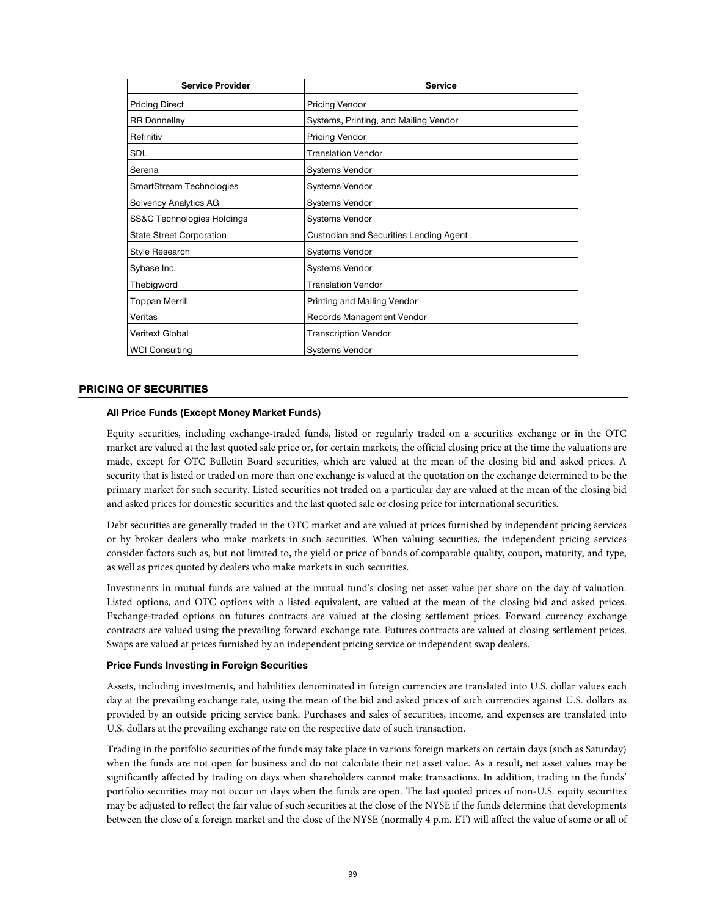| Service Provider | Service |
|---|---|
| Pricing Direct | Pricing Vendor |
| RR Donnelley | Systems, Printing, and Mailing Vendor |
| Refinitiv | Pricing Vendor |
| SDL | Translation Vendor |
| Serena | Systems Vendor |
| SmartStream Technologies | Systems Vendor |
| Solvency Analytics AG | Systems Vendor |
| SS&C Technologies Holdings | Systems Vendor |
| State Street Corporation | Custodian and Securities Lending Agent |
| Style Research | Systems Vendor |
| Sybase Inc. | Systems Vendor |
| Thebigword | Translation Vendor |
| Toppan Merrill | Printing and Mailing Vendor |
| Veritas | Records Management Vendor |
| Veritext Global | Transcription Vendor |
| WCI Consulting | Systems Vendor |

## PRICING OF SECURITIES

### All Price Funds (Except Money Market Funds)

Equity securities, including exchange-traded funds, listed or regularly traded on a securities exchange or in the OTC market are valued at the last quoted sale price or, for certain markets, the official closing price at the time the valuations are made, except for OTC Bulletin Board securities, which are valued at the mean of the closing bid and asked prices. A security that is listed or traded on more than one exchange is valued at the quotation on the exchange determined to be the primary market for such security. Listed securities not traded on a particular day are valued at the mean of the closing bid and asked prices for domestic securities and the last quoted sale or closing price for international securities.

Debt securities are generally traded in the OTC market and are valued at prices furnished by independent pricing services or by broker dealers who make markets in such securities. When valuing securities, the independent pricing services consider factors such as, but not limited to, the yield or price of bonds of comparable quality, coupon, maturity, and type, as well as prices quoted by dealers who make markets in such securities.

Investments in mutual funds are valued at the mutual fund's closing net asset value per share on the day of valuation. Listed options, and OTC options with a listed equivalent, are valued at the mean of the closing bid and asked prices. Exchange-traded options on futures contracts are valued at the closing settlement prices. Forward currency exchange contracts are valued using the prevailing forward exchange rate. Futures contracts are valued at closing settlement prices. Swaps are valued at prices furnished by an independent pricing service or independent swap dealers.

### Price Funds Investing in Foreign Securities

Assets, including investments, and liabilities denominated in foreign currencies are translated into U.S. dollar values each day at the prevailing exchange rate, using the mean of the bid and asked prices of such currencies against U.S. dollars as provided by an outside pricing service bank. Purchases and sales of securities, income, and expenses are translated into U.S. dollars at the prevailing exchange rate on the respective date of such transaction.

Trading in the portfolio securities of the funds may take place in various foreign markets on certain days (such as Saturday) when the funds are not open for business and do not calculate their net asset value. As a result, net asset values may be significantly affected by trading on days when shareholders cannot make transactions. In addition, trading in the funds' portfolio securities may not occur on days when the funds are open. The last quoted prices of non-U.S. equity securities may be adjusted to reflect the fair value of such securities at the close of the NYSE if the funds determine that developments between the close of a foreign market and the close of the NYSE (normally 4 p.m. ET) will affect the value of some or all of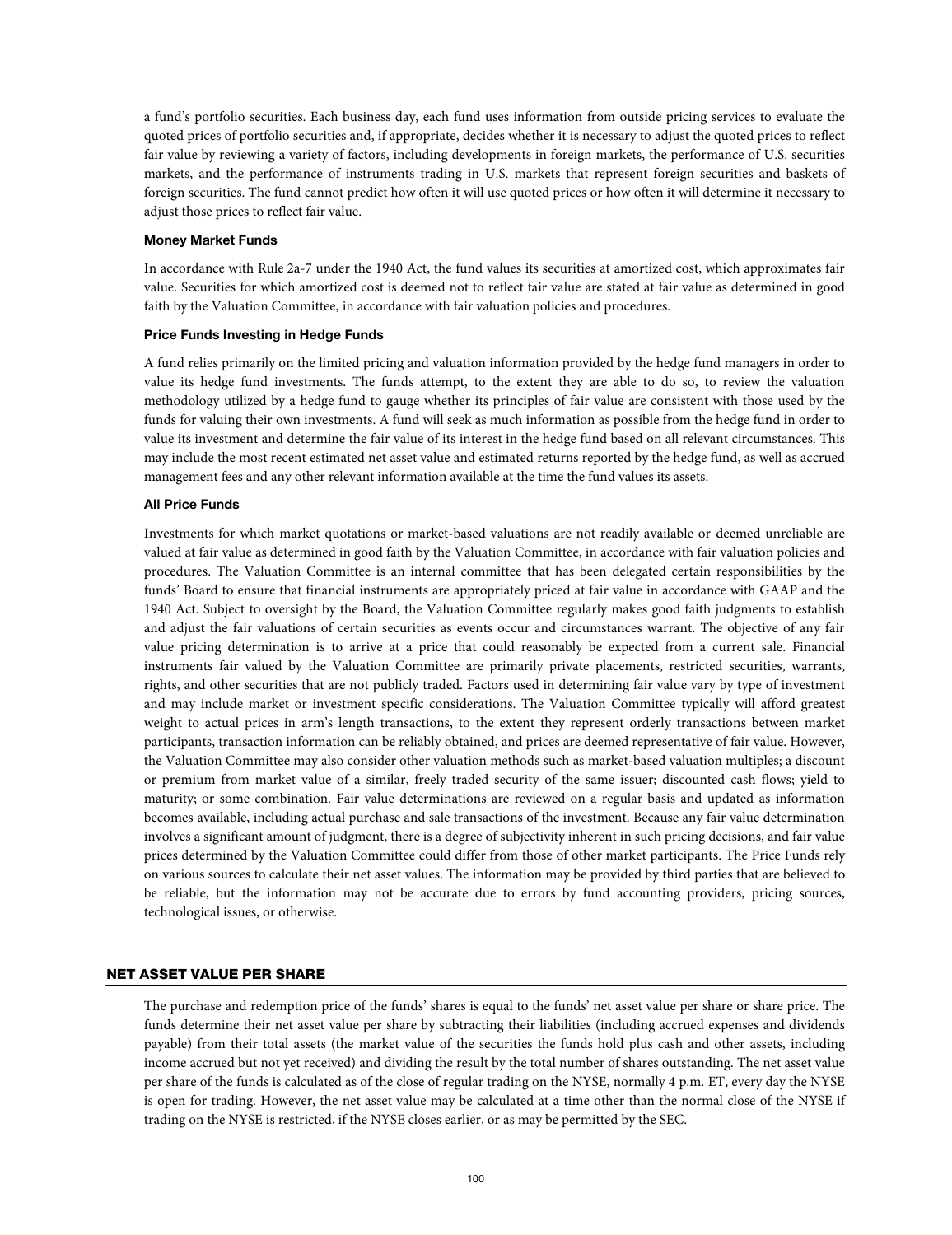a fund's portfolio securities. Each business day, each fund uses information from outside pricing services to evaluate the quoted prices of portfolio securities and, if appropriate, decides whether it is necessary to adjust the quoted prices to reflect fair value by reviewing a variety of factors, including developments in foreign markets, the performance of U.S. securities markets, and the performance of instruments trading in U.S. markets that represent foreign securities and baskets of foreign securities. The fund cannot predict how often it will use quoted prices or how often it will determine it necessary to adjust those prices to reflect fair value.

#### Money Market Funds

In accordance with Rule 2a-7 under the 1940 Act, the fund values its securities at amortized cost, which approximates fair value. Securities for which amortized cost is deemed not to reflect fair value are stated at fair value as determined in good faith by the Valuation Committee, in accordance with fair valuation policies and procedures.

#### Price Funds Investing in Hedge Funds

A fund relies primarily on the limited pricing and valuation information provided by the hedge fund managers in order to value its hedge fund investments. The funds attempt, to the extent they are able to do so, to review the valuation methodology utilized by a hedge fund to gauge whether its principles of fair value are consistent with those used by the funds for valuing their own investments. A fund will seek as much information as possible from the hedge fund in order to value its investment and determine the fair value of its interest in the hedge fund based on all relevant circumstances. This may include the most recent estimated net asset value and estimated returns reported by the hedge fund, as well as accrued management fees and any other relevant information available at the time the fund values its assets.

#### All Price Funds

Investments for which market quotations or market-based valuations are not readily available or deemed unreliable are valued at fair value as determined in good faith by the Valuation Committee, in accordance with fair valuation policies and procedures. The Valuation Committee is an internal committee that has been delegated certain responsibilities by the funds' Board to ensure that financial instruments are appropriately priced at fair value in accordance with GAAP and the 1940 Act. Subject to oversight by the Board, the Valuation Committee regularly makes good faith judgments to establish and adjust the fair valuations of certain securities as events occur and circumstances warrant. The objective of any fair value pricing determination is to arrive at a price that could reasonably be expected from a current sale. Financial instruments fair valued by the Valuation Committee are primarily private placements, restricted securities, warrants, rights, and other securities that are not publicly traded. Factors used in determining fair value vary by type of investment and may include market or investment specific considerations. The Valuation Committee typically will afford greatest weight to actual prices in arm's length transactions, to the extent they represent orderly transactions between market participants, transaction information can be reliably obtained, and prices are deemed representative of fair value. However, the Valuation Committee may also consider other valuation methods such as market-based valuation multiples; a discount or premium from market value of a similar, freely traded security of the same issuer; discounted cash flows; yield to maturity; or some combination. Fair value determinations are reviewed on a regular basis and updated as information becomes available, including actual purchase and sale transactions of the investment. Because any fair value determination involves a significant amount of judgment, there is a degree of subjectivity inherent in such pricing decisions, and fair value prices determined by the Valuation Committee could differ from those of other market participants. The Price Funds rely on various sources to calculate their net asset values. The information may be provided by third parties that are believed to be reliable, but the information may not be accurate due to errors by fund accounting providers, pricing sources, technological issues, or otherwise.

## NET ASSET VALUE PER SHARE

The purchase and redemption price of the funds' shares is equal to the funds' net asset value per share or share price. The funds determine their net asset value per share by subtracting their liabilities (including accrued expenses and dividends payable) from their total assets (the market value of the securities the funds hold plus cash and other assets, including income accrued but not yet received) and dividing the result by the total number of shares outstanding. The net asset value per share of the funds is calculated as of the close of regular trading on the NYSE, normally 4 p.m. ET, every day the NYSE is open for trading. However, the net asset value may be calculated at a time other than the normal close of the NYSE if trading on the NYSE is restricted, if the NYSE closes earlier, or as may be permitted by the SEC.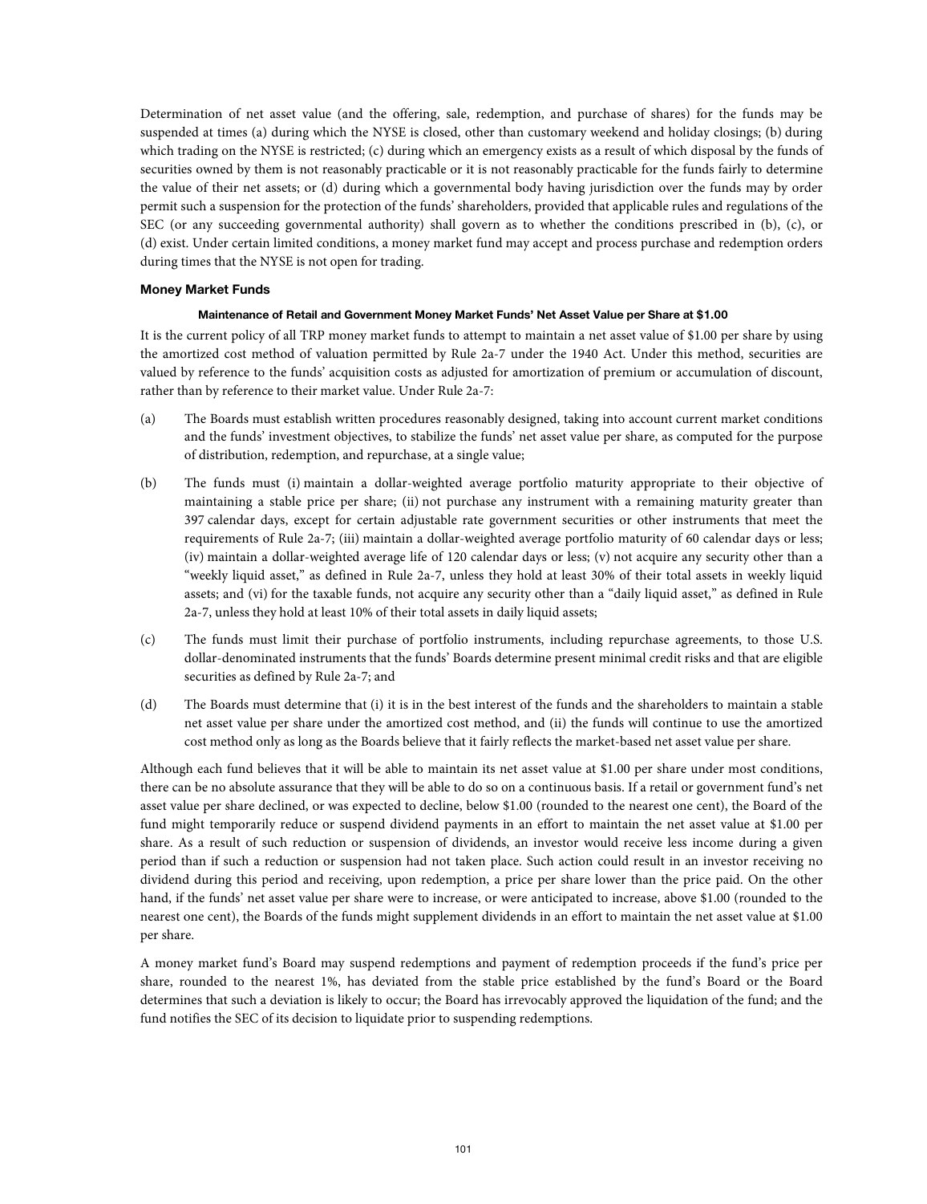Determination of net asset value (and the offering, sale, redemption, and purchase of shares) for the funds may be suspended at times (a) during which the NYSE is closed, other than customary weekend and holiday closings; (b) during which trading on the NYSE is restricted; (c) during which an emergency exists as a result of which disposal by the funds of securities owned by them is not reasonably practicable or it is not reasonably practicable for the funds fairly to determine the value of their net assets; or (d) during which a governmental body having jurisdiction over the funds may by order permit such a suspension for the protection of the funds' shareholders, provided that applicable rules and regulations of the SEC (or any succeeding governmental authority) shall govern as to whether the conditions prescribed in (b), (c), or (d) exist. Under certain limited conditions, a money market fund may accept and process purchase and redemption orders during times that the NYSE is not open for trading.

### Money Market Funds

#### Maintenance of Retail and Government Money Market Funds' Net Asset Value per Share at $1.00

It is the current policy of all TRP money market funds to attempt to maintain a net asset value of $1.00 per share by using the amortized cost method of valuation permitted by Rule 2a-7 under the 1940 Act. Under this method, securities are valued by reference to the funds' acquisition costs as adjusted for amortization of premium or accumulation of discount, rather than by reference to their market value. Under Rule 2a-7:

(a) The Boards must establish written procedures reasonably designed, taking into account current market conditions and the funds' investment objectives, to stabilize the funds' net asset value per share, as computed for the purpose of distribution, redemption, and repurchase, at a single value;

(b) The funds must (i) maintain a dollar-weighted average portfolio maturity appropriate to their objective of maintaining a stable price per share; (ii) not purchase any instrument with a remaining maturity greater than 397 calendar days, except for certain adjustable rate government securities or other instruments that meet the requirements of Rule 2a-7; (iii) maintain a dollar-weighted average portfolio maturity of 60 calendar days or less; (iv) maintain a dollar-weighted average life of 120 calendar days or less; (v) not acquire any security other than a "weekly liquid asset," as defined in Rule 2a-7, unless they hold at least 30% of their total assets in weekly liquid assets; and (vi) for the taxable funds, not acquire any security other than a "daily liquid asset," as defined in Rule 2a-7, unless they hold at least 10% of their total assets in daily liquid assets;

(c) The funds must limit their purchase of portfolio instruments, including repurchase agreements, to those U.S. dollar-denominated instruments that the funds' Boards determine present minimal credit risks and that are eligible securities as defined by Rule 2a-7; and

(d) The Boards must determine that (i) it is in the best interest of the funds and the shareholders to maintain a stable net asset value per share under the amortized cost method, and (ii) the funds will continue to use the amortized cost method only as long as the Boards believe that it fairly reflects the market-based net asset value per share.

Although each fund believes that it will be able to maintain its net asset value at $1.00 per share under most conditions, there can be no absolute assurance that they will be able to do so on a continuous basis. If a retail or government fund's net asset value per share declined, or was expected to decline, below $1.00 (rounded to the nearest one cent), the Board of the fund might temporarily reduce or suspend dividend payments in an effort to maintain the net asset value at $1.00 per share. As a result of such reduction or suspension of dividends, an investor would receive less income during a given period than if such a reduction or suspension had not taken place. Such action could result in an investor receiving no dividend during this period and receiving, upon redemption, a price per share lower than the price paid. On the other hand, if the funds' net asset value per share were to increase, or were anticipated to increase, above $1.00 (rounded to the nearest one cent), the Boards of the funds might supplement dividends in an effort to maintain the net asset value at $1.00 per share.

A money market fund's Board may suspend redemptions and payment of redemption proceeds if the fund's price per share, rounded to the nearest 1%, has deviated from the stable price established by the fund's Board or the Board determines that such a deviation is likely to occur; the Board has irrevocably approved the liquidation of the fund; and the fund notifies the SEC of its decision to liquidate prior to suspending redemptions.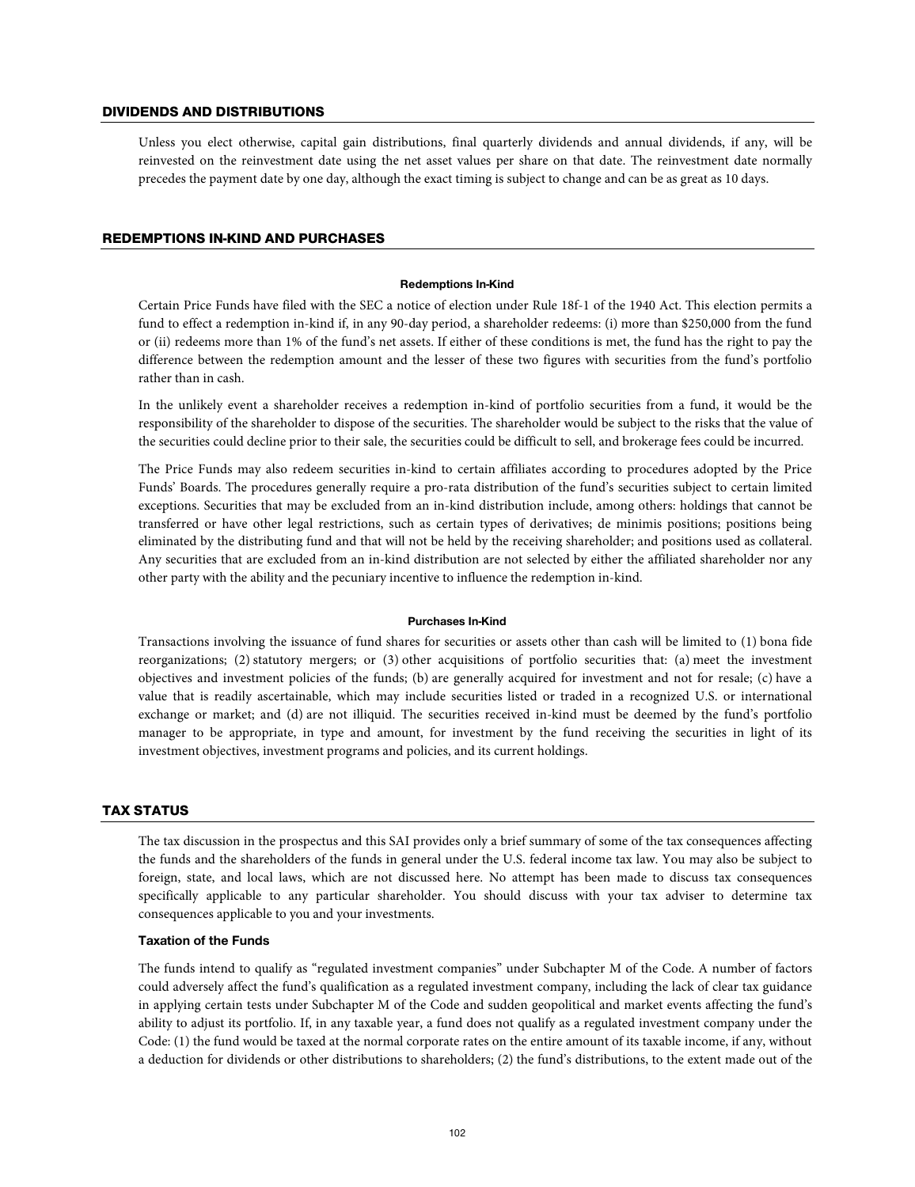## DIVIDENDS AND DISTRIBUTIONS

Unless you elect otherwise, capital gain distributions, final quarterly dividends and annual dividends, if any, will be reinvested on the reinvestment date using the net asset values per share on that date. The reinvestment date normally precedes the payment date by one day, although the exact timing is subject to change and can be as great as 10 days.

## REDEMPTIONS IN-KIND AND PURCHASES

#### Redemptions In-Kind

Certain Price Funds have filed with the SEC a notice of election under Rule 18f-1 of the 1940 Act. This election permits a fund to effect a redemption in-kind if, in any 90-day period, a shareholder redeems: (i) more than $250,000 from the fund or (ii) redeems more than 1% of the fund's net assets. If either of these conditions is met, the fund has the right to pay the difference between the redemption amount and the lesser of these two figures with securities from the fund's portfolio rather than in cash.

In the unlikely event a shareholder receives a redemption in-kind of portfolio securities from a fund, it would be the responsibility of the shareholder to dispose of the securities. The shareholder would be subject to the risks that the value of the securities could decline prior to their sale, the securities could be difficult to sell, and brokerage fees could be incurred.

The Price Funds may also redeem securities in-kind to certain affiliates according to procedures adopted by the Price Funds' Boards. The procedures generally require a pro-rata distribution of the fund's securities subject to certain limited exceptions. Securities that may be excluded from an in-kind distribution include, among others: holdings that cannot be transferred or have other legal restrictions, such as certain types of derivatives; de minimis positions; positions being eliminated by the distributing fund and that will not be held by the receiving shareholder; and positions used as collateral. Any securities that are excluded from an in-kind distribution are not selected by either the affiliated shareholder nor any other party with the ability and the pecuniary incentive to influence the redemption in-kind.

#### Purchases In-Kind

Transactions involving the issuance of fund shares for securities or assets other than cash will be limited to (1) bona fide reorganizations; (2) statutory mergers; or (3) other acquisitions of portfolio securities that: (a) meet the investment objectives and investment policies of the funds; (b) are generally acquired for investment and not for resale; (c) have a value that is readily ascertainable, which may include securities listed or traded in a recognized U.S. or international exchange or market; and (d) are not illiquid. The securities received in-kind must be deemed by the fund's portfolio manager to be appropriate, in type and amount, for investment by the fund receiving the securities in light of its investment objectives, investment programs and policies, and its current holdings.

## TAX STATUS

The tax discussion in the prospectus and this SAI provides only a brief summary of some of the tax consequences affecting the funds and the shareholders of the funds in general under the U.S. federal income tax law. You may also be subject to foreign, state, and local laws, which are not discussed here. No attempt has been made to discuss tax consequences specifically applicable to any particular shareholder. You should discuss with your tax adviser to determine tax consequences applicable to you and your investments.

### Taxation of the Funds

The funds intend to qualify as "regulated investment companies" under Subchapter M of the Code. A number of factors could adversely affect the fund's qualification as a regulated investment company, including the lack of clear tax guidance in applying certain tests under Subchapter M of the Code and sudden geopolitical and market events affecting the fund's ability to adjust its portfolio. If, in any taxable year, a fund does not qualify as a regulated investment company under the Code: (1) the fund would be taxed at the normal corporate rates on the entire amount of its taxable income, if any, without a deduction for dividends or other distributions to shareholders; (2) the fund's distributions, to the extent made out of the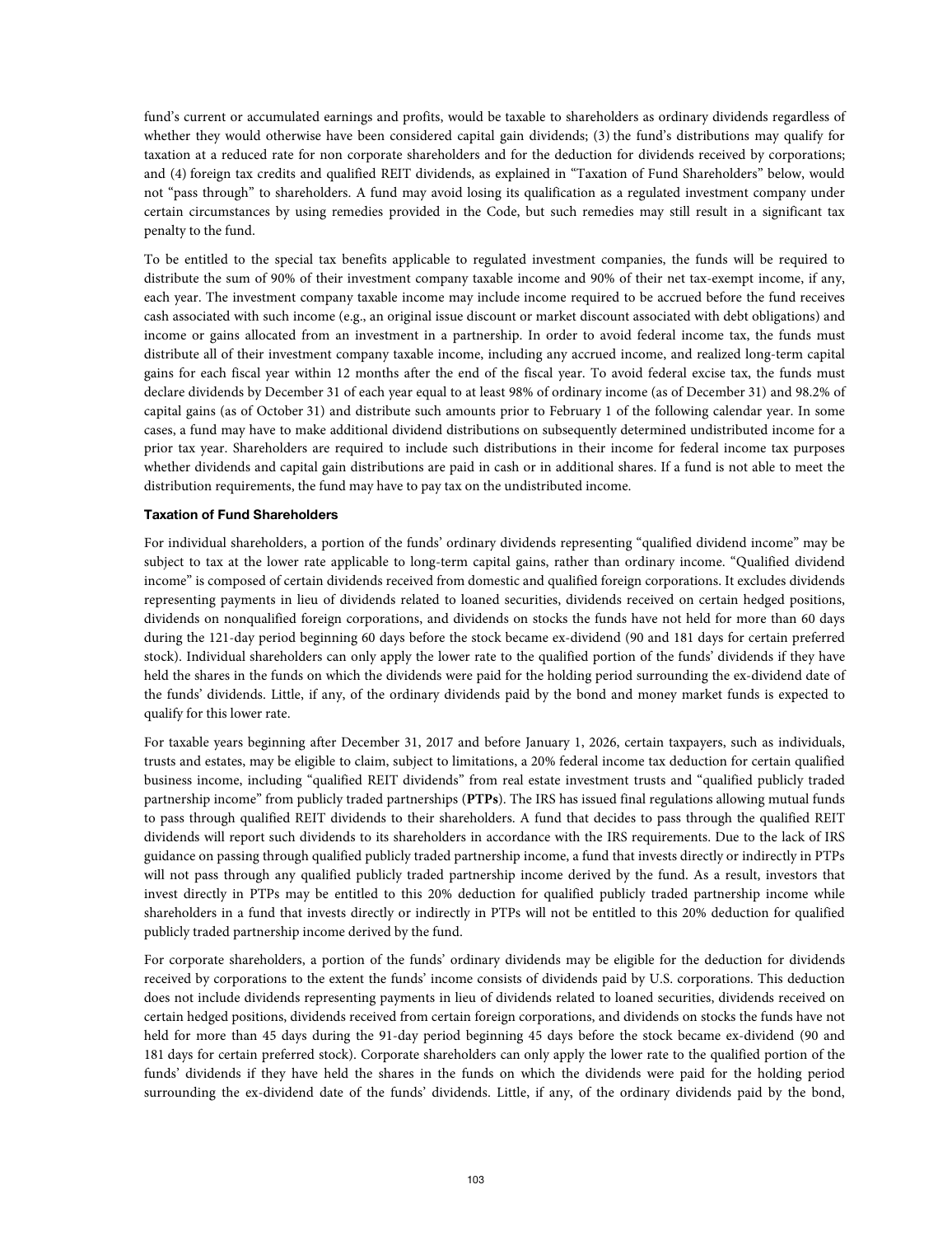fund's current or accumulated earnings and profits, would be taxable to shareholders as ordinary dividends regardless of whether they would otherwise have been considered capital gain dividends; (3) the fund's distributions may qualify for taxation at a reduced rate for non corporate shareholders and for the deduction for dividends received by corporations; and (4) foreign tax credits and qualified REIT dividends, as explained in "Taxation of Fund Shareholders" below, would not "pass through" to shareholders. A fund may avoid losing its qualification as a regulated investment company under certain circumstances by using remedies provided in the Code, but such remedies may still result in a significant tax penalty to the fund.

To be entitled to the special tax benefits applicable to regulated investment companies, the funds will be required to distribute the sum of 90% of their investment company taxable income and 90% of their net tax-exempt income, if any, each year. The investment company taxable income may include income required to be accrued before the fund receives cash associated with such income (e.g., an original issue discount or market discount associated with debt obligations) and income or gains allocated from an investment in a partnership. In order to avoid federal income tax, the funds must distribute all of their investment company taxable income, including any accrued income, and realized long-term capital gains for each fiscal year within 12 months after the end of the fiscal year. To avoid federal excise tax, the funds must declare dividends by December 31 of each year equal to at least 98% of ordinary income (as of December 31) and 98.2% of capital gains (as of October 31) and distribute such amounts prior to February 1 of the following calendar year. In some cases, a fund may have to make additional dividend distributions on subsequently determined undistributed income for a prior tax year. Shareholders are required to include such distributions in their income for federal income tax purposes whether dividends and capital gain distributions are paid in cash or in additional shares. If a fund is not able to meet the distribution requirements, the fund may have to pay tax on the undistributed income.

#### Taxation of Fund Shareholders

For individual shareholders, a portion of the funds' ordinary dividends representing "qualified dividend income" may be subject to tax at the lower rate applicable to long-term capital gains, rather than ordinary income. "Qualified dividend income" is composed of certain dividends received from domestic and qualified foreign corporations. It excludes dividends representing payments in lieu of dividends related to loaned securities, dividends received on certain hedged positions, dividends on nonqualified foreign corporations, and dividends on stocks the funds have not held for more than 60 days during the 121-day period beginning 60 days before the stock became ex-dividend (90 and 181 days for certain preferred stock). Individual shareholders can only apply the lower rate to the qualified portion of the funds' dividends if they have held the shares in the funds on which the dividends were paid for the holding period surrounding the ex-dividend date of the funds' dividends. Little, if any, of the ordinary dividends paid by the bond and money market funds is expected to qualify for this lower rate.

For taxable years beginning after December 31, 2017 and before January 1, 2026, certain taxpayers, such as individuals, trusts and estates, may be eligible to claim, subject to limitations, a 20% federal income tax deduction for certain qualified business income, including "qualified REIT dividends" from real estate investment trusts and "qualified publicly traded partnership income" from publicly traded partnerships (**PTPs**). The IRS has issued final regulations allowing mutual funds to pass through qualified REIT dividends to their shareholders. A fund that decides to pass through the qualified REIT dividends will report such dividends to its shareholders in accordance with the IRS requirements. Due to the lack of IRS guidance on passing through qualified publicly traded partnership income, a fund that invests directly or indirectly in PTPs will not pass through any qualified publicly traded partnership income derived by the fund. As a result, investors that invest directly in PTPs may be entitled to this 20% deduction for qualified publicly traded partnership income while shareholders in a fund that invests directly or indirectly in PTPs will not be entitled to this 20% deduction for qualified publicly traded partnership income derived by the fund.

For corporate shareholders, a portion of the funds' ordinary dividends may be eligible for the deduction for dividends received by corporations to the extent the funds' income consists of dividends paid by U.S. corporations. This deduction does not include dividends representing payments in lieu of dividends related to loaned securities, dividends received on certain hedged positions, dividends received from certain foreign corporations, and dividends on stocks the funds have not held for more than 45 days during the 91-day period beginning 45 days before the stock became ex-dividend (90 and 181 days for certain preferred stock). Corporate shareholders can only apply the lower rate to the qualified portion of the funds' dividends if they have held the shares in the funds on which the dividends were paid for the holding period surrounding the ex-dividend date of the funds' dividends. Little, if any, of the ordinary dividends paid by the bond,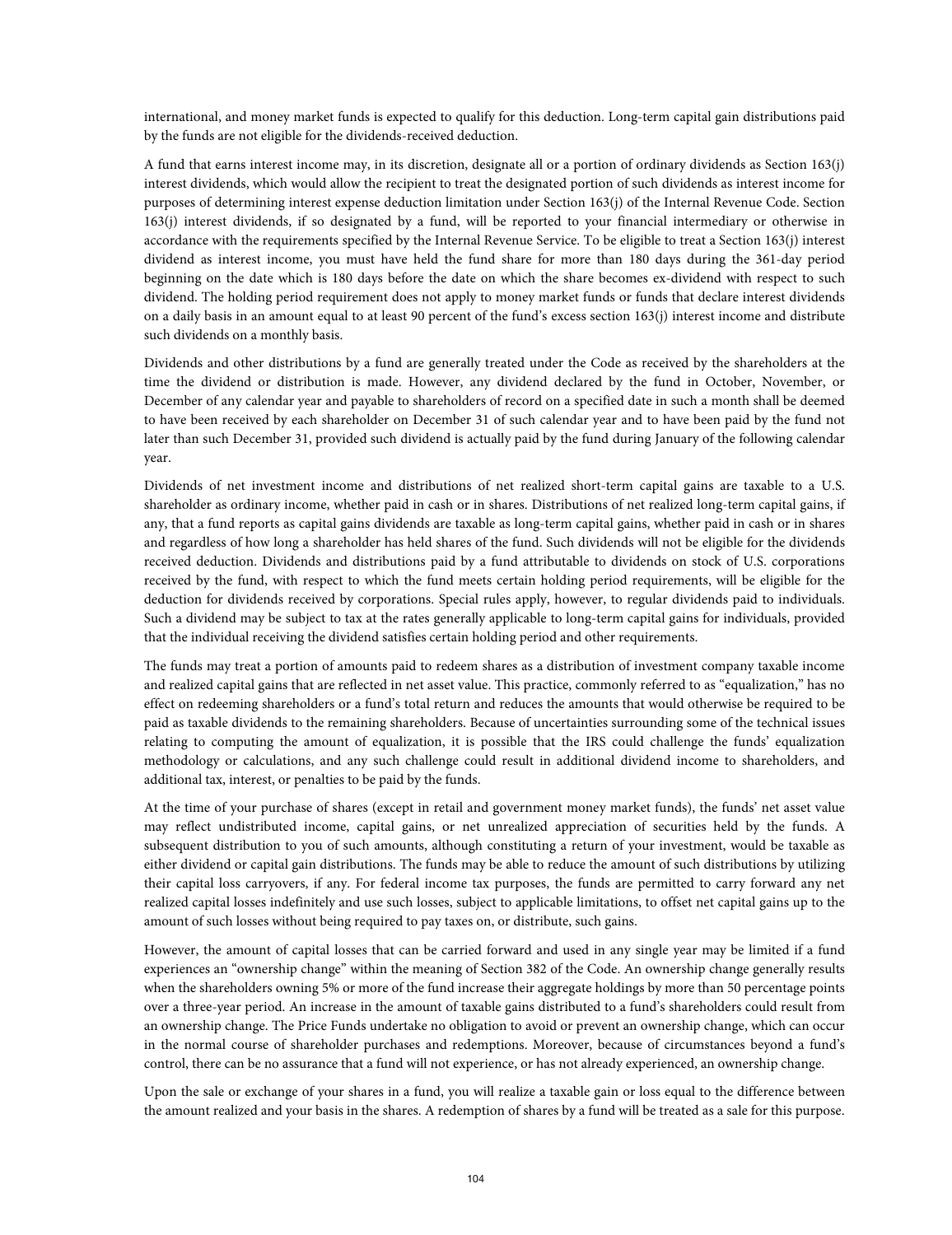international, and money market funds is expected to qualify for this deduction. Long-term capital gain distributions paid by the funds are not eligible for the dividends-received deduction.

A fund that earns interest income may, in its discretion, designate all or a portion of ordinary dividends as Section 163(j) interest dividends, which would allow the recipient to treat the designated portion of such dividends as interest income for purposes of determining interest expense deduction limitation under Section 163(j) of the Internal Revenue Code. Section 163(j) interest dividends, if so designated by a fund, will be reported to your financial intermediary or otherwise in accordance with the requirements specified by the Internal Revenue Service. To be eligible to treat a Section 163(j) interest dividend as interest income, you must have held the fund share for more than 180 days during the 361-day period beginning on the date which is 180 days before the date on which the share becomes ex-dividend with respect to such dividend. The holding period requirement does not apply to money market funds or funds that declare interest dividends on a daily basis in an amount equal to at least 90 percent of the fund's excess section 163(j) interest income and distribute such dividends on a monthly basis.

Dividends and other distributions by a fund are generally treated under the Code as received by the shareholders at the time the dividend or distribution is made. However, any dividend declared by the fund in October, November, or December of any calendar year and payable to shareholders of record on a specified date in such a month shall be deemed to have been received by each shareholder on December 31 of such calendar year and to have been paid by the fund not later than such December 31, provided such dividend is actually paid by the fund during January of the following calendar year.

Dividends of net investment income and distributions of net realized short-term capital gains are taxable to a U.S. shareholder as ordinary income, whether paid in cash or in shares. Distributions of net realized long-term capital gains, if any, that a fund reports as capital gains dividends are taxable as long-term capital gains, whether paid in cash or in shares and regardless of how long a shareholder has held shares of the fund. Such dividends will not be eligible for the dividends received deduction. Dividends and distributions paid by a fund attributable to dividends on stock of U.S. corporations received by the fund, with respect to which the fund meets certain holding period requirements, will be eligible for the deduction for dividends received by corporations. Special rules apply, however, to regular dividends paid to individuals. Such a dividend may be subject to tax at the rates generally applicable to long-term capital gains for individuals, provided that the individual receiving the dividend satisfies certain holding period and other requirements.

The funds may treat a portion of amounts paid to redeem shares as a distribution of investment company taxable income and realized capital gains that are reflected in net asset value. This practice, commonly referred to as "equalization," has no effect on redeeming shareholders or a fund's total return and reduces the amounts that would otherwise be required to be paid as taxable dividends to the remaining shareholders. Because of uncertainties surrounding some of the technical issues relating to computing the amount of equalization, it is possible that the IRS could challenge the funds' equalization methodology or calculations, and any such challenge could result in additional dividend income to shareholders, and additional tax, interest, or penalties to be paid by the funds.

At the time of your purchase of shares (except in retail and government money market funds), the funds' net asset value may reflect undistributed income, capital gains, or net unrealized appreciation of securities held by the funds. A subsequent distribution to you of such amounts, although constituting a return of your investment, would be taxable as either dividend or capital gain distributions. The funds may be able to reduce the amount of such distributions by utilizing their capital loss carryovers, if any. For federal income tax purposes, the funds are permitted to carry forward any net realized capital losses indefinitely and use such losses, subject to applicable limitations, to offset net capital gains up to the amount of such losses without being required to pay taxes on, or distribute, such gains.

However, the amount of capital losses that can be carried forward and used in any single year may be limited if a fund experiences an "ownership change" within the meaning of Section 382 of the Code. An ownership change generally results when the shareholders owning 5% or more of the fund increase their aggregate holdings by more than 50 percentage points over a three-year period. An increase in the amount of taxable gains distributed to a fund's shareholders could result from an ownership change. The Price Funds undertake no obligation to avoid or prevent an ownership change, which can occur in the normal course of shareholder purchases and redemptions. Moreover, because of circumstances beyond a fund's control, there can be no assurance that a fund will not experience, or has not already experienced, an ownership change.

Upon the sale or exchange of your shares in a fund, you will realize a taxable gain or loss equal to the difference between the amount realized and your basis in the shares. A redemption of shares by a fund will be treated as a sale for this purpose.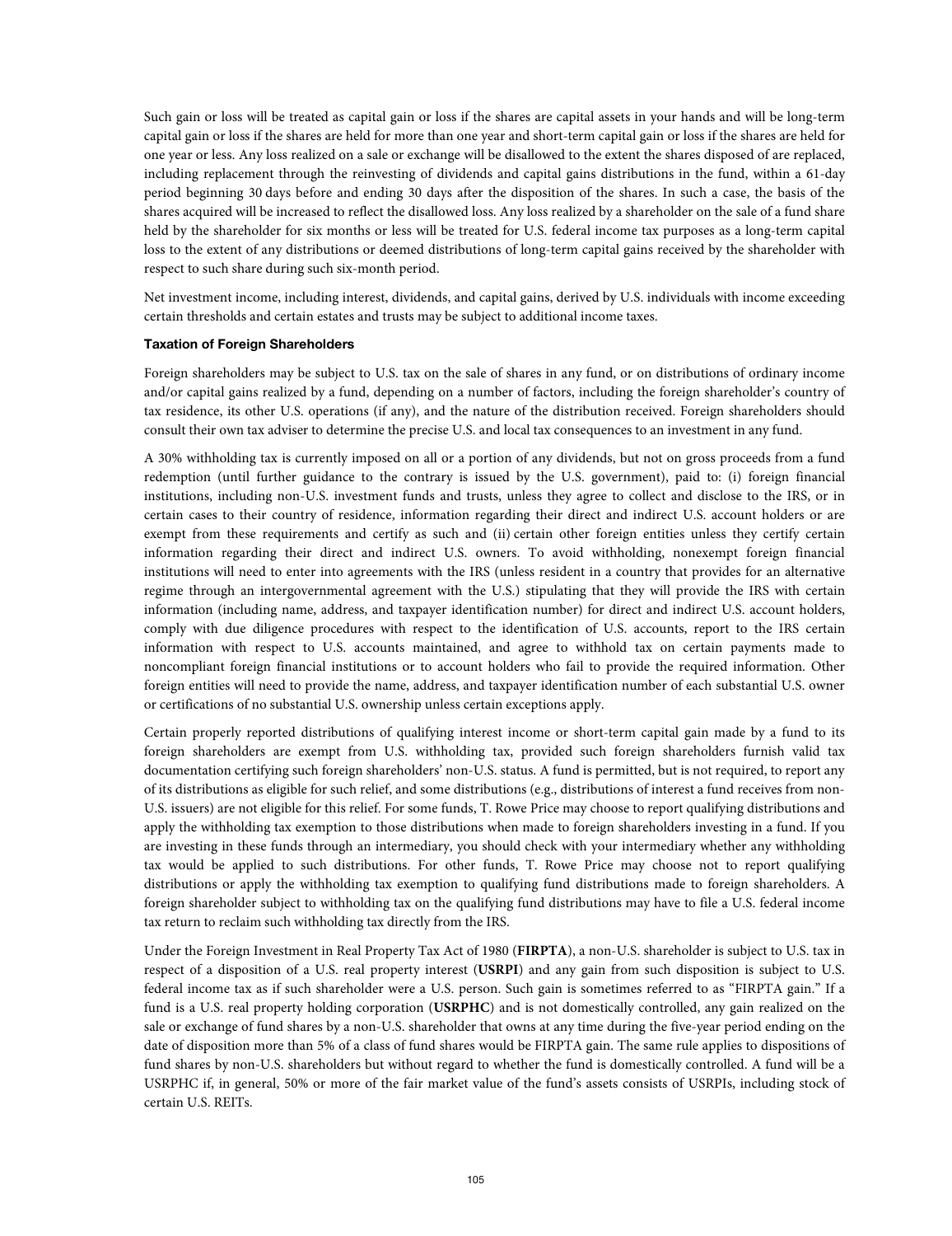Such gain or loss will be treated as capital gain or loss if the shares are capital assets in your hands and will be long-term capital gain or loss if the shares are held for more than one year and short-term capital gain or loss if the shares are held for one year or less. Any loss realized on a sale or exchange will be disallowed to the extent the shares disposed of are replaced, including replacement through the reinvesting of dividends and capital gains distributions in the fund, within a 61-day period beginning 30 days before and ending 30 days after the disposition of the shares. In such a case, the basis of the shares acquired will be increased to reflect the disallowed loss. Any loss realized by a shareholder on the sale of a fund share held by the shareholder for six months or less will be treated for U.S. federal income tax purposes as a long-term capital loss to the extent of any distributions or deemed distributions of long-term capital gains received by the shareholder with respect to such share during such six-month period.

Net investment income, including interest, dividends, and capital gains, derived by U.S. individuals with income exceeding certain thresholds and certain estates and trusts may be subject to additional income taxes.

**Taxation of Foreign Shareholders**

Foreign shareholders may be subject to U.S. tax on the sale of shares in any fund, or on distributions of ordinary income and/or capital gains realized by a fund, depending on a number of factors, including the foreign shareholder's country of tax residence, its other U.S. operations (if any), and the nature of the distribution received. Foreign shareholders should consult their own tax adviser to determine the precise U.S. and local tax consequences to an investment in any fund.

A 30% withholding tax is currently imposed on all or a portion of any dividends, but not on gross proceeds from a fund redemption (until further guidance to the contrary is issued by the U.S. government), paid to: (i) foreign financial institutions, including non-U.S. investment funds and trusts, unless they agree to collect and disclose to the IRS, or in certain cases to their country of residence, information regarding their direct and indirect U.S. account holders or are exempt from these requirements and certify as such and (ii) certain other foreign entities unless they certify certain information regarding their direct and indirect U.S. owners. To avoid withholding, nonexempt foreign financial institutions will need to enter into agreements with the IRS (unless resident in a country that provides for an alternative regime through an intergovernmental agreement with the U.S.) stipulating that they will provide the IRS with certain information (including name, address, and taxpayer identification number) for direct and indirect U.S. account holders, comply with due diligence procedures with respect to the identification of U.S. accounts, report to the IRS certain information with respect to U.S. accounts maintained, and agree to withhold tax on certain payments made to noncompliant foreign financial institutions or to account holders who fail to provide the required information. Other foreign entities will need to provide the name, address, and taxpayer identification number of each substantial U.S. owner or certifications of no substantial U.S. ownership unless certain exceptions apply.

Certain properly reported distributions of qualifying interest income or short-term capital gain made by a fund to its foreign shareholders are exempt from U.S. withholding tax, provided such foreign shareholders furnish valid tax documentation certifying such foreign shareholders' non-U.S. status. A fund is permitted, but is not required, to report any of its distributions as eligible for such relief, and some distributions (e.g., distributions of interest a fund receives from non-U.S. issuers) are not eligible for this relief. For some funds, T. Rowe Price may choose to report qualifying distributions and apply the withholding tax exemption to those distributions when made to foreign shareholders investing in a fund. If you are investing in these funds through an intermediary, you should check with your intermediary whether any withholding tax would be applied to such distributions. For other funds, T. Rowe Price may choose not to report qualifying distributions or apply the withholding tax exemption to qualifying fund distributions made to foreign shareholders. A foreign shareholder subject to withholding tax on the qualifying fund distributions may have to file a U.S. federal income tax return to reclaim such withholding tax directly from the IRS.

Under the Foreign Investment in Real Property Tax Act of 1980 (**FIRPTA**), a non-U.S. shareholder is subject to U.S. tax in respect of a disposition of a U.S. real property interest (**USRPI**) and any gain from such disposition is subject to U.S. federal income tax as if such shareholder were a U.S. person. Such gain is sometimes referred to as "FIRPTA gain." If a fund is a U.S. real property holding corporation (**USRPHC**) and is not domestically controlled, any gain realized on the sale or exchange of fund shares by a non-U.S. shareholder that owns at any time during the five-year period ending on the date of disposition more than 5% of a class of fund shares would be FIRPTA gain. The same rule applies to dispositions of fund shares by non-U.S. shareholders but without regard to whether the fund is domestically controlled. A fund will be a USRPHC if, in general, 50% or more of the fair market value of the fund's assets consists of USRPIs, including stock of certain U.S. REITs.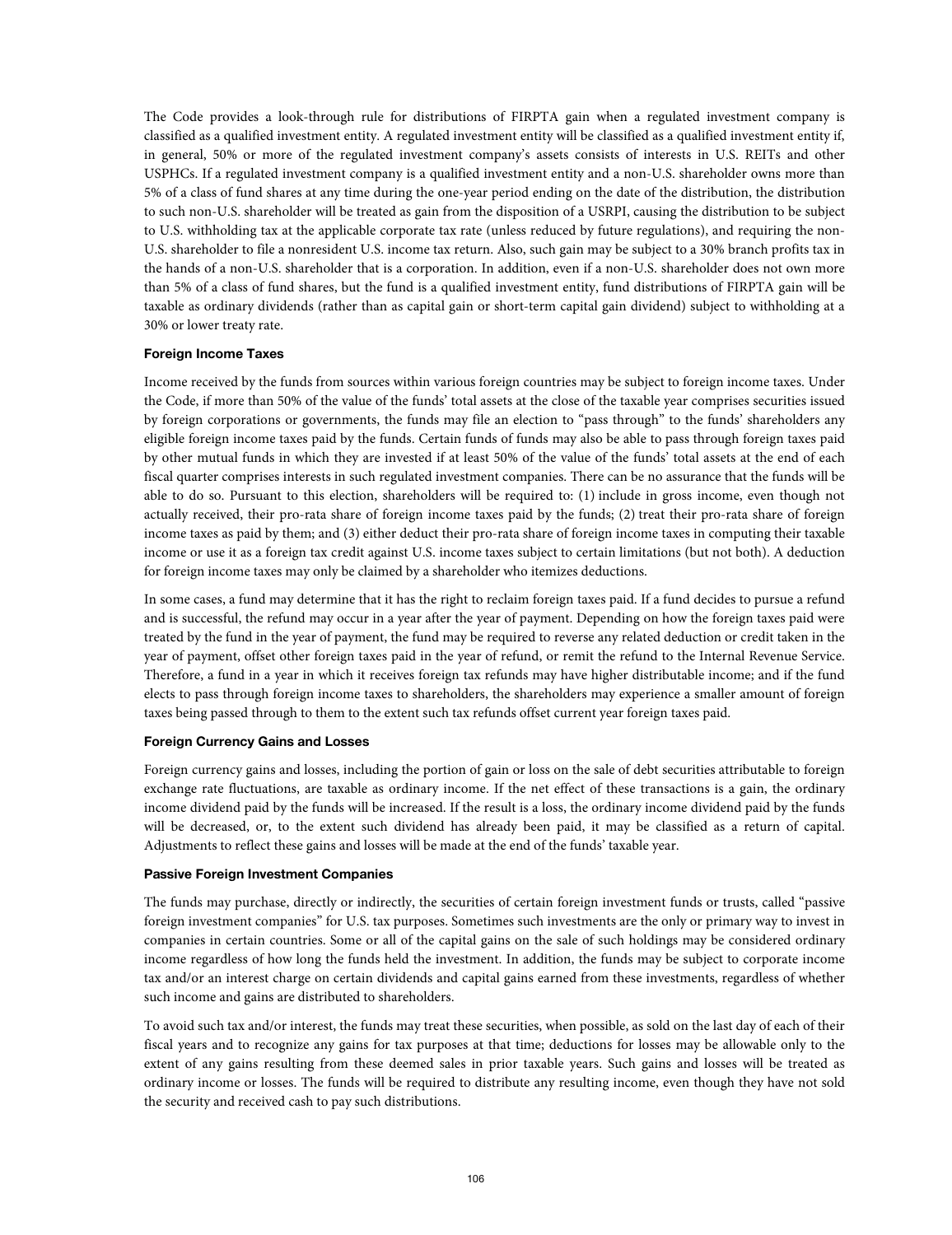The Code provides a look-through rule for distributions of FIRPTA gain when a regulated investment company is classified as a qualified investment entity. A regulated investment entity will be classified as a qualified investment entity if, in general, 50% or more of the regulated investment company's assets consists of interests in U.S. REITs and other USPHCs. If a regulated investment company is a qualified investment entity and a non-U.S. shareholder owns more than 5% of a class of fund shares at any time during the one-year period ending on the date of the distribution, the distribution to such non-U.S. shareholder will be treated as gain from the disposition of a USRPI, causing the distribution to be subject to U.S. withholding tax at the applicable corporate tax rate (unless reduced by future regulations), and requiring the non-U.S. shareholder to file a nonresident U.S. income tax return. Also, such gain may be subject to a 30% branch profits tax in the hands of a non-U.S. shareholder that is a corporation. In addition, even if a non-U.S. shareholder does not own more than 5% of a class of fund shares, but the fund is a qualified investment entity, fund distributions of FIRPTA gain will be taxable as ordinary dividends (rather than as capital gain or short-term capital gain dividend) subject to withholding at a 30% or lower treaty rate.

#### Foreign Income Taxes

Income received by the funds from sources within various foreign countries may be subject to foreign income taxes. Under the Code, if more than 50% of the value of the funds' total assets at the close of the taxable year comprises securities issued by foreign corporations or governments, the funds may file an election to "pass through" to the funds' shareholders any eligible foreign income taxes paid by the funds. Certain funds of funds may also be able to pass through foreign taxes paid by other mutual funds in which they are invested if at least 50% of the value of the funds' total assets at the end of each fiscal quarter comprises interests in such regulated investment companies. There can be no assurance that the funds will be able to do so. Pursuant to this election, shareholders will be required to: (1) include in gross income, even though not actually received, their pro-rata share of foreign income taxes paid by the funds; (2) treat their pro-rata share of foreign income taxes as paid by them; and (3) either deduct their pro-rata share of foreign income taxes in computing their taxable income or use it as a foreign tax credit against U.S. income taxes subject to certain limitations (but not both). A deduction for foreign income taxes may only be claimed by a shareholder who itemizes deductions.

In some cases, a fund may determine that it has the right to reclaim foreign taxes paid. If a fund decides to pursue a refund and is successful, the refund may occur in a year after the year of payment. Depending on how the foreign taxes paid were treated by the fund in the year of payment, the fund may be required to reverse any related deduction or credit taken in the year of payment, offset other foreign taxes paid in the year of refund, or remit the refund to the Internal Revenue Service. Therefore, a fund in a year in which it receives foreign tax refunds may have higher distributable income; and if the fund elects to pass through foreign income taxes to shareholders, the shareholders may experience a smaller amount of foreign taxes being passed through to them to the extent such tax refunds offset current year foreign taxes paid.

#### Foreign Currency Gains and Losses

Foreign currency gains and losses, including the portion of gain or loss on the sale of debt securities attributable to foreign exchange rate fluctuations, are taxable as ordinary income. If the net effect of these transactions is a gain, the ordinary income dividend paid by the funds will be increased. If the result is a loss, the ordinary income dividend paid by the funds will be decreased, or, to the extent such dividend has already been paid, it may be classified as a return of capital. Adjustments to reflect these gains and losses will be made at the end of the funds' taxable year.

#### Passive Foreign Investment Companies

The funds may purchase, directly or indirectly, the securities of certain foreign investment funds or trusts, called "passive foreign investment companies" for U.S. tax purposes. Sometimes such investments are the only or primary way to invest in companies in certain countries. Some or all of the capital gains on the sale of such holdings may be considered ordinary income regardless of how long the funds held the investment. In addition, the funds may be subject to corporate income tax and/or an interest charge on certain dividends and capital gains earned from these investments, regardless of whether such income and gains are distributed to shareholders.

To avoid such tax and/or interest, the funds may treat these securities, when possible, as sold on the last day of each of their fiscal years and to recognize any gains for tax purposes at that time; deductions for losses may be allowable only to the extent of any gains resulting from these deemed sales in prior taxable years. Such gains and losses will be treated as ordinary income or losses. The funds will be required to distribute any resulting income, even though they have not sold the security and received cash to pay such distributions.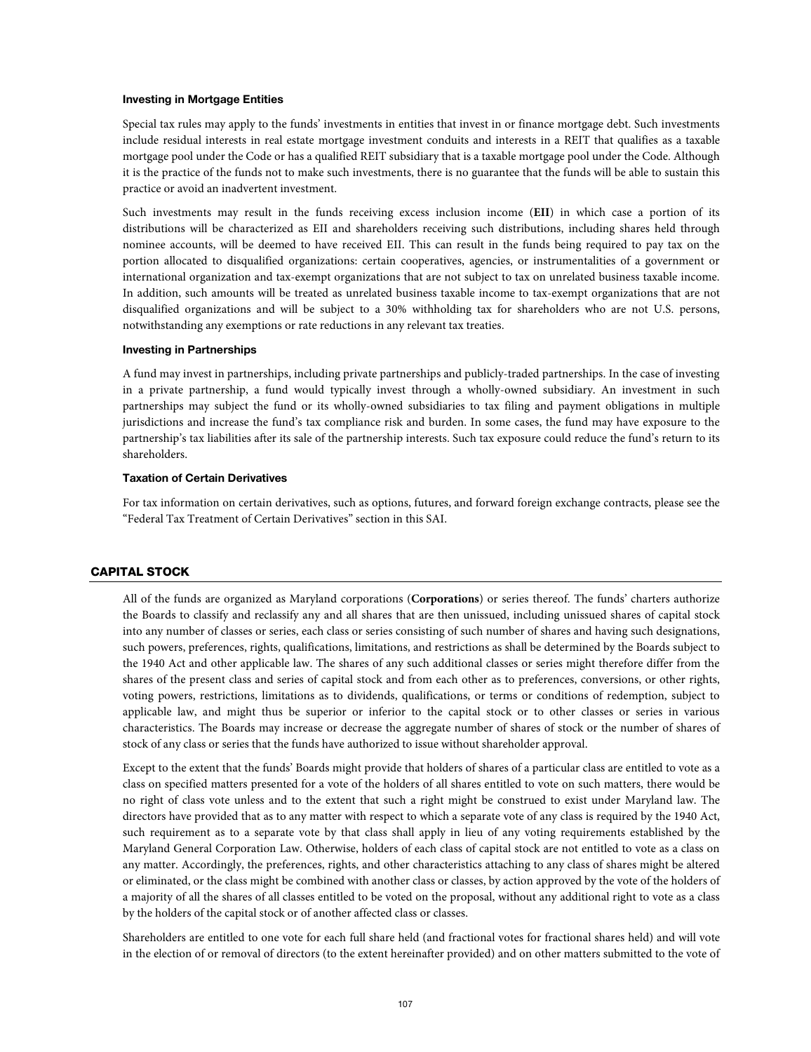### Investing in Mortgage Entities

Special tax rules may apply to the funds' investments in entities that invest in or finance mortgage debt. Such investments include residual interests in real estate mortgage investment conduits and interests in a REIT that qualifies as a taxable mortgage pool under the Code or has a qualified REIT subsidiary that is a taxable mortgage pool under the Code. Although it is the practice of the funds not to make such investments, there is no guarantee that the funds will be able to sustain this practice or avoid an inadvertent investment.

Such investments may result in the funds receiving excess inclusion income (**EII**) in which case a portion of its distributions will be characterized as EII and shareholders receiving such distributions, including shares held through nominee accounts, will be deemed to have received EII. This can result in the funds being required to pay tax on the portion allocated to disqualified organizations: certain cooperatives, agencies, or instrumentalities of a government or international organization and tax-exempt organizations that are not subject to tax on unrelated business taxable income. In addition, such amounts will be treated as unrelated business taxable income to tax-exempt organizations that are not disqualified organizations and will be subject to a 30% withholding tax for shareholders who are not U.S. persons, notwithstanding any exemptions or rate reductions in any relevant tax treaties.

### Investing in Partnerships

A fund may invest in partnerships, including private partnerships and publicly-traded partnerships. In the case of investing in a private partnership, a fund would typically invest through a wholly-owned subsidiary. An investment in such partnerships may subject the fund or its wholly-owned subsidiaries to tax filing and payment obligations in multiple jurisdictions and increase the fund's tax compliance risk and burden. In some cases, the fund may have exposure to the partnership's tax liabilities after its sale of the partnership interests. Such tax exposure could reduce the fund's return to its shareholders.

### Taxation of Certain Derivatives

For tax information on certain derivatives, such as options, futures, and forward foreign exchange contracts, please see the "Federal Tax Treatment of Certain Derivatives" section in this SAI.

## CAPITAL STOCK

All of the funds are organized as Maryland corporations (**Corporations**) or series thereof. The funds' charters authorize the Boards to classify and reclassify any and all shares that are then unissued, including unissued shares of capital stock into any number of classes or series, each class or series consisting of such number of shares and having such designations, such powers, preferences, rights, qualifications, limitations, and restrictions as shall be determined by the Boards subject to the 1940 Act and other applicable law. The shares of any such additional classes or series might therefore differ from the shares of the present class and series of capital stock and from each other as to preferences, conversions, or other rights, voting powers, restrictions, limitations as to dividends, qualifications, or terms or conditions of redemption, subject to applicable law, and might thus be superior or inferior to the capital stock or to other classes or series in various characteristics. The Boards may increase or decrease the aggregate number of shares of stock or the number of shares of stock of any class or series that the funds have authorized to issue without shareholder approval.

Except to the extent that the funds' Boards might provide that holders of shares of a particular class are entitled to vote as a class on specified matters presented for a vote of the holders of all shares entitled to vote on such matters, there would be no right of class vote unless and to the extent that such a right might be construed to exist under Maryland law. The directors have provided that as to any matter with respect to which a separate vote of any class is required by the 1940 Act, such requirement as to a separate vote by that class shall apply in lieu of any voting requirements established by the Maryland General Corporation Law. Otherwise, holders of each class of capital stock are not entitled to vote as a class on any matter. Accordingly, the preferences, rights, and other characteristics attaching to any class of shares might be altered or eliminated, or the class might be combined with another class or classes, by action approved by the vote of the holders of a majority of all the shares of all classes entitled to be voted on the proposal, without any additional right to vote as a class by the holders of the capital stock or of another affected class or classes.

Shareholders are entitled to one vote for each full share held (and fractional votes for fractional shares held) and will vote in the election of or removal of directors (to the extent hereinafter provided) and on other matters submitted to the vote of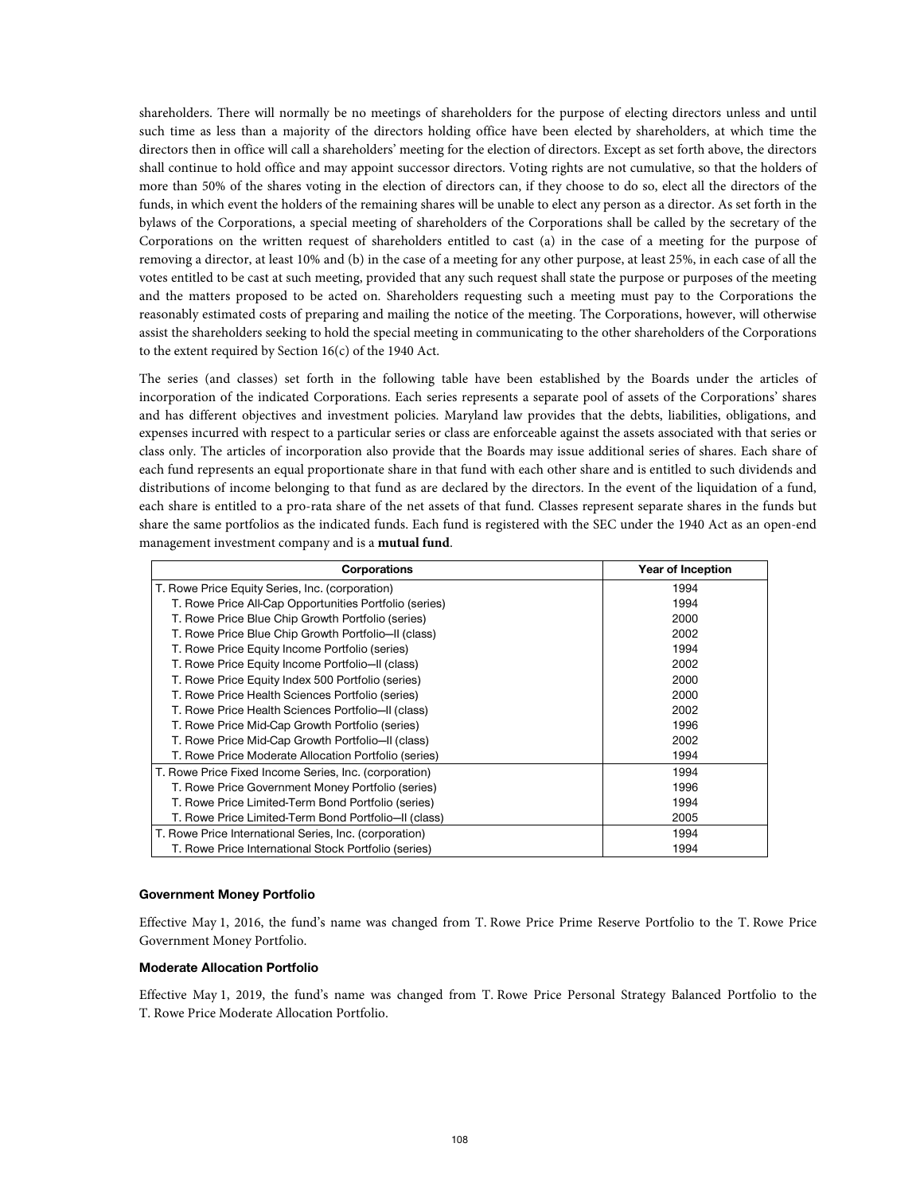shareholders. There will normally be no meetings of shareholders for the purpose of electing directors unless and until such time as less than a majority of the directors holding office have been elected by shareholders, at which time the directors then in office will call a shareholders' meeting for the election of directors. Except as set forth above, the directors shall continue to hold office and may appoint successor directors. Voting rights are not cumulative, so that the holders of more than 50% of the shares voting in the election of directors can, if they choose to do so, elect all the directors of the funds, in which event the holders of the remaining shares will be unable to elect any person as a director. As set forth in the bylaws of the Corporations, a special meeting of shareholders of the Corporations shall be called by the secretary of the Corporations on the written request of shareholders entitled to cast (a) in the case of a meeting for the purpose of removing a director, at least 10% and (b) in the case of a meeting for any other purpose, at least 25%, in each case of all the votes entitled to be cast at such meeting, provided that any such request shall state the purpose or purposes of the meeting and the matters proposed to be acted on. Shareholders requesting such a meeting must pay to the Corporations the reasonably estimated costs of preparing and mailing the notice of the meeting. The Corporations, however, will otherwise assist the shareholders seeking to hold the special meeting in communicating to the other shareholders of the Corporations to the extent required by Section 16(c) of the 1940 Act.

The series (and classes) set forth in the following table have been established by the Boards under the articles of incorporation of the indicated Corporations. Each series represents a separate pool of assets of the Corporations' shares and has different objectives and investment policies. Maryland law provides that the debts, liabilities, obligations, and expenses incurred with respect to a particular series or class are enforceable against the assets associated with that series or class only. The articles of incorporation also provide that the Boards may issue additional series of shares. Each share of each fund represents an equal proportionate share in that fund with each other share and is entitled to such dividends and distributions of income belonging to that fund as are declared by the directors. In the event of the liquidation of a fund, each share is entitled to a pro-rata share of the net assets of that fund. Classes represent separate shares in the funds but share the same portfolios as the indicated funds. Each fund is registered with the SEC under the 1940 Act as an open-end management investment company and is a **mutual fund**.

| Corporations | Year of Inception |
|---|---|
| T. Rowe Price Equity Series, Inc. (corporation) | 1994 |
| T. Rowe Price All-Cap Opportunities Portfolio (series) | 1994 |
| T. Rowe Price Blue Chip Growth Portfolio (series) | 2000 |
| T. Rowe Price Blue Chip Growth Portfolio—II (class) | 2002 |
| T. Rowe Price Equity Income Portfolio (series) | 1994 |
| T. Rowe Price Equity Income Portfolio—II (class) | 2002 |
| T. Rowe Price Equity Index 500 Portfolio (series) | 2000 |
| T. Rowe Price Health Sciences Portfolio (series) | 2000 |
| T. Rowe Price Health Sciences Portfolio—II (class) | 2002 |
| T. Rowe Price Mid-Cap Growth Portfolio (series) | 1996 |
| T. Rowe Price Mid-Cap Growth Portfolio—II (class) | 2002 |
| T. Rowe Price Moderate Allocation Portfolio (series) | 1994 |
| T. Rowe Price Fixed Income Series, Inc. (corporation) | 1994 |
| T. Rowe Price Government Money Portfolio (series) | 1996 |
| T. Rowe Price Limited-Term Bond Portfolio (series) | 1994 |
| T. Rowe Price Limited-Term Bond Portfolio—II (class) | 2005 |
| T. Rowe Price International Series, Inc. (corporation) | 1994 |
| T. Rowe Price International Stock Portfolio (series) | 1994 |

#### Government Money Portfolio

Effective May 1, 2016, the fund's name was changed from T. Rowe Price Prime Reserve Portfolio to the T. Rowe Price Government Money Portfolio.

#### Moderate Allocation Portfolio

Effective May 1, 2019, the fund's name was changed from T. Rowe Price Personal Strategy Balanced Portfolio to the T. Rowe Price Moderate Allocation Portfolio.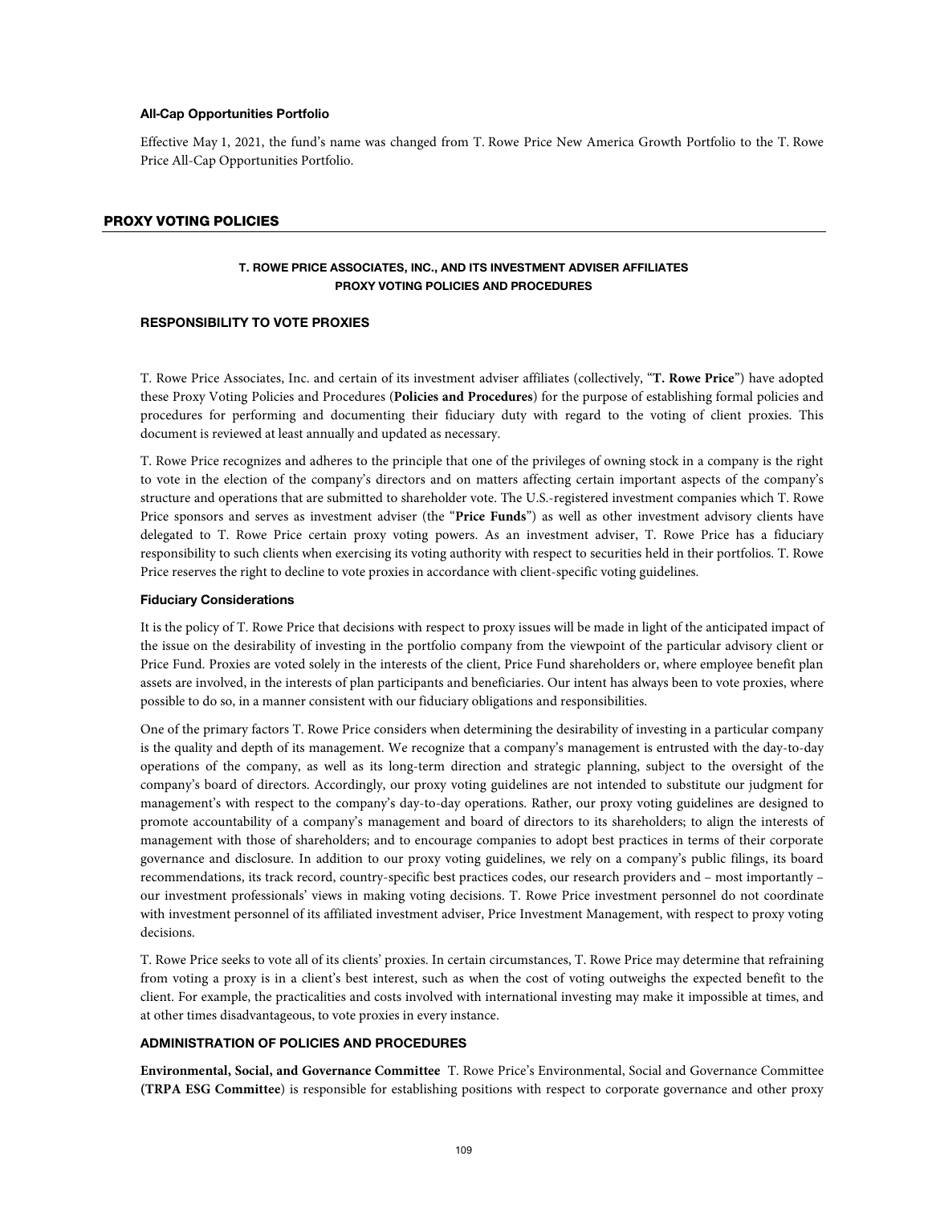#### All-Cap Opportunities Portfolio

Effective May 1, 2021, the fund's name was changed from T. Rowe Price New America Growth Portfolio to the T. Rowe Price All-Cap Opportunities Portfolio.

## PROXY VOTING POLICIES

### T. ROWE PRICE ASSOCIATES, INC., AND ITS INVESTMENT ADVISER AFFILIATES PROXY VOTING POLICIES AND PROCEDURES

### RESPONSIBILITY TO VOTE PROXIES

T. Rowe Price Associates, Inc. and certain of its investment adviser affiliates (collectively, "**T. Rowe Price**") have adopted these Proxy Voting Policies and Procedures (**Policies and Procedures**) for the purpose of establishing formal policies and procedures for performing and documenting their fiduciary duty with regard to the voting of client proxies. This document is reviewed at least annually and updated as necessary.

T. Rowe Price recognizes and adheres to the principle that one of the privileges of owning stock in a company is the right to vote in the election of the company's directors and on matters affecting certain important aspects of the company's structure and operations that are submitted to shareholder vote. The U.S.-registered investment companies which T. Rowe Price sponsors and serves as investment adviser (the "**Price Funds**") as well as other investment advisory clients have delegated to T. Rowe Price certain proxy voting powers. As an investment adviser, T. Rowe Price has a fiduciary responsibility to such clients when exercising its voting authority with respect to securities held in their portfolios. T. Rowe Price reserves the right to decline to vote proxies in accordance with client-specific voting guidelines.

#### Fiduciary Considerations

It is the policy of T. Rowe Price that decisions with respect to proxy issues will be made in light of the anticipated impact of the issue on the desirability of investing in the portfolio company from the viewpoint of the particular advisory client or Price Fund. Proxies are voted solely in the interests of the client, Price Fund shareholders or, where employee benefit plan assets are involved, in the interests of plan participants and beneficiaries. Our intent has always been to vote proxies, where possible to do so, in a manner consistent with our fiduciary obligations and responsibilities.

One of the primary factors T. Rowe Price considers when determining the desirability of investing in a particular company is the quality and depth of its management. We recognize that a company's management is entrusted with the day-to-day operations of the company, as well as its long-term direction and strategic planning, subject to the oversight of the company's board of directors. Accordingly, our proxy voting guidelines are not intended to substitute our judgment for management's with respect to the company's day-to-day operations. Rather, our proxy voting guidelines are designed to promote accountability of a company's management and board of directors to its shareholders; to align the interests of management with those of shareholders; and to encourage companies to adopt best practices in terms of their corporate governance and disclosure. In addition to our proxy voting guidelines, we rely on a company's public filings, its board recommendations, its track record, country-specific best practices codes, our research providers and – most importantly – our investment professionals' views in making voting decisions. T. Rowe Price investment personnel do not coordinate with investment personnel of its affiliated investment adviser, Price Investment Management, with respect to proxy voting decisions.

T. Rowe Price seeks to vote all of its clients' proxies. In certain circumstances, T. Rowe Price may determine that refraining from voting a proxy is in a client's best interest, such as when the cost of voting outweighs the expected benefit to the client. For example, the practicalities and costs involved with international investing may make it impossible at times, and at other times disadvantageous, to vote proxies in every instance.

### ADMINISTRATION OF POLICIES AND PROCEDURES

**Environmental, Social, and Governance Committee** T. Rowe Price's Environmental, Social and Governance Committee **(TRPA ESG Committee**) is responsible for establishing positions with respect to corporate governance and other proxy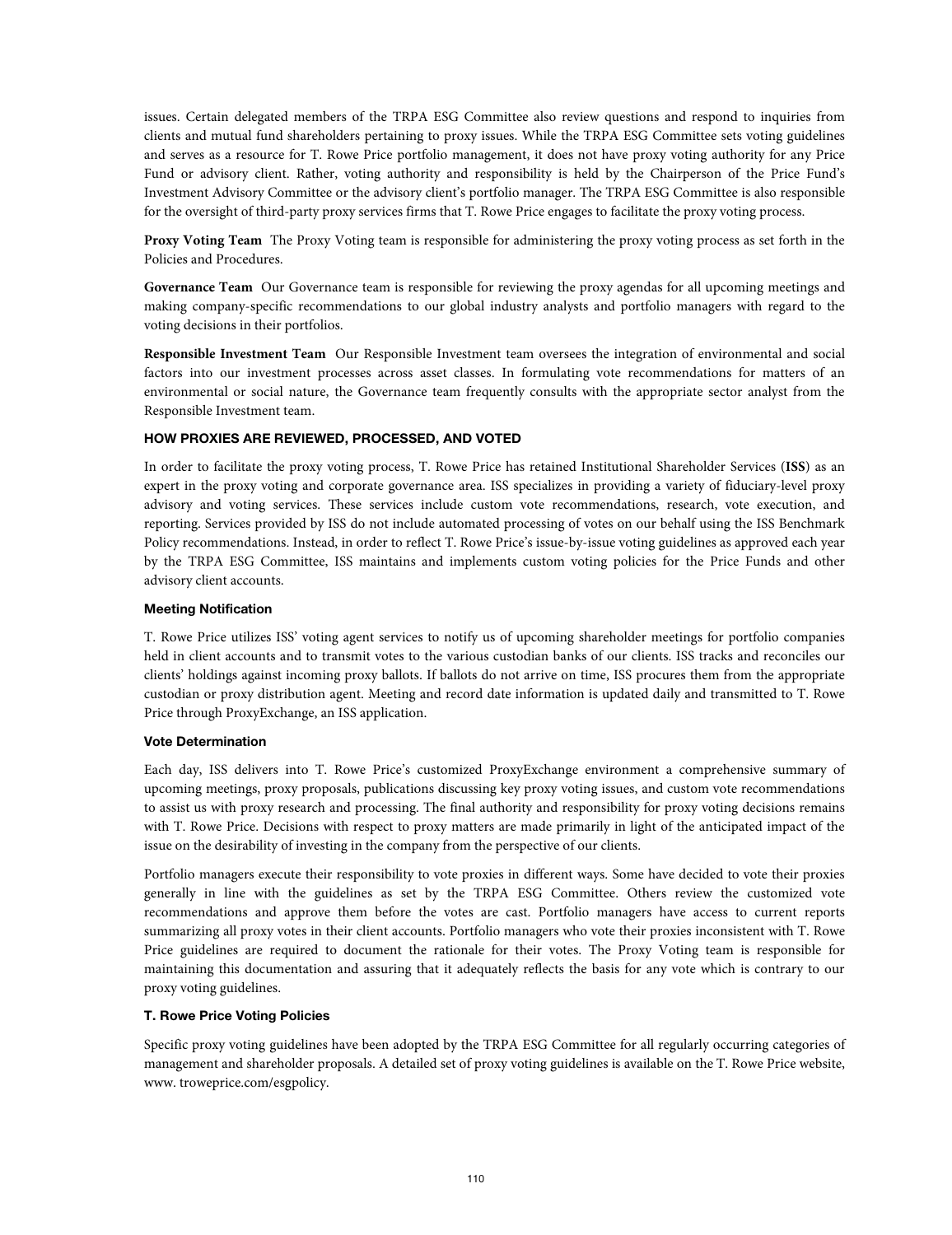issues. Certain delegated members of the TRPA ESG Committee also review questions and respond to inquiries from clients and mutual fund shareholders pertaining to proxy issues. While the TRPA ESG Committee sets voting guidelines and serves as a resource for T. Rowe Price portfolio management, it does not have proxy voting authority for any Price Fund or advisory client. Rather, voting authority and responsibility is held by the Chairperson of the Price Fund's Investment Advisory Committee or the advisory client's portfolio manager. The TRPA ESG Committee is also responsible for the oversight of third-party proxy services firms that T. Rowe Price engages to facilitate the proxy voting process.

**Proxy Voting Team** The Proxy Voting team is responsible for administering the proxy voting process as set forth in the Policies and Procedures.

**Governance Team** Our Governance team is responsible for reviewing the proxy agendas for all upcoming meetings and making company-specific recommendations to our global industry analysts and portfolio managers with regard to the voting decisions in their portfolios.

**Responsible Investment Team** Our Responsible Investment team oversees the integration of environmental and social factors into our investment processes across asset classes. In formulating vote recommendations for matters of an environmental or social nature, the Governance team frequently consults with the appropriate sector analyst from the Responsible Investment team.

## HOW PROXIES ARE REVIEWED, PROCESSED, AND VOTED

In order to facilitate the proxy voting process, T. Rowe Price has retained Institutional Shareholder Services (**ISS**) as an expert in the proxy voting and corporate governance area. ISS specializes in providing a variety of fiduciary-level proxy advisory and voting services. These services include custom vote recommendations, research, vote execution, and reporting. Services provided by ISS do not include automated processing of votes on our behalf using the ISS Benchmark Policy recommendations. Instead, in order to reflect T. Rowe Price's issue-by-issue voting guidelines as approved each year by the TRPA ESG Committee, ISS maintains and implements custom voting policies for the Price Funds and other advisory client accounts.

### Meeting Notification

T. Rowe Price utilizes ISS' voting agent services to notify us of upcoming shareholder meetings for portfolio companies held in client accounts and to transmit votes to the various custodian banks of our clients. ISS tracks and reconciles our clients' holdings against incoming proxy ballots. If ballots do not arrive on time, ISS procures them from the appropriate custodian or proxy distribution agent. Meeting and record date information is updated daily and transmitted to T. Rowe Price through ProxyExchange, an ISS application.

### Vote Determination

Each day, ISS delivers into T. Rowe Price's customized ProxyExchange environment a comprehensive summary of upcoming meetings, proxy proposals, publications discussing key proxy voting issues, and custom vote recommendations to assist us with proxy research and processing. The final authority and responsibility for proxy voting decisions remains with T. Rowe Price. Decisions with respect to proxy matters are made primarily in light of the anticipated impact of the issue on the desirability of investing in the company from the perspective of our clients.

Portfolio managers execute their responsibility to vote proxies in different ways. Some have decided to vote their proxies generally in line with the guidelines as set by the TRPA ESG Committee. Others review the customized vote recommendations and approve them before the votes are cast. Portfolio managers have access to current reports summarizing all proxy votes in their client accounts. Portfolio managers who vote their proxies inconsistent with T. Rowe Price guidelines are required to document the rationale for their votes. The Proxy Voting team is responsible for maintaining this documentation and assuring that it adequately reflects the basis for any vote which is contrary to our proxy voting guidelines.

### T. Rowe Price Voting Policies

Specific proxy voting guidelines have been adopted by the TRPA ESG Committee for all regularly occurring categories of management and shareholder proposals. A detailed set of proxy voting guidelines is available on the T. Rowe Price website, www. troweprice.com/esgpolicy.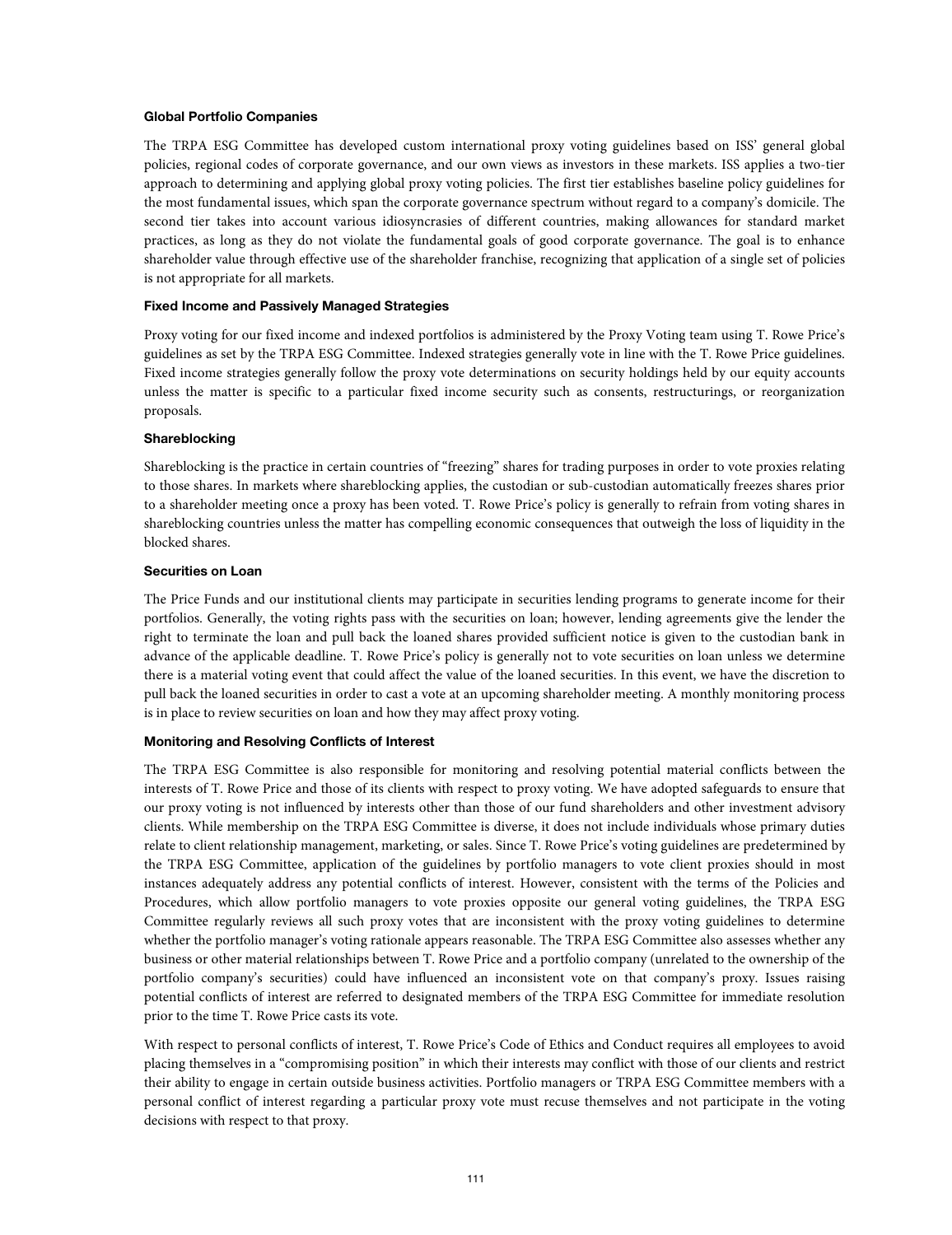#### Global Portfolio Companies

The TRPA ESG Committee has developed custom international proxy voting guidelines based on ISS' general global policies, regional codes of corporate governance, and our own views as investors in these markets. ISS applies a two-tier approach to determining and applying global proxy voting policies. The first tier establishes baseline policy guidelines for the most fundamental issues, which span the corporate governance spectrum without regard to a company's domicile. The second tier takes into account various idiosyncrasies of different countries, making allowances for standard market practices, as long as they do not violate the fundamental goals of good corporate governance. The goal is to enhance shareholder value through effective use of the shareholder franchise, recognizing that application of a single set of policies is not appropriate for all markets.

#### Fixed Income and Passively Managed Strategies

Proxy voting for our fixed income and indexed portfolios is administered by the Proxy Voting team using T. Rowe Price's guidelines as set by the TRPA ESG Committee. Indexed strategies generally vote in line with the T. Rowe Price guidelines. Fixed income strategies generally follow the proxy vote determinations on security holdings held by our equity accounts unless the matter is specific to a particular fixed income security such as consents, restructurings, or reorganization proposals.

#### Shareblocking

Shareblocking is the practice in certain countries of "freezing" shares for trading purposes in order to vote proxies relating to those shares. In markets where shareblocking applies, the custodian or sub-custodian automatically freezes shares prior to a shareholder meeting once a proxy has been voted. T. Rowe Price's policy is generally to refrain from voting shares in shareblocking countries unless the matter has compelling economic consequences that outweigh the loss of liquidity in the blocked shares.

#### Securities on Loan

The Price Funds and our institutional clients may participate in securities lending programs to generate income for their portfolios. Generally, the voting rights pass with the securities on loan; however, lending agreements give the lender the right to terminate the loan and pull back the loaned shares provided sufficient notice is given to the custodian bank in advance of the applicable deadline. T. Rowe Price's policy is generally not to vote securities on loan unless we determine there is a material voting event that could affect the value of the loaned securities. In this event, we have the discretion to pull back the loaned securities in order to cast a vote at an upcoming shareholder meeting. A monthly monitoring process is in place to review securities on loan and how they may affect proxy voting.

#### Monitoring and Resolving Conflicts of Interest

The TRPA ESG Committee is also responsible for monitoring and resolving potential material conflicts between the interests of T. Rowe Price and those of its clients with respect to proxy voting. We have adopted safeguards to ensure that our proxy voting is not influenced by interests other than those of our fund shareholders and other investment advisory clients. While membership on the TRPA ESG Committee is diverse, it does not include individuals whose primary duties relate to client relationship management, marketing, or sales. Since T. Rowe Price's voting guidelines are predetermined by the TRPA ESG Committee, application of the guidelines by portfolio managers to vote client proxies should in most instances adequately address any potential conflicts of interest. However, consistent with the terms of the Policies and Procedures, which allow portfolio managers to vote proxies opposite our general voting guidelines, the TRPA ESG Committee regularly reviews all such proxy votes that are inconsistent with the proxy voting guidelines to determine whether the portfolio manager's voting rationale appears reasonable. The TRPA ESG Committee also assesses whether any business or other material relationships between T. Rowe Price and a portfolio company (unrelated to the ownership of the portfolio company's securities) could have influenced an inconsistent vote on that company's proxy. Issues raising potential conflicts of interest are referred to designated members of the TRPA ESG Committee for immediate resolution prior to the time T. Rowe Price casts its vote.

With respect to personal conflicts of interest, T. Rowe Price's Code of Ethics and Conduct requires all employees to avoid placing themselves in a "compromising position" in which their interests may conflict with those of our clients and restrict their ability to engage in certain outside business activities. Portfolio managers or TRPA ESG Committee members with a personal conflict of interest regarding a particular proxy vote must recuse themselves and not participate in the voting decisions with respect to that proxy.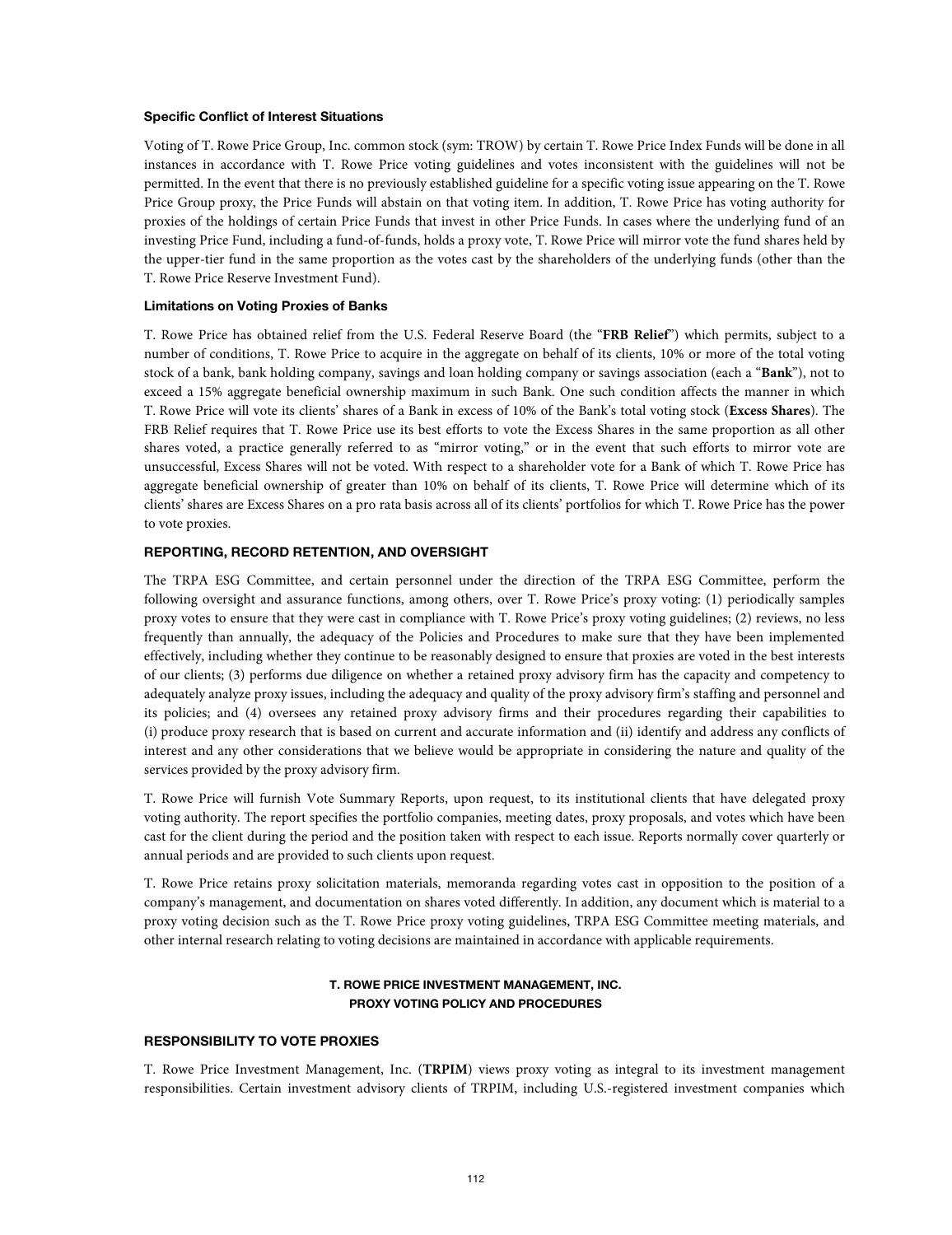**Specific Conflict of Interest Situations**

Voting of T. Rowe Price Group, Inc. common stock (sym: TROW) by certain T. Rowe Price Index Funds will be done in all instances in accordance with T. Rowe Price voting guidelines and votes inconsistent with the guidelines will not be permitted. In the event that there is no previously established guideline for a specific voting issue appearing on the T. Rowe Price Group proxy, the Price Funds will abstain on that voting item. In addition, T. Rowe Price has voting authority for proxies of the holdings of certain Price Funds that invest in other Price Funds. In cases where the underlying fund of an investing Price Fund, including a fund-of-funds, holds a proxy vote, T. Rowe Price will mirror vote the fund shares held by the upper-tier fund in the same proportion as the votes cast by the shareholders of the underlying funds (other than the T. Rowe Price Reserve Investment Fund).

**Limitations on Voting Proxies of Banks**

T. Rowe Price has obtained relief from the U.S. Federal Reserve Board (the "**FRB Relief**") which permits, subject to a number of conditions, T. Rowe Price to acquire in the aggregate on behalf of its clients, 10% or more of the total voting stock of a bank, bank holding company, savings and loan holding company or savings association (each a "**Bank**"), not to exceed a 15% aggregate beneficial ownership maximum in such Bank. One such condition affects the manner in which T. Rowe Price will vote its clients' shares of a Bank in excess of 10% of the Bank's total voting stock (**Excess Shares**). The FRB Relief requires that T. Rowe Price use its best efforts to vote the Excess Shares in the same proportion as all other shares voted, a practice generally referred to as "mirror voting," or in the event that such efforts to mirror vote are unsuccessful, Excess Shares will not be voted. With respect to a shareholder vote for a Bank of which T. Rowe Price has aggregate beneficial ownership of greater than 10% on behalf of its clients, T. Rowe Price will determine which of its clients' shares are Excess Shares on a pro rata basis across all of its clients' portfolios for which T. Rowe Price has the power to vote proxies.

## REPORTING, RECORD RETENTION, AND OVERSIGHT

The TRPA ESG Committee, and certain personnel under the direction of the TRPA ESG Committee, perform the following oversight and assurance functions, among others, over T. Rowe Price's proxy voting: (1) periodically samples proxy votes to ensure that they were cast in compliance with T. Rowe Price's proxy voting guidelines; (2) reviews, no less frequently than annually, the adequacy of the Policies and Procedures to make sure that they have been implemented effectively, including whether they continue to be reasonably designed to ensure that proxies are voted in the best interests of our clients; (3) performs due diligence on whether a retained proxy advisory firm has the capacity and competency to adequately analyze proxy issues, including the adequacy and quality of the proxy advisory firm's staffing and personnel and its policies; and (4) oversees any retained proxy advisory firms and their procedures regarding their capabilities to (i) produce proxy research that is based on current and accurate information and (ii) identify and address any conflicts of interest and any other considerations that we believe would be appropriate in considering the nature and quality of the services provided by the proxy advisory firm.

T. Rowe Price will furnish Vote Summary Reports, upon request, to its institutional clients that have delegated proxy voting authority. The report specifies the portfolio companies, meeting dates, proxy proposals, and votes which have been cast for the client during the period and the position taken with respect to each issue. Reports normally cover quarterly or annual periods and are provided to such clients upon request.

T. Rowe Price retains proxy solicitation materials, memoranda regarding votes cast in opposition to the position of a company's management, and documentation on shares voted differently. In addition, any document which is material to a proxy voting decision such as the T. Rowe Price proxy voting guidelines, TRPA ESG Committee meeting materials, and other internal research relating to voting decisions are maintained in accordance with applicable requirements.

## T. ROWE PRICE INVESTMENT MANAGEMENT, INC.
## PROXY VOTING POLICY AND PROCEDURES

## RESPONSIBILITY TO VOTE PROXIES

T. Rowe Price Investment Management, Inc. (**TRPIM**) views proxy voting as integral to its investment management responsibilities. Certain investment advisory clients of TRPIM, including U.S.-registered investment companies which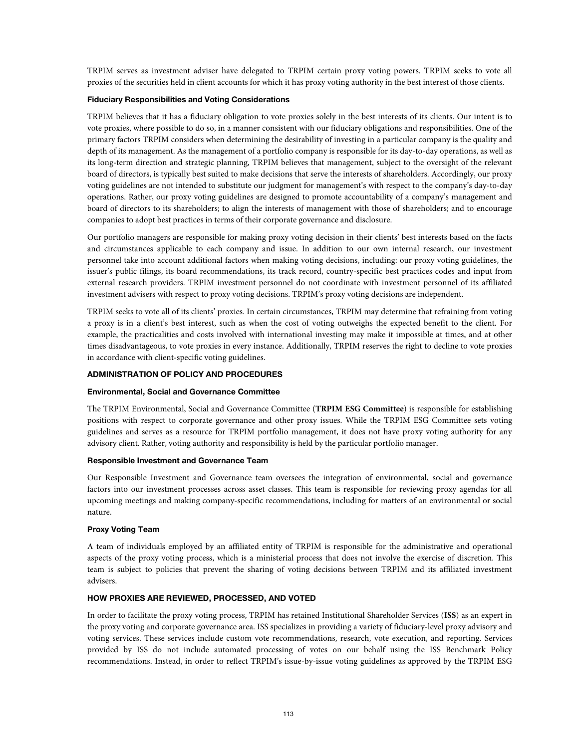TRPIM serves as investment adviser have delegated to TRPIM certain proxy voting powers. TRPIM seeks to vote all proxies of the securities held in client accounts for which it has proxy voting authority in the best interest of those clients.

#### Fiduciary Responsibilities and Voting Considerations

TRPIM believes that it has a fiduciary obligation to vote proxies solely in the best interests of its clients. Our intent is to vote proxies, where possible to do so, in a manner consistent with our fiduciary obligations and responsibilities. One of the primary factors TRPIM considers when determining the desirability of investing in a particular company is the quality and depth of its management. As the management of a portfolio company is responsible for its day-to-day operations, as well as its long-term direction and strategic planning, TRPIM believes that management, subject to the oversight of the relevant board of directors, is typically best suited to make decisions that serve the interests of shareholders. Accordingly, our proxy voting guidelines are not intended to substitute our judgment for management's with respect to the company's day-to-day operations. Rather, our proxy voting guidelines are designed to promote accountability of a company's management and board of directors to its shareholders; to align the interests of management with those of shareholders; and to encourage companies to adopt best practices in terms of their corporate governance and disclosure.

Our portfolio managers are responsible for making proxy voting decision in their clients' best interests based on the facts and circumstances applicable to each company and issue. In addition to our own internal research, our investment personnel take into account additional factors when making voting decisions, including: our proxy voting guidelines, the issuer's public filings, its board recommendations, its track record, country-specific best practices codes and input from external research providers. TRPIM investment personnel do not coordinate with investment personnel of its affiliated investment advisers with respect to proxy voting decisions. TRPIM's proxy voting decisions are independent.

TRPIM seeks to vote all of its clients' proxies. In certain circumstances, TRPIM may determine that refraining from voting a proxy is in a client's best interest, such as when the cost of voting outweighs the expected benefit to the client. For example, the practicalities and costs involved with international investing may make it impossible at times, and at other times disadvantageous, to vote proxies in every instance. Additionally, TRPIM reserves the right to decline to vote proxies in accordance with client-specific voting guidelines.

### ADMINISTRATION OF POLICY AND PROCEDURES

#### Environmental, Social and Governance Committee

The TRPIM Environmental, Social and Governance Committee (**TRPIM ESG Committee**) is responsible for establishing positions with respect to corporate governance and other proxy issues. While the TRPIM ESG Committee sets voting guidelines and serves as a resource for TRPIM portfolio management, it does not have proxy voting authority for any advisory client. Rather, voting authority and responsibility is held by the particular portfolio manager.

#### Responsible Investment and Governance Team

Our Responsible Investment and Governance team oversees the integration of environmental, social and governance factors into our investment processes across asset classes. This team is responsible for reviewing proxy agendas for all upcoming meetings and making company-specific recommendations, including for matters of an environmental or social nature.

#### Proxy Voting Team

A team of individuals employed by an affiliated entity of TRPIM is responsible for the administrative and operational aspects of the proxy voting process, which is a ministerial process that does not involve the exercise of discretion. This team is subject to policies that prevent the sharing of voting decisions between TRPIM and its affiliated investment advisers.

### HOW PROXIES ARE REVIEWED, PROCESSED, AND VOTED

In order to facilitate the proxy voting process, TRPIM has retained Institutional Shareholder Services (**ISS**) as an expert in the proxy voting and corporate governance area. ISS specializes in providing a variety of fiduciary-level proxy advisory and voting services. These services include custom vote recommendations, research, vote execution, and reporting. Services provided by ISS do not include automated processing of votes on our behalf using the ISS Benchmark Policy recommendations. Instead, in order to reflect TRPIM's issue-by-issue voting guidelines as approved by the TRPIM ESG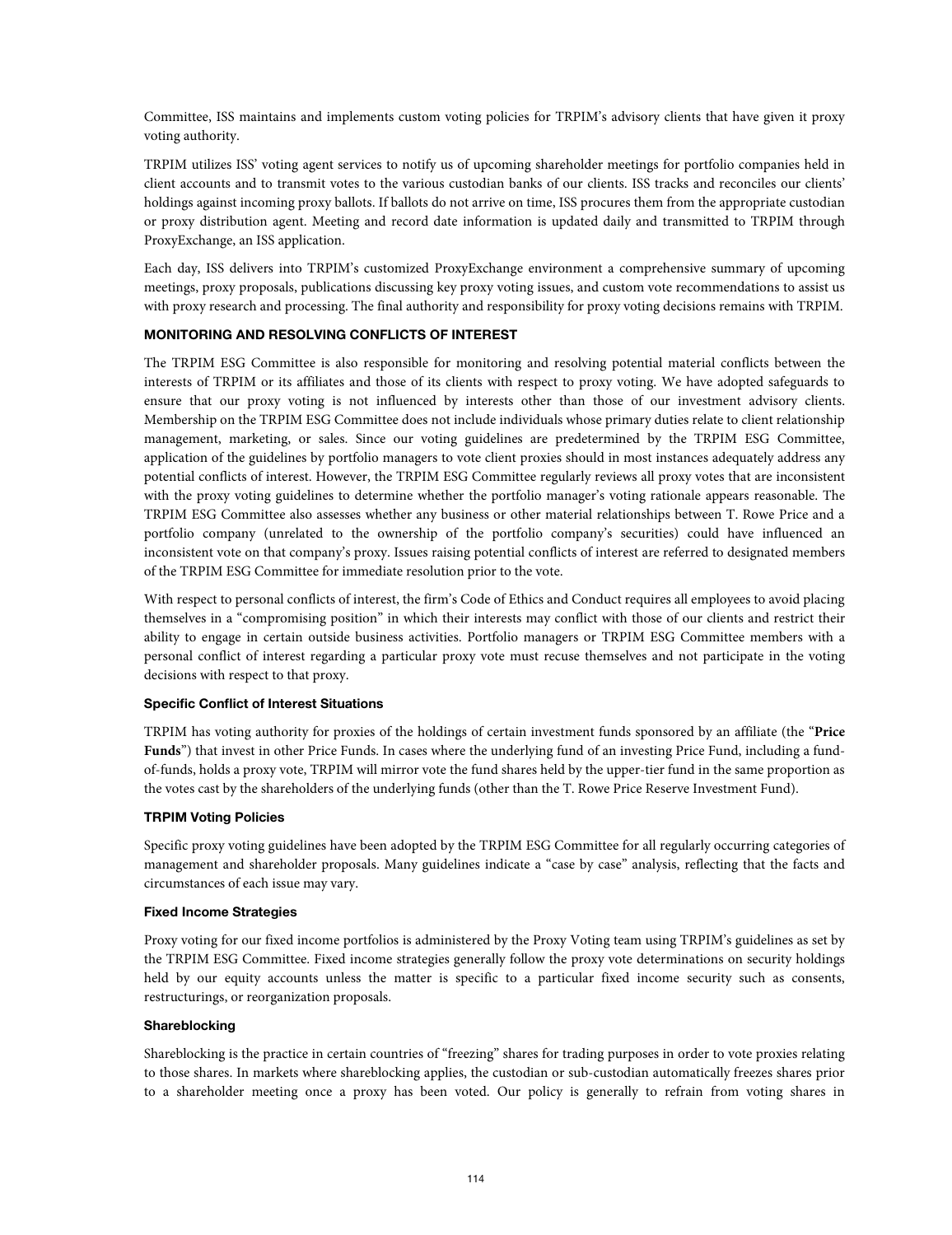Committee, ISS maintains and implements custom voting policies for TRPIM's advisory clients that have given it proxy voting authority.

TRPIM utilizes ISS' voting agent services to notify us of upcoming shareholder meetings for portfolio companies held in client accounts and to transmit votes to the various custodian banks of our clients. ISS tracks and reconciles our clients' holdings against incoming proxy ballots. If ballots do not arrive on time, ISS procures them from the appropriate custodian or proxy distribution agent. Meeting and record date information is updated daily and transmitted to TRPIM through ProxyExchange, an ISS application.

Each day, ISS delivers into TRPIM's customized ProxyExchange environment a comprehensive summary of upcoming meetings, proxy proposals, publications discussing key proxy voting issues, and custom vote recommendations to assist us with proxy research and processing. The final authority and responsibility for proxy voting decisions remains with TRPIM.

### MONITORING AND RESOLVING CONFLICTS OF INTEREST

The TRPIM ESG Committee is also responsible for monitoring and resolving potential material conflicts between the interests of TRPIM or its affiliates and those of its clients with respect to proxy voting. We have adopted safeguards to ensure that our proxy voting is not influenced by interests other than those of our investment advisory clients. Membership on the TRPIM ESG Committee does not include individuals whose primary duties relate to client relationship management, marketing, or sales. Since our voting guidelines are predetermined by the TRPIM ESG Committee, application of the guidelines by portfolio managers to vote client proxies should in most instances adequately address any potential conflicts of interest. However, the TRPIM ESG Committee regularly reviews all proxy votes that are inconsistent with the proxy voting guidelines to determine whether the portfolio manager's voting rationale appears reasonable. The TRPIM ESG Committee also assesses whether any business or other material relationships between T. Rowe Price and a portfolio company (unrelated to the ownership of the portfolio company's securities) could have influenced an inconsistent vote on that company's proxy. Issues raising potential conflicts of interest are referred to designated members of the TRPIM ESG Committee for immediate resolution prior to the vote.

With respect to personal conflicts of interest, the firm's Code of Ethics and Conduct requires all employees to avoid placing themselves in a "compromising position" in which their interests may conflict with those of our clients and restrict their ability to engage in certain outside business activities. Portfolio managers or TRPIM ESG Committee members with a personal conflict of interest regarding a particular proxy vote must recuse themselves and not participate in the voting decisions with respect to that proxy.

#### Specific Conflict of Interest Situations

TRPIM has voting authority for proxies of the holdings of certain investment funds sponsored by an affiliate (the "**Price Funds**") that invest in other Price Funds. In cases where the underlying fund of an investing Price Fund, including a fund-of-funds, holds a proxy vote, TRPIM will mirror vote the fund shares held by the upper-tier fund in the same proportion as the votes cast by the shareholders of the underlying funds (other than the T. Rowe Price Reserve Investment Fund).

#### TRPIM Voting Policies

Specific proxy voting guidelines have been adopted by the TRPIM ESG Committee for all regularly occurring categories of management and shareholder proposals. Many guidelines indicate a "case by case" analysis, reflecting that the facts and circumstances of each issue may vary.

#### Fixed Income Strategies

Proxy voting for our fixed income portfolios is administered by the Proxy Voting team using TRPIM's guidelines as set by the TRPIM ESG Committee. Fixed income strategies generally follow the proxy vote determinations on security holdings held by our equity accounts unless the matter is specific to a particular fixed income security such as consents, restructurings, or reorganization proposals.

#### Shareblocking

Shareblocking is the practice in certain countries of "freezing" shares for trading purposes in order to vote proxies relating to those shares. In markets where shareblocking applies, the custodian or sub-custodian automatically freezes shares prior to a shareholder meeting once a proxy has been voted. Our policy is generally to refrain from voting shares in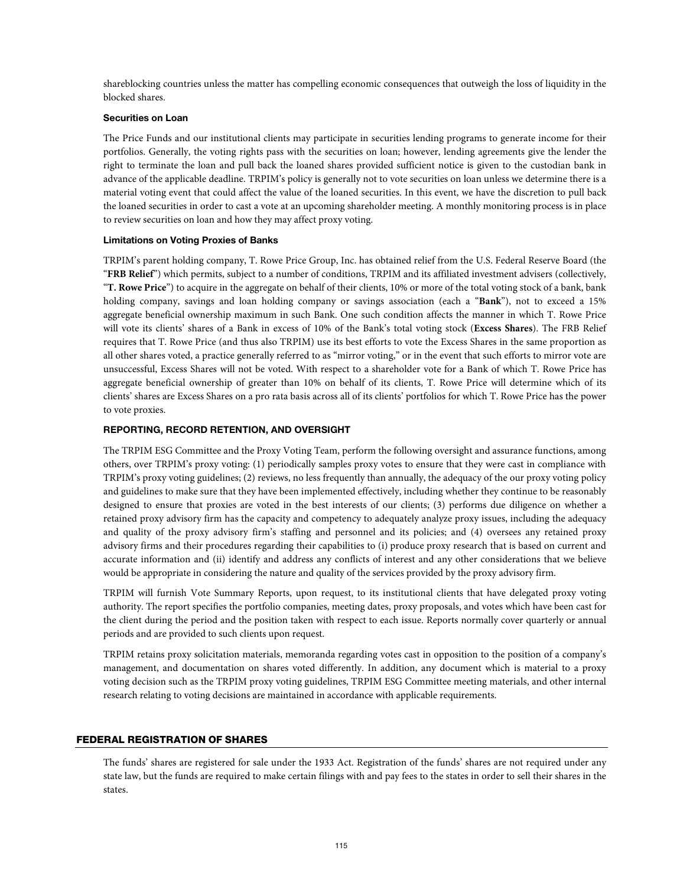shareblocking countries unless the matter has compelling economic consequences that outweigh the loss of liquidity in the blocked shares.

#### Securities on Loan

The Price Funds and our institutional clients may participate in securities lending programs to generate income for their portfolios. Generally, the voting rights pass with the securities on loan; however, lending agreements give the lender the right to terminate the loan and pull back the loaned shares provided sufficient notice is given to the custodian bank in advance of the applicable deadline. TRPIM's policy is generally not to vote securities on loan unless we determine there is a material voting event that could affect the value of the loaned securities. In this event, we have the discretion to pull back the loaned securities in order to cast a vote at an upcoming shareholder meeting. A monthly monitoring process is in place to review securities on loan and how they may affect proxy voting.

#### Limitations on Voting Proxies of Banks

TRPIM's parent holding company, T. Rowe Price Group, Inc. has obtained relief from the U.S. Federal Reserve Board (the "**FRB Relief**") which permits, subject to a number of conditions, TRPIM and its affiliated investment advisers (collectively, "**T. Rowe Price**") to acquire in the aggregate on behalf of their clients, 10% or more of the total voting stock of a bank, bank holding company, savings and loan holding company or savings association (each a "**Bank**"), not to exceed a 15% aggregate beneficial ownership maximum in such Bank. One such condition affects the manner in which T. Rowe Price will vote its clients' shares of a Bank in excess of 10% of the Bank's total voting stock (**Excess Shares**). The FRB Relief requires that T. Rowe Price (and thus also TRPIM) use its best efforts to vote the Excess Shares in the same proportion as all other shares voted, a practice generally referred to as "mirror voting," or in the event that such efforts to mirror vote are unsuccessful, Excess Shares will not be voted. With respect to a shareholder vote for a Bank of which T. Rowe Price has aggregate beneficial ownership of greater than 10% on behalf of its clients, T. Rowe Price will determine which of its clients' shares are Excess Shares on a pro rata basis across all of its clients' portfolios for which T. Rowe Price has the power to vote proxies.

### REPORTING, RECORD RETENTION, AND OVERSIGHT

The TRPIM ESG Committee and the Proxy Voting Team, perform the following oversight and assurance functions, among others, over TRPIM's proxy voting: (1) periodically samples proxy votes to ensure that they were cast in compliance with TRPIM's proxy voting guidelines; (2) reviews, no less frequently than annually, the adequacy of the our proxy voting policy and guidelines to make sure that they have been implemented effectively, including whether they continue to be reasonably designed to ensure that proxies are voted in the best interests of our clients; (3) performs due diligence on whether a retained proxy advisory firm has the capacity and competency to adequately analyze proxy issues, including the adequacy and quality of the proxy advisory firm's staffing and personnel and its policies; and (4) oversees any retained proxy advisory firms and their procedures regarding their capabilities to (i) produce proxy research that is based on current and accurate information and (ii) identify and address any conflicts of interest and any other considerations that we believe would be appropriate in considering the nature and quality of the services provided by the proxy advisory firm.

TRPIM will furnish Vote Summary Reports, upon request, to its institutional clients that have delegated proxy voting authority. The report specifies the portfolio companies, meeting dates, proxy proposals, and votes which have been cast for the client during the period and the position taken with respect to each issue. Reports normally cover quarterly or annual periods and are provided to such clients upon request.

TRPIM retains proxy solicitation materials, memoranda regarding votes cast in opposition to the position of a company's management, and documentation on shares voted differently. In addition, any document which is material to a proxy voting decision such as the TRPIM proxy voting guidelines, TRPIM ESG Committee meeting materials, and other internal research relating to voting decisions are maintained in accordance with applicable requirements.

## FEDERAL REGISTRATION OF SHARES

The funds' shares are registered for sale under the 1933 Act. Registration of the funds' shares are not required under any state law, but the funds are required to make certain filings with and pay fees to the states in order to sell their shares in the states.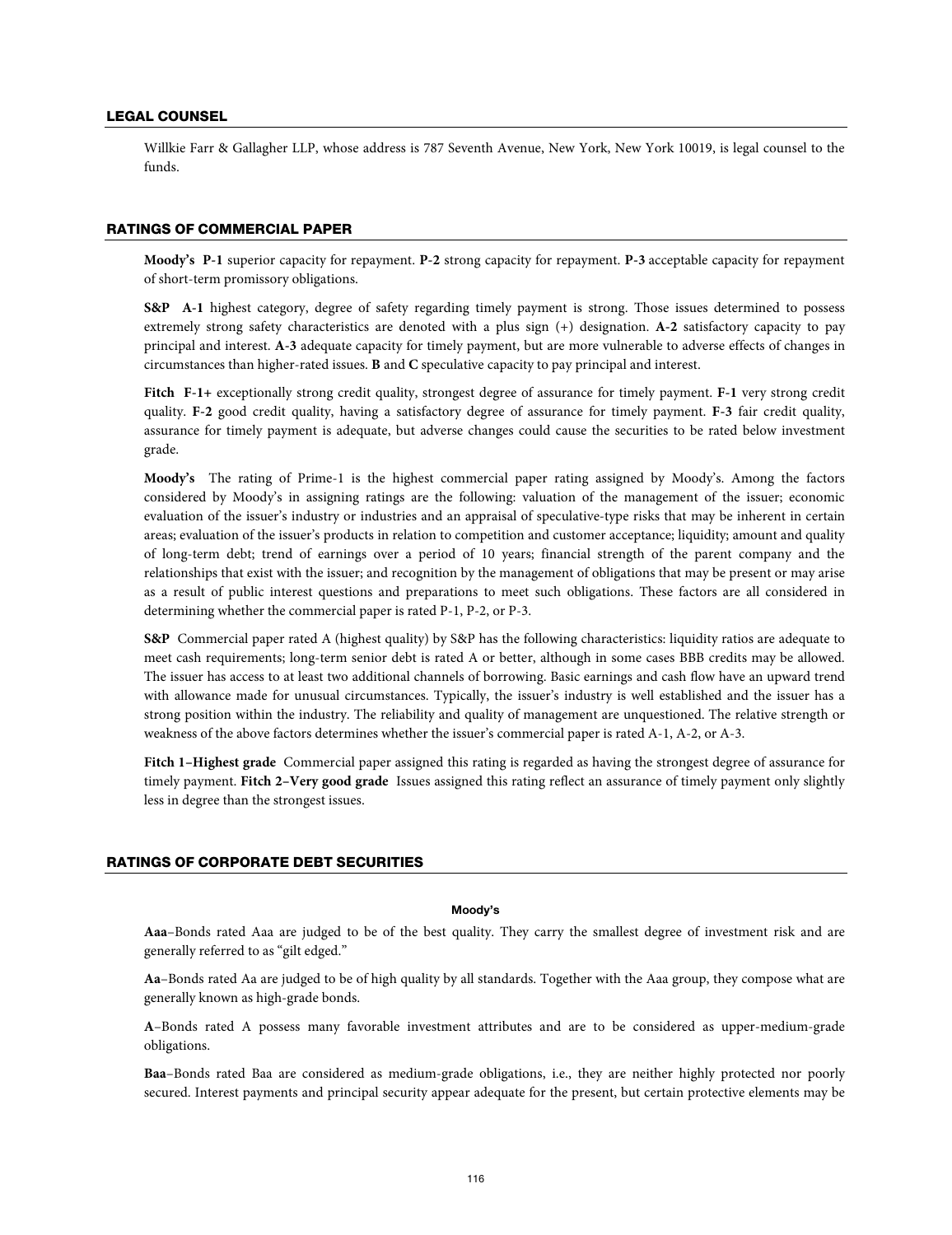## LEGAL COUNSEL

Willkie Farr & Gallagher LLP, whose address is 787 Seventh Avenue, New York, New York 10019, is legal counsel to the funds.

## RATINGS OF COMMERCIAL PAPER

**Moody's** **P-1** superior capacity for repayment. **P-2** strong capacity for repayment. **P-3** acceptable capacity for repayment of short-term promissory obligations.

**S&P** **A-1** highest category, degree of safety regarding timely payment is strong. Those issues determined to possess extremely strong safety characteristics are denoted with a plus sign (+) designation. **A-2** satisfactory capacity to pay principal and interest. **A-3** adequate capacity for timely payment, but are more vulnerable to adverse effects of changes in circumstances than higher-rated issues. **B** and **C** speculative capacity to pay principal and interest.

**Fitch** **F-1+** exceptionally strong credit quality, strongest degree of assurance for timely payment. **F-1** very strong credit quality. **F-2** good credit quality, having a satisfactory degree of assurance for timely payment. **F-3** fair credit quality, assurance for timely payment is adequate, but adverse changes could cause the securities to be rated below investment grade.

**Moody's** The rating of Prime-1 is the highest commercial paper rating assigned by Moody's. Among the factors considered by Moody's in assigning ratings are the following: valuation of the management of the issuer; economic evaluation of the issuer's industry or industries and an appraisal of speculative-type risks that may be inherent in certain areas; evaluation of the issuer's products in relation to competition and customer acceptance; liquidity; amount and quality of long-term debt; trend of earnings over a period of 10 years; financial strength of the parent company and the relationships that exist with the issuer; and recognition by the management of obligations that may be present or may arise as a result of public interest questions and preparations to meet such obligations. These factors are all considered in determining whether the commercial paper is rated P-1, P-2, or P-3.

**S&P** Commercial paper rated A (highest quality) by S&P has the following characteristics: liquidity ratios are adequate to meet cash requirements; long-term senior debt is rated A or better, although in some cases BBB credits may be allowed. The issuer has access to at least two additional channels of borrowing. Basic earnings and cash flow have an upward trend with allowance made for unusual circumstances. Typically, the issuer's industry is well established and the issuer has a strong position within the industry. The reliability and quality of management are unquestioned. The relative strength or weakness of the above factors determines whether the issuer's commercial paper is rated A-1, A-2, or A-3.

**Fitch 1–Highest grade** Commercial paper assigned this rating is regarded as having the strongest degree of assurance for timely payment. **Fitch 2–Very good grade** Issues assigned this rating reflect an assurance of timely payment only slightly less in degree than the strongest issues.

## RATINGS OF CORPORATE DEBT SECURITIES

### Moody's

**Aaa**–Bonds rated Aaa are judged to be of the best quality. They carry the smallest degree of investment risk and are generally referred to as "gilt edged."

**Aa**–Bonds rated Aa are judged to be of high quality by all standards. Together with the Aaa group, they compose what are generally known as high-grade bonds.

**A**–Bonds rated A possess many favorable investment attributes and are to be considered as upper-medium-grade obligations.

**Baa**–Bonds rated Baa are considered as medium-grade obligations, i.e., they are neither highly protected nor poorly secured. Interest payments and principal security appear adequate for the present, but certain protective elements may be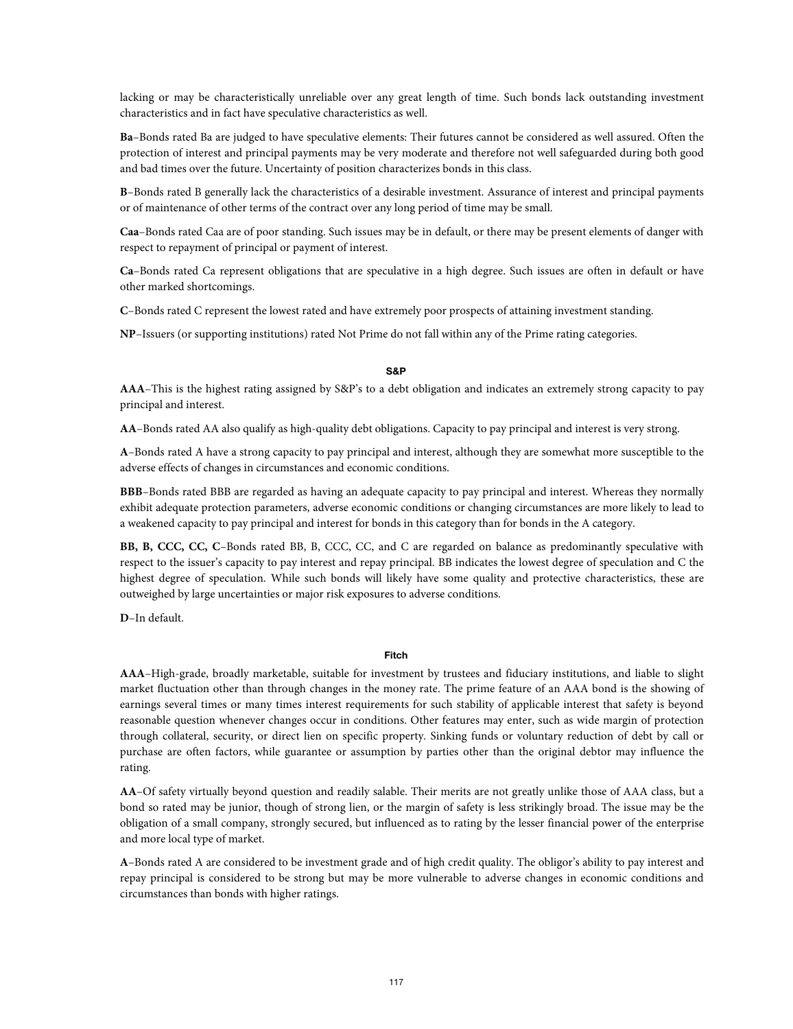lacking or may be characteristically unreliable over any great length of time. Such bonds lack outstanding investment characteristics and in fact have speculative characteristics as well.

**Ba**–Bonds rated Ba are judged to have speculative elements: Their futures cannot be considered as well assured. Often the protection of interest and principal payments may be very moderate and therefore not well safeguarded during both good and bad times over the future. Uncertainty of position characterizes bonds in this class.

**B**–Bonds rated B generally lack the characteristics of a desirable investment. Assurance of interest and principal payments or of maintenance of other terms of the contract over any long period of time may be small.

**Caa**–Bonds rated Caa are of poor standing. Such issues may be in default, or there may be present elements of danger with respect to repayment of principal or payment of interest.

**Ca**–Bonds rated Ca represent obligations that are speculative in a high degree. Such issues are often in default or have other marked shortcomings.

**C**–Bonds rated C represent the lowest rated and have extremely poor prospects of attaining investment standing.

**NP**–Issuers (or supporting institutions) rated Not Prime do not fall within any of the Prime rating categories.

### S&P

**AAA**–This is the highest rating assigned by S&P's to a debt obligation and indicates an extremely strong capacity to pay principal and interest.

**AA**–Bonds rated AA also qualify as high-quality debt obligations. Capacity to pay principal and interest is very strong.

**A**–Bonds rated A have a strong capacity to pay principal and interest, although they are somewhat more susceptible to the adverse effects of changes in circumstances and economic conditions.

**BBB**–Bonds rated BBB are regarded as having an adequate capacity to pay principal and interest. Whereas they normally exhibit adequate protection parameters, adverse economic conditions or changing circumstances are more likely to lead to a weakened capacity to pay principal and interest for bonds in this category than for bonds in the A category.

**BB, B, CCC, CC, C**–Bonds rated BB, B, CCC, CC, and C are regarded on balance as predominantly speculative with respect to the issuer's capacity to pay interest and repay principal. BB indicates the lowest degree of speculation and C the highest degree of speculation. While such bonds will likely have some quality and protective characteristics, these are outweighed by large uncertainties or major risk exposures to adverse conditions.

**D**–In default.

### Fitch

**AAA**–High-grade, broadly marketable, suitable for investment by trustees and fiduciary institutions, and liable to slight market fluctuation other than through changes in the money rate. The prime feature of an AAA bond is the showing of earnings several times or many times interest requirements for such stability of applicable interest that safety is beyond reasonable question whenever changes occur in conditions. Other features may enter, such as wide margin of protection through collateral, security, or direct lien on specific property. Sinking funds or voluntary reduction of debt by call or purchase are often factors, while guarantee or assumption by parties other than the original debtor may influence the rating.

**AA**–Of safety virtually beyond question and readily salable. Their merits are not greatly unlike those of AAA class, but a bond so rated may be junior, though of strong lien, or the margin of safety is less strikingly broad. The issue may be the obligation of a small company, strongly secured, but influenced as to rating by the lesser financial power of the enterprise and more local type of market.

**A**–Bonds rated A are considered to be investment grade and of high credit quality. The obligor's ability to pay interest and repay principal is considered to be strong but may be more vulnerable to adverse changes in economic conditions and circumstances than bonds with higher ratings.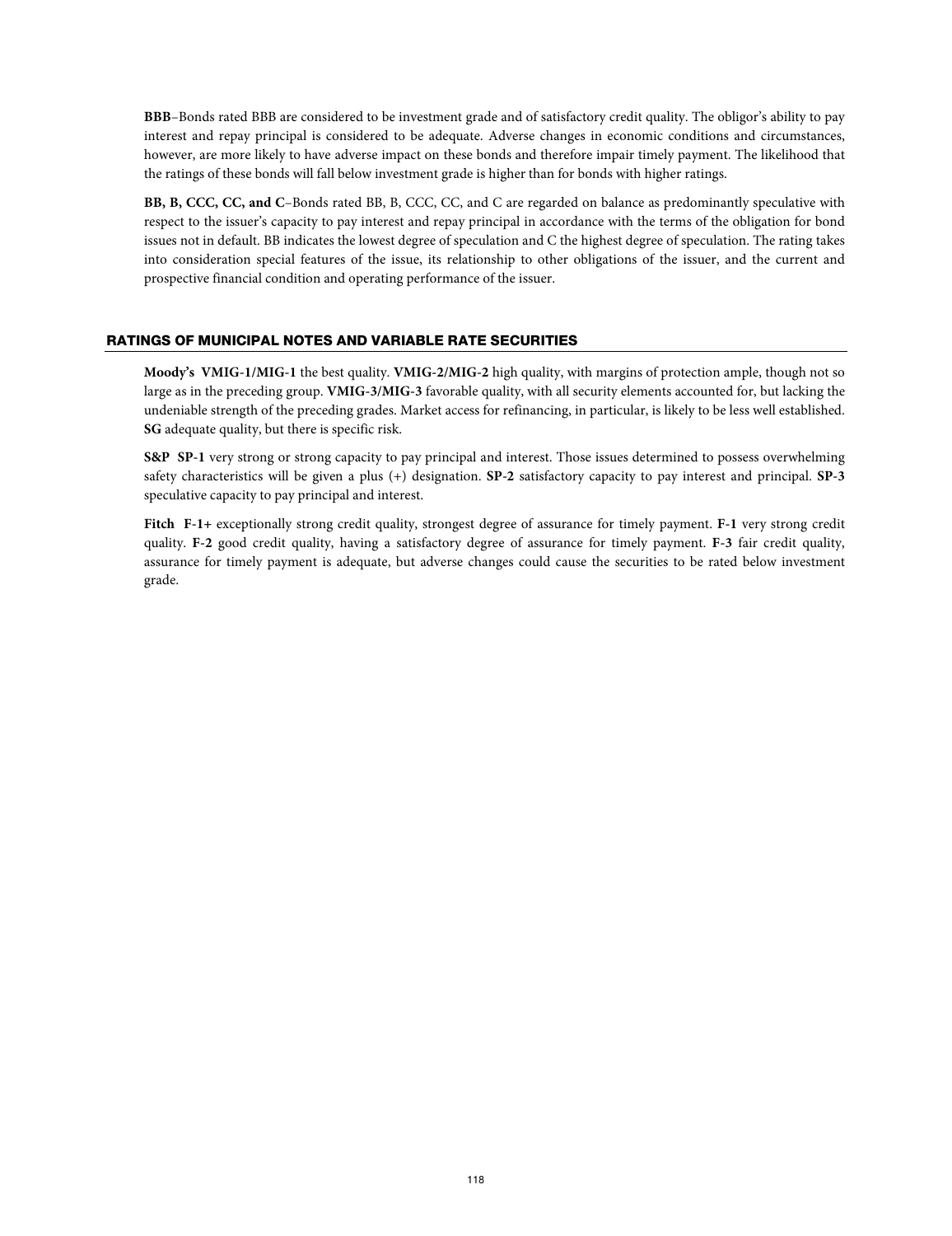**BBB**–Bonds rated BBB are considered to be investment grade and of satisfactory credit quality. The obligor's ability to pay interest and repay principal is considered to be adequate. Adverse changes in economic conditions and circumstances, however, are more likely to have adverse impact on these bonds and therefore impair timely payment. The likelihood that the ratings of these bonds will fall below investment grade is higher than for bonds with higher ratings.

**BB, B, CCC, CC, and C**–Bonds rated BB, B, CCC, CC, and C are regarded on balance as predominantly speculative with respect to the issuer's capacity to pay interest and repay principal in accordance with the terms of the obligation for bond issues not in default. BB indicates the lowest degree of speculation and C the highest degree of speculation. The rating takes into consideration special features of the issue, its relationship to other obligations of the issuer, and the current and prospective financial condition and operating performance of the issuer.

## RATINGS OF MUNICIPAL NOTES AND VARIABLE RATE SECURITIES

**Moody's VMIG-1/MIG-1** the best quality. **VMIG-2/MIG-2** high quality, with margins of protection ample, though not so large as in the preceding group. **VMIG-3/MIG-3** favorable quality, with all security elements accounted for, but lacking the undeniable strength of the preceding grades. Market access for refinancing, in particular, is likely to be less well established. **SG** adequate quality, but there is specific risk.

**S&P SP-1** very strong or strong capacity to pay principal and interest. Those issues determined to possess overwhelming safety characteristics will be given a plus (+) designation. **SP-2** satisfactory capacity to pay interest and principal. **SP-3** speculative capacity to pay principal and interest.

**Fitch F-1+** exceptionally strong credit quality, strongest degree of assurance for timely payment. **F-1** very strong credit quality. **F-2** good credit quality, having a satisfactory degree of assurance for timely payment. **F-3** fair credit quality, assurance for timely payment is adequate, but adverse changes could cause the securities to be rated below investment grade.